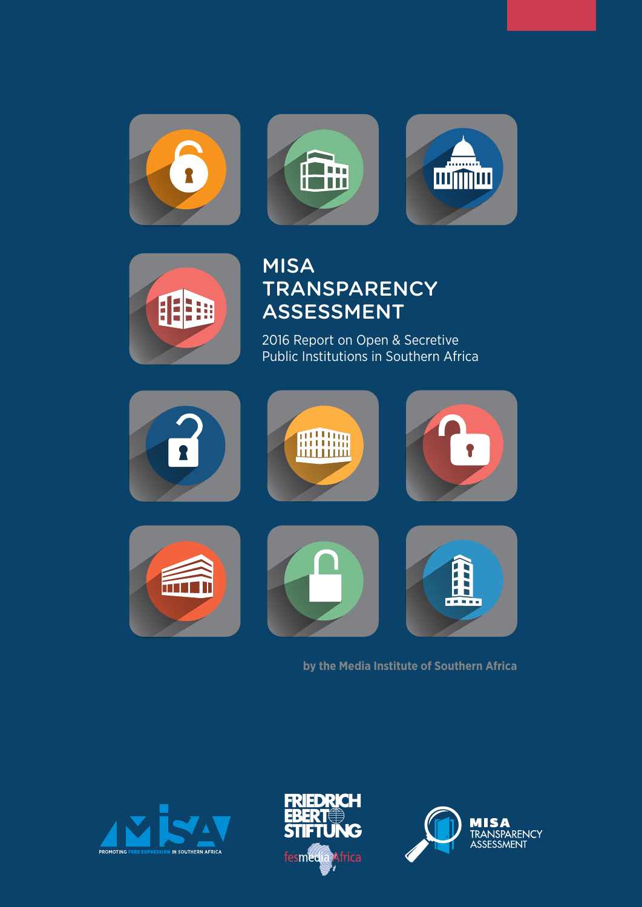# MISA TRANSPARENCY ASSESSMENT

2016 Report on Open & Secretive Public Institutions in Southern Africa

**by the Media Institute of Southern Africa**

MISA — PROMOTING FREE EXPRESSION IN SOUTHERN AFRICA

FRIEDRICH EBERT STIFTUNG — fesmedia Africa

MISA TRANSPARENCY ASSESSMENT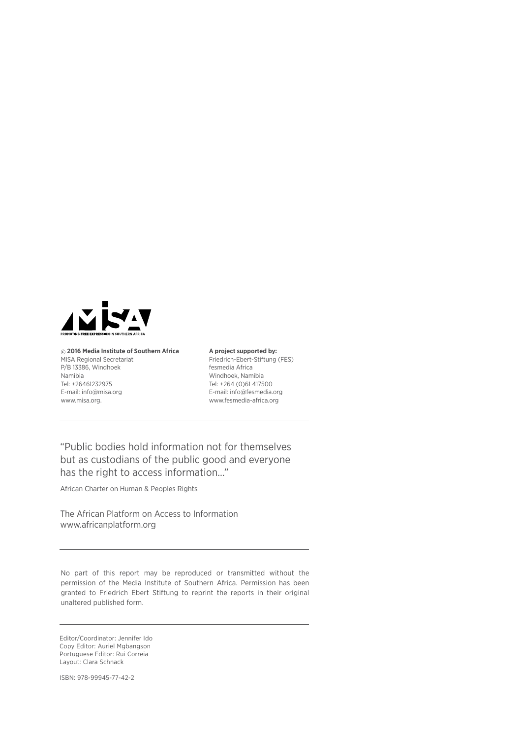MISA

PROMOTING FREE EXPRESSION IN SOUTHERN AFRICA

**© 2016 Media Institute of Southern Africa**
MISA Regional Secretariat
P/B 13386, Windhoek
Namibia
Tel: +26461232975
E-mail: info@misa.org
www.misa.org.

**A project supported by:**
Friedrich-Ebert-Stiftung (FES)
fesmedia Africa
Windhoek, Namibia
Tel: +264 (0)61 417500
E-mail: info@fesmedia.org
www.fesmedia-africa.org

---

"Public bodies hold information not for themselves but as custodians of the public good and everyone has the right to access information…"

African Charter on Human & Peoples Rights

The African Platform on Access to Information
www.africanplatform.org

---

No part of this report may be reproduced or transmitted without the permission of the Media Institute of Southern Africa. Permission has been granted to Friedrich Ebert Stiftung to reprint the reports in their original unaltered published form.

---

Editor/Coordinator: Jennifer Ido
Copy Editor: Auriel Mgbangson
Portuguese Editor: Rui Correia
Layout: Clara Schnack

ISBN: 978-99945-77-42-2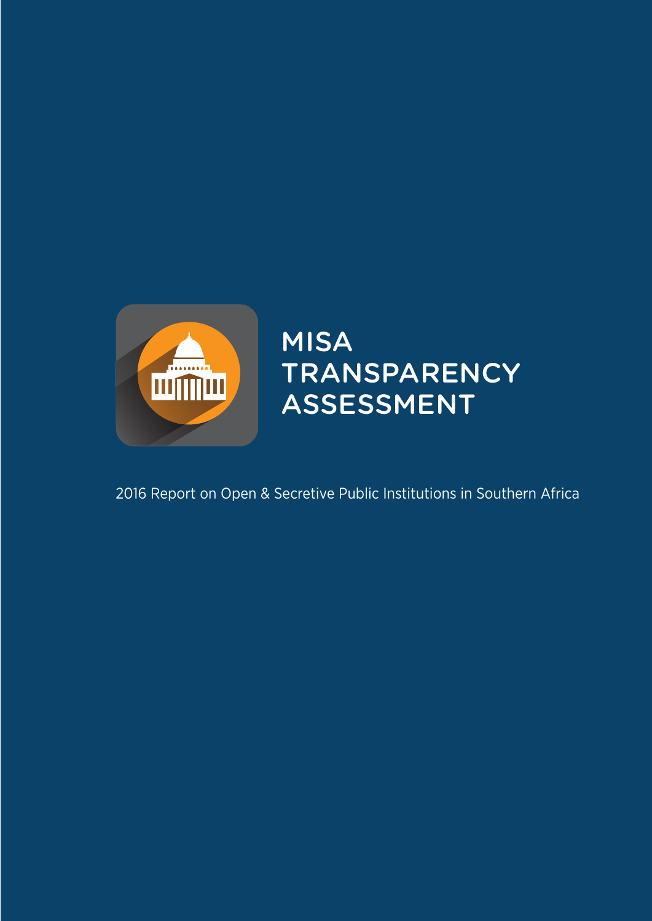# MISA TRANSPARENCY ASSESSMENT

2016 Report on Open & Secretive Public Institutions in Southern Africa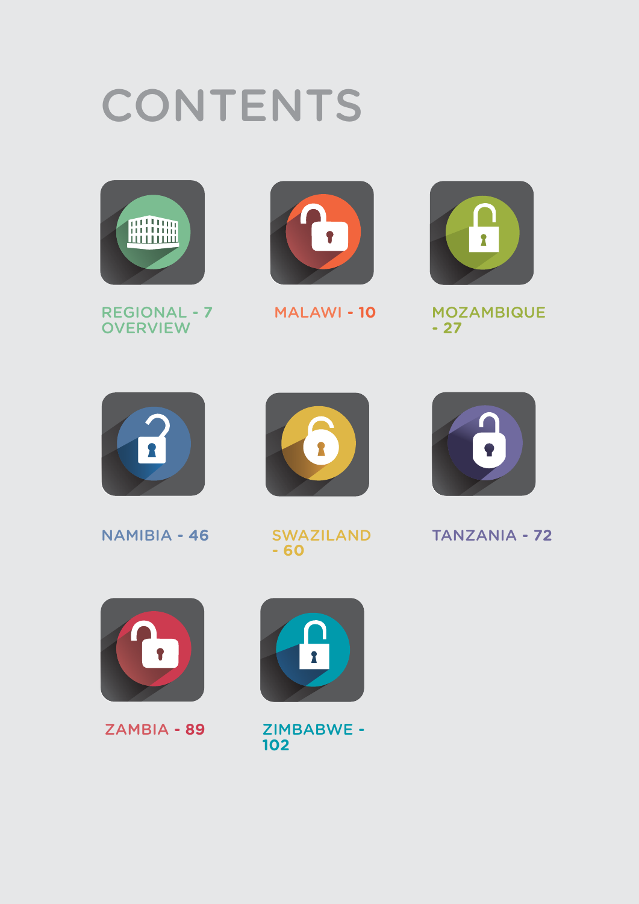# CONTENTS

- REGIONAL OVERVIEW - 7
- MALAWI - 10
- MOZAMBIQUE - 27
- NAMIBIA - 46
- SWAZILAND - 60
- TANZANIA - 72
- ZAMBIA - 89
- ZIMBABWE - 102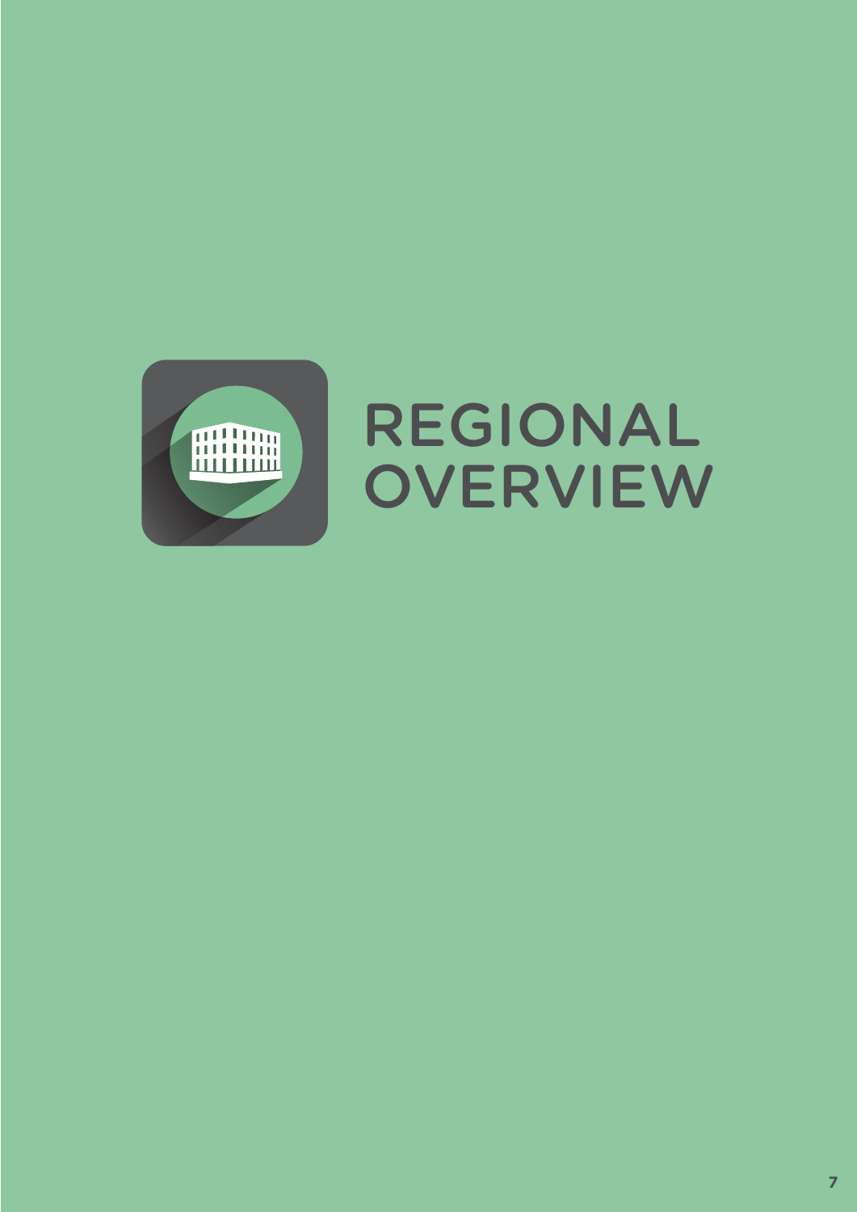# REGIONAL OVERVIEW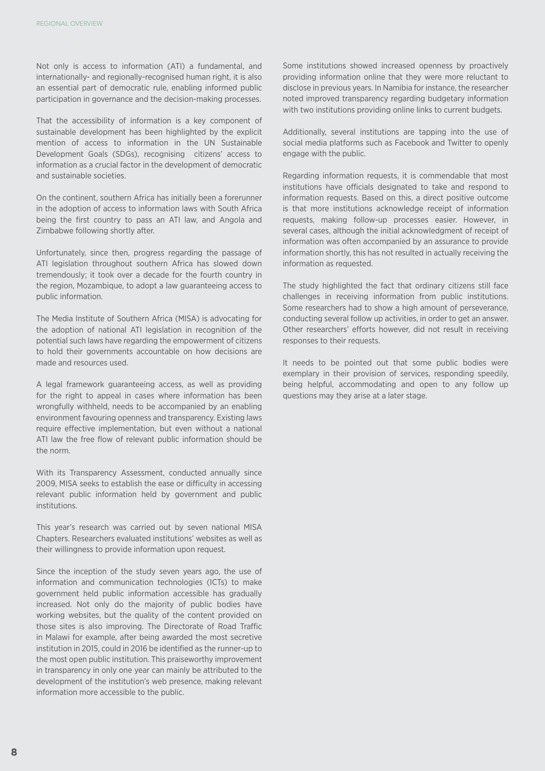Not only is access to information (ATI) a fundamental, and internationally- and regionally-recognised human right, it is also an essential part of democratic rule, enabling informed public participation in governance and the decision-making processes.

That the accessibility of information is a key component of sustainable development has been highlighted by the explicit mention of access to information in the UN Sustainable Development Goals (SDGs), recognising citizens' access to information as a crucial factor in the development of democratic and sustainable societies.

On the continent, southern Africa has initially been a forerunner in the adoption of access to information laws with South Africa being the first country to pass an ATI law, and Angola and Zimbabwe following shortly after.

Unfortunately, since then, progress regarding the passage of ATI legislation throughout southern Africa has slowed down tremendously; it took over a decade for the fourth country in the region, Mozambique, to adopt a law guaranteeing access to public information.

The Media Institute of Southern Africa (MISA) is advocating for the adoption of national ATI legislation in recognition of the potential such laws have regarding the empowerment of citizens to hold their governments accountable on how decisions are made and resources used.

A legal framework guaranteeing access, as well as providing for the right to appeal in cases where information has been wrongfully withheld, needs to be accompanied by an enabling environment favouring openness and transparency. Existing laws require effective implementation, but even without a national ATI law the free flow of relevant public information should be the norm.

With its Transparency Assessment, conducted annually since 2009, MISA seeks to establish the ease or difficulty in accessing relevant public information held by government and public institutions.

This year's research was carried out by seven national MISA Chapters. Researchers evaluated institutions' websites as well as their willingness to provide information upon request.

Since the inception of the study seven years ago, the use of information and communication technologies (ICTs) to make government held public information accessible has gradually increased. Not only do the majority of public bodies have working websites, but the quality of the content provided on those sites is also improving. The Directorate of Road Traffic in Malawi for example, after being awarded the most secretive institution in 2015, could in 2016 be identified as the runner-up to the most open public institution. This praiseworthy improvement in transparency in only one year can mainly be attributed to the development of the institution's web presence, making relevant information more accessible to the public.

Some institutions showed increased openness by proactively providing information online that they were more reluctant to disclose in previous years. In Namibia for instance, the researcher noted improved transparency regarding budgetary information with two institutions providing online links to current budgets.

Additionally, several institutions are tapping into the use of social media platforms such as Facebook and Twitter to openly engage with the public.

Regarding information requests, it is commendable that most institutions have officials designated to take and respond to information requests. Based on this, a direct positive outcome is that more institutions acknowledge receipt of information requests, making follow-up processes easier. However, in several cases, although the initial acknowledgment of receipt of information was often accompanied by an assurance to provide information shortly, this has not resulted in actually receiving the information as requested.

The study highlighted the fact that ordinary citizens still face challenges in receiving information from public institutions. Some researchers had to show a high amount of perseverance, conducting several follow up activities, in order to get an answer. Other researchers' efforts however, did not result in receiving responses to their requests.

It needs to be pointed out that some public bodies were exemplary in their provision of services, responding speedily, being helpful, accommodating and open to any follow up questions may they arise at a later stage.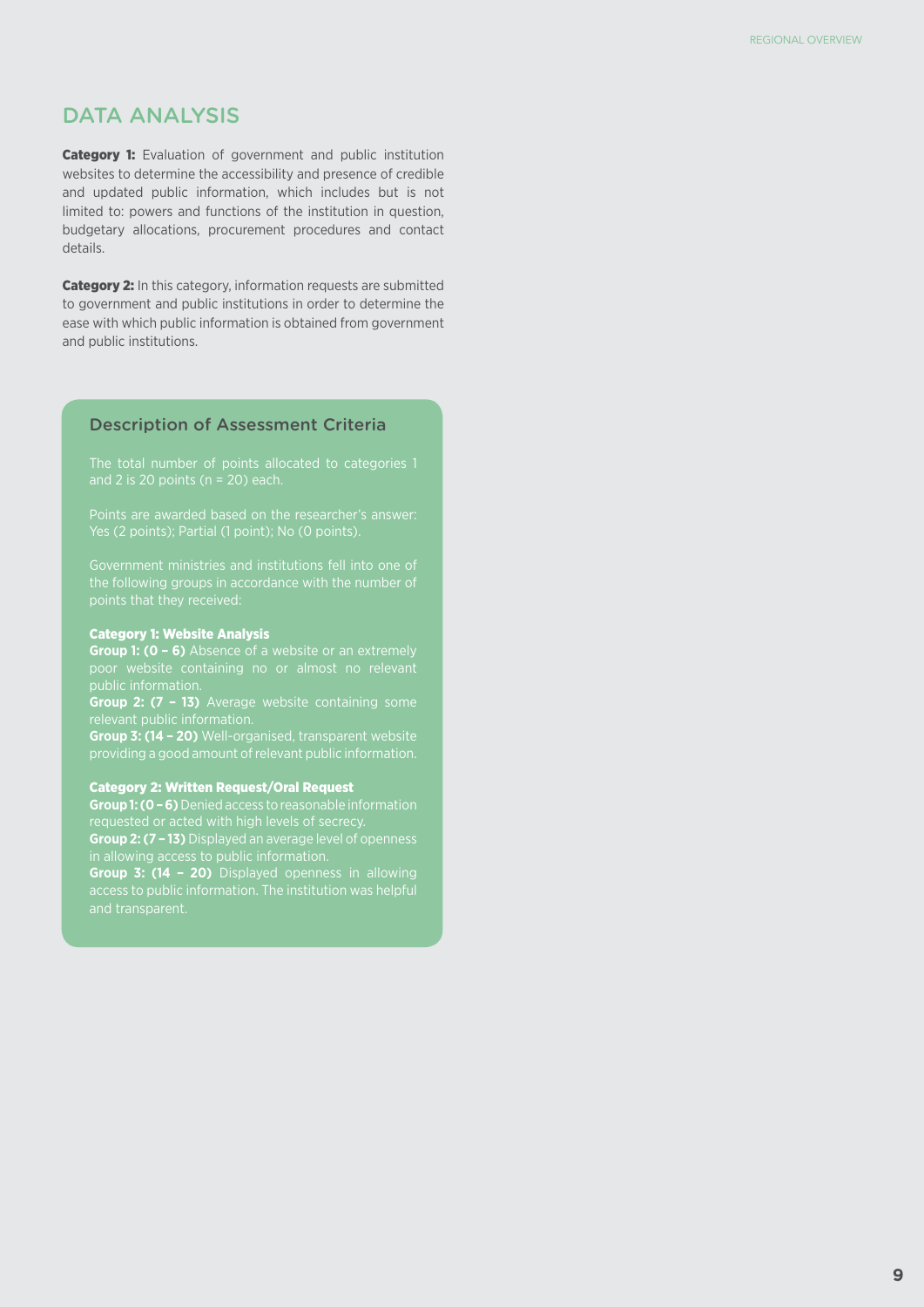## DATA ANALYSIS

**Category 1:** Evaluation of government and public institution websites to determine the accessibility and presence of credible and updated public information, which includes but is not limited to: powers and functions of the institution in question, budgetary allocations, procurement procedures and contact details.

**Category 2:** In this category, information requests are submitted to government and public institutions in order to determine the ease with which public information is obtained from government and public institutions.

### Description of Assessment Criteria

The total number of points allocated to categories 1 and 2 is 20 points (n = 20) each.

Points are awarded based on the researcher's answer: Yes (2 points); Partial (1 point); No (0 points).

Government ministries and institutions fell into one of the following groups in accordance with the number of points that they received:

**Category 1: Website Analysis**
**Group 1: (0 – 6)** Absence of a website or an extremely poor website containing no or almost no relevant public information.
**Group 2: (7 – 13)** Average website containing some relevant public information.
**Group 3: (14 – 20)** Well-organised, transparent website providing a good amount of relevant public information.

**Category 2: Written Request/Oral Request**
**Group 1: (0 – 6)** Denied access to reasonable information requested or acted with high levels of secrecy.
**Group 2: (7 – 13)** Displayed an average level of openness in allowing access to public information.
**Group 3: (14 – 20)** Displayed openness in allowing access to public information. The institution was helpful and transparent.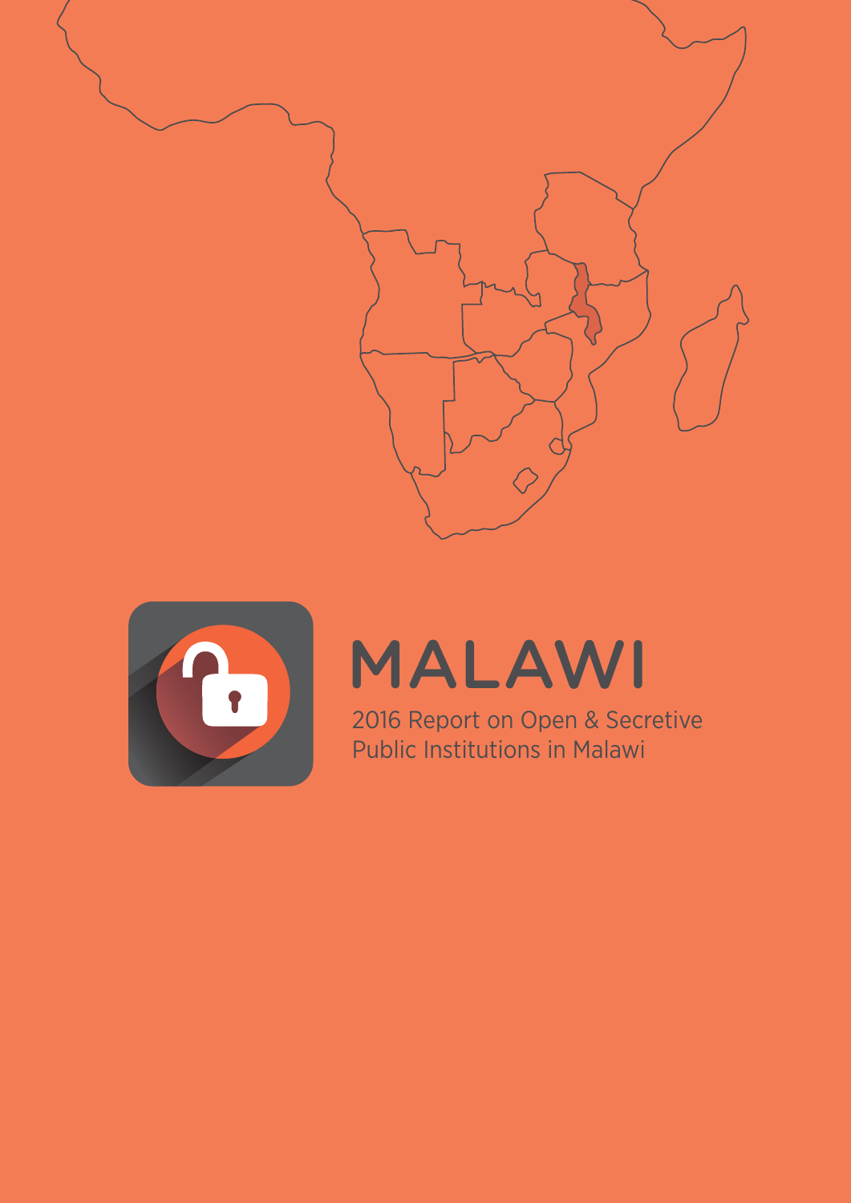# MALAWI

2016 Report on Open & Secretive Public Institutions in Malawi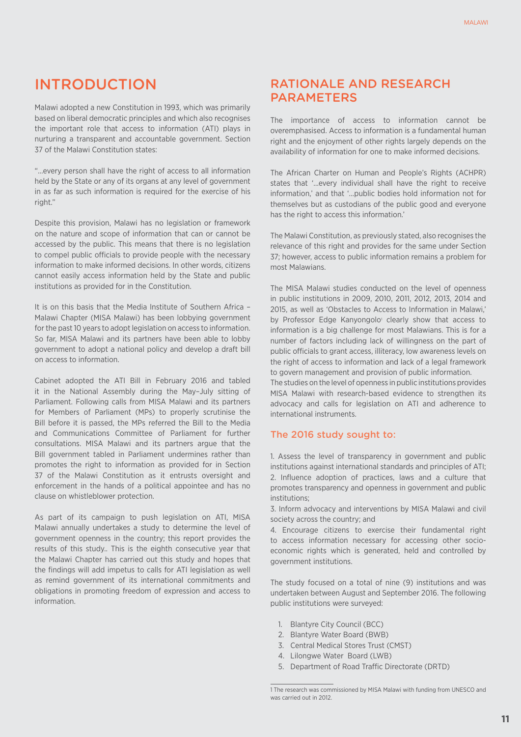# INTRODUCTION

Malawi adopted a new Constitution in 1993, which was primarily based on liberal democratic principles and which also recognises the important role that access to information (ATI) plays in nurturing a transparent and accountable government. Section 37 of the Malawi Constitution states:

"…every person shall have the right of access to all information held by the State or any of its organs at any level of government in as far as such information is required for the exercise of his right."

Despite this provision, Malawi has no legislation or framework on the nature and scope of information that can or cannot be accessed by the public. This means that there is no legislation to compel public officials to provide people with the necessary information to make informed decisions. In other words, citizens cannot easily access information held by the State and public institutions as provided for in the Constitution.

It is on this basis that the Media Institute of Southern Africa – Malawi Chapter (MISA Malawi) has been lobbying government for the past 10 years to adopt legislation on access to information. So far, MISA Malawi and its partners have been able to lobby government to adopt a national policy and develop a draft bill on access to information.

Cabinet adopted the ATI Bill in February 2016 and tabled it in the National Assembly during the May–July sitting of Parliament. Following calls from MISA Malawi and its partners for Members of Parliament (MPs) to properly scrutinise the Bill before it is passed, the MPs referred the Bill to the Media and Communications Committee of Parliament for further consultations. MISA Malawi and its partners argue that the Bill government tabled in Parliament undermines rather than promotes the right to information as provided for in Section 37 of the Malawi Constitution as it entrusts oversight and enforcement in the hands of a political appointee and has no clause on whistleblower protection.

As part of its campaign to push legislation on ATI, MISA Malawi annually undertakes a study to determine the level of government openness in the country; this report provides the results of this study.. This is the eighth consecutive year that the Malawi Chapter has carried out this study and hopes that the findings will add impetus to calls for ATI legislation as well as remind government of its international commitments and obligations in promoting freedom of expression and access to information.

# RATIONALE AND RESEARCH PARAMETERS

The importance of access to information cannot be overemphasised. Access to information is a fundamental human right and the enjoyment of other rights largely depends on the availability of information for one to make informed decisions.

The African Charter on Human and People's Rights (ACHPR) states that '…every individual shall have the right to receive information,' and that '…public bodies hold information not for themselves but as custodians of the public good and everyone has the right to access this information.'

The Malawi Constitution, as previously stated, also recognises the relevance of this right and provides for the same under Section 37; however, access to public information remains a problem for most Malawians.

The MISA Malawi studies conducted on the level of openness in public institutions in 2009, 2010, 2011, 2012, 2013, 2014 and 2015, as well as 'Obstacles to Access to Information in Malawi,' by Professor Edge Kanyongolo[1] clearly show that access to information is a big challenge for most Malawians. This is for a number of factors including lack of willingness on the part of public officials to grant access, illiteracy, low awareness levels on the right of access to information and lack of a legal framework to govern management and provision of public information.

The studies on the level of openness in public institutions provides MISA Malawi with research-based evidence to strengthen its advocacy and calls for legislation on ATI and adherence to international instruments.

## The 2016 study sought to:

1. Assess the level of transparency in government and public institutions against international standards and principles of ATI;
2. Influence adoption of practices, laws and a culture that promotes transparency and openness in government and public institutions;
3. Inform advocacy and interventions by MISA Malawi and civil society across the country; and
4. Encourage citizens to exercise their fundamental right to access information necessary for accessing other socio-economic rights which is generated, held and controlled by government institutions.

The study focused on a total of nine (9) institutions and was undertaken between August and September 2016. The following public institutions were surveyed:

1. Blantyre City Council (BCC)
2. Blantyre Water Board (BWB)
3. Central Medical Stores Trust (CMST)
4. Lilongwe Water Board (LWB)
5. Department of Road Traffic Directorate (DRTD)

[1] The research was commissioned by MISA Malawi with funding from UNESCO and was carried out in 2012.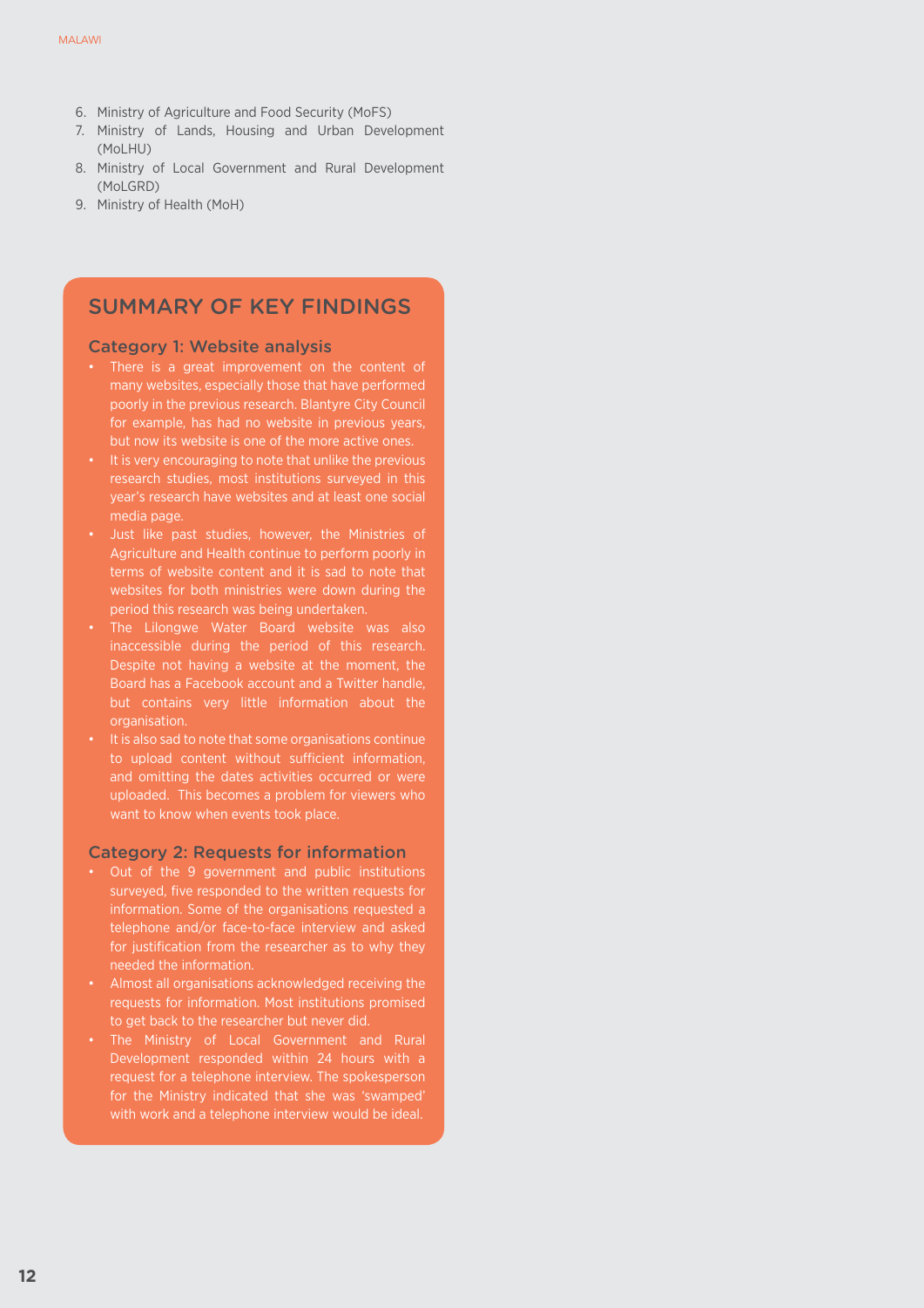6. Ministry of Agriculture and Food Security (MoFS)
7. Ministry of Lands, Housing and Urban Development (MoLHU)
8. Ministry of Local Government and Rural Development (MoLGRD)
9. Ministry of Health (MoH)

## SUMMARY OF KEY FINDINGS

### Category 1: Website analysis

- There is a great improvement on the content of many websites, especially those that have performed poorly in the previous research. Blantyre City Council for example, has had no website in previous years, but now its website is one of the more active ones.
- It is very encouraging to note that unlike the previous research studies, most institutions surveyed in this year's research have websites and at least one social media page.
- Just like past studies, however, the Ministries of Agriculture and Health continue to perform poorly in terms of website content and it is sad to note that websites for both ministries were down during the period this research was being undertaken.
- The Lilongwe Water Board website was also inaccessible during the period of this research. Despite not having a website at the moment, the Board has a Facebook account and a Twitter handle, but contains very little information about the organisation.
- It is also sad to note that some organisations continue to upload content without sufficient information, and omitting the dates activities occurred or were uploaded. This becomes a problem for viewers who want to know when events took place.

### Category 2: Requests for information

- Out of the 9 government and public institutions surveyed, five responded to the written requests for information. Some of the organisations requested a telephone and/or face-to-face interview and asked for justification from the researcher as to why they needed the information.
- Almost all organisations acknowledged receiving the requests for information. Most institutions promised to get back to the researcher but never did.
- The Ministry of Local Government and Rural Development responded within 24 hours with a request for a telephone interview. The spokesperson for the Ministry indicated that she was 'swamped' with work and a telephone interview would be ideal.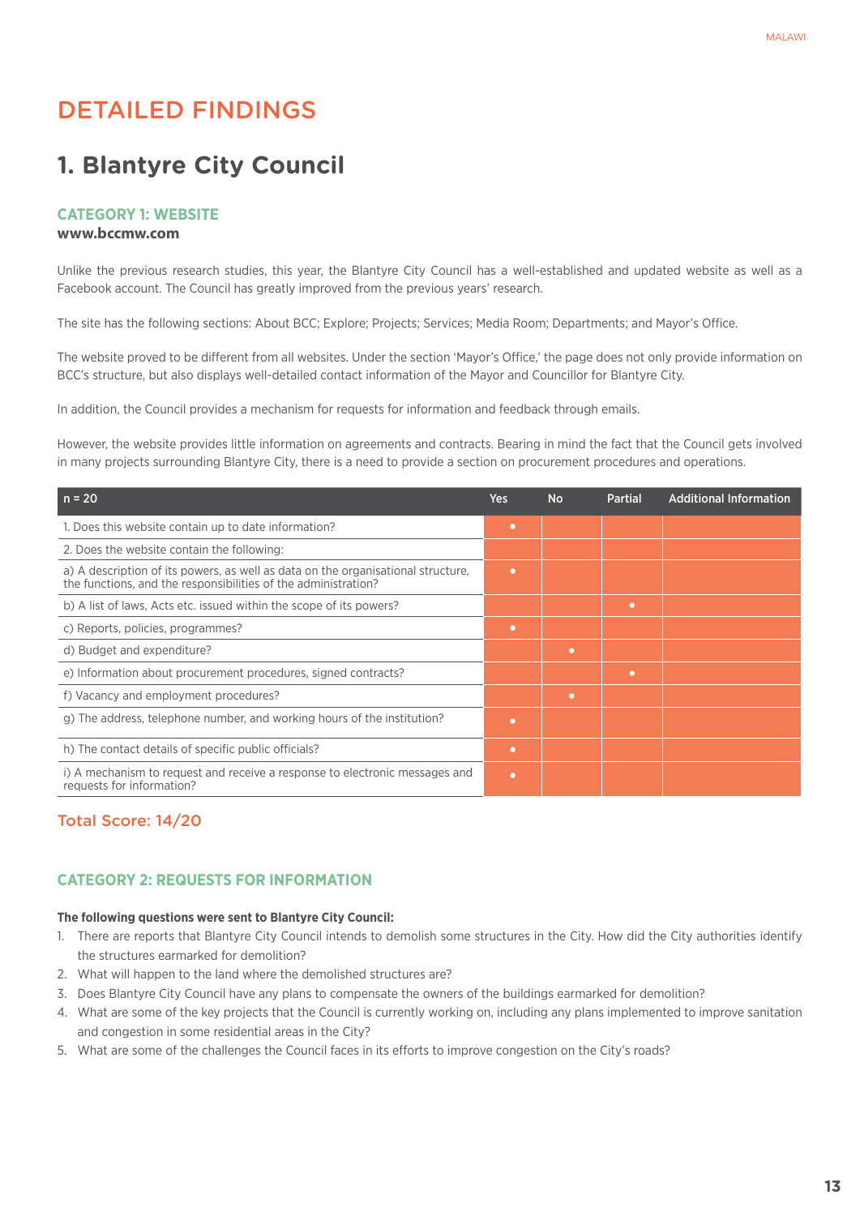# DETAILED FINDINGS

## 1. Blantyre City Council

### CATEGORY 1: WEBSITE

**www.bccmw.com**

Unlike the previous research studies, this year, the Blantyre City Council has a well-established and updated website as well as a Facebook account. The Council has greatly improved from the previous years' research.

The site has the following sections: About BCC; Explore; Projects; Services; Media Room; Departments; and Mayor's Office.

The website proved to be different from all websites. Under the section 'Mayor's Office,' the page does not only provide information on BCC's structure, but also displays well-detailed contact information of the Mayor and Councillor for Blantyre City.

In addition, the Council provides a mechanism for requests for information and feedback through emails.

However, the website provides little information on agreements and contracts. Bearing in mind the fact that the Council gets involved in many projects surrounding Blantyre City, there is a need to provide a section on procurement procedures and operations.

| n = 20 | Yes | No | Partial | Additional Information |
|---|---|---|---|---|
| 1. Does this website contain up to date information? | • | | | |
| 2. Does the website contain the following: | | | | |
| a) A description of its powers, as well as data on the organisational structure, the functions, and the responsibilities of the administration? | • | | | |
| b) A list of laws, Acts etc. issued within the scope of its powers? | | | • | |
| c) Reports, policies, programmes? | • | | | |
| d) Budget and expenditure? | | • | | |
| e) Information about procurement procedures, signed contracts? | | | • | |
| f) Vacancy and employment procedures? | | • | | |
| g) The address, telephone number, and working hours of the institution? | • | | | |
| h) The contact details of specific public officials? | • | | | |
| i) A mechanism to request and receive a response to electronic messages and requests for information? | • | | | |

**Total Score: 14/20**

### CATEGORY 2: REQUESTS FOR INFORMATION

**The following questions were sent to Blantyre City Council:**

1. There are reports that Blantyre City Council intends to demolish some structures in the City. How did the City authorities identify the structures earmarked for demolition?
2. What will happen to the land where the demolished structures are?
3. Does Blantyre City Council have any plans to compensate the owners of the buildings earmarked for demolition?
4. What are some of the key projects that the Council is currently working on, including any plans implemented to improve sanitation and congestion in some residential areas in the City?
5. What are some of the challenges the Council faces in its efforts to improve congestion on the City's roads?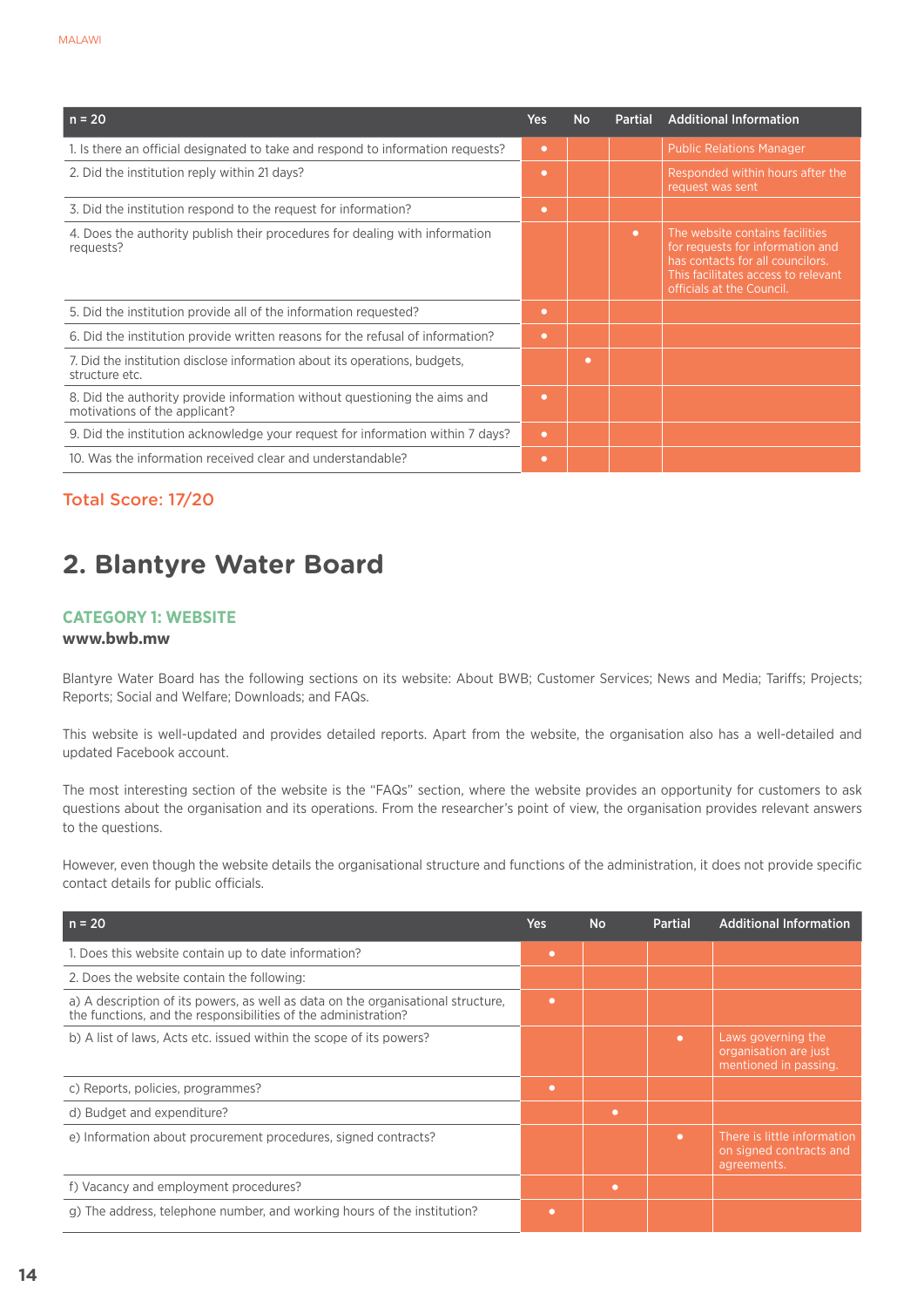| n = 20 | Yes | No | Partial | Additional Information |
|---|---|---|---|---|
| 1. Is there an official designated to take and respond to information requests? | • | | | Public Relations Manager |
| 2. Did the institution reply within 21 days? | • | | | Responded within hours after the request was sent |
| 3. Did the institution respond to the request for information? | • | | | |
| 4. Does the authority publish their procedures for dealing with information requests? | | | • | The website contains facilities for requests for information and has contacts for all councilors. This facilitates access to relevant officials at the Council. |
| 5. Did the institution provide all of the information requested? | • | | | |
| 6. Did the institution provide written reasons for the refusal of information? | • | | | |
| 7. Did the institution disclose information about its operations, budgets, structure etc. | | • | | |
| 8. Did the authority provide information without questioning the aims and motivations of the applicant? | • | | | |
| 9. Did the institution acknowledge your request for information within 7 days? | • | | | |
| 10. Was the information received clear and understandable? | • | | | |

Total Score: 17/20

## 2. Blantyre Water Board

### CATEGORY 1: WEBSITE

**www.bwb.mw**

Blantyre Water Board has the following sections on its website: About BWB; Customer Services; News and Media; Tariffs; Projects; Reports; Social and Welfare; Downloads; and FAQs.

This website is well-updated and provides detailed reports. Apart from the website, the organisation also has a well-detailed and updated Facebook account.

The most interesting section of the website is the "FAQs" section, where the website provides an opportunity for customers to ask questions about the organisation and its operations. From the researcher's point of view, the organisation provides relevant answers to the questions.

However, even though the website details the organisational structure and functions of the administration, it does not provide specific contact details for public officials.

| n = 20 | Yes | No | Partial | Additional Information |
|---|---|---|---|---|
| 1. Does this website contain up to date information? | • | | | |
| 2. Does the website contain the following: | | | | |
| a) A description of its powers, as well as data on the organisational structure, the functions, and the responsibilities of the administration? | • | | | |
| b) A list of laws, Acts etc. issued within the scope of its powers? | | | • | Laws governing the organisation are just mentioned in passing. |
| c) Reports, policies, programmes? | • | | | |
| d) Budget and expenditure? | | • | | |
| e) Information about procurement procedures, signed contracts? | | | • | There is little information on signed contracts and agreements. |
| f) Vacancy and employment procedures? | | • | | |
| g) The address, telephone number, and working hours of the institution? | • | | | |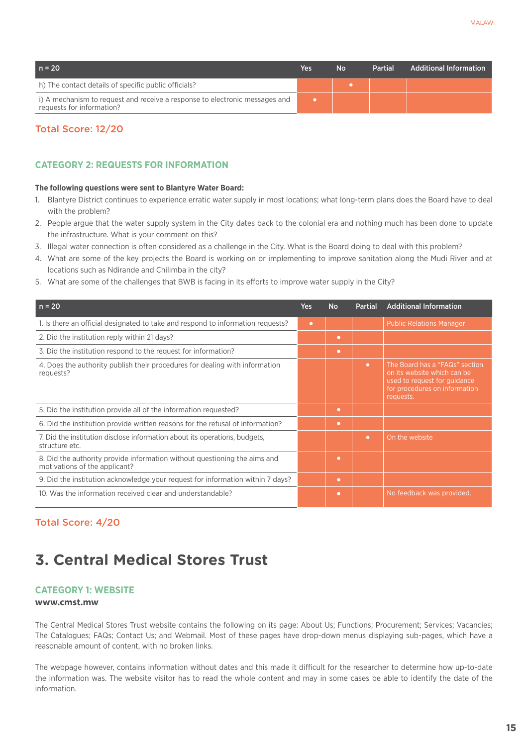| n = 20 | Yes | No | Partial | Additional Information |
|---|---|---|---|---|
| h) The contact details of specific public officials? | | • | | |
| i) A mechanism to request and receive a response to electronic messages and requests for information? | • | | | |

**Total Score: 12/20**

### CATEGORY 2: REQUESTS FOR INFORMATION

**The following questions were sent to Blantyre Water Board:**

1. Blantyre District continues to experience erratic water supply in most locations; what long-term plans does the Board have to deal with the problem?
2. People argue that the water supply system in the City dates back to the colonial era and nothing much has been done to update the infrastructure. What is your comment on this?
3. Illegal water connection is often considered as a challenge in the City. What is the Board doing to deal with this problem?
4. What are some of the key projects the Board is working on or implementing to improve sanitation along the Mudi River and at locations such as Ndirande and Chilimba in the city?
5. What are some of the challenges that BWB is facing in its efforts to improve water supply in the City?

| n = 20 | Yes | No | Partial | Additional Information |
|---|---|---|---|---|
| 1. Is there an official designated to take and respond to information requests? | • | | | Public Relations Manager |
| 2. Did the institution reply within 21 days? | | • | | |
| 3. Did the institution respond to the request for information? | | • | | |
| 4. Does the authority publish their procedures for dealing with information requests? | | | • | The Board has a "FAQs" section on its website which can be used to request for guidance for procedures on information requests. |
| 5. Did the institution provide all of the information requested? | | • | | |
| 6. Did the institution provide written reasons for the refusal of information? | | • | | |
| 7. Did the institution disclose information about its operations, budgets, structure etc. | | | • | On the website |
| 8. Did the authority provide information without questioning the aims and motivations of the applicant? | | • | | |
| 9. Did the institution acknowledge your request for information within 7 days? | | • | | |
| 10. Was the information received clear and understandable? | | • | | No feedback was provided. |

**Total Score: 4/20**

## 3. Central Medical Stores Trust

### CATEGORY 1: WEBSITE

**www.cmst.mw**

The Central Medical Stores Trust website contains the following on its page: About Us; Functions; Procurement; Services; Vacancies; The Catalogues; FAQs; Contact Us; and Webmail. Most of these pages have drop-down menus displaying sub-pages, which have a reasonable amount of content, with no broken links.

The webpage however, contains information without dates and this made it difficult for the researcher to determine how up-to-date the information was. The website visitor has to read the whole content and may in some cases be able to identify the date of the information.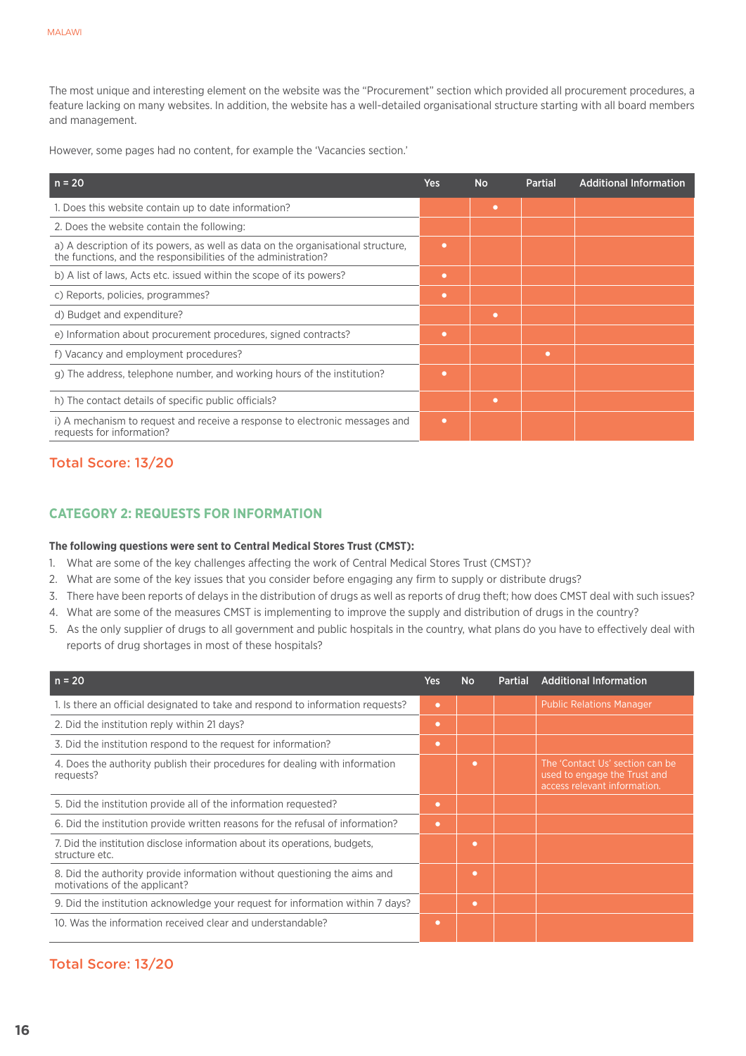The most unique and interesting element on the website was the "Procurement" section which provided all procurement procedures, a feature lacking on many websites. In addition, the website has a well-detailed organisational structure starting with all board members and management.

However, some pages had no content, for example the 'Vacancies section.'

| n = 20 | Yes | No | Partial | Additional Information |
|---|---|---|---|---|
| 1. Does this website contain up to date information? | | • | | |
| 2. Does the website contain the following: | | | | |
| a) A description of its powers, as well as data on the organisational structure, the functions, and the responsibilities of the administration? | • | | | |
| b) A list of laws, Acts etc. issued within the scope of its powers? | • | | | |
| c) Reports, policies, programmes? | • | | | |
| d) Budget and expenditure? | | • | | |
| e) Information about procurement procedures, signed contracts? | • | | | |
| f) Vacancy and employment procedures? | | | • | |
| g) The address, telephone number, and working hours of the institution? | • | | | |
| h) The contact details of specific public officials? | | • | | |
| i) A mechanism to request and receive a response to electronic messages and requests for information? | • | | | |

**Total Score: 13/20**

## CATEGORY 2: REQUESTS FOR INFORMATION

**The following questions were sent to Central Medical Stores Trust (CMST):**

1. What are some of the key challenges affecting the work of Central Medical Stores Trust (CMST)?
2. What are some of the key issues that you consider before engaging any firm to supply or distribute drugs?
3. There have been reports of delays in the distribution of drugs as well as reports of drug theft; how does CMST deal with such issues?
4. What are some of the measures CMST is implementing to improve the supply and distribution of drugs in the country?
5. As the only supplier of drugs to all government and public hospitals in the country, what plans do you have to effectively deal with reports of drug shortages in most of these hospitals?

| n = 20 | Yes | No | Partial | Additional Information |
|---|---|---|---|---|
| 1. Is there an official designated to take and respond to information requests? | • | | | Public Relations Manager |
| 2. Did the institution reply within 21 days? | • | | | |
| 3. Did the institution respond to the request for information? | • | | | |
| 4. Does the authority publish their procedures for dealing with information requests? | | • | | The 'Contact Us' section can be used to engage the Trust and access relevant information. |
| 5. Did the institution provide all of the information requested? | • | | | |
| 6. Did the institution provide written reasons for the refusal of information? | • | | | |
| 7. Did the institution disclose information about its operations, budgets, structure etc. | | • | | |
| 8. Did the authority provide information without questioning the aims and motivations of the applicant? | | • | | |
| 9. Did the institution acknowledge your request for information within 7 days? | | • | | |
| 10. Was the information received clear and understandable? | • | | | |

**Total Score: 13/20**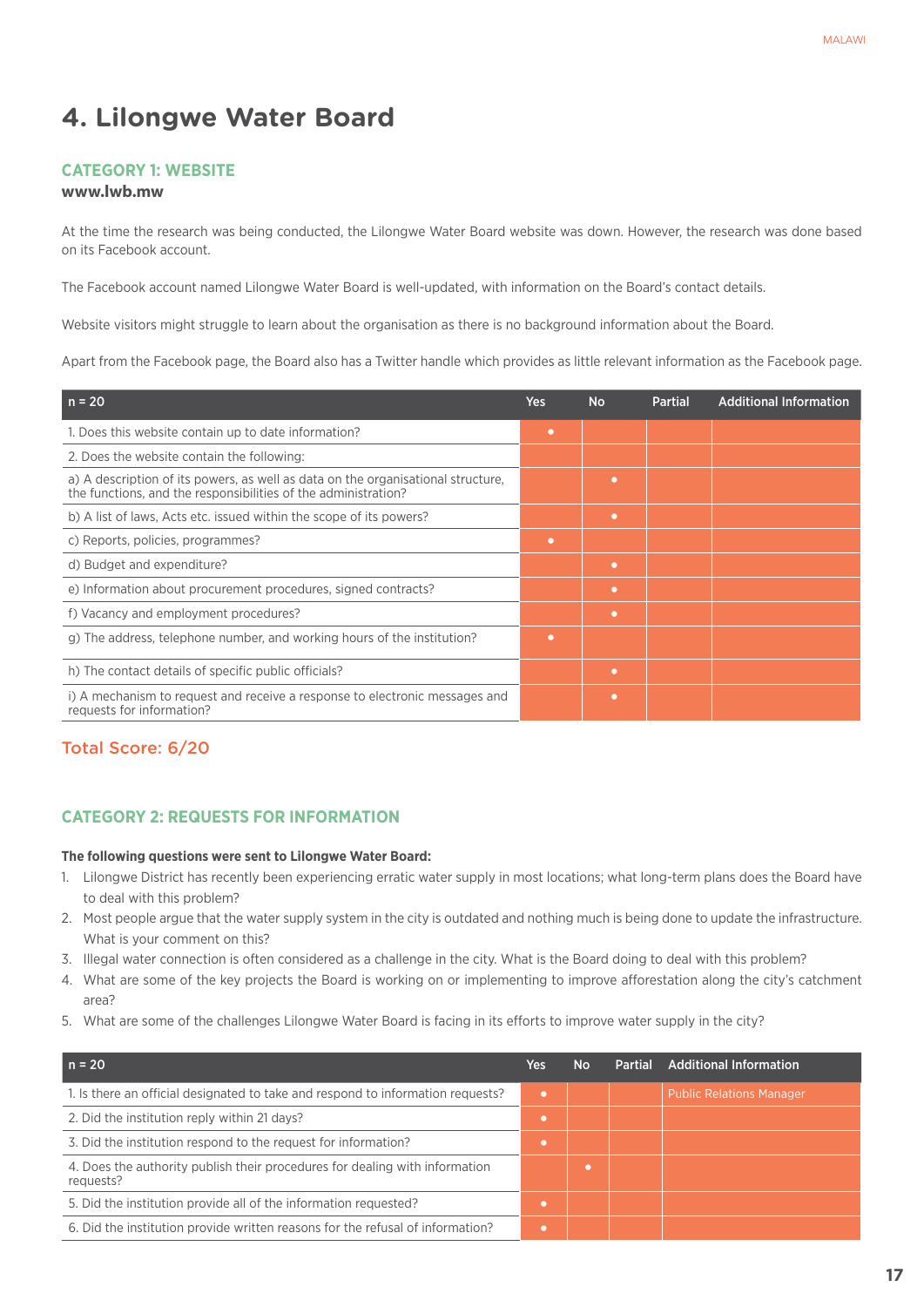# 4. Lilongwe Water Board

## CATEGORY 1: WEBSITE

**www.lwb.mw**

At the time the research was being conducted, the Lilongwe Water Board website was down. However, the research was done based on its Facebook account.

The Facebook account named Lilongwe Water Board is well-updated, with information on the Board's contact details.

Website visitors might struggle to learn about the organisation as there is no background information about the Board.

Apart from the Facebook page, the Board also has a Twitter handle which provides as little relevant information as the Facebook page.

| n = 20 | Yes | No | Partial | Additional Information |
|---|---|---|---|---|
| 1. Does this website contain up to date information? | • | | | |
| 2. Does the website contain the following: | | | | |
| a) A description of its powers, as well as data on the organisational structure, the functions, and the responsibilities of the administration? | | • | | |
| b) A list of laws, Acts etc. issued within the scope of its powers? | | • | | |
| c) Reports, policies, programmes? | • | | | |
| d) Budget and expenditure? | | • | | |
| e) Information about procurement procedures, signed contracts? | | • | | |
| f) Vacancy and employment procedures? | | • | | |
| g) The address, telephone number, and working hours of the institution? | • | | | |
| h) The contact details of specific public officials? | | • | | |
| i) A mechanism to request and receive a response to electronic messages and requests for information? | | • | | |

**Total Score: 6/20**

## CATEGORY 2: REQUESTS FOR INFORMATION

**The following questions were sent to Lilongwe Water Board:**

1. Lilongwe District has recently been experiencing erratic water supply in most locations; what long-term plans does the Board have to deal with this problem?
2. Most people argue that the water supply system in the city is outdated and nothing much is being done to update the infrastructure. What is your comment on this?
3. Illegal water connection is often considered as a challenge in the city. What is the Board doing to deal with this problem?
4. What are some of the key projects the Board is working on or implementing to improve afforestation along the city's catchment area?
5. What are some of the challenges Lilongwe Water Board is facing in its efforts to improve water supply in the city?

| n = 20 | Yes | No | Partial | Additional Information |
|---|---|---|---|---|
| 1. Is there an official designated to take and respond to information requests? | • | | | Public Relations Manager |
| 2. Did the institution reply within 21 days? | • | | | |
| 3. Did the institution respond to the request for information? | • | | | |
| 4. Does the authority publish their procedures for dealing with information requests? | | • | | |
| 5. Did the institution provide all of the information requested? | • | | | |
| 6. Did the institution provide written reasons for the refusal of information? | • | | | |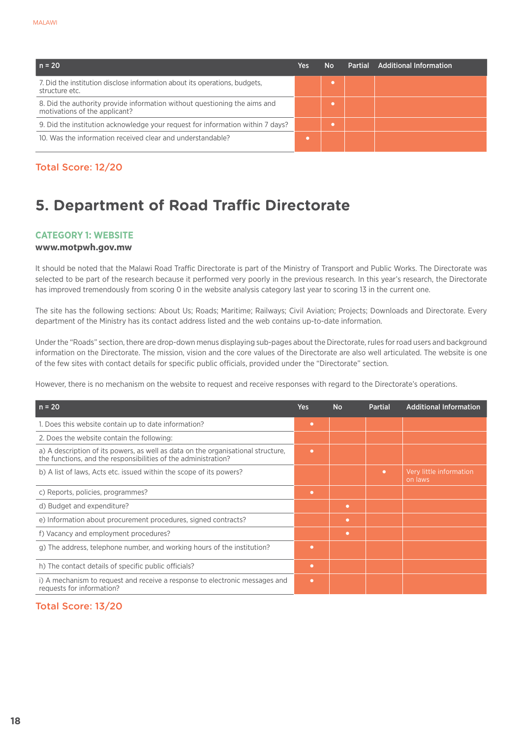| n = 20 | Yes | No | Partial | Additional Information |
|---|---|---|---|---|
| 7. Did the institution disclose information about its operations, budgets, structure etc. | | • | | |
| 8. Did the authority provide information without questioning the aims and motivations of the applicant? | | • | | |
| 9. Did the institution acknowledge your request for information within 7 days? | | • | | |
| 10. Was the information received clear and understandable? | • | | | |

**Total Score: 12/20**

## 5. Department of Road Traffic Directorate

### CATEGORY 1: WEBSITE

**www.motpwh.gov.mw**

It should be noted that the Malawi Road Traffic Directorate is part of the Ministry of Transport and Public Works. The Directorate was selected to be part of the research because it performed very poorly in the previous research. In this year's research, the Directorate has improved tremendously from scoring 0 in the website analysis category last year to scoring 13 in the current one.

The site has the following sections: About Us; Roads; Maritime; Railways; Civil Aviation; Projects; Downloads and Directorate. Every department of the Ministry has its contact address listed and the web contains up-to-date information.

Under the "Roads" section, there are drop-down menus displaying sub-pages about the Directorate, rules for road users and background information on the Directorate. The mission, vision and the core values of the Directorate are also well articulated. The website is one of the few sites with contact details for specific public officials, provided under the "Directorate" section.

However, there is no mechanism on the website to request and receive responses with regard to the Directorate's operations.

| n = 20 | Yes | No | Partial | Additional Information |
|---|---|---|---|---|
| 1. Does this website contain up to date information? | • | | | |
| 2. Does the website contain the following: | | | | |
| a) A description of its powers, as well as data on the organisational structure, the functions, and the responsibilities of the administration? | • | | | |
| b) A list of laws, Acts etc. issued within the scope of its powers? | | | • | Very little information on laws |
| c) Reports, policies, programmes? | • | | | |
| d) Budget and expenditure? | | • | | |
| e) Information about procurement procedures, signed contracts? | | • | | |
| f) Vacancy and employment procedures? | | • | | |
| g) The address, telephone number, and working hours of the institution? | • | | | |
| h) The contact details of specific public officials? | • | | | |
| i) A mechanism to request and receive a response to electronic messages and requests for information? | • | | | |

**Total Score: 13/20**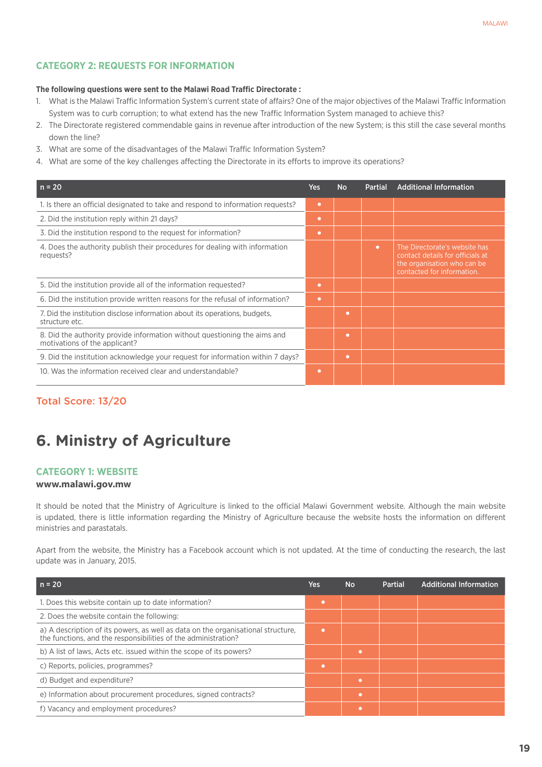### CATEGORY 2: REQUESTS FOR INFORMATION

**The following questions were sent to the Malawi Road Traffic Directorate :**

1. What is the Malawi Traffic Information System's current state of affairs? One of the major objectives of the Malawi Traffic Information System was to curb corruption; to what extend has the new Traffic Information System managed to achieve this?
2. The Directorate registered commendable gains in revenue after introduction of the new System; is this still the case several months down the line?
3. What are some of the disadvantages of the Malawi Traffic Information System?
4. What are some of the key challenges affecting the Directorate in its efforts to improve its operations?

| n = 20 | Yes | No | Partial | Additional Information |
|---|---|---|---|---|
| 1. Is there an official designated to take and respond to information requests? | • | | | |
| 2. Did the institution reply within 21 days? | • | | | |
| 3. Did the institution respond to the request for information? | • | | | |
| 4. Does the authority publish their procedures for dealing with information requests? | | | • | The Directorate's website has contact details for officials at the organisation who can be contacted for information. |
| 5. Did the institution provide all of the information requested? | • | | | |
| 6. Did the institution provide written reasons for the refusal of information? | • | | | |
| 7. Did the institution disclose information about its operations, budgets, structure etc. | | • | | |
| 8. Did the authority provide information without questioning the aims and motivations of the applicant? | | • | | |
| 9. Did the institution acknowledge your request for information within 7 days? | | • | | |
| 10. Was the information received clear and understandable? | • | | | |

Total Score: 13/20

## 6. Ministry of Agriculture

### CATEGORY 1: WEBSITE

**www.malawi.gov.mw**

It should be noted that the Ministry of Agriculture is linked to the official Malawi Government website. Although the main website is updated, there is little information regarding the Ministry of Agriculture because the website hosts the information on different ministries and parastatals.

Apart from the website, the Ministry has a Facebook account which is not updated. At the time of conducting the research, the last update was in January, 2015.

| n = 20 | Yes | No | Partial | Additional Information |
|---|---|---|---|---|
| 1. Does this website contain up to date information? | • | | | |
| 2. Does the website contain the following: | | | | |
| a) A description of its powers, as well as data on the organisational structure, the functions, and the responsibilities of the administration? | • | | | |
| b) A list of laws, Acts etc. issued within the scope of its powers? | | • | | |
| c) Reports, policies, programmes? | • | | | |
| d) Budget and expenditure? | | • | | |
| e) Information about procurement procedures, signed contracts? | | • | | |
| f) Vacancy and employment procedures? | | • | | |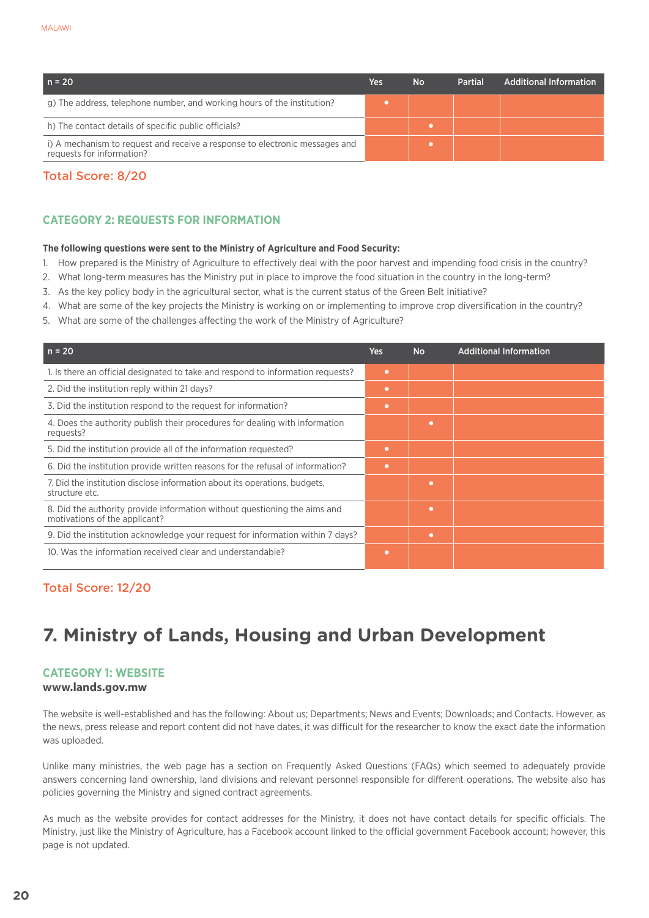| n = 20 | Yes | No | Partial | Additional Information |
|---|---|---|---|---|
| g) The address, telephone number, and working hours of the institution? | • | | | |
| h) The contact details of specific public officials? | | • | | |
| i) A mechanism to request and receive a response to electronic messages and requests for information? | | • | | |

**Total Score: 8/20**

### CATEGORY 2: REQUESTS FOR INFORMATION

**The following questions were sent to the Ministry of Agriculture and Food Security:**

1. How prepared is the Ministry of Agriculture to effectively deal with the poor harvest and impending food crisis in the country?
2. What long-term measures has the Ministry put in place to improve the food situation in the country in the long-term?
3. As the key policy body in the agricultural sector, what is the current status of the Green Belt Initiative?
4. What are some of the key projects the Ministry is working on or implementing to improve crop diversification in the country?
5. What are some of the challenges affecting the work of the Ministry of Agriculture?

| n = 20 | Yes | No | Additional Information |
|---|---|---|---|
| 1. Is there an official designated to take and respond to information requests? | • | | |
| 2. Did the institution reply within 21 days? | • | | |
| 3. Did the institution respond to the request for information? | • | | |
| 4. Does the authority publish their procedures for dealing with information requests? | | • | |
| 5. Did the institution provide all of the information requested? | • | | |
| 6. Did the institution provide written reasons for the refusal of information? | • | | |
| 7. Did the institution disclose information about its operations, budgets, structure etc. | | • | |
| 8. Did the authority provide information without questioning the aims and motivations of the applicant? | | • | |
| 9. Did the institution acknowledge your request for information within 7 days? | | • | |
| 10. Was the information received clear and understandable? | • | | |

**Total Score: 12/20**

## 7. Ministry of Lands, Housing and Urban Development

### CATEGORY 1: WEBSITE

**www.lands.gov.mw**

The website is well-established and has the following: About us; Departments; News and Events; Downloads; and Contacts. However, as the news, press release and report content did not have dates, it was difficult for the researcher to know the exact date the information was uploaded.

Unlike many ministries, the web page has a section on Frequently Asked Questions (FAQs) which seemed to adequately provide answers concerning land ownership, land divisions and relevant personnel responsible for different operations. The website also has policies governing the Ministry and signed contract agreements.

As much as the website provides for contact addresses for the Ministry, it does not have contact details for specific officials. The Ministry, just like the Ministry of Agriculture, has a Facebook account linked to the official government Facebook account; however, this page is not updated.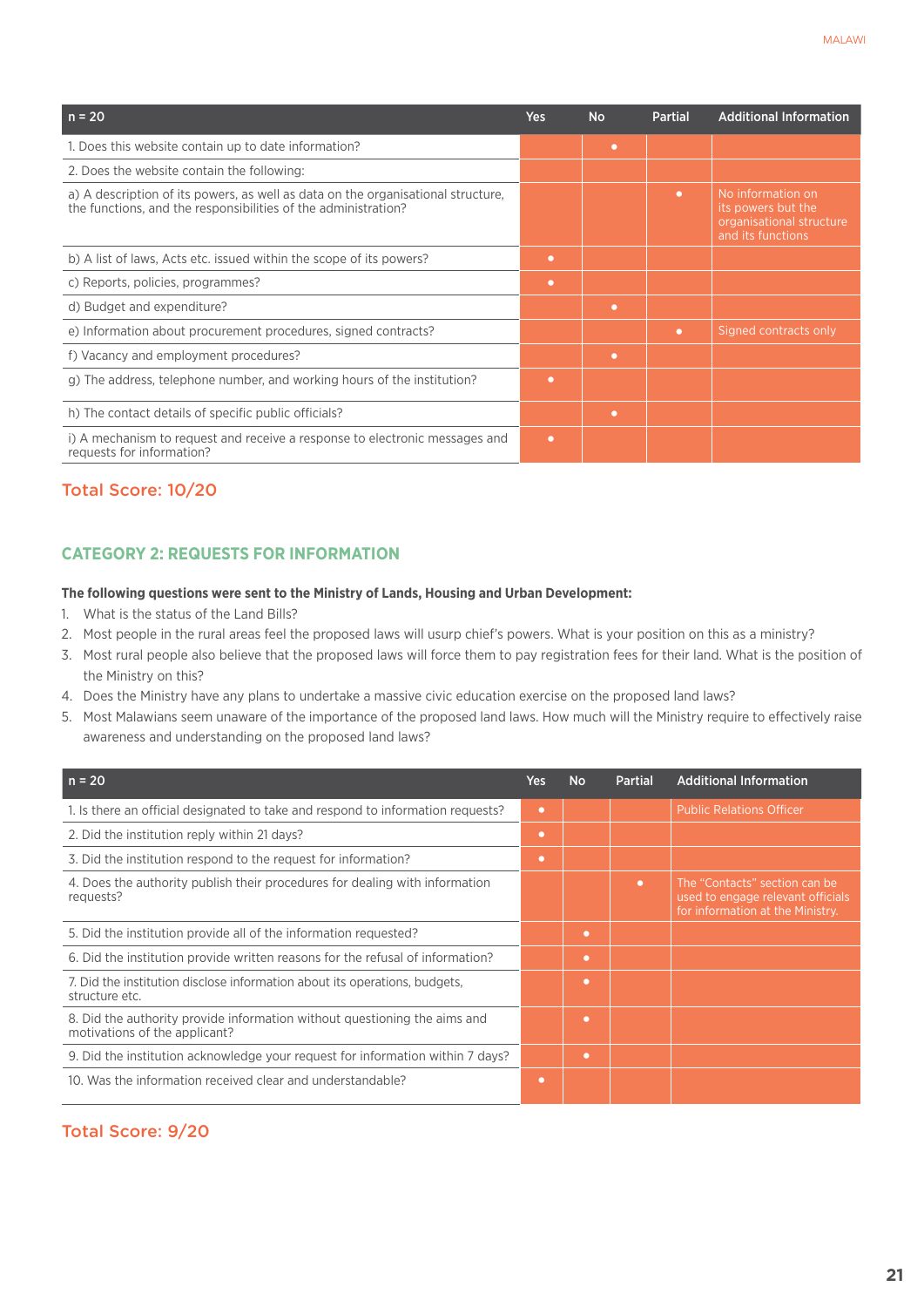| n = 20 | Yes | No | Partial | Additional Information |
|---|---|---|---|---|
| 1. Does this website contain up to date information? | | • | | |
| 2. Does the website contain the following: | | | | |
| a) A description of its powers, as well as data on the organisational structure, the functions, and the responsibilities of the administration? | | | • | No information on its powers but the organisational structure and its functions |
| b) A list of laws, Acts etc. issued within the scope of its powers? | • | | | |
| c) Reports, policies, programmes? | • | | | |
| d) Budget and expenditure? | | • | | |
| e) Information about procurement procedures, signed contracts? | | | • | Signed contracts only |
| f) Vacancy and employment procedures? | | • | | |
| g) The address, telephone number, and working hours of the institution? | • | | | |
| h) The contact details of specific public officials? | | • | | |
| i) A mechanism to request and receive a response to electronic messages and requests for information? | • | | | |

### Total Score: 10/20

## CATEGORY 2: REQUESTS FOR INFORMATION

**The following questions were sent to the Ministry of Lands, Housing and Urban Development:**

1. What is the status of the Land Bills?
2. Most people in the rural areas feel the proposed laws will usurp chief's powers. What is your position on this as a ministry?
3. Most rural people also believe that the proposed laws will force them to pay registration fees for their land. What is the position of the Ministry on this?
4. Does the Ministry have any plans to undertake a massive civic education exercise on the proposed land laws?
5. Most Malawians seem unaware of the importance of the proposed land laws. How much will the Ministry require to effectively raise awareness and understanding on the proposed land laws?

| n = 20 | Yes | No | Partial | Additional Information |
|---|---|---|---|---|
| 1. Is there an official designated to take and respond to information requests? | • | | | Public Relations Officer |
| 2. Did the institution reply within 21 days? | • | | | |
| 3. Did the institution respond to the request for information? | • | | | |
| 4. Does the authority publish their procedures for dealing with information requests? | | | • | The "Contacts" section can be used to engage relevant officials for information at the Ministry. |
| 5. Did the institution provide all of the information requested? | | • | | |
| 6. Did the institution provide written reasons for the refusal of information? | | • | | |
| 7. Did the institution disclose information about its operations, budgets, structure etc. | | • | | |
| 8. Did the authority provide information without questioning the aims and motivations of the applicant? | | • | | |
| 9. Did the institution acknowledge your request for information within 7 days? | | • | | |
| 10. Was the information received clear and understandable? | • | | | |

### Total Score: 9/20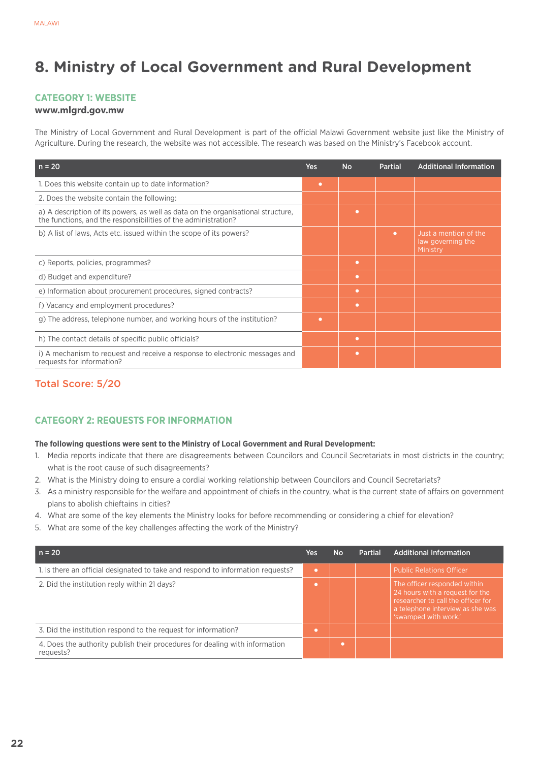# 8. Ministry of Local Government and Rural Development

## CATEGORY 1: WEBSITE

**www.mlgrd.gov.mw**

The Ministry of Local Government and Rural Development is part of the official Malawi Government website just like the Ministry of Agriculture. During the research, the website was not accessible. The research was based on the Ministry's Facebook account.

| n = 20 | Yes | No | Partial | Additional Information |
|---|---|---|---|---|
| 1. Does this website contain up to date information? | • | | | |
| 2. Does the website contain the following: | | | | |
| a) A description of its powers, as well as data on the organisational structure, the functions, and the responsibilities of the administration? | | • | | |
| b) A list of laws, Acts etc. issued within the scope of its powers? | | | • | Just a mention of the law governing the Ministry |
| c) Reports, policies, programmes? | | • | | |
| d) Budget and expenditure? | | • | | |
| e) Information about procurement procedures, signed contracts? | | • | | |
| f) Vacancy and employment procedures? | | • | | |
| g) The address, telephone number, and working hours of the institution? | • | | | |
| h) The contact details of specific public officials? | | • | | |
| i) A mechanism to request and receive a response to electronic messages and requests for information? | | • | | |

### Total Score: 5/20

## CATEGORY 2: REQUESTS FOR INFORMATION

**The following questions were sent to the Ministry of Local Government and Rural Development:**

1. Media reports indicate that there are disagreements between Councilors and Council Secretariats in most districts in the country; what is the root cause of such disagreements?
2. What is the Ministry doing to ensure a cordial working relationship between Councilors and Council Secretariats?
3. As a ministry responsible for the welfare and appointment of chiefs in the country, what is the current state of affairs on government plans to abolish chieftains in cities?
4. What are some of the key elements the Ministry looks for before recommending or considering a chief for elevation?
5. What are some of the key challenges affecting the work of the Ministry?

| n = 20 | Yes | No | Partial | Additional Information |
|---|---|---|---|---|
| 1. Is there an official designated to take and respond to information requests? | • | | | Public Relations Officer |
| 2. Did the institution reply within 21 days? | • | | | The officer responded within 24 hours with a request for the researcher to call the officer for a telephone interview as she was 'swamped with work.' |
| 3. Did the institution respond to the request for information? | • | | | |
| 4. Does the authority publish their procedures for dealing with information requests? | | • | | |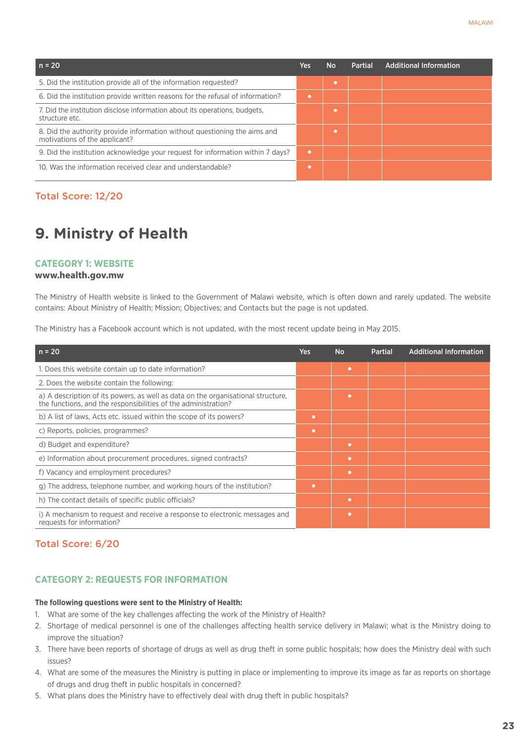| n = 20 | Yes | No | Partial | Additional Information |
|---|---|---|---|---|
| 5. Did the institution provide all of the information requested? | | • | | |
| 6. Did the institution provide written reasons for the refusal of information? | • | | | |
| 7. Did the institution disclose information about its operations, budgets, structure etc. | | • | | |
| 8. Did the authority provide information without questioning the aims and motivations of the applicant? | | • | | |
| 9. Did the institution acknowledge your request for information within 7 days? | • | | | |
| 10. Was the information received clear and understandable? | • | | | |

Total Score: 12/20

# 9. Ministry of Health

### CATEGORY 1: WEBSITE

**www.health.gov.mw**

The Ministry of Health website is linked to the Government of Malawi website, which is often down and rarely updated. The website contains: About Ministry of Health; Mission; Objectives; and Contacts but the page is not updated.

The Ministry has a Facebook account which is not updated, with the most recent update being in May 2015.

| n = 20 | Yes | No | Partial | Additional Information |
|---|---|---|---|---|
| 1. Does this website contain up to date information? | | • | | |
| 2. Does the website contain the following: | | | | |
| a) A description of its powers, as well as data on the organisational structure, the functions, and the responsibilities of the administration? | | • | | |
| b) A list of laws, Acts etc. issued within the scope of its powers? | • | | | |
| c) Reports, policies, programmes? | • | | | |
| d) Budget and expenditure? | | • | | |
| e) Information about procurement procedures, signed contracts? | | • | | |
| f) Vacancy and employment procedures? | | • | | |
| g) The address, telephone number, and working hours of the institution? | • | | | |
| h) The contact details of specific public officials? | | • | | |
| i) A mechanism to request and receive a response to electronic messages and requests for information? | | • | | |

Total Score: 6/20

### CATEGORY 2: REQUESTS FOR INFORMATION

**The following questions were sent to the Ministry of Health:**

1. What are some of the key challenges affecting the work of the Ministry of Health?
2. Shortage of medical personnel is one of the challenges affecting health service delivery in Malawi; what is the Ministry doing to improve the situation?
3. There have been reports of shortage of drugs as well as drug theft in some public hospitals; how does the Ministry deal with such issues?
4. What are some of the measures the Ministry is putting in place or implementing to improve its image as far as reports on shortage of drugs and drug theft in public hospitals in concerned?
5. What plans does the Ministry have to effectively deal with drug theft in public hospitals?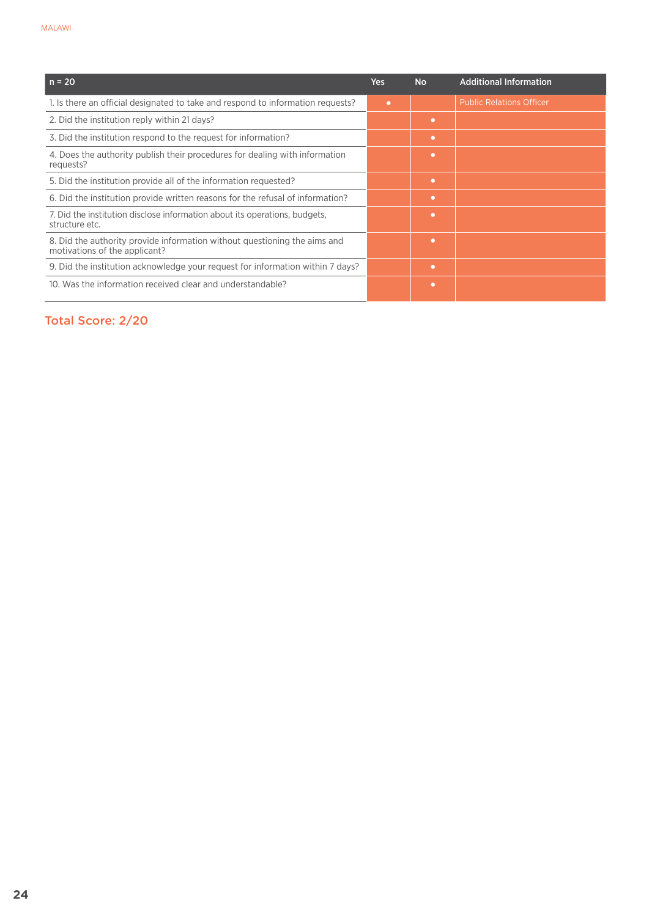| n = 20 | Yes | No | Additional Information |
|---|---|---|---|
| 1. Is there an official designated to take and respond to information requests? | • | | Public Relations Officer |
| 2. Did the institution reply within 21 days? | | • | |
| 3. Did the institution respond to the request for information? | | • | |
| 4. Does the authority publish their procedures for dealing with information requests? | | • | |
| 5. Did the institution provide all of the information requested? | | • | |
| 6. Did the institution provide written reasons for the refusal of information? | | • | |
| 7. Did the institution disclose information about its operations, budgets, structure etc. | | • | |
| 8. Did the authority provide information without questioning the aims and motivations of the applicant? | | • | |
| 9. Did the institution acknowledge your request for information within 7 days? | | • | |
| 10. Was the information received clear and understandable? | | • | |

**Total Score: 2/20**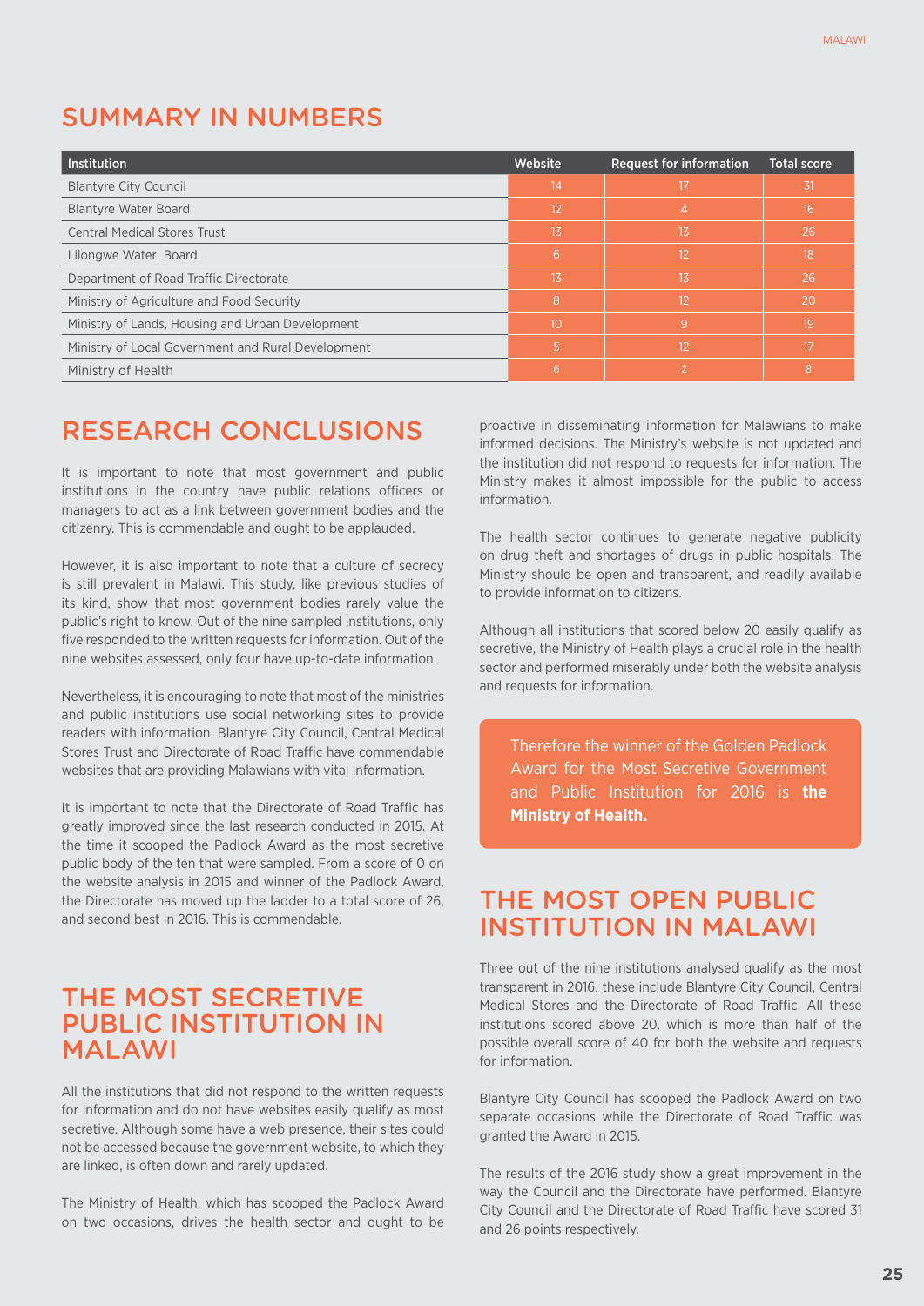## SUMMARY IN NUMBERS

| Institution | Website | Request for information | Total score |
|---|---|---|---|
| Blantyre City Council | 14 | 17 | 31 |
| Blantyre Water Board | 12 | 4 | 16 |
| Central Medical Stores Trust | 13 | 13 | 26 |
| Lilongwe Water Board | 6 | 12 | 18 |
| Department of Road Traffic Directorate | 13 | 13 | 26 |
| Ministry of Agriculture and Food Security | 8 | 12 | 20 |
| Ministry of Lands, Housing and Urban Development | 10 | 9 | 19 |
| Ministry of Local Government and Rural Development | 5 | 12 | 17 |
| Ministry of Health | 6 | 2 | 8 |

## RESEARCH CONCLUSIONS

It is important to note that most government and public institutions in the country have public relations officers or managers to act as a link between government bodies and the citizenry. This is commendable and ought to be applauded.

However, it is also important to note that a culture of secrecy is still prevalent in Malawi. This study, like previous studies of its kind, show that most government bodies rarely value the public's right to know. Out of the nine sampled institutions, only five responded to the written requests for information. Out of the nine websites assessed, only four have up-to-date information.

Nevertheless, it is encouraging to note that most of the ministries and public institutions use social networking sites to provide readers with information. Blantyre City Council, Central Medical Stores Trust and Directorate of Road Traffic have commendable websites that are providing Malawians with vital information.

It is important to note that the Directorate of Road Traffic has greatly improved since the last research conducted in 2015. At the time it scooped the Padlock Award as the most secretive public body of the ten that were sampled. From a score of 0 on the website analysis in 2015 and winner of the Padlock Award, the Directorate has moved up the ladder to a total score of 26, and second best in 2016. This is commendable.

## THE MOST SECRETIVE PUBLIC INSTITUTION IN MALAWI

All the institutions that did not respond to the written requests for information and do not have websites easily qualify as most secretive. Although some have a web presence, their sites could not be accessed because the government website, to which they are linked, is often down and rarely updated.

The Ministry of Health, which has scooped the Padlock Award on two occasions, drives the health sector and ought to be proactive in disseminating information for Malawians to make informed decisions. The Ministry's website is not updated and the institution did not respond to requests for information. The Ministry makes it almost impossible for the public to access information.

The health sector continues to generate negative publicity on drug theft and shortages of drugs in public hospitals. The Ministry should be open and transparent, and readily available to provide information to citizens.

Although all institutions that scored below 20 easily qualify as secretive, the Ministry of Health plays a crucial role in the health sector and performed miserably under both the website analysis and requests for information.

Therefore the winner of the Golden Padlock Award for the Most Secretive Government and Public Institution for 2016 is **the Ministry of Health.**

## THE MOST OPEN PUBLIC INSTITUTION IN MALAWI

Three out of the nine institutions analysed qualify as the most transparent in 2016, these include Blantyre City Council, Central Medical Stores and the Directorate of Road Traffic. All these institutions scored above 20, which is more than half of the possible overall score of 40 for both the website and requests for information.

Blantyre City Council has scooped the Padlock Award on two separate occasions while the Directorate of Road Traffic was granted the Award in 2015.

The results of the 2016 study show a great improvement in the way the Council and the Directorate have performed. Blantyre City Council and the Directorate of Road Traffic have scored 31 and 26 points respectively.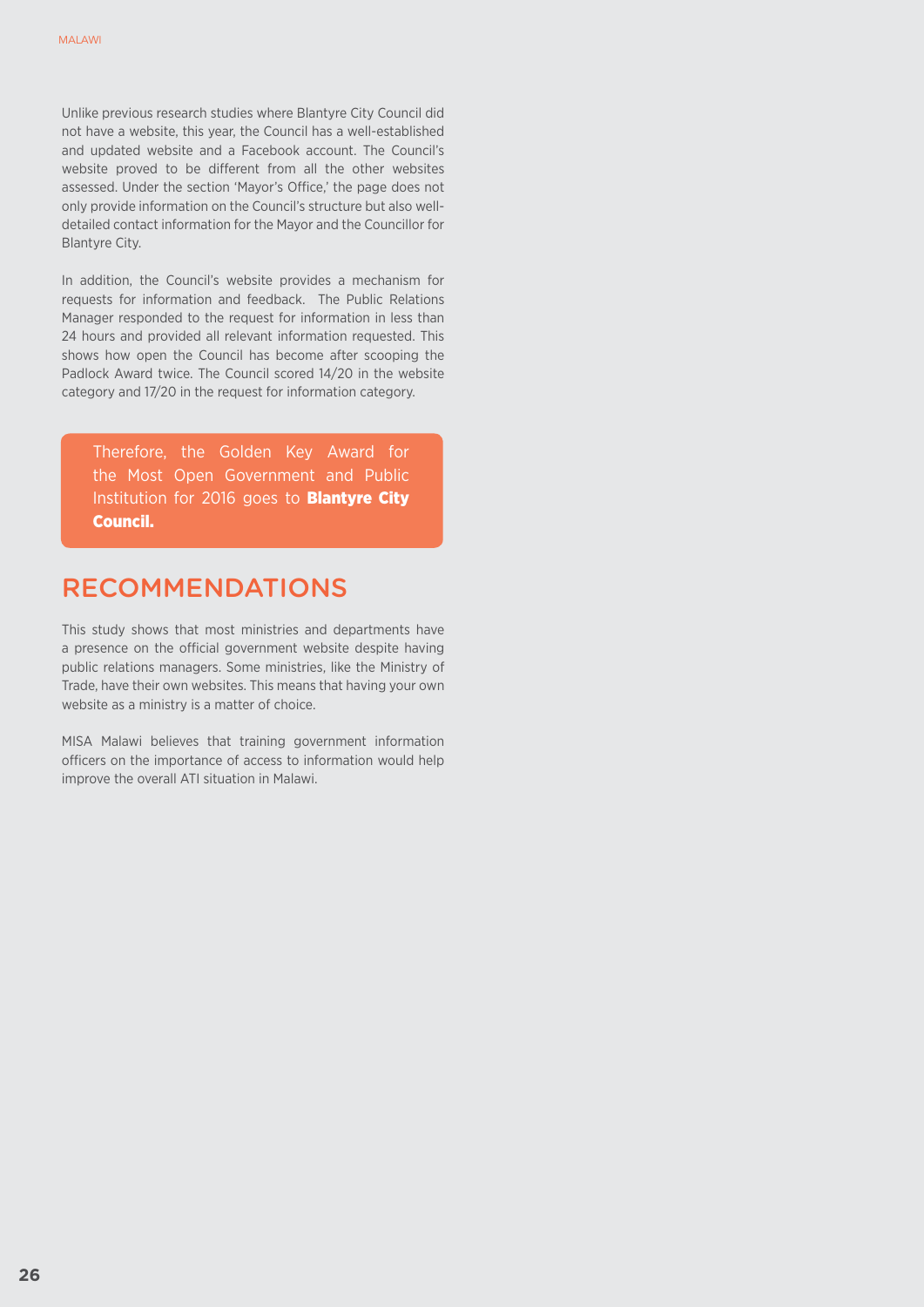Unlike previous research studies where Blantyre City Council did not have a website, this year, the Council has a well-established and updated website and a Facebook account. The Council's website proved to be different from all the other websites assessed. Under the section 'Mayor's Office,' the page does not only provide information on the Council's structure but also well-detailed contact information for the Mayor and the Councillor for Blantyre City.

In addition, the Council's website provides a mechanism for requests for information and feedback. The Public Relations Manager responded to the request for information in less than 24 hours and provided all relevant information requested. This shows how open the Council has become after scooping the Padlock Award twice. The Council scored 14/20 in the website category and 17/20 in the request for information category.

Therefore, the Golden Key Award for the Most Open Government and Public Institution for 2016 goes to **Blantyre City Council.**

## RECOMMENDATIONS

This study shows that most ministries and departments have a presence on the official government website despite having public relations managers. Some ministries, like the Ministry of Trade, have their own websites. This means that having your own website as a ministry is a matter of choice.

MISA Malawi believes that training government information officers on the importance of access to information would help improve the overall ATI situation in Malawi.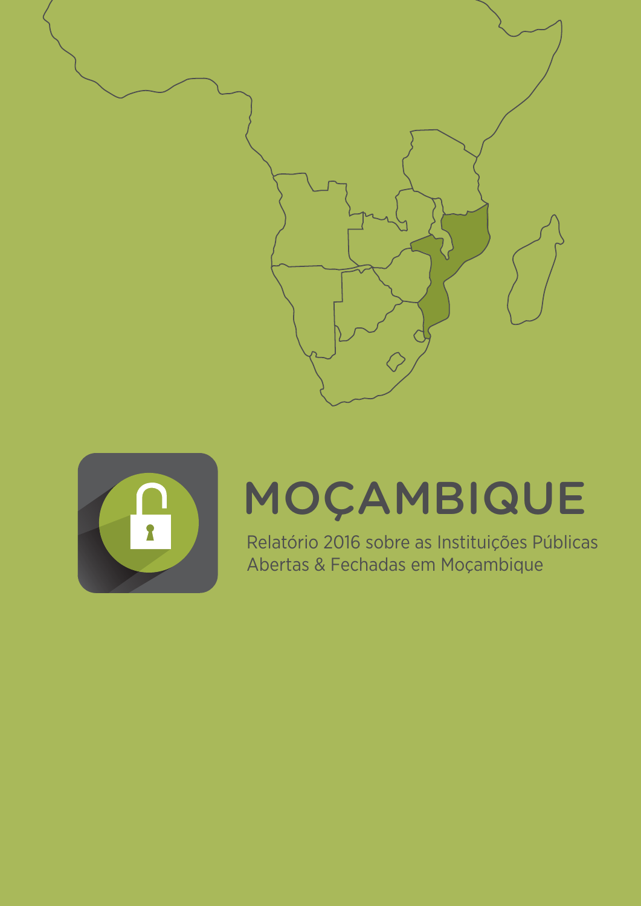# MOÇAMBIQUE

Relatório 2016 sobre as Instituições Públicas Abertas & Fechadas em Moçambique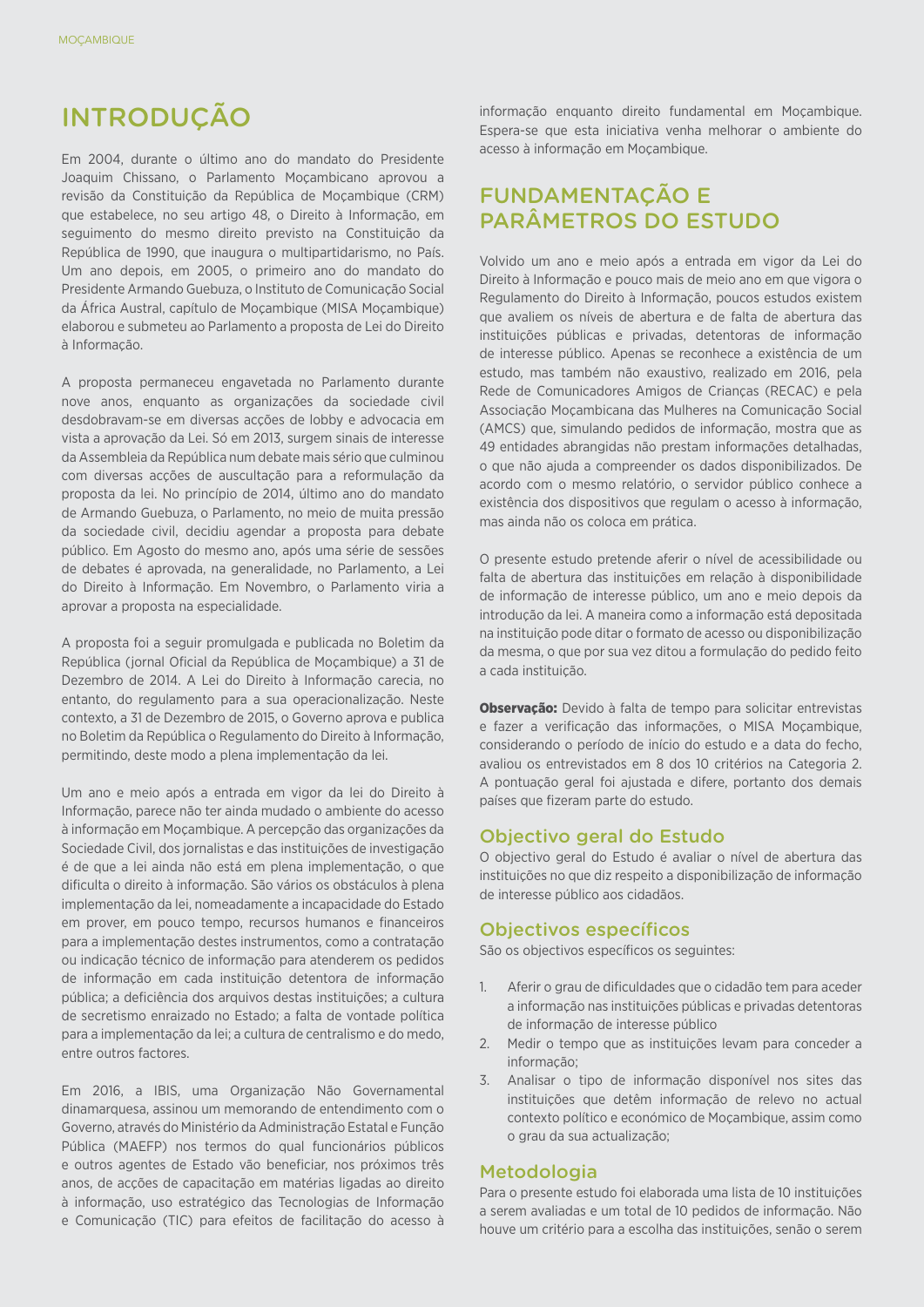# INTRODUÇÃO

Em 2004, durante o último ano do mandato do Presidente Joaquim Chissano, o Parlamento Moçambicano aprovou a revisão da Constituição da República de Moçambique (CRM) que estabelece, no seu artigo 48, o Direito à Informação, em seguimento do mesmo direito previsto na Constituição da República de 1990, que inaugura o multipartidarismo, no País. Um ano depois, em 2005, o primeiro ano do mandato do Presidente Armando Guebuza, o Instituto de Comunicação Social da África Austral, capítulo de Moçambique (MISA Moçambique) elaborou e submeteu ao Parlamento a proposta de Lei do Direito à Informação.

A proposta permaneceu engavetada no Parlamento durante nove anos, enquanto as organizações da sociedade civil desdobravam-se em diversas acções de lobby e advocacia em vista a aprovação da Lei. Só em 2013, surgem sinais de interesse da Assembleia da República num debate mais sério que culminou com diversas acções de auscultação para a reformulação da proposta da lei. No princípio de 2014, último ano do mandato de Armando Guebuza, o Parlamento, no meio de muita pressão da sociedade civil, decidiu agendar a proposta para debate público. Em Agosto do mesmo ano, após uma série de sessões de debates é aprovada, na generalidade, no Parlamento, a Lei do Direito à Informação. Em Novembro, o Parlamento viria a aprovar a proposta na especialidade.

A proposta foi a seguir promulgada e publicada no Boletim da República (jornal Oficial da República de Moçambique) a 31 de Dezembro de 2014. A Lei do Direito à Informação carecia, no entanto, do regulamento para a sua operacionalização. Neste contexto, a 31 de Dezembro de 2015, o Governo aprova e publica no Boletim da República o Regulamento do Direito à Informação, permitindo, deste modo a plena implementação da lei.

Um ano e meio após a entrada em vigor da lei do Direito à Informação, parece não ter ainda mudado o ambiente do acesso à informação em Moçambique. A percepção das organizações da Sociedade Civil, dos jornalistas e das instituições de investigação é de que a lei ainda não está em plena implementação, o que dificulta o direito à informação. São vários os obstáculos à plena implementação da lei, nomeadamente a incapacidade do Estado em prover, em pouco tempo, recursos humanos e financeiros para a implementação destes instrumentos, como a contratação ou indicação técnico de informação para atenderem os pedidos de informação em cada instituição detentora de informação pública; a deficiência dos arquivos destas instituições; a cultura de secretismo enraizado no Estado; a falta de vontade política para a implementação da lei; a cultura de centralismo e do medo, entre outros factores.

Em 2016, a IBIS, uma Organização Não Governamental dinamarquesa, assinou um memorando de entendimento com o Governo, através do Ministério da Administração Estatal e Função Pública (MAEFP) nos termos do qual funcionários públicos e outros agentes de Estado vão beneficiar, nos próximos três anos, de acções de capacitação em matérias ligadas ao direito à informação, uso estratégico das Tecnologias de Informação e Comunicação (TIC) para efeitos de facilitação do acesso à informação enquanto direito fundamental em Moçambique. Espera-se que esta iniciativa venha melhorar o ambiente do acesso à informação em Moçambique.

# FUNDAMENTAÇÃO E PARÂMETROS DO ESTUDO

Volvido um ano e meio após a entrada em vigor da Lei do Direito à Informação e pouco mais de meio ano em que vigora o Regulamento do Direito à Informação, poucos estudos existem que avaliem os níveis de abertura e de falta de abertura das instituições públicas e privadas, detentoras de informação de interesse público. Apenas se reconhece a existência de um estudo, mas também não exaustivo, realizado em 2016, pela Rede de Comunicadores Amigos de Crianças (RECAC) e pela Associação Moçambicana das Mulheres na Comunicação Social (AMCS) que, simulando pedidos de informação, mostra que as 49 entidades abrangidas não prestam informações detalhadas, o que não ajuda a compreender os dados disponibilizados. De acordo com o mesmo relatório, o servidor público conhece a existência dos dispositivos que regulam o acesso à informação, mas ainda não os coloca em prática.

O presente estudo pretende aferir o nível de acessibilidade ou falta de abertura das instituições em relação à disponibilidade de informação de interesse público, um ano e meio depois da introdução da lei. A maneira como a informação está depositada na instituição pode ditar o formato de acesso ou disponibilização da mesma, o que por sua vez ditou a formulação do pedido feito a cada instituição.

**Observação:** Devido à falta de tempo para solicitar entrevistas e fazer a verificação das informações, o MISA Moçambique, considerando o período de início do estudo e a data do fecho, avaliou os entrevistados em 8 dos 10 critérios na Categoria 2. A pontuação geral foi ajustada e difere, portanto dos demais países que fizeram parte do estudo.

## Objectivo geral do Estudo

O objectivo geral do Estudo é avaliar o nível de abertura das instituições no que diz respeito a disponibilização de informação de interesse público aos cidadãos.

## Objectivos específicos

São os objectivos específicos os seguintes:

1. Aferir o grau de dificuldades que o cidadão tem para aceder a informação nas instituições públicas e privadas detentoras de informação de interesse público
2. Medir o tempo que as instituições levam para conceder a informação;
3. Analisar o tipo de informação disponível nos sites das instituições que detêm informação de relevo no actual contexto político e económico de Moçambique, assim como o grau da sua actualização;

## Metodologia

Para o presente estudo foi elaborada uma lista de 10 instituições a serem avaliadas e um total de 10 pedidos de informação. Não houve um critério para a escolha das instituições, senão o serem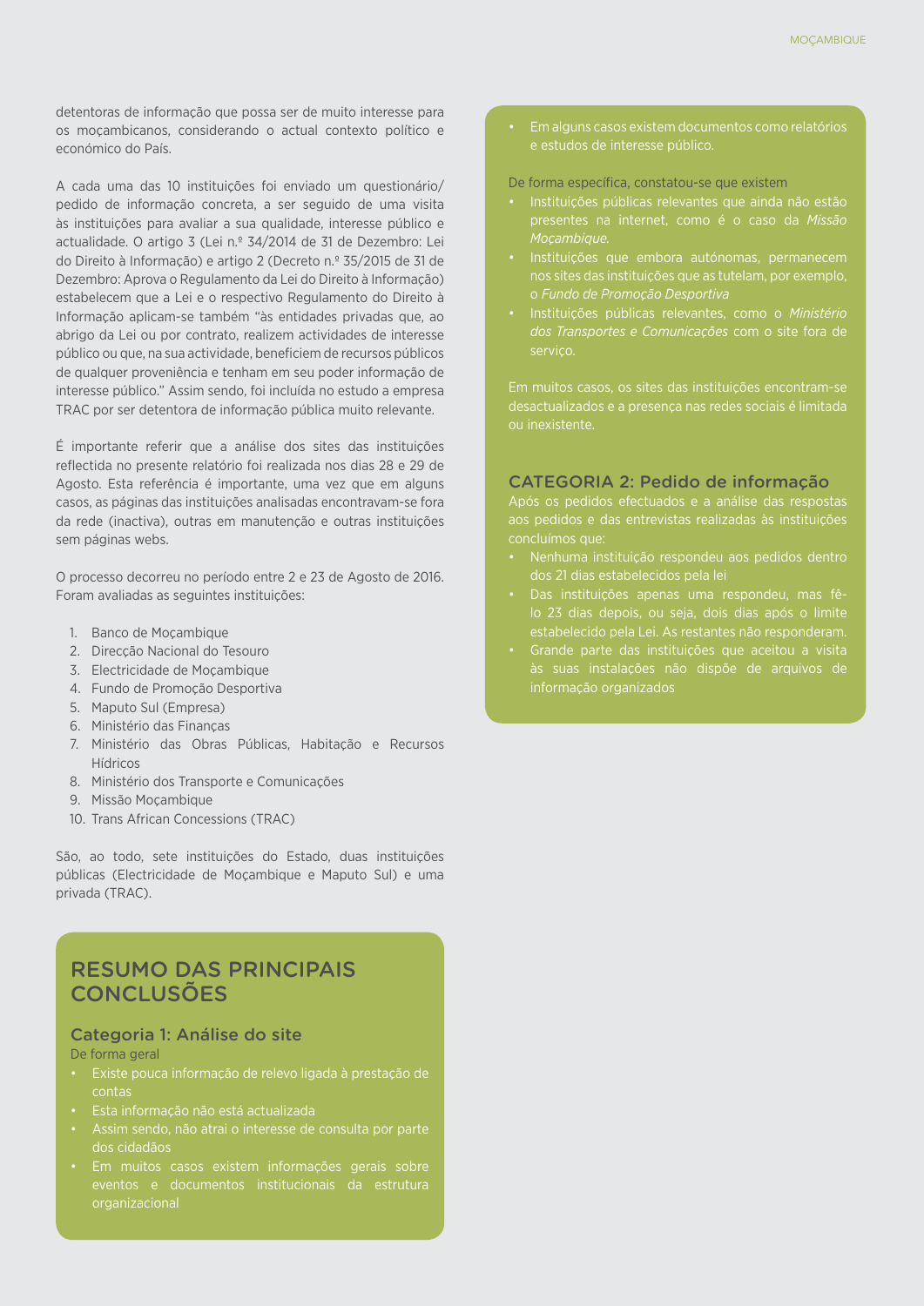detentoras de informação que possa ser de muito interesse para os moçambicanos, considerando o actual contexto político e económico do País.

A cada uma das 10 instituições foi enviado um questionário/ pedido de informação concreta, a ser seguido de uma visita às instituições para avaliar a sua qualidade, interesse público e actualidade. O artigo 3 (Lei n.º 34/2014 de 31 de Dezembro: Lei do Direito à Informação) e artigo 2 (Decreto n.º 35/2015 de 31 de Dezembro: Aprova o Regulamento da Lei do Direito à Informação) estabelecem que a Lei e o respectivo Regulamento do Direito à Informação aplicam-se também "às entidades privadas que, ao abrigo da Lei ou por contrato, realizem actividades de interesse público ou que, na sua actividade, beneficiem de recursos públicos de qualquer proveniência e tenham em seu poder informação de interesse público." Assim sendo, foi incluída no estudo a empresa TRAC por ser detentora de informação pública muito relevante.

É importante referir que a análise dos sites das instituições reflectida no presente relatório foi realizada nos dias 28 e 29 de Agosto. Esta referência é importante, uma vez que em alguns casos, as páginas das instituições analisadas encontravam-se fora da rede (inactiva), outras em manutenção e outras instituições sem páginas webs.

O processo decorreu no período entre 2 e 23 de Agosto de 2016. Foram avaliadas as seguintes instituições:

1. Banco de Moçambique
2. Direcção Nacional do Tesouro
3. Electricidade de Moçambique
4. Fundo de Promoção Desportiva
5. Maputo Sul (Empresa)
6. Ministério das Finanças
7. Ministério das Obras Públicas, Habitação e Recursos Hídricos
8. Ministério dos Transporte e Comunicações
9. Missão Moçambique
10. Trans African Concessions (TRAC)

São, ao todo, sete instituições do Estado, duas instituições públicas (Electricidade de Moçambique e Maputo Sul) e uma privada (TRAC).

## RESUMO DAS PRINCIPAIS CONCLUSÕES

### Categoria 1: Análise do site

De forma geral

- Existe pouca informação de relevo ligada à prestação de contas
- Esta informação não está actualizada
- Assim sendo, não atrai o interesse de consulta por parte dos cidadãos
- Em muitos casos existem informações gerais sobre eventos e documentos institucionais da estrutura organizacional
- Em alguns casos existem documentos como relatórios e estudos de interesse público.

De forma específica, constatou-se que existem

- Instituições públicas relevantes que ainda não estão presentes na internet, como é o caso da *Missão Moçambique.*
- Instituições que embora autónomas, permanecem nos sites das instituições que as tutelam, por exemplo, o *Fundo de Promoção Desportiva*
- Instituições públicas relevantes, como o *Ministério dos Transportes e Comunicações* com o site fora de serviço.

Em muitos casos, os sites das instituições encontram-se desactualizados e a presença nas redes sociais é limitada ou inexistente.

### CATEGORIA 2: Pedido de informação

Após os pedidos efectuados e a análise das respostas aos pedidos e das entrevistas realizadas às instituições concluímos que:

- Nenhuma instituição respondeu aos pedidos dentro dos 21 dias estabelecidos pela lei
- Das instituições apenas uma respondeu, mas fê-lo 23 dias depois, ou seja, dois dias após o limite estabelecido pela Lei. As restantes não responderam.
- Grande parte das instituições que aceitou a visita às suas instalações não dispõe de arquivos de informação organizados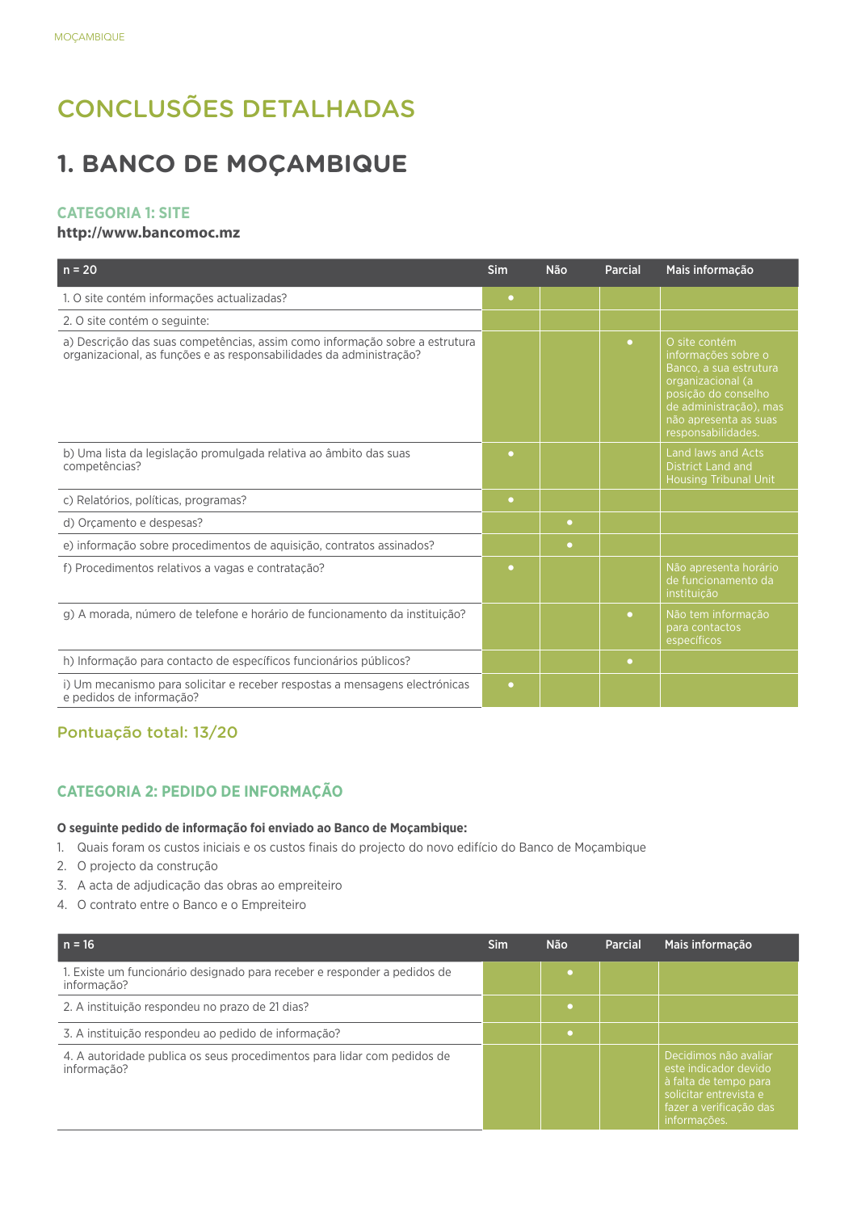# CONCLUSÕES DETALHADAS

## 1. BANCO DE MOÇAMBIQUE

### CATEGORIA 1: SITE

**http://www.bancomoc.mz**

| n = 20 | Sim | Não | Parcial | Mais informação |
|---|---|---|---|---|
| 1. O site contém informações actualizadas? | • | | | |
| 2. O site contém o seguinte: | | | | |
| a) Descrição das suas competências, assim como informação sobre a estrutura organizacional, as funções e as responsabilidades da administração? | | | • | O site contém informações sobre o Banco, a sua estrutura organizacional (a posição do conselho de administração), mas não apresenta as suas responsabilidades. |
| b) Uma lista da legislação promulgada relativa ao âmbito das suas competências? | • | | | Land laws and Acts District Land and Housing Tribunal Unit |
| c) Relatórios, políticas, programas? | • | | | |
| d) Orçamento e despesas? | | • | | |
| e) informação sobre procedimentos de aquisição, contratos assinados? | | • | | |
| f) Procedimentos relativos a vagas e contratação? | • | | | Não apresenta horário de funcionamento da instituição |
| g) A morada, número de telefone e horário de funcionamento da instituição? | | | • | Não tem informação para contactos específicos |
| h) Informação para contacto de específicos funcionários públicos? | | | • | |
| i) Um mecanismo para solicitar e receber respostas a mensagens electrónicas e pedidos de informação? | • | | | |

### Pontuação total: 13/20

### CATEGORIA 2: PEDIDO DE INFORMAÇÃO

**O seguinte pedido de informação foi enviado ao Banco de Moçambique:**

1. Quais foram os custos iniciais e os custos finais do projecto do novo edifício do Banco de Moçambique
2. O projecto da construção
3. A acta de adjudicação das obras ao empreiteiro
4. O contrato entre o Banco e o Empreiteiro

| n = 16 | Sim | Não | Parcial | Mais informação |
|---|---|---|---|---|
| 1. Existe um funcionário designado para receber e responder a pedidos de informação? | | • | | |
| 2. A instituição respondeu no prazo de 21 dias? | | • | | |
| 3. A instituição respondeu ao pedido de informação? | | • | | |
| 4. A autoridade publica os seus procedimentos para lidar com pedidos de informação? | | | | Decidimos não avaliar este indicador devido à falta de tempo para solicitar entrevista e fazer a verificação das informações. |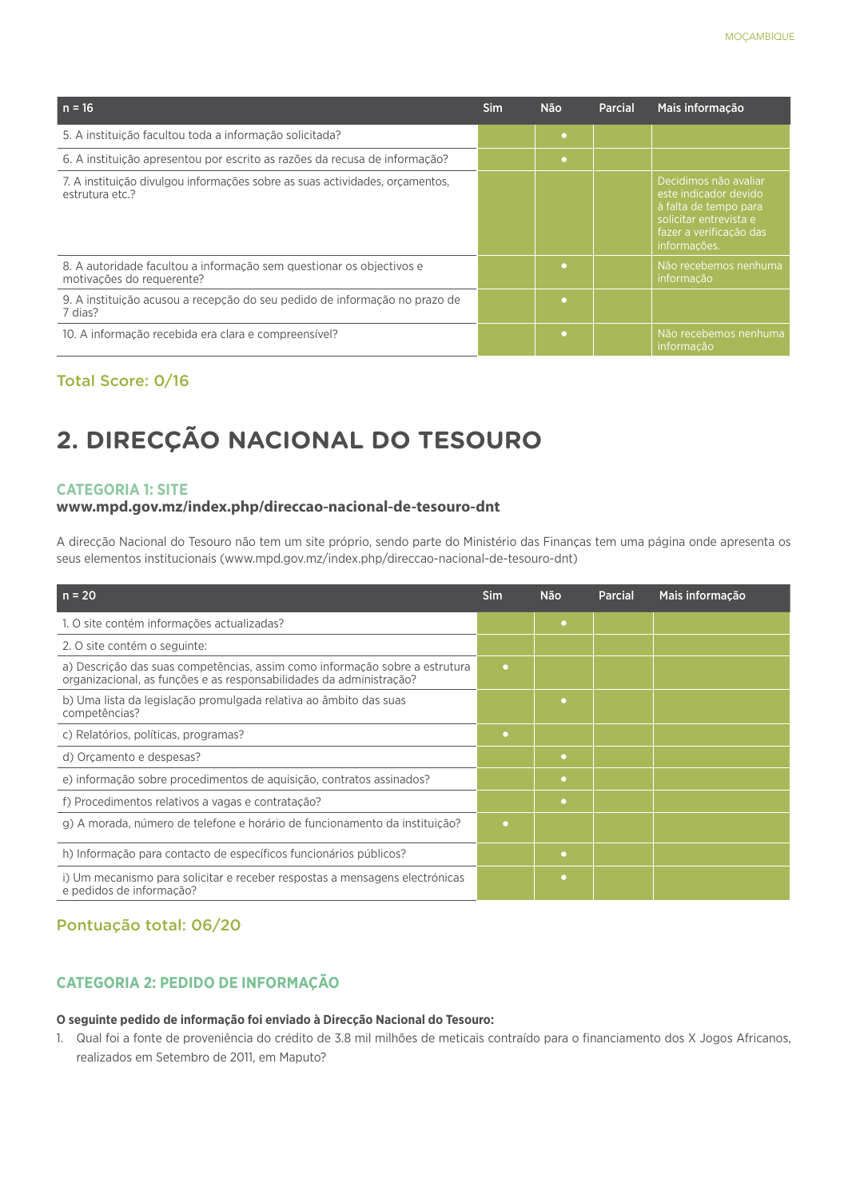| n = 16 | Sim | Não | Parcial | Mais informação |
|---|---|---|---|---|
| 5. A instituição facultou toda a informação solicitada? | | • | | |
| 6. A instituição apresentou por escrito as razões da recusa de informação? | | • | | |
| 7. A instituição divulgou informações sobre as suas actividades, orçamentos, estrutura etc.? | | | | Decidimos não avaliar este indicador devido à falta de tempo para solicitar entrevista e fazer a verificação das informações. |
| 8. A autoridade facultou a informação sem questionar os objectivos e motivações do requerente? | | • | | Não recebemos nenhuma informação |
| 9. A instituição acusou a recepção do seu pedido de informação no prazo de 7 dias? | | • | | |
| 10. A informação recebida era clara e compreensível? | | • | | Não recebemos nenhuma informação |

### Total Score: 0/16

# 2. DIRECÇÃO NACIONAL DO TESOURO

## CATEGORIA 1: SITE

**www.mpd.gov.mz/index.php/direccao-nacional-de-tesouro-dnt**

A direcção Nacional do Tesouro não tem um site próprio, sendo parte do Ministério das Finanças tem uma página onde apresenta os seus elementos institucionais (www.mpd.gov.mz/index.php/direccao-nacional-de-tesouro-dnt)

| n = 20 | Sim | Não | Parcial | Mais informação |
|---|---|---|---|---|
| 1. O site contém informações actualizadas? | | • | | |
| 2. O site contém o seguinte: | | | | |
| a) Descrição das suas competências, assim como informação sobre a estrutura organizacional, as funções e as responsabilidades da administração? | • | | | |
| b) Uma lista da legislação promulgada relativa ao âmbito das suas competências? | | • | | |
| c) Relatórios, políticas, programas? | • | | | |
| d) Orçamento e despesas? | | • | | |
| e) informação sobre procedimentos de aquisição, contratos assinados? | | • | | |
| f) Procedimentos relativos a vagas e contratação? | | • | | |
| g) A morada, número de telefone e horário de funcionamento da instituição? | • | | | |
| h) Informação para contacto de específicos funcionários públicos? | | • | | |
| i) Um mecanismo para solicitar e receber respostas a mensagens electrónicas e pedidos de informação? | | • | | |

### Pontuação total: 06/20

## CATEGORIA 2: PEDIDO DE INFORMAÇÃO

**O seguinte pedido de informação foi enviado à Direcção Nacional do Tesouro:**

1. Qual foi a fonte de proveniência do crédito de 3.8 mil milhões de meticais contraído para o financiamento dos X Jogos Africanos, realizados em Setembro de 2011, em Maputo?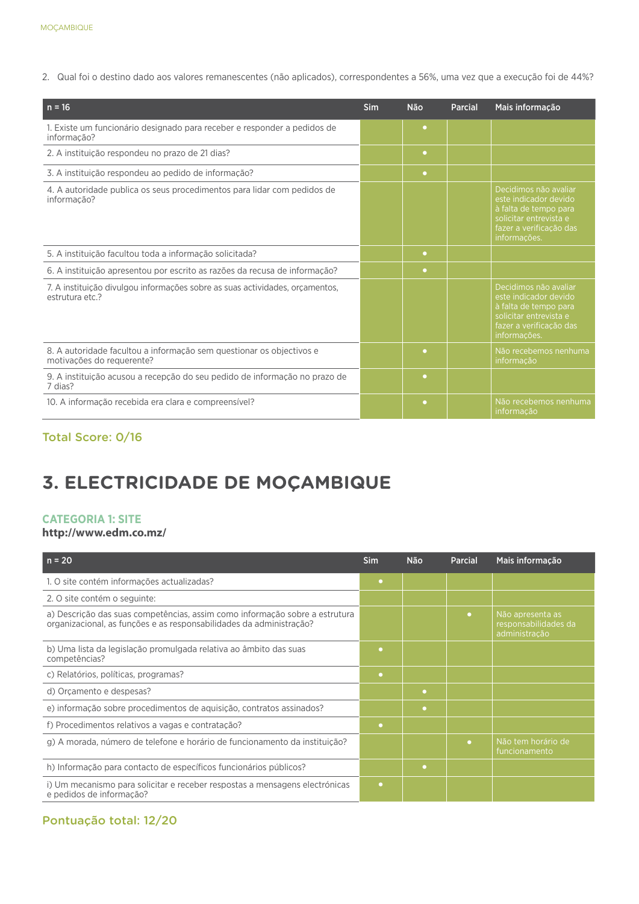2. Qual foi o destino dado aos valores remanescentes (não aplicados), correspondentes a 56%, uma vez que a execução foi de 44%?

| n = 16 | Sim | Não | Parcial | Mais informação |
|---|---|---|---|---|
| 1. Existe um funcionário designado para receber e responder a pedidos de informação? | | • | | |
| 2. A instituição respondeu no prazo de 21 dias? | | • | | |
| 3. A instituição respondeu ao pedido de informação? | | • | | |
| 4. A autoridade publica os seus procedimentos para lidar com pedidos de informação? | | | | Decidimos não avaliar este indicador devido à falta de tempo para solicitar entrevista e fazer a verificação das informações. |
| 5. A instituição facultou toda a informação solicitada? | | • | | |
| 6. A instituição apresentou por escrito as razões da recusa de informação? | | • | | |
| 7. A instituição divulgou informações sobre as suas actividades, orçamentos, estrutura etc.? | | | | Decidimos não avaliar este indicador devido à falta de tempo para solicitar entrevista e fazer a verificação das informações. |
| 8. A autoridade facultou a informação sem questionar os objectivos e motivações do requerente? | | • | | Não recebemos nenhuma informação |
| 9. A instituição acusou a recepção do seu pedido de informação no prazo de 7 dias? | | • | | |
| 10. A informação recebida era clara e compreensível? | | • | | Não recebemos nenhuma informação |

**Total Score: 0/16**

# 3. ELECTRICIDADE DE MOÇAMBIQUE

### CATEGORIA 1: SITE

**http://www.edm.co.mz/**

| n = 20 | Sim | Não | Parcial | Mais informação |
|---|---|---|---|---|
| 1. O site contém informações actualizadas? | • | | | |
| 2. O site contém o seguinte: | | | | |
| a) Descrição das suas competências, assim como informação sobre a estrutura organizacional, as funções e as responsabilidades da administração? | | | • | Não apresenta as responsabilidades da administração |
| b) Uma lista da legislação promulgada relativa ao âmbito das suas competências? | • | | | |
| c) Relatórios, políticas, programas? | • | | | |
| d) Orçamento e despesas? | | • | | |
| e) informação sobre procedimentos de aquisição, contratos assinados? | | • | | |
| f) Procedimentos relativos a vagas e contratação? | • | | | |
| g) A morada, número de telefone e horário de funcionamento da instituição? | | | • | Não tem horário de funcionamento |
| h) Informação para contacto de específicos funcionários públicos? | | • | | |
| i) Um mecanismo para solicitar e receber respostas a mensagens electrónicas e pedidos de informação? | • | | | |

**Pontuação total: 12/20**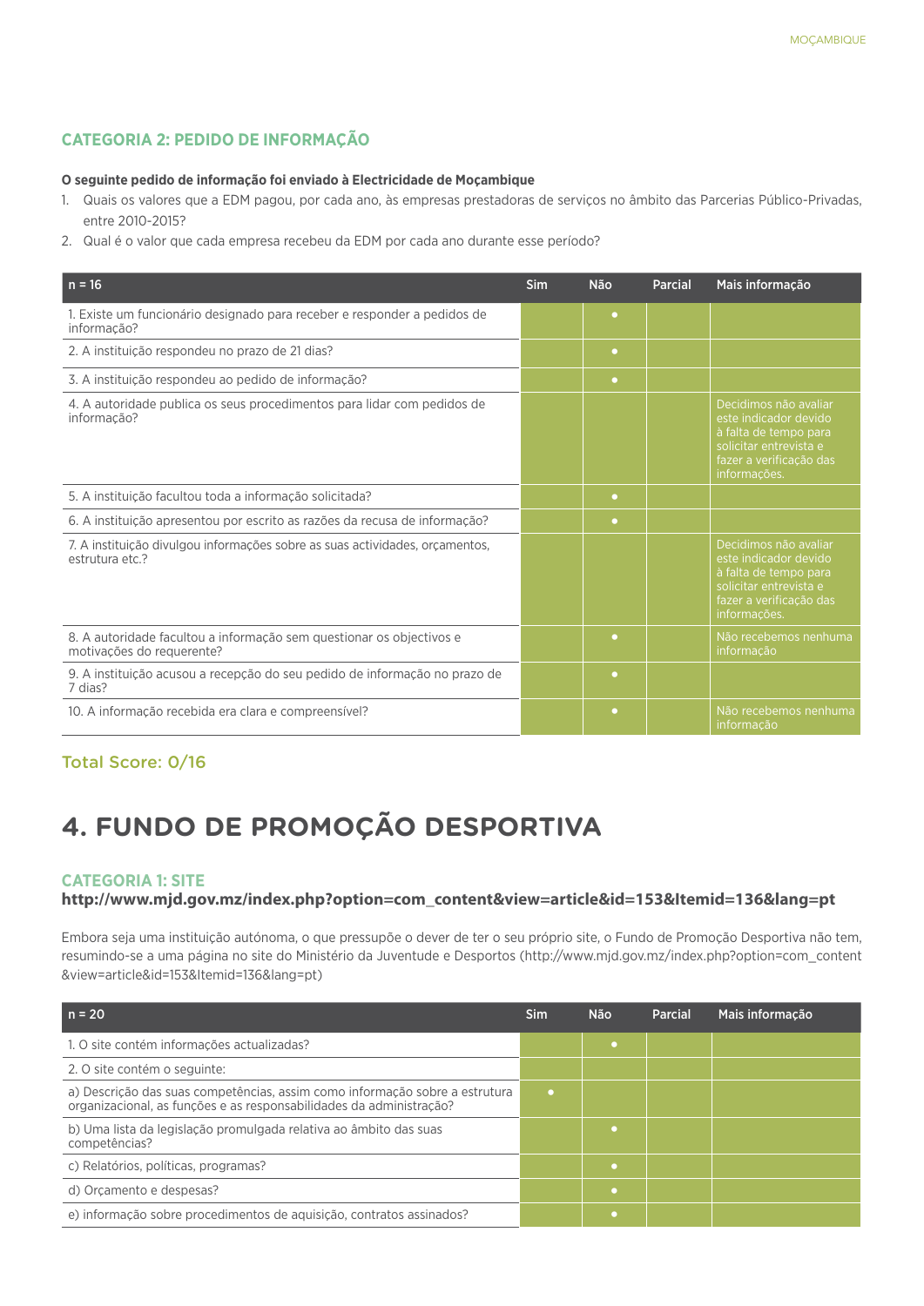### CATEGORIA 2: PEDIDO DE INFORMAÇÃO

**O seguinte pedido de informação foi enviado à Electricidade de Moçambique**

1. Quais os valores que a EDM pagou, por cada ano, às empresas prestadoras de serviços no âmbito das Parcerias Público-Privadas, entre 2010-2015?
2. Qual é o valor que cada empresa recebeu da EDM por cada ano durante esse período?

| n = 16 | Sim | Não | Parcial | Mais informação |
|---|---|---|---|---|
| 1. Existe um funcionário designado para receber e responder a pedidos de informação? | | • | | |
| 2. A instituição respondeu no prazo de 21 dias? | | • | | |
| 3. A instituição respondeu ao pedido de informação? | | • | | |
| 4. A autoridade publica os seus procedimentos para lidar com pedidos de informação? | | | | Decidimos não avaliar este indicador devido à falta de tempo para solicitar entrevista e fazer a verificação das informações. |
| 5. A instituição facultou toda a informação solicitada? | | • | | |
| 6. A instituição apresentou por escrito as razões da recusa de informação? | | • | | |
| 7. A instituição divulgou informações sobre as suas actividades, orçamentos, estrutura etc.? | | | | Decidimos não avaliar este indicador devido à falta de tempo para solicitar entrevista e fazer a verificação das informações. |
| 8. A autoridade facultou a informação sem questionar os objectivos e motivações do requerente? | | • | | Não recebemos nenhuma informação |
| 9. A instituição acusou a recepção do seu pedido de informação no prazo de 7 dias? | | • | | |
| 10. A informação recebida era clara e compreensível? | | • | | Não recebemos nenhuma informação |

**Total Score: 0/16**

# 4. FUNDO DE PROMOÇÃO DESPORTIVA

### CATEGORIA 1: SITE

**http://www.mjd.gov.mz/index.php?option=com_content&view=article&id=153&Itemid=136&lang=pt**

Embora seja uma instituição autónoma, o que pressupõe o dever de ter o seu próprio site, o Fundo de Promoção Desportiva não tem, resumindo-se a uma página no site do Ministério da Juventude e Desportos (http://www.mjd.gov.mz/index.php?option=com_content&view=article&id=153&Itemid=136&lang=pt)

| n = 20 | Sim | Não | Parcial | Mais informação |
|---|---|---|---|---|
| 1. O site contém informações actualizadas? | | • | | |
| 2. O site contém o seguinte: | | | | |
| a) Descrição das suas competências, assim como informação sobre a estrutura organizacional, as funções e as responsabilidades da administração? | • | | | |
| b) Uma lista da legislação promulgada relativa ao âmbito das suas competências? | | • | | |
| c) Relatórios, políticas, programas? | | • | | |
| d) Orçamento e despesas? | | • | | |
| e) informação sobre procedimentos de aquisição, contratos assinados? | | • | | |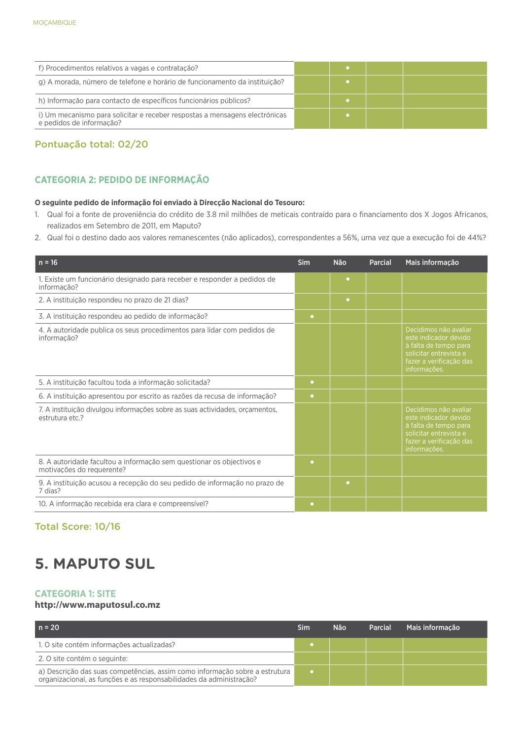| | Sim | Não | Parcial | Mais informação |
|---|---|---|---|---|
| f) Procedimentos relativos a vagas e contratação? | | • | | |
| g) A morada, número de telefone e horário de funcionamento da instituição? | | • | | |
| h) Informação para contacto de específicos funcionários públicos? | | • | | |
| i) Um mecanismo para solicitar e receber respostas a mensagens electrónicas e pedidos de informação? | | • | | |

### Pontuação total: 02/20

### CATEGORIA 2: PEDIDO DE INFORMAÇÃO

**O seguinte pedido de informação foi enviado à Direcção Nacional do Tesouro:**

1. Qual foi a fonte de proveniência do crédito de 3.8 mil milhões de meticais contraído para o financiamento dos X Jogos Africanos, realizados em Setembro de 2011, em Maputo?
2. Qual foi o destino dado aos valores remanescentes (não aplicados), correspondentes a 56%, uma vez que a execução foi de 44%?

| n = 16 | Sim | Não | Parcial | Mais informação |
|---|---|---|---|---|
| 1. Existe um funcionário designado para receber e responder a pedidos de informação? | | • | | |
| 2. A instituição respondeu no prazo de 21 dias? | | • | | |
| 3. A instituição respondeu ao pedido de informação? | • | | | |
| 4. A autoridade publica os seus procedimentos para lidar com pedidos de informação? | | | | Decidimos não avaliar este indicador devido à falta de tempo para solicitar entrevista e fazer a verificação das informações. |
| 5. A instituição facultou toda a informação solicitada? | • | | | |
| 6. A instituição apresentou por escrito as razões da recusa de informação? | • | | | |
| 7. A instituição divulgou informações sobre as suas actividades, orçamentos, estrutura etc.? | | | | Decidimos não avaliar este indicador devido à falta de tempo para solicitar entrevista e fazer a verificação das informações. |
| 8. A autoridade facultou a informação sem questionar os objectivos e motivações do requerente? | • | | | |
| 9. A instituição acusou a recepção do seu pedido de informação no prazo de 7 dias? | | • | | |
| 10. A informação recebida era clara e compreensível? | • | | | |

### Total Score: 10/16

# 5. MAPUTO SUL

### CATEGORIA 1: SITE

**http://www.maputosul.co.mz**

| n = 20 | Sim | Não | Parcial | Mais informação |
|---|---|---|---|---|
| 1. O site contém informações actualizadas? | • | | | |
| 2. O site contém o seguinte: | | | | |
| a) Descrição das suas competências, assim como informação sobre a estrutura organizacional, as funções e as responsabilidades da administração? | • | | | |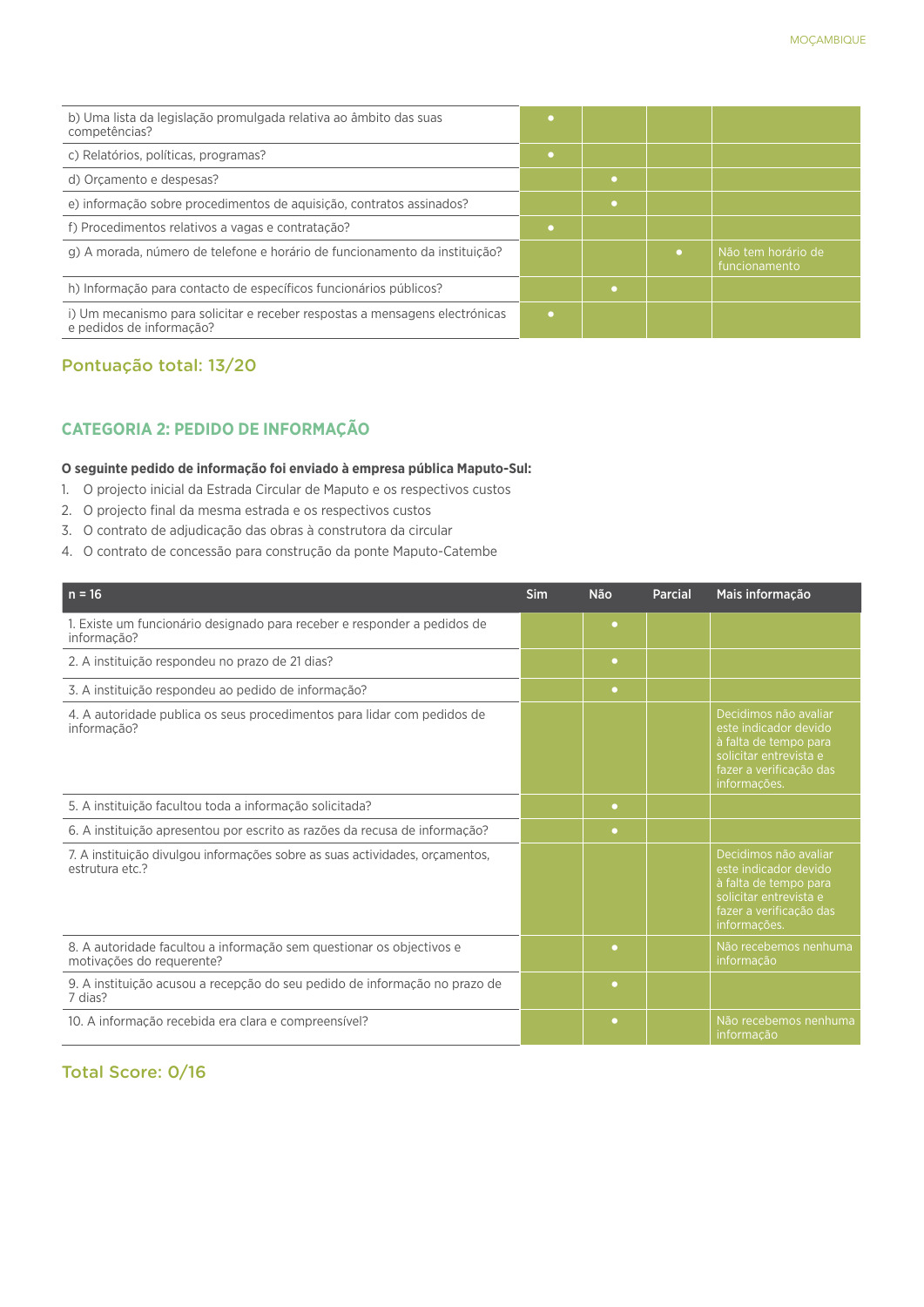| | Sim | Não | Parcial | Mais informação |
|---|---|---|---|---|
| b) Uma lista da legislação promulgada relativa ao âmbito das suas competências? | • | | | |
| c) Relatórios, políticas, programas? | • | | | |
| d) Orçamento e despesas? | | • | | |
| e) informação sobre procedimentos de aquisição, contratos assinados? | | • | | |
| f) Procedimentos relativos a vagas e contratação? | • | | | |
| g) A morada, número de telefone e horário de funcionamento da instituição? | | | • | Não tem horário de funcionamento |
| h) Informação para contacto de específicos funcionários públicos? | | • | | |
| i) Um mecanismo para solicitar e receber respostas a mensagens electrónicas e pedidos de informação? | • | | | |

## Pontuação total: 13/20

## CATEGORIA 2: PEDIDO DE INFORMAÇÃO

**O seguinte pedido de informação foi enviado à empresa pública Maputo-Sul:**

1. O projecto inicial da Estrada Circular de Maputo e os respectivos custos
2. O projecto final da mesma estrada e os respectivos custos
3. O contrato de adjudicação das obras à construtora da circular
4. O contrato de concessão para construção da ponte Maputo-Catembe

| n = 16 | Sim | Não | Parcial | Mais informação |
|---|---|---|---|---|
| 1. Existe um funcionário designado para receber e responder a pedidos de informação? | | • | | |
| 2. A instituição respondeu no prazo de 21 dias? | | • | | |
| 3. A instituição respondeu ao pedido de informação? | | • | | |
| 4. A autoridade publica os seus procedimentos para lidar com pedidos de informação? | | | | Decidimos não avaliar este indicador devido à falta de tempo para solicitar entrevista e fazer a verificação das informações. |
| 5. A instituição facultou toda a informação solicitada? | | • | | |
| 6. A instituição apresentou por escrito as razões da recusa de informação? | | • | | |
| 7. A instituição divulgou informações sobre as suas actividades, orçamentos, estrutura etc.? | | | | Decidimos não avaliar este indicador devido à falta de tempo para solicitar entrevista e fazer a verificação das informações. |
| 8. A autoridade facultou a informação sem questionar os objectivos e motivações do requerente? | | • | | Não recebemos nenhuma informação |
| 9. A instituição acusou a recepção do seu pedido de informação no prazo de 7 dias? | | • | | |
| 10. A informação recebida era clara e compreensível? | | • | | Não recebemos nenhuma informação |

## Total Score: 0/16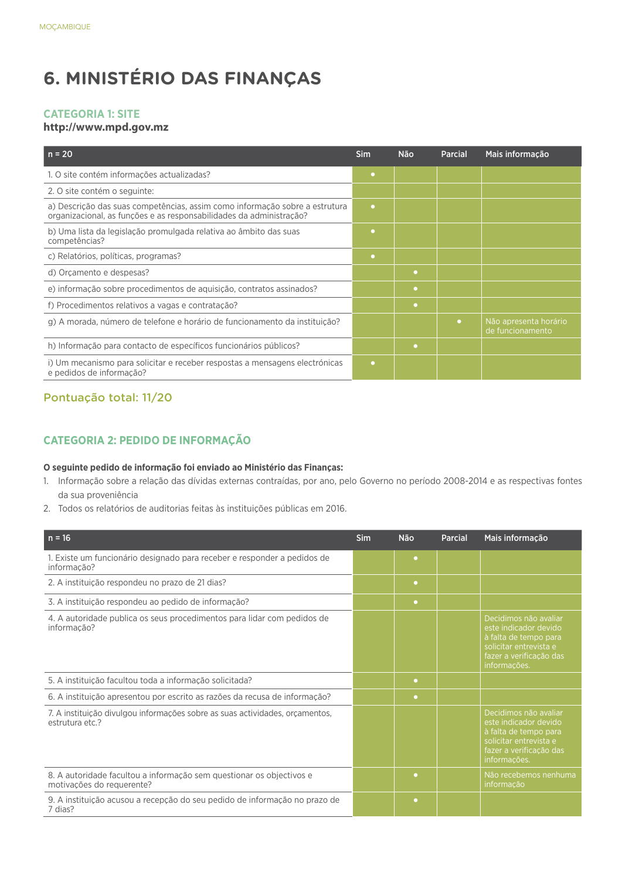# 6. MINISTÉRIO DAS FINANÇAS

## CATEGORIA 1: SITE

**http://www.mpd.gov.mz**

| n = 20 | Sim | Não | Parcial | Mais informação |
|---|---|---|---|---|
| 1. O site contém informações actualizadas? | • | | | |
| 2. O site contém o seguinte: | | | | |
| a) Descrição das suas competências, assim como informação sobre a estrutura organizacional, as funções e as responsabilidades da administração? | • | | | |
| b) Uma lista da legislação promulgada relativa ao âmbito das suas competências? | • | | | |
| c) Relatórios, políticas, programas? | • | | | |
| d) Orçamento e despesas? | | • | | |
| e) informação sobre procedimentos de aquisição, contratos assinados? | | • | | |
| f) Procedimentos relativos a vagas e contratação? | | • | | |
| g) A morada, número de telefone e horário de funcionamento da instituição? | | | • | Não apresenta horário de funcionamento |
| h) Informação para contacto de específicos funcionários públicos? | | • | | |
| i) Um mecanismo para solicitar e receber respostas a mensagens electrónicas e pedidos de informação? | • | | | |

### Pontuação total: 11/20

## CATEGORIA 2: PEDIDO DE INFORMAÇÃO

**O seguinte pedido de informação foi enviado ao Ministério das Finanças:**

1. Informação sobre a relação das dívidas externas contraídas, por ano, pelo Governo no período 2008-2014 e as respectivas fontes da sua proveniência
2. Todos os relatórios de auditorias feitas às instituições públicas em 2016.

| n = 16 | Sim | Não | Parcial | Mais informação |
|---|---|---|---|---|
| 1. Existe um funcionário designado para receber e responder a pedidos de informação? | | • | | |
| 2. A instituição respondeu no prazo de 21 dias? | | • | | |
| 3. A instituição respondeu ao pedido de informação? | | • | | |
| 4. A autoridade publica os seus procedimentos para lidar com pedidos de informação? | | | | Decidimos não avaliar este indicador devido à falta de tempo para solicitar entrevista e fazer a verificação das informações. |
| 5. A instituição facultou toda a informação solicitada? | | • | | |
| 6. A instituição apresentou por escrito as razões da recusa de informação? | | • | | |
| 7. A instituição divulgou informações sobre as suas actividades, orçamentos, estrutura etc.? | | | | Decidimos não avaliar este indicador devido à falta de tempo para solicitar entrevista e fazer a verificação das informações. |
| 8. A autoridade facultou a informação sem questionar os objectivos e motivações do requerente? | | • | | Não recebemos nenhuma informação |
| 9. A instituição acusou a recepção do seu pedido de informação no prazo de 7 dias? | | • | | |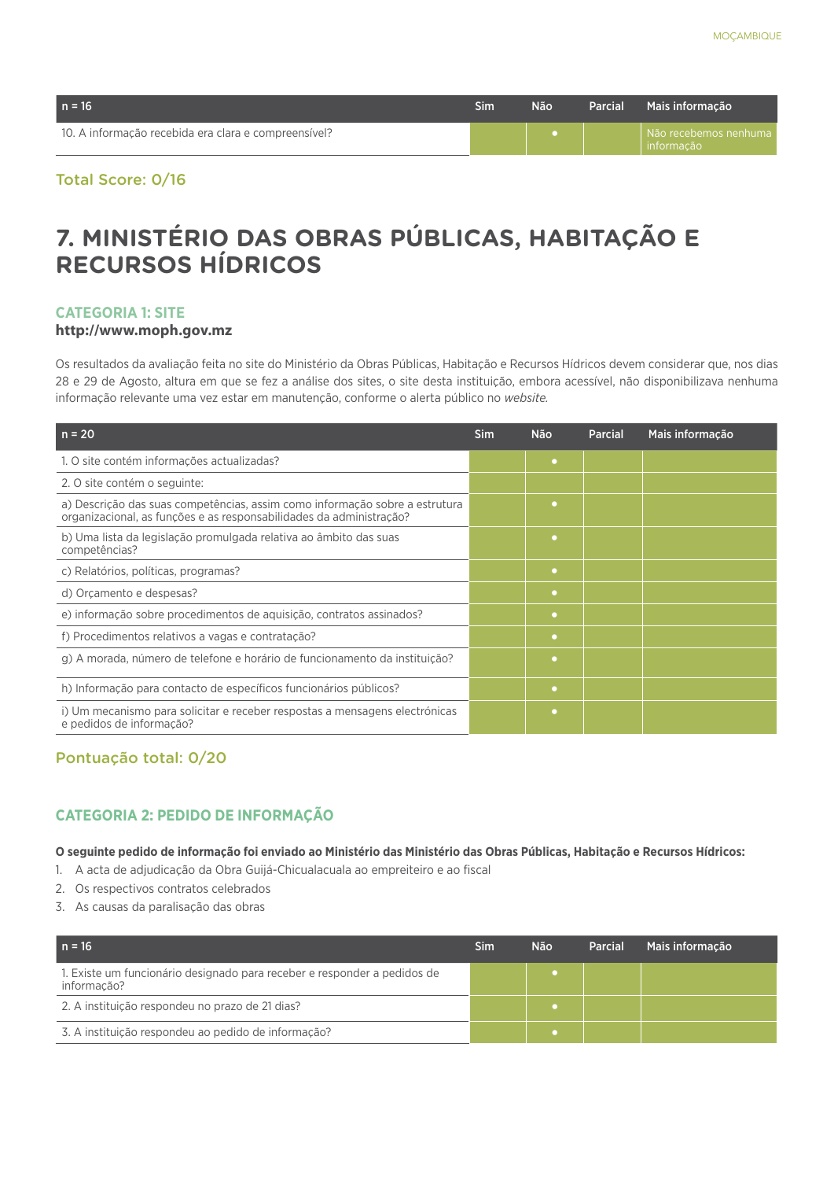| n = 16 | Sim | Não | Parcial | Mais informação |
|---|---|---|---|---|
| 10. A informação recebida era clara e compreensível? | | • | | Não recebemos nenhuma informação |

Total Score: 0/16

# 7. MINISTÉRIO DAS OBRAS PÚBLICAS, HABITAÇÃO E RECURSOS HÍDRICOS

## CATEGORIA 1: SITE

**http://www.moph.gov.mz**

Os resultados da avaliação feita no site do Ministério da Obras Públicas, Habitação e Recursos Hídricos devem considerar que, nos dias 28 e 29 de Agosto, altura em que se fez a análise dos sites, o site desta instituição, embora acessível, não disponibilizava nenhuma informação relevante uma vez estar em manutenção, conforme o alerta público no *website.*

| n = 20 | Sim | Não | Parcial | Mais informação |
|---|---|---|---|---|
| 1. O site contém informações actualizadas? | | • | | |
| 2. O site contém o seguinte: | | | | |
| a) Descrição das suas competências, assim como informação sobre a estrutura organizacional, as funções e as responsabilidades da administração? | | • | | |
| b) Uma lista da legislação promulgada relativa ao âmbito das suas competências? | | • | | |
| c) Relatórios, políticas, programas? | | • | | |
| d) Orçamento e despesas? | | • | | |
| e) informação sobre procedimentos de aquisição, contratos assinados? | | • | | |
| f) Procedimentos relativos a vagas e contratação? | | • | | |
| g) A morada, número de telefone e horário de funcionamento da instituição? | | • | | |
| h) Informação para contacto de específicos funcionários públicos? | | • | | |
| i) Um mecanismo para solicitar e receber respostas a mensagens electrónicas e pedidos de informação? | | • | | |

Pontuação total: 0/20

## CATEGORIA 2: PEDIDO DE INFORMAÇÃO

**O seguinte pedido de informação foi enviado ao Ministério das Ministério das Obras Públicas, Habitação e Recursos Hídricos:**

1. A acta de adjudicação da Obra Guijá-Chicualacuala ao empreiteiro e ao fiscal
2. Os respectivos contratos celebrados
3. As causas da paralisação das obras

| n = 16 | Sim | Não | Parcial | Mais informação |
|---|---|---|---|---|
| 1. Existe um funcionário designado para receber e responder a pedidos de informação? | | • | | |
| 2. A instituição respondeu no prazo de 21 dias? | | • | | |
| 3. A instituição respondeu ao pedido de informação? | | • | | |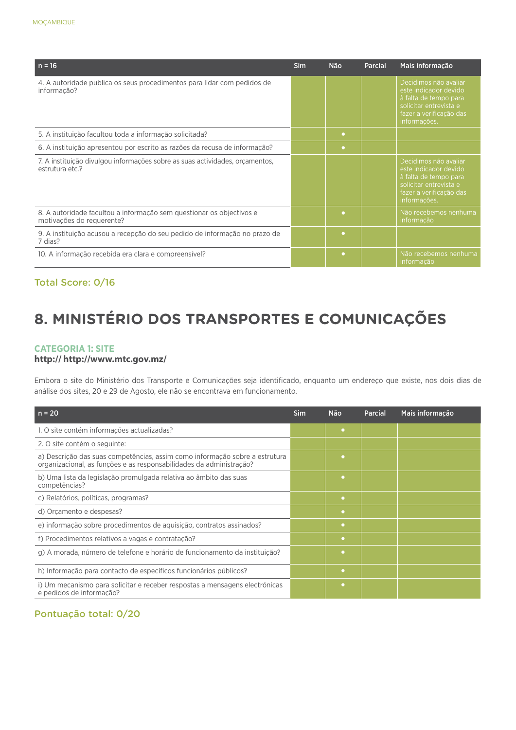| n = 16 | Sim | Não | Parcial | Mais informação |
|---|---|---|---|---|
| 4. A autoridade publica os seus procedimentos para lidar com pedidos de informação? | | | | Decidimos não avaliar este indicador devido à falta de tempo para solicitar entrevista e fazer a verificação das informações. |
| 5. A instituição facultou toda a informação solicitada? | | • | | |
| 6. A instituição apresentou por escrito as razões da recusa de informação? | | • | | |
| 7. A instituição divulgou informações sobre as suas actividades, orçamentos, estrutura etc.? | | | | Decidimos não avaliar este indicador devido à falta de tempo para solicitar entrevista e fazer a verificação das informações. |
| 8. A autoridade facultou a informação sem questionar os objectivos e motivações do requerente? | | • | | Não recebemos nenhuma informação |
| 9. A instituição acusou a recepção do seu pedido de informação no prazo de 7 dias? | | • | | |
| 10. A informação recebida era clara e compreensível? | | • | | Não recebemos nenhuma informação |

**Total Score: 0/16**

# 8. MINISTÉRIO DOS TRANSPORTES E COMUNICAÇÕES

### CATEGORIA 1: SITE

**http:// http://www.mtc.gov.mz/**

Embora o site do Ministério dos Transporte e Comunicações seja identificado, enquanto um endereço que existe, nos dois dias de análise dos sites, 20 e 29 de Agosto, ele não se encontrava em funcionamento.

| n = 20 | Sim | Não | Parcial | Mais informação |
|---|---|---|---|---|
| 1. O site contém informações actualizadas? | | • | | |
| 2. O site contém o seguinte: | | | | |
| a) Descrição das suas competências, assim como informação sobre a estrutura organizacional, as funções e as responsabilidades da administração? | | • | | |
| b) Uma lista da legislação promulgada relativa ao âmbito das suas competências? | | • | | |
| c) Relatórios, políticas, programas? | | • | | |
| d) Orçamento e despesas? | | • | | |
| e) informação sobre procedimentos de aquisição, contratos assinados? | | • | | |
| f) Procedimentos relativos a vagas e contratação? | | • | | |
| g) A morada, número de telefone e horário de funcionamento da instituição? | | • | | |
| h) Informação para contacto de específicos funcionários públicos? | | • | | |
| i) Um mecanismo para solicitar e receber respostas a mensagens electrónicas e pedidos de informação? | | • | | |

**Pontuação total: 0/20**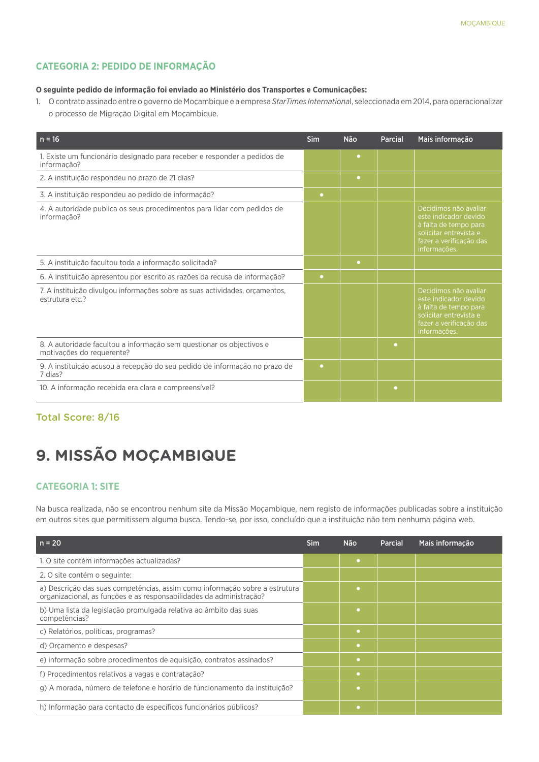### CATEGORIA 2: PEDIDO DE INFORMAÇÃO

**O seguinte pedido de informação foi enviado ao Ministério dos Transportes e Comunicações:**

1. O contrato assinado entre o governo de Moçambique e a empresa *StarTimes International*, seleccionada em 2014, para operacionalizar o processo de Migração Digital em Moçambique.

| n = 16 | Sim | Não | Parcial | Mais informação |
|---|---|---|---|---|
| 1. Existe um funcionário designado para receber e responder a pedidos de informação? | | • | | |
| 2. A instituição respondeu no prazo de 21 dias? | | • | | |
| 3. A instituição respondeu ao pedido de informação? | • | | | |
| 4. A autoridade publica os seus procedimentos para lidar com pedidos de informação? | | | | Decidimos não avaliar este indicador devido à falta de tempo para solicitar entrevista e fazer a verificação das informações. |
| 5. A instituição facultou toda a informação solicitada? | | • | | |
| 6. A instituição apresentou por escrito as razões da recusa de informação? | • | | | |
| 7. A instituição divulgou informações sobre as suas actividades, orçamentos, estrutura etc.? | | | | Decidimos não avaliar este indicador devido à falta de tempo para solicitar entrevista e fazer a verificação das informações. |
| 8. A autoridade facultou a informação sem questionar os objectivos e motivações do requerente? | | | • | |
| 9. A instituição acusou a recepção do seu pedido de informação no prazo de 7 dias? | • | | | |
| 10. A informação recebida era clara e compreensível? | | | • | |

**Total Score: 8/16**

# 9. MISSÃO MOÇAMBIQUE

### CATEGORIA 1: SITE

Na busca realizada, não se encontrou nenhum site da Missão Moçambique, nem registo de informações publicadas sobre a instituição em outros sites que permitissem alguma busca. Tendo-se, por isso, concluído que a instituição não tem nenhuma página web.

| n = 20 | Sim | Não | Parcial | Mais informação |
|---|---|---|---|---|
| 1. O site contém informações actualizadas? | | • | | |
| 2. O site contém o seguinte: | | | | |
| a) Descrição das suas competências, assim como informação sobre a estrutura organizacional, as funções e as responsabilidades da administração? | | • | | |
| b) Uma lista da legislação promulgada relativa ao âmbito das suas competências? | | • | | |
| c) Relatórios, políticas, programas? | | • | | |
| d) Orçamento e despesas? | | • | | |
| e) informação sobre procedimentos de aquisição, contratos assinados? | | • | | |
| f) Procedimentos relativos a vagas e contratação? | | • | | |
| g) A morada, número de telefone e horário de funcionamento da instituição? | | • | | |
| h) Informação para contacto de específicos funcionários públicos? | | • | | |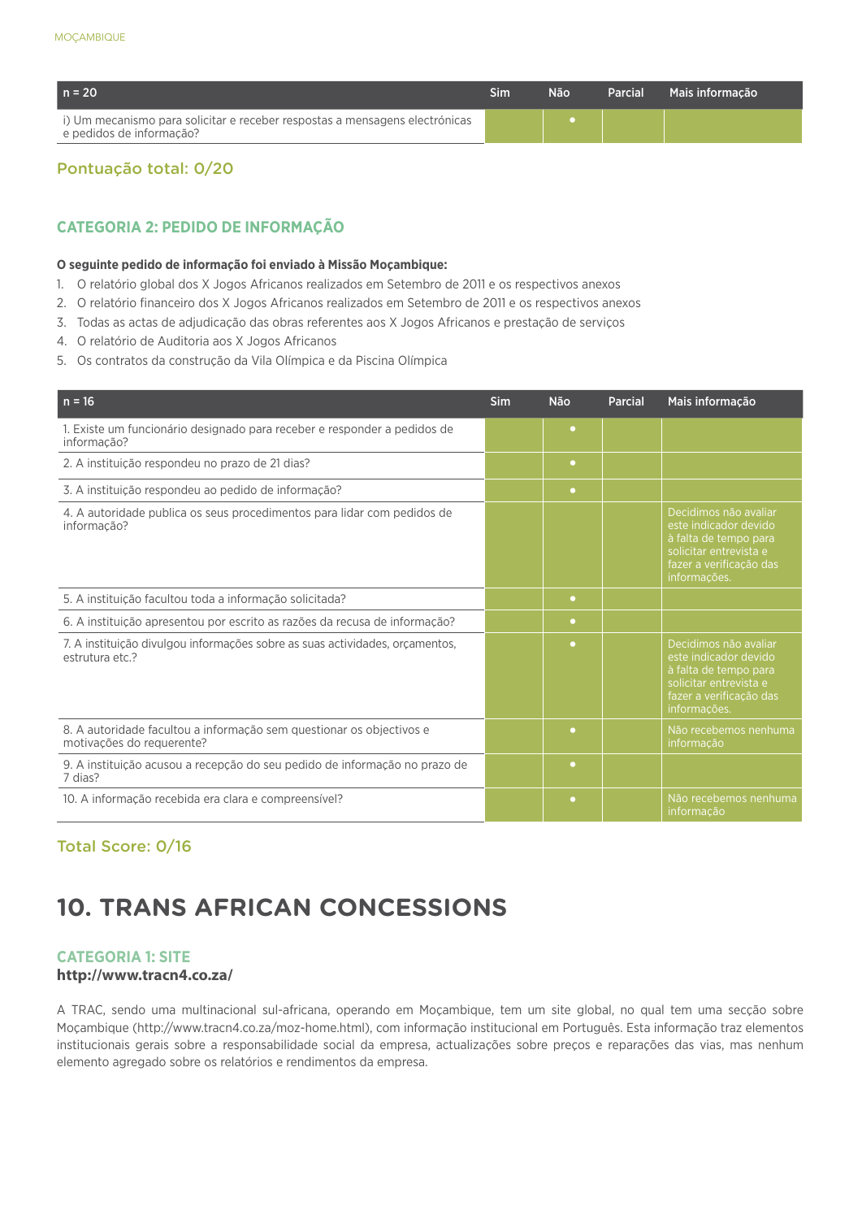| n = 20 | Sim | Não | Parcial | Mais informação |
|---|---|---|---|---|
| i) Um mecanismo para solicitar e receber respostas a mensagens electrónicas e pedidos de informação? | | • | | |

Pontuação total: 0/20

## CATEGORIA 2: PEDIDO DE INFORMAÇÃO

**O seguinte pedido de informação foi enviado à Missão Moçambique:**

1. O relatório global dos X Jogos Africanos realizados em Setembro de 2011 e os respectivos anexos
2. O relatório financeiro dos X Jogos Africanos realizados em Setembro de 2011 e os respectivos anexos
3. Todas as actas de adjudicação das obras referentes aos X Jogos Africanos e prestação de serviços
4. O relatório de Auditoria aos X Jogos Africanos
5. Os contratos da construção da Vila Olímpica e da Piscina Olímpica

| n = 16 | Sim | Não | Parcial | Mais informação |
|---|---|---|---|---|
| 1. Existe um funcionário designado para receber e responder a pedidos de informação? | | • | | |
| 2. A instituição respondeu no prazo de 21 dias? | | • | | |
| 3. A instituição respondeu ao pedido de informação? | | • | | |
| 4. A autoridade publica os seus procedimentos para lidar com pedidos de informação? | | | | Decidimos não avaliar este indicador devido à falta de tempo para solicitar entrevista e fazer a verificação das informações. |
| 5. A instituição facultou toda a informação solicitada? | | • | | |
| 6. A instituição apresentou por escrito as razões da recusa de informação? | | • | | |
| 7. A instituição divulgou informações sobre as suas actividades, orçamentos, estrutura etc.? | | • | | Decidimos não avaliar este indicador devido à falta de tempo para solicitar entrevista e fazer a verificação das informações. |
| 8. A autoridade facultou a informação sem questionar os objectivos e motivações do requerente? | | • | | Não recebemos nenhuma informação |
| 9. A instituição acusou a recepção do seu pedido de informação no prazo de 7 dias? | | • | | |
| 10. A informação recebida era clara e compreensível? | | • | | Não recebemos nenhuma informação |

Total Score: 0/16

# 10. TRANS AFRICAN CONCESSIONS

## CATEGORIA 1: SITE

**http://www.tracn4.co.za/**

A TRAC, sendo uma multinacional sul-africana, operando em Moçambique, tem um site global, no qual tem uma secção sobre Moçambique (http://www.tracn4.co.za/moz-home.html), com informação institucional em Português. Esta informação traz elementos institucionais gerais sobre a responsabilidade social da empresa, actualizações sobre preços e reparações das vias, mas nenhum elemento agregado sobre os relatórios e rendimentos da empresa.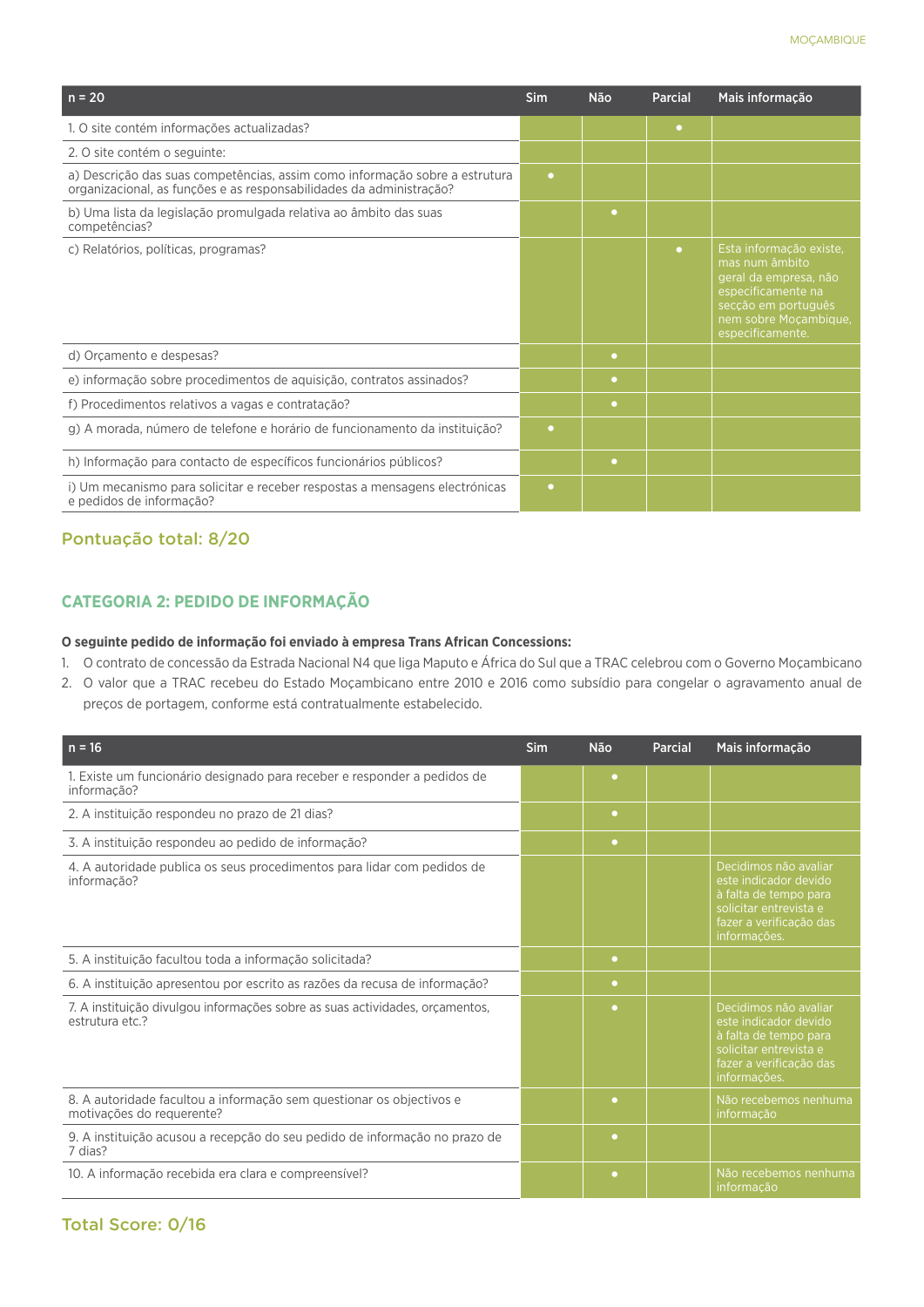| n = 20 | Sim | Não | Parcial | Mais informação |
|---|---|---|---|---|
| 1. O site contém informações actualizadas? | | | • | |
| 2. O site contém o seguinte: | | | | |
| a) Descrição das suas competências, assim como informação sobre a estrutura organizacional, as funções e as responsabilidades da administração? | • | | | |
| b) Uma lista da legislação promulgada relativa ao âmbito das suas competências? | | • | | |
| c) Relatórios, políticas, programas? | | | • | Esta informação existe, mas num âmbito geral da empresa, não especificamente na secção em português nem sobre Moçambique, especificamente. |
| d) Orçamento e despesas? | | • | | |
| e) informação sobre procedimentos de aquisição, contratos assinados? | | • | | |
| f) Procedimentos relativos a vagas e contratação? | | • | | |
| g) A morada, número de telefone e horário de funcionamento da instituição? | • | | | |
| h) Informação para contacto de específicos funcionários públicos? | | • | | |
| i) Um mecanismo para solicitar e receber respostas a mensagens electrónicas e pedidos de informação? | • | | | |

## Pontuação total: 8/20

## CATEGORIA 2: PEDIDO DE INFORMAÇÃO

**O seguinte pedido de informação foi enviado à empresa Trans African Concessions:**

1. O contrato de concessão da Estrada Nacional N4 que liga Maputo e África do Sul que a TRAC celebrou com o Governo Moçambicano
2. O valor que a TRAC recebeu do Estado Moçambicano entre 2010 e 2016 como subsídio para congelar o agravamento anual de preços de portagem, conforme está contratualmente estabelecido.

| n = 16 | Sim | Não | Parcial | Mais informação |
|---|---|---|---|---|
| 1. Existe um funcionário designado para receber e responder a pedidos de informação? | | • | | |
| 2. A instituição respondeu no prazo de 21 dias? | | • | | |
| 3. A instituição respondeu ao pedido de informação? | | • | | |
| 4. A autoridade publica os seus procedimentos para lidar com pedidos de informação? | | | | Decidimos não avaliar este indicador devido à falta de tempo para solicitar entrevista e fazer a verificação das informações. |
| 5. A instituição facultou toda a informação solicitada? | | • | | |
| 6. A instituição apresentou por escrito as razões da recusa de informação? | | • | | |
| 7. A instituição divulgou informações sobre as suas actividades, orçamentos, estrutura etc.? | | • | | Decidimos não avaliar este indicador devido à falta de tempo para solicitar entrevista e fazer a verificação das informações. |
| 8. A autoridade facultou a informação sem questionar os objectivos e motivações do requerente? | | • | | Não recebemos nenhuma informação |
| 9. A instituição acusou a recepção do seu pedido de informação no prazo de 7 dias? | | • | | |
| 10. A informação recebida era clara e compreensível? | | • | | Não recebemos nenhuma informação |

## Total Score: 0/16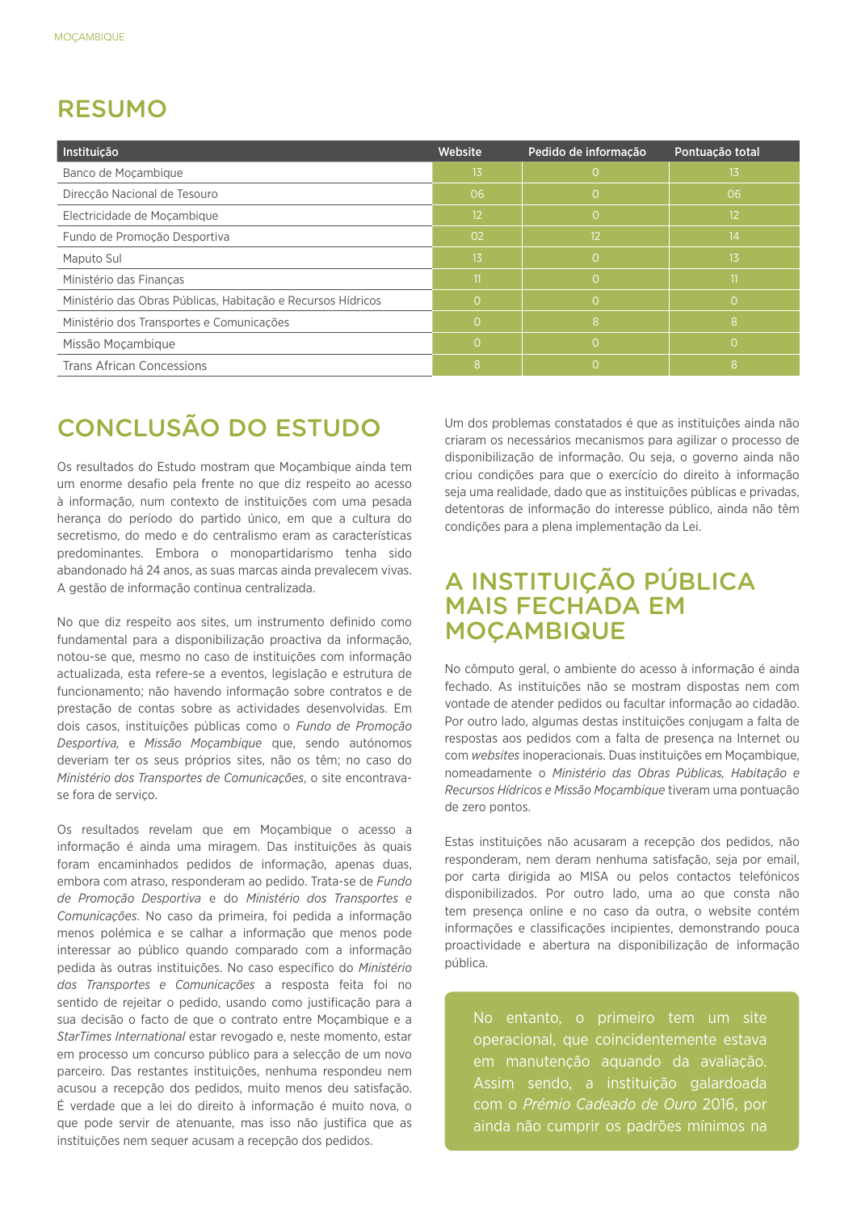## RESUMO

| Instituição | Website | Pedido de informação | Pontuação total |
|---|---|---|---|
| Banco de Moçambique | 13 | 0 | 13 |
| Direcção Nacional de Tesouro | 06 | 0 | 06 |
| Electricidade de Moçambique | 12 | 0 | 12 |
| Fundo de Promoção Desportiva | 02 | 12 | 14 |
| Maputo Sul | 13 | 0 | 13 |
| Ministério das Finanças | 11 | 0 | 11 |
| Ministério das Obras Públicas, Habitação e Recursos Hídricos | 0 | 0 | 0 |
| Ministério dos Transportes e Comunicações | 0 | 8 | 8 |
| Missão Moçambique | 0 | 0 | 0 |
| Trans African Concessions | 8 | 0 | 8 |

## CONCLUSÃO DO ESTUDO

Os resultados do Estudo mostram que Moçambique ainda tem um enorme desafio pela frente no que diz respeito ao acesso à informação, num contexto de instituições com uma pesada herança do período do partido único, em que a cultura do secretismo, do medo e do centralismo eram as características predominantes. Embora o monopartidarismo tenha sido abandonado há 24 anos, as suas marcas ainda prevalecem vivas. A gestão de informação continua centralizada.

No que diz respeito aos sites, um instrumento definido como fundamental para a disponibilização proactiva da informação, notou-se que, mesmo no caso de instituições com informação actualizada, esta refere-se a eventos, legislação e estrutura de funcionamento; não havendo informação sobre contratos e de prestação de contas sobre as actividades desenvolvidas. Em dois casos, instituições públicas como o *Fundo de Promoção Desportiva*, e *Missão Moçambique* que, sendo autónomos deveriam ter os seus próprios sites, não os têm; no caso do *Ministério dos Transportes de Comunicações*, o site encontrava-se fora de serviço.

Os resultados revelam que em Moçambique o acesso a informação é ainda uma miragem. Das instituições às quais foram encaminhados pedidos de informação, apenas duas, embora com atraso, responderam ao pedido. Trata-se de *Fundo de Promoção Desportiva* e do *Ministério dos Transportes e Comunicações*. No caso da primeira, foi pedida a informação menos polémica e se calhar a informação que menos pode interessar ao público quando comparado com a informação pedida às outras instituições. No caso específico do *Ministério dos Transportes e Comunicações* a resposta feita foi no sentido de rejeitar o pedido, usando como justificação para a sua decisão o facto de que o contrato entre Moçambique e a *StarTimes International* estar revogado e, neste momento, estar em processo um concurso público para a selecção de um novo parceiro. Das restantes instituições, nenhuma respondeu nem acusou a recepção dos pedidos, muito menos deu satisfação. É verdade que a lei do direito à informação é muito nova, o que pode servir de atenuante, mas isso não justifica que as instituições nem sequer acusam a recepção dos pedidos.

Um dos problemas constatados é que as instituições ainda não criaram os necessários mecanismos para agilizar o processo de disponibilização de informação. Ou seja, o governo ainda não criou condições para que o exercício do direito à informação seja uma realidade, dado que as instituições públicas e privadas, detentoras de informação do interesse público, ainda não têm condições para a plena implementação da Lei.

## A INSTITUIÇÃO PÚBLICA MAIS FECHADA EM MOÇAMBIQUE

No cômputo geral, o ambiente do acesso à informação é ainda fechado. As instituições não se mostram dispostas nem com vontade de atender pedidos ou facultar informação ao cidadão. Por outro lado, algumas destas instituições conjugam a falta de respostas aos pedidos com a falta de presença na Internet ou com *websites* inoperacionais. Duas instituições em Moçambique, nomeadamente o *Ministério das Obras Públicas, Habitação e Recursos Hídricos e Missão Moçambique* tiveram uma pontuação de zero pontos.

Estas instituições não acusaram a recepção dos pedidos, não responderam, nem deram nenhuma satisfação, seja por email, por carta dirigida ao MISA ou pelos contactos telefónicos disponibilizados. Por outro lado, uma ao que consta não tem presença online e no caso da outra, o website contém informações e classificações incipientes, demonstrando pouca proactividade e abertura na disponibilização de informação pública.

No entanto, o primeiro tem um site operacional, que coincidentemente estava em manutenção aquando da avaliação. Assim sendo, a instituição galardoada com o *Prémio Cadeado de Ouro* 2016, por ainda não cumprir os padrões mínimos na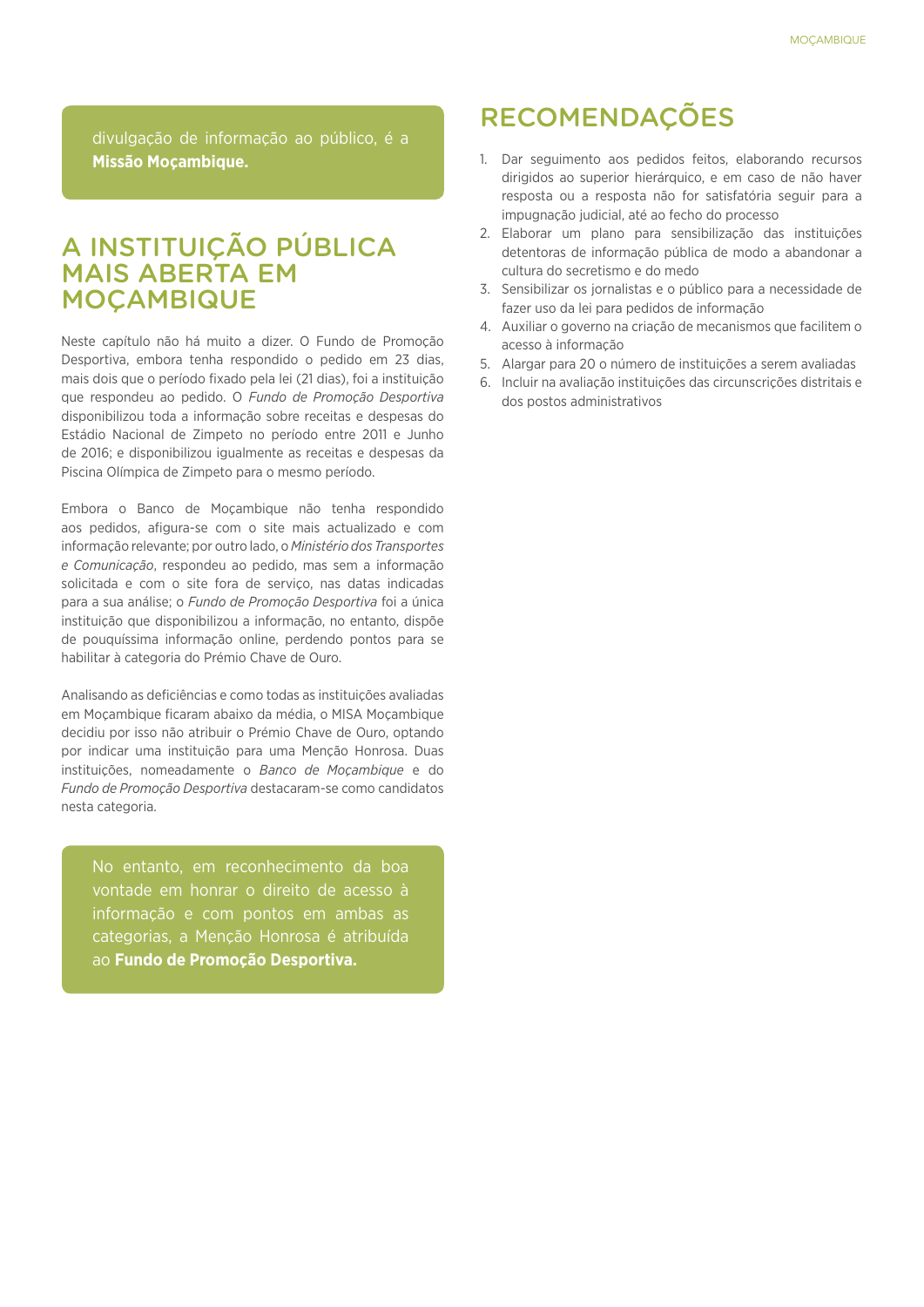divulgação de informação ao público, é a **Missão Moçambique.**

## A INSTITUIÇÃO PÚBLICA MAIS ABERTA EM MOÇAMBIQUE

Neste capítulo não há muito a dizer. O Fundo de Promoção Desportiva, embora tenha respondido o pedido em 23 dias, mais dois que o período fixado pela lei (21 dias), foi a instituição que respondeu ao pedido. O *Fundo de Promoção Desportiva* disponibilizou toda a informação sobre receitas e despesas do Estádio Nacional de Zimpeto no período entre 2011 e Junho de 2016; e disponibilizou igualmente as receitas e despesas da Piscina Olímpica de Zimpeto para o mesmo período.

Embora o Banco de Moçambique não tenha respondido aos pedidos, afigura-se com o site mais actualizado e com informação relevante; por outro lado, o *Ministério dos Transportes e Comunicação*, respondeu ao pedido, mas sem a informação solicitada e com o site fora de serviço, nas datas indicadas para a sua análise; o *Fundo de Promoção Desportiva* foi a única instituição que disponibilizou a informação, no entanto, dispõe de pouquíssima informação online, perdendo pontos para se habilitar à categoria do Prémio Chave de Ouro.

Analisando as deficiências e como todas as instituições avaliadas em Moçambique ficaram abaixo da média, o MISA Moçambique decidiu por isso não atribuir o Prémio Chave de Ouro, optando por indicar uma instituição para uma Menção Honrosa. Duas instituições, nomeadamente o *Banco de Moçambique* e do *Fundo de Promoção Desportiva* destacaram-se como candidatos nesta categoria.

No entanto, em reconhecimento da boa vontade em honrar o direito de acesso à informação e com pontos em ambas as categorias, a Menção Honrosa é atribuída ao **Fundo de Promoção Desportiva.**

## RECOMENDAÇÕES

1. Dar seguimento aos pedidos feitos, elaborando recursos dirigidos ao superior hierárquico, e em caso de não haver resposta ou a resposta não for satisfatória seguir para a impugnação judicial, até ao fecho do processo
2. Elaborar um plano para sensibilização das instituições detentoras de informação pública de modo a abandonar a cultura do secretismo e do medo
3. Sensibilizar os jornalistas e o público para a necessidade de fazer uso da lei para pedidos de informação
4. Auxiliar o governo na criação de mecanismos que facilitem o acesso à informação
5. Alargar para 20 o número de instituições a serem avaliadas
6. Incluir na avaliação instituições das circunscrições distritais e dos postos administrativos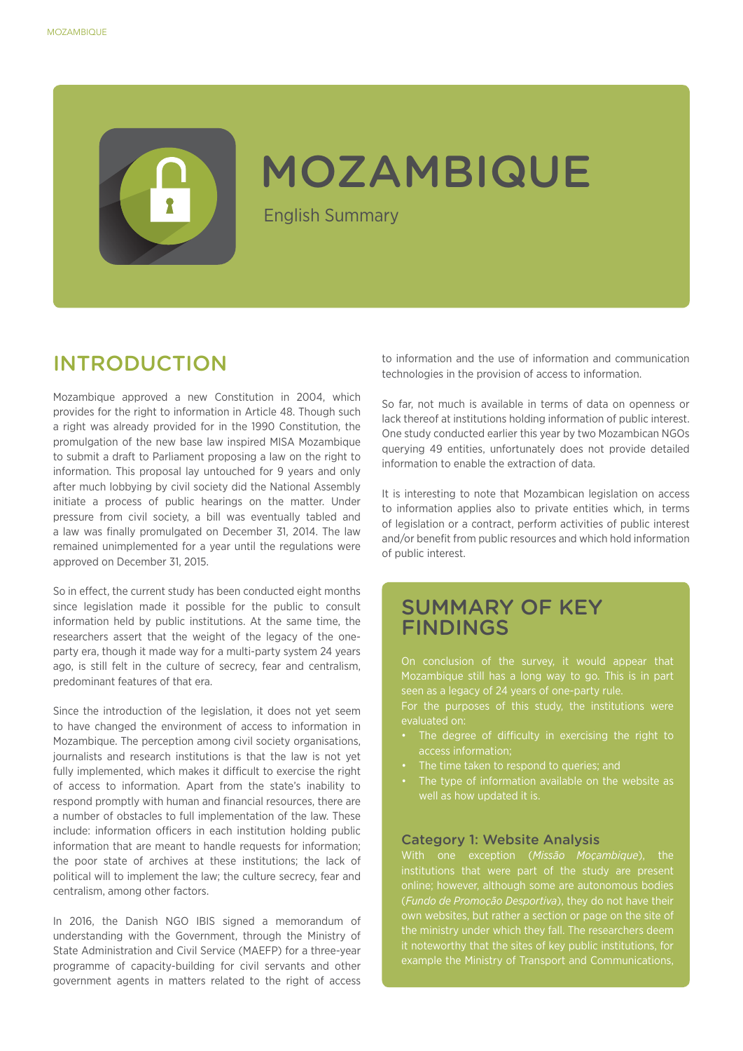# MOZAMBIQUE

English Summary

## INTRODUCTION

Mozambique approved a new Constitution in 2004, which provides for the right to information in Article 48. Though such a right was already provided for in the 1990 Constitution, the promulgation of the new base law inspired MISA Mozambique to submit a draft to Parliament proposing a law on the right to information. This proposal lay untouched for 9 years and only after much lobbying by civil society did the National Assembly initiate a process of public hearings on the matter. Under pressure from civil society, a bill was eventually tabled and a law was finally promulgated on December 31, 2014. The law remained unimplemented for a year until the regulations were approved on December 31, 2015.

So in effect, the current study has been conducted eight months since legislation made it possible for the public to consult information held by public institutions. At the same time, the researchers assert that the weight of the legacy of the one-party era, though it made way for a multi-party system 24 years ago, is still felt in the culture of secrecy, fear and centralism, predominant features of that era.

Since the introduction of the legislation, it does not yet seem to have changed the environment of access to information in Mozambique. The perception among civil society organisations, journalists and research institutions is that the law is not yet fully implemented, which makes it difficult to exercise the right of access to information. Apart from the state's inability to respond promptly with human and financial resources, there are a number of obstacles to full implementation of the law. These include: information officers in each institution holding public information that are meant to handle requests for information; the poor state of archives at these institutions; the lack of political will to implement the law; the culture secrecy, fear and centralism, among other factors.

In 2016, the Danish NGO IBIS signed a memorandum of understanding with the Government, through the Ministry of State Administration and Civil Service (MAEFP) for a three-year programme of capacity-building for civil servants and other government agents in matters related to the right of access to information and the use of information and communication technologies in the provision of access to information.

So far, not much is available in terms of data on openness or lack thereof at institutions holding information of public interest. One study conducted earlier this year by two Mozambican NGOs querying 49 entities, unfortunately does not provide detailed information to enable the extraction of data.

It is interesting to note that Mozambican legislation on access to information applies also to private entities which, in terms of legislation or a contract, perform activities of public interest and/or benefit from public resources and which hold information of public interest.

## SUMMARY OF KEY FINDINGS

On conclusion of the survey, it would appear that Mozambique still has a long way to go. This is in part seen as a legacy of 24 years of one-party rule.

For the purposes of this study, the institutions were evaluated on:

- The degree of difficulty in exercising the right to access information;
- The time taken to respond to queries; and
- The type of information available on the website as well as how updated it is.

### Category 1: Website Analysis

With one exception (*Missão Moçambique*), the institutions that were part of the study are present online; however, although some are autonomous bodies (*Fundo de Promoção Desportiva*), they do not have their own websites, but rather a section or page on the site of the ministry under which they fall. The researchers deem it noteworthy that the sites of key public institutions, for example the Ministry of Transport and Communications,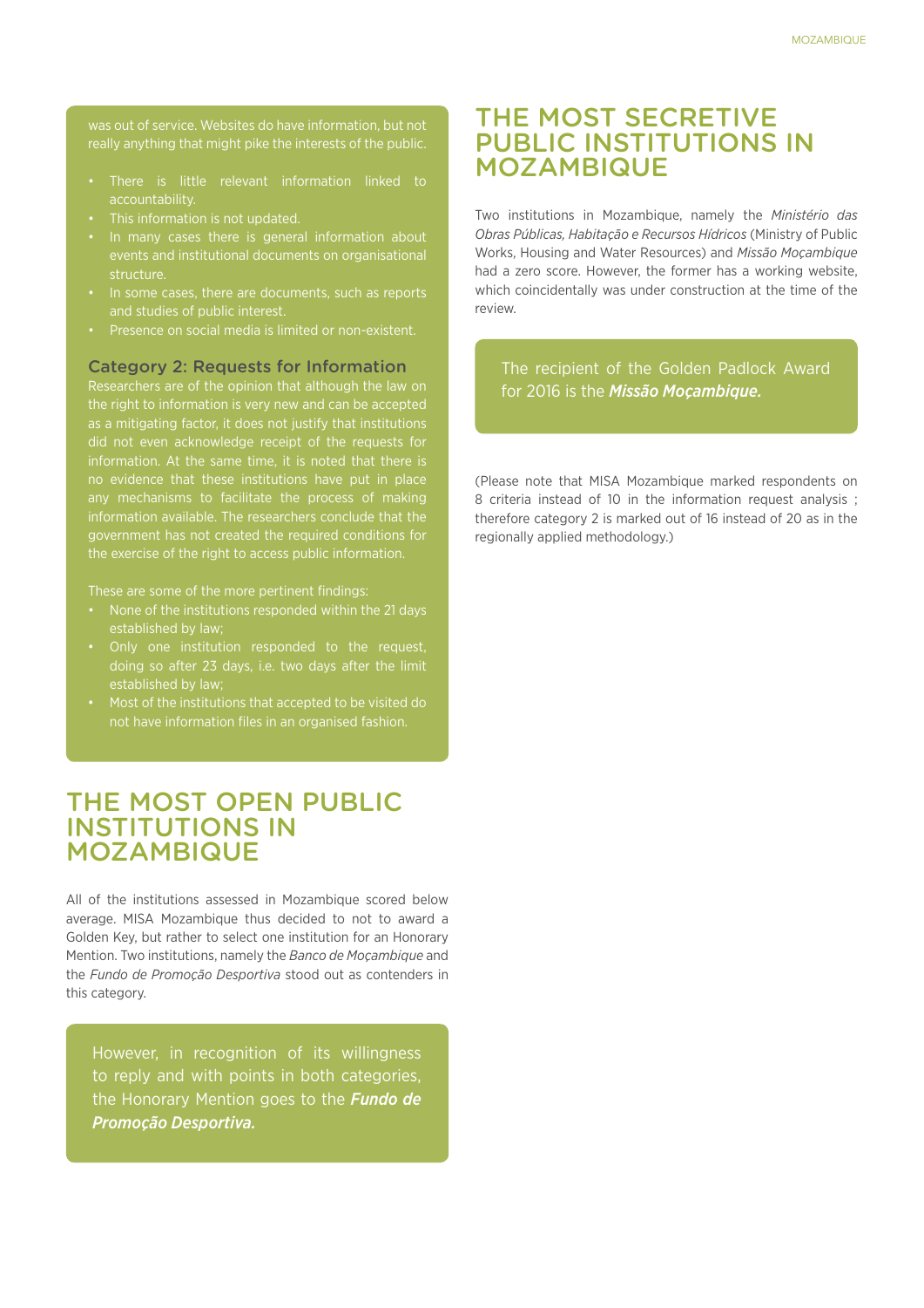was out of service. Websites do have information, but not really anything that might pike the interests of the public.

- There is little relevant information linked to accountability.
- This information is not updated.
- In many cases there is general information about events and institutional documents on organisational structure.
- In some cases, there are documents, such as reports and studies of public interest.
- Presence on social media is limited or non-existent.

### Category 2: Requests for Information

Researchers are of the opinion that although the law on the right to information is very new and can be accepted as a mitigating factor, it does not justify that institutions did not even acknowledge receipt of the requests for information. At the same time, it is noted that there is no evidence that these institutions have put in place any mechanisms to facilitate the process of making information available. The researchers conclude that the government has not created the required conditions for the exercise of the right to access public information.

These are some of the more pertinent findings:

- None of the institutions responded within the 21 days established by law;
- Only one institution responded to the request, doing so after 23 days, i.e. two days after the limit established by law;
- Most of the institutions that accepted to be visited do not have information files in an organised fashion.

## THE MOST OPEN PUBLIC INSTITUTIONS IN MOZAMBIQUE

All of the institutions assessed in Mozambique scored below average. MISA Mozambique thus decided to not to award a Golden Key, but rather to select one institution for an Honorary Mention. Two institutions, namely the *Banco de Moçambique* and the *Fundo de Promoção Desportiva* stood out as contenders in this category.

However, in recognition of its willingness to reply and with points in both categories, the Honorary Mention goes to the ***Fundo de Promoção Desportiva.***

## THE MOST SECRETIVE PUBLIC INSTITUTIONS IN MOZAMBIQUE

Two institutions in Mozambique, namely the *Ministério das Obras Públicas, Habitação e Recursos Hídricos* (Ministry of Public Works, Housing and Water Resources) and *Missão Moçambique* had a zero score. However, the former has a working website, which coincidentally was under construction at the time of the review.

The recipient of the Golden Padlock Award for 2016 is the ***Missão Moçambique.***

(Please note that MISA Mozambique marked respondents on 8 criteria instead of 10 in the information request analysis ; therefore category 2 is marked out of 16 instead of 20 as in the regionally applied methodology.)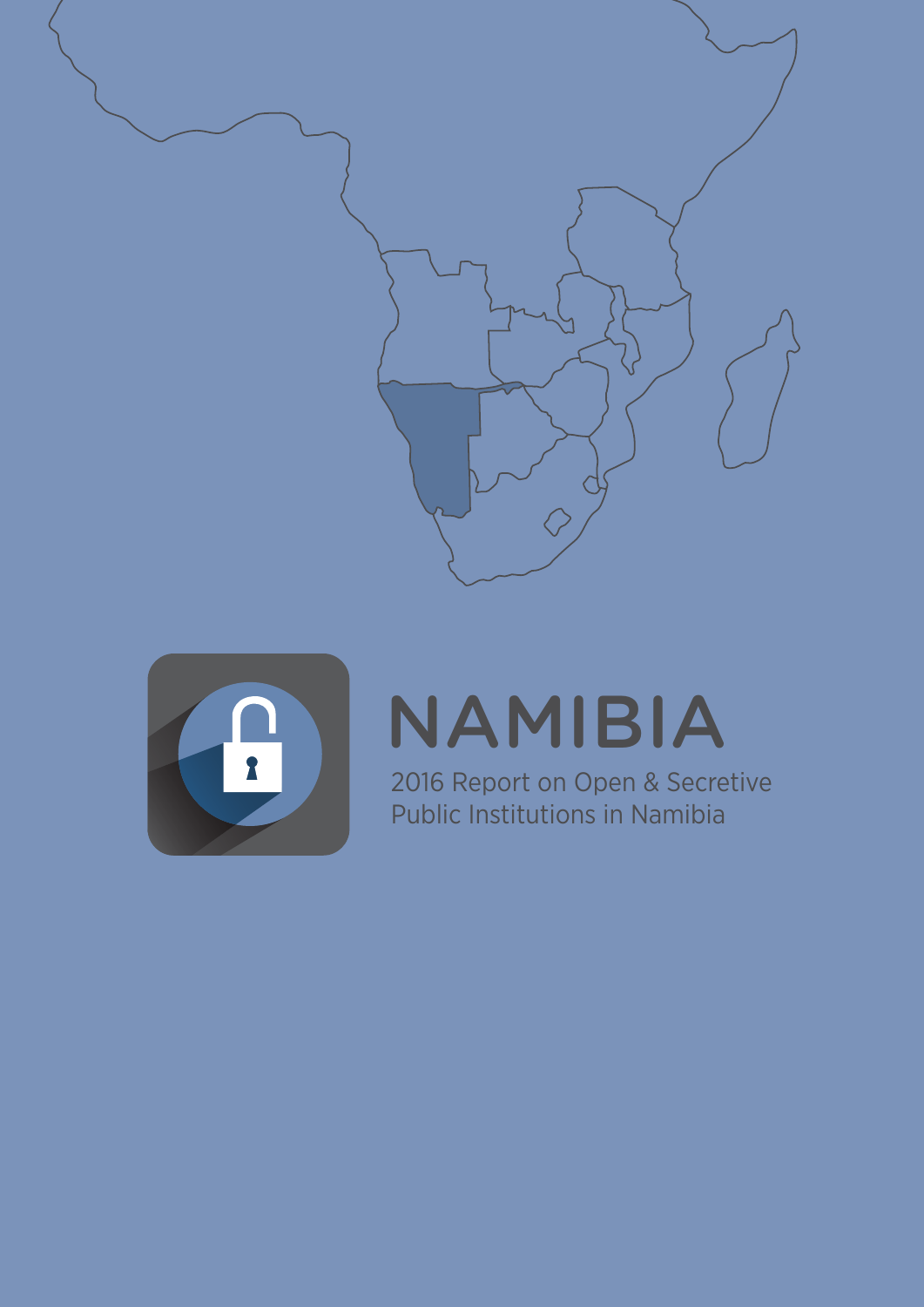# NAMIBIA

2016 Report on Open & Secretive Public Institutions in Namibia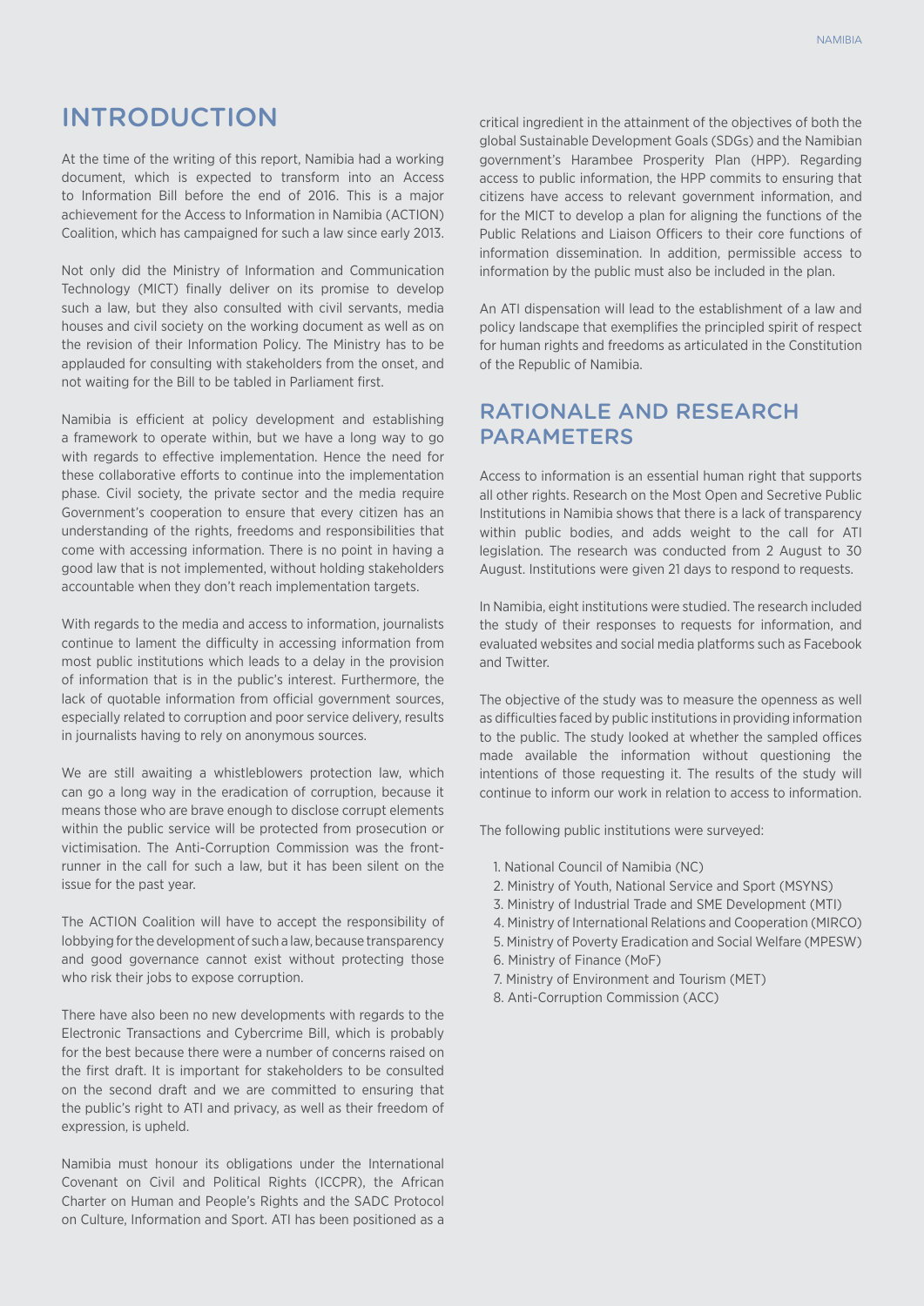# INTRODUCTION

At the time of the writing of this report, Namibia had a working document, which is expected to transform into an Access to Information Bill before the end of 2016. This is a major achievement for the Access to Information in Namibia (ACTION) Coalition, which has campaigned for such a law since early 2013.

Not only did the Ministry of Information and Communication Technology (MICT) finally deliver on its promise to develop such a law, but they also consulted with civil servants, media houses and civil society on the working document as well as on the revision of their Information Policy. The Ministry has to be applauded for consulting with stakeholders from the onset, and not waiting for the Bill to be tabled in Parliament first.

Namibia is efficient at policy development and establishing a framework to operate within, but we have a long way to go with regards to effective implementation. Hence the need for these collaborative efforts to continue into the implementation phase. Civil society, the private sector and the media require Government's cooperation to ensure that every citizen has an understanding of the rights, freedoms and responsibilities that come with accessing information. There is no point in having a good law that is not implemented, without holding stakeholders accountable when they don't reach implementation targets.

With regards to the media and access to information, journalists continue to lament the difficulty in accessing information from most public institutions which leads to a delay in the provision of information that is in the public's interest. Furthermore, the lack of quotable information from official government sources, especially related to corruption and poor service delivery, results in journalists having to rely on anonymous sources.

We are still awaiting a whistleblowers protection law, which can go a long way in the eradication of corruption, because it means those who are brave enough to disclose corrupt elements within the public service will be protected from prosecution or victimisation. The Anti-Corruption Commission was the front-runner in the call for such a law, but it has been silent on the issue for the past year.

The ACTION Coalition will have to accept the responsibility of lobbying for the development of such a law, because transparency and good governance cannot exist without protecting those who risk their jobs to expose corruption.

There have also been no new developments with regards to the Electronic Transactions and Cybercrime Bill, which is probably for the best because there were a number of concerns raised on the first draft. It is important for stakeholders to be consulted on the second draft and we are committed to ensuring that the public's right to ATI and privacy, as well as their freedom of expression, is upheld.

Namibia must honour its obligations under the International Covenant on Civil and Political Rights (ICCPR), the African Charter on Human and People's Rights and the SADC Protocol on Culture, Information and Sport. ATI has been positioned as a critical ingredient in the attainment of the objectives of both the global Sustainable Development Goals (SDGs) and the Namibian government's Harambee Prosperity Plan (HPP). Regarding access to public information, the HPP commits to ensuring that citizens have access to relevant government information, and for the MICT to develop a plan for aligning the functions of the Public Relations and Liaison Officers to their core functions of information dissemination. In addition, permissible access to information by the public must also be included in the plan.

An ATI dispensation will lead to the establishment of a law and policy landscape that exemplifies the principled spirit of respect for human rights and freedoms as articulated in the Constitution of the Republic of Namibia.

## RATIONALE AND RESEARCH PARAMETERS

Access to information is an essential human right that supports all other rights. Research on the Most Open and Secretive Public Institutions in Namibia shows that there is a lack of transparency within public bodies, and adds weight to the call for ATI legislation. The research was conducted from 2 August to 30 August. Institutions were given 21 days to respond to requests.

In Namibia, eight institutions were studied. The research included the study of their responses to requests for information, and evaluated websites and social media platforms such as Facebook and Twitter.

The objective of the study was to measure the openness as well as difficulties faced by public institutions in providing information to the public. The study looked at whether the sampled offices made available the information without questioning the intentions of those requesting it. The results of the study will continue to inform our work in relation to access to information.

The following public institutions were surveyed:

1. National Council of Namibia (NC)
2. Ministry of Youth, National Service and Sport (MSYNS)
3. Ministry of Industrial Trade and SME Development (MTI)
4. Ministry of International Relations and Cooperation (MIRCO)
5. Ministry of Poverty Eradication and Social Welfare (MPESW)
6. Ministry of Finance (MoF)
7. Ministry of Environment and Tourism (MET)
8. Anti-Corruption Commission (ACC)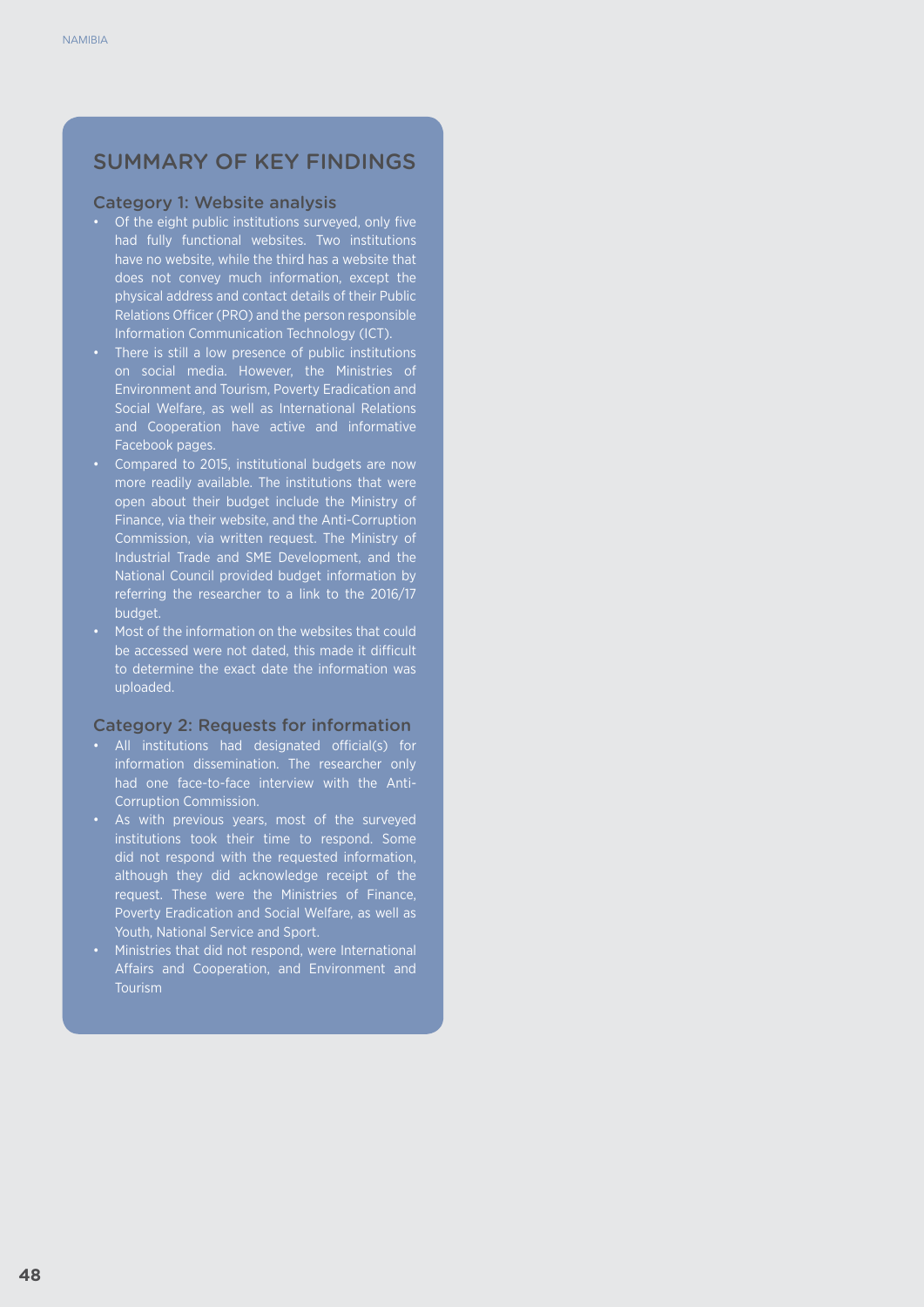## SUMMARY OF KEY FINDINGS

### Category 1: Website analysis

- Of the eight public institutions surveyed, only five had fully functional websites. Two institutions have no website, while the third has a website that does not convey much information, except the physical address and contact details of their Public Relations Officer (PRO) and the person responsible Information Communication Technology (ICT).
- There is still a low presence of public institutions on social media. However, the Ministries of Environment and Tourism, Poverty Eradication and Social Welfare, as well as International Relations and Cooperation have active and informative Facebook pages.
- Compared to 2015, institutional budgets are now more readily available. The institutions that were open about their budget include the Ministry of Finance, via their website, and the Anti-Corruption Commission, via written request. The Ministry of Industrial Trade and SME Development, and the National Council provided budget information by referring the researcher to a link to the 2016/17 budget.
- Most of the information on the websites that could be accessed were not dated, this made it difficult to determine the exact date the information was uploaded.

### Category 2: Requests for information

- All institutions had designated official(s) for information dissemination. The researcher only had one face-to-face interview with the Anti-Corruption Commission.
- As with previous years, most of the surveyed institutions took their time to respond. Some did not respond with the requested information, although they did acknowledge receipt of the request. These were the Ministries of Finance, Poverty Eradication and Social Welfare, as well as Youth, National Service and Sport.
- Ministries that did not respond, were International Affairs and Cooperation, and Environment and Tourism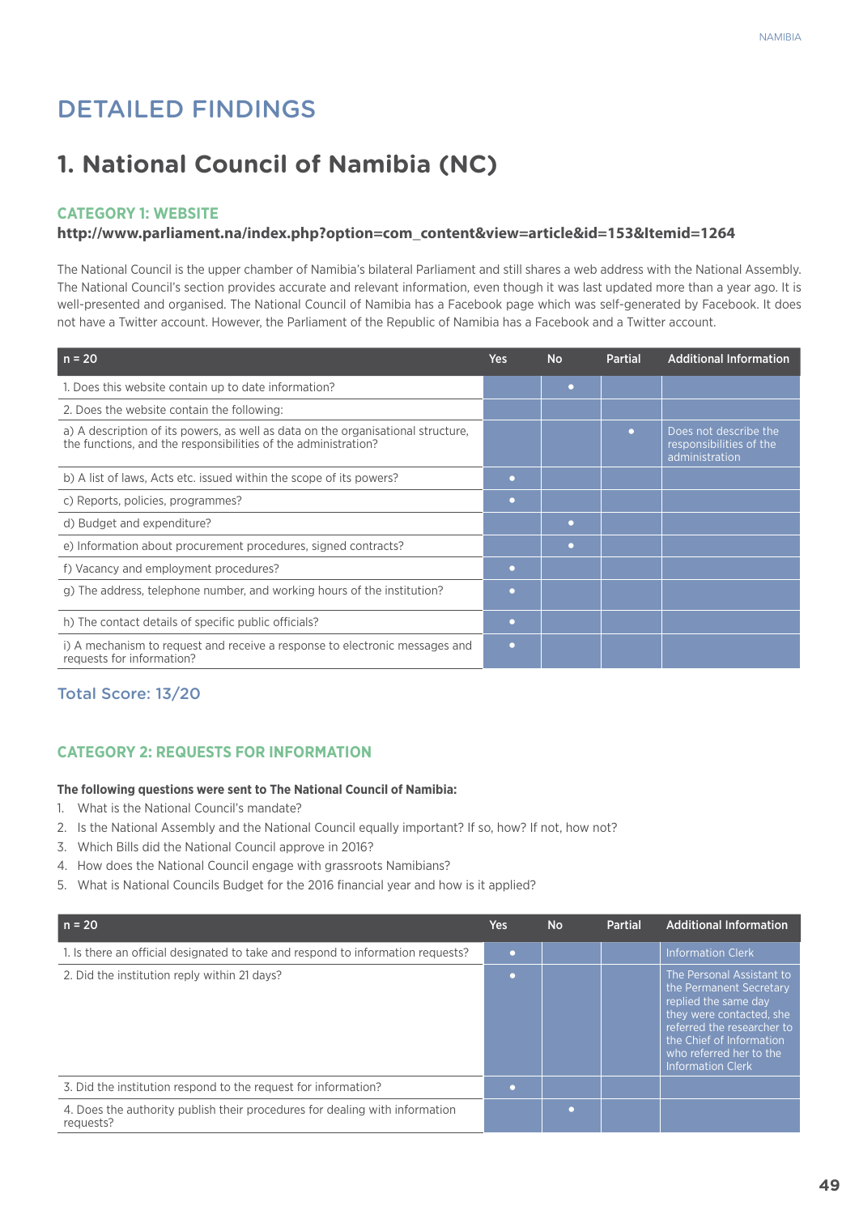# DETAILED FINDINGS

## 1. National Council of Namibia (NC)

### CATEGORY 1: WEBSITE

**http://www.parliament.na/index.php?option=com_content&view=article&id=153&Itemid=1264**

The National Council is the upper chamber of Namibia's bilateral Parliament and still shares a web address with the National Assembly. The National Council's section provides accurate and relevant information, even though it was last updated more than a year ago. It is well-presented and organised. The National Council of Namibia has a Facebook page which was self-generated by Facebook. It does not have a Twitter account. However, the Parliament of the Republic of Namibia has a Facebook and a Twitter account.

| n = 20 | Yes | No | Partial | Additional Information |
|---|---|---|---|---|
| 1. Does this website contain up to date information? | | • | | |
| 2. Does the website contain the following: | | | | |
| a) A description of its powers, as well as data on the organisational structure, the functions, and the responsibilities of the administration? | | | • | Does not describe the responsibilities of the administration |
| b) A list of laws, Acts etc. issued within the scope of its powers? | • | | | |
| c) Reports, policies, programmes? | • | | | |
| d) Budget and expenditure? | | • | | |
| e) Information about procurement procedures, signed contracts? | | • | | |
| f) Vacancy and employment procedures? | • | | | |
| g) The address, telephone number, and working hours of the institution? | • | | | |
| h) The contact details of specific public officials? | • | | | |
| i) A mechanism to request and receive a response to electronic messages and requests for information? | • | | | |

Total Score: 13/20

### CATEGORY 2: REQUESTS FOR INFORMATION

**The following questions were sent to The National Council of Namibia:**

1. What is the National Council's mandate?
2. Is the National Assembly and the National Council equally important? If so, how? If not, how not?
3. Which Bills did the National Council approve in 2016?
4. How does the National Council engage with grassroots Namibians?
5. What is National Councils Budget for the 2016 financial year and how is it applied?

| n = 20 | Yes | No | Partial | Additional Information |
|---|---|---|---|---|
| 1. Is there an official designated to take and respond to information requests? | • | | | Information Clerk |
| 2. Did the institution reply within 21 days? | • | | | The Personal Assistant to the Permanent Secretary replied the same day they were contacted, she referred the researcher to the Chief of Information who referred her to the Information Clerk |
| 3. Did the institution respond to the request for information? | • | | | |
| 4. Does the authority publish their procedures for dealing with information requests? | | • | | |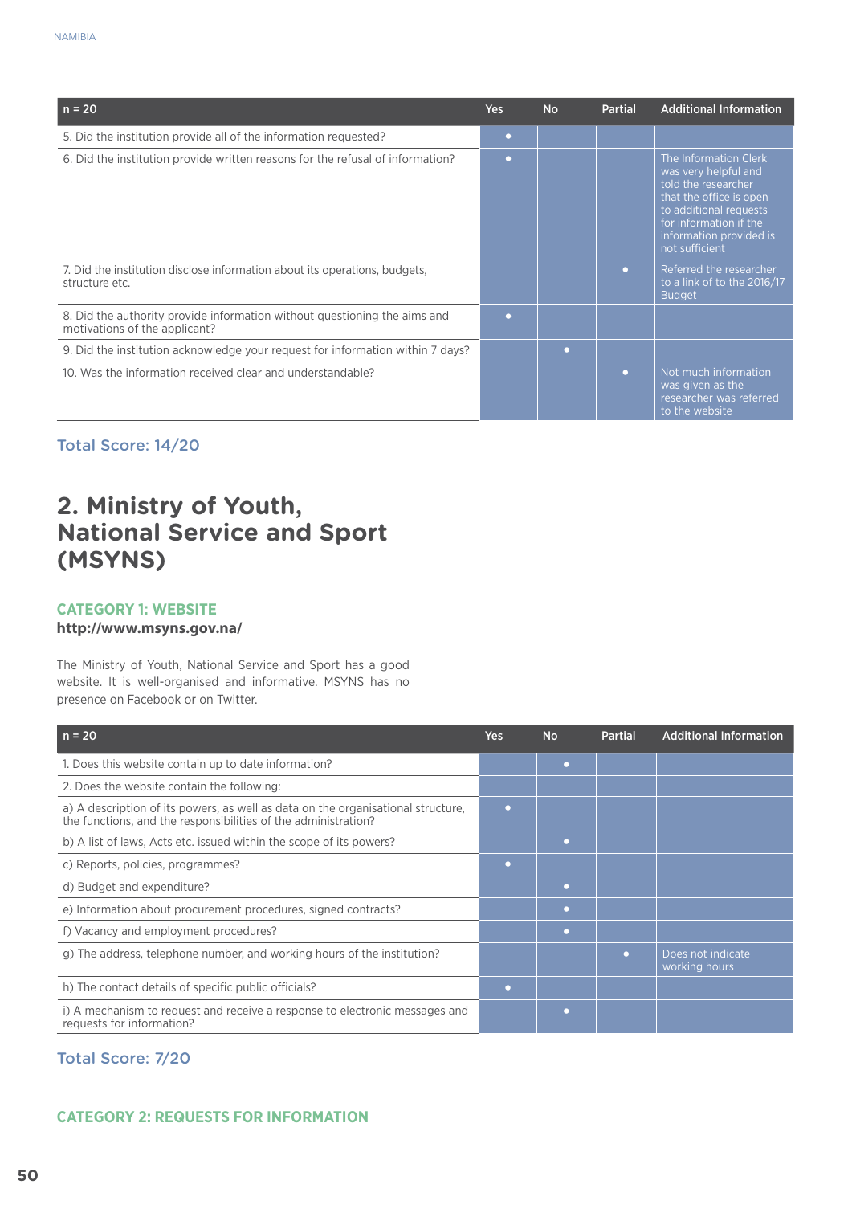| n = 20 | Yes | No | Partial | Additional Information |
|---|---|---|---|---|
| 5. Did the institution provide all of the information requested? | • | | | |
| 6. Did the institution provide written reasons for the refusal of information? | • | | | The Information Clerk was very helpful and told the researcher that the office is open to additional requests for information if the information provided is not sufficient |
| 7. Did the institution disclose information about its operations, budgets, structure etc. | | | • | Referred the researcher to a link of to the 2016/17 Budget |
| 8. Did the authority provide information without questioning the aims and motivations of the applicant? | • | | | |
| 9. Did the institution acknowledge your request for information within 7 days? | | • | | |
| 10. Was the information received clear and understandable? | | | • | Not much information was given as the researcher was referred to the website |

Total Score: 14/20

# 2. Ministry of Youth, National Service and Sport (MSYNS)

## CATEGORY 1: WEBSITE

**http://www.msyns.gov.na/**

The Ministry of Youth, National Service and Sport has a good website. It is well-organised and informative. MSYNS has no presence on Facebook or on Twitter.

| n = 20 | Yes | No | Partial | Additional Information |
|---|---|---|---|---|
| 1. Does this website contain up to date information? | | • | | |
| 2. Does the website contain the following: | | | | |
| a) A description of its powers, as well as data on the organisational structure, the functions, and the responsibilities of the administration? | • | | | |
| b) A list of laws, Acts etc. issued within the scope of its powers? | | • | | |
| c) Reports, policies, programmes? | • | | | |
| d) Budget and expenditure? | | • | | |
| e) Information about procurement procedures, signed contracts? | | • | | |
| f) Vacancy and employment procedures? | | • | | |
| g) The address, telephone number, and working hours of the institution? | | | • | Does not indicate working hours |
| h) The contact details of specific public officials? | • | | | |
| i) A mechanism to request and receive a response to electronic messages and requests for information? | | • | | |

Total Score: 7/20

## CATEGORY 2: REQUESTS FOR INFORMATION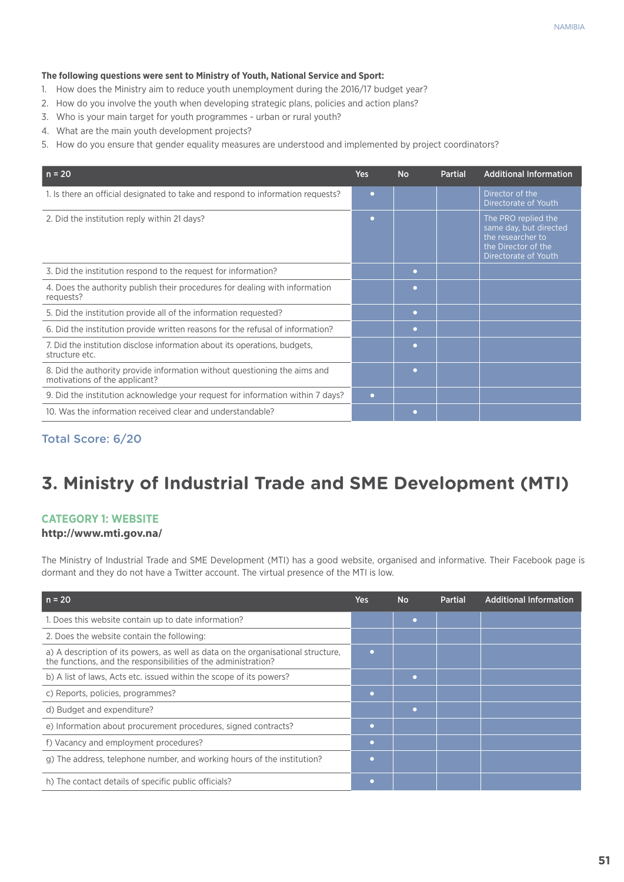**The following questions were sent to Ministry of Youth, National Service and Sport:**

1. How does the Ministry aim to reduce youth unemployment during the 2016/17 budget year?
2. How do you involve the youth when developing strategic plans, policies and action plans?
3. Who is your main target for youth programmes - urban or rural youth?
4. What are the main youth development projects?
5. How do you ensure that gender equality measures are understood and implemented by project coordinators?

| n = 20 | Yes | No | Partial | Additional Information |
|---|---|---|---|---|
| 1. Is there an official designated to take and respond to information requests? | • | | | Director of the Directorate of Youth |
| 2. Did the institution reply within 21 days? | • | | | The PRO replied the same day, but directed the researcher to the Director of the Directorate of Youth |
| 3. Did the institution respond to the request for information? | | • | | |
| 4. Does the authority publish their procedures for dealing with information requests? | | • | | |
| 5. Did the institution provide all of the information requested? | | • | | |
| 6. Did the institution provide written reasons for the refusal of information? | | • | | |
| 7. Did the institution disclose information about its operations, budgets, structure etc. | | • | | |
| 8. Did the authority provide information without questioning the aims and motivations of the applicant? | | • | | |
| 9. Did the institution acknowledge your request for information within 7 days? | • | | | |
| 10. Was the information received clear and understandable? | | • | | |

Total Score: 6/20

# 3. Ministry of Industrial Trade and SME Development (MTI)

## CATEGORY 1: WEBSITE

**http://www.mti.gov.na/**

The Ministry of Industrial Trade and SME Development (MTI) has a good website, organised and informative. Their Facebook page is dormant and they do not have a Twitter account. The virtual presence of the MTI is low.

| n = 20 | Yes | No | Partial | Additional Information |
|---|---|---|---|---|
| 1. Does this website contain up to date information? | | • | | |
| 2. Does the website contain the following: | | | | |
| a) A description of its powers, as well as data on the organisational structure, the functions, and the responsibilities of the administration? | • | | | |
| b) A list of laws, Acts etc. issued within the scope of its powers? | | • | | |
| c) Reports, policies, programmes? | • | | | |
| d) Budget and expenditure? | | • | | |
| e) Information about procurement procedures, signed contracts? | • | | | |
| f) Vacancy and employment procedures? | • | | | |
| g) The address, telephone number, and working hours of the institution? | • | | | |
| h) The contact details of specific public officials? | • | | | |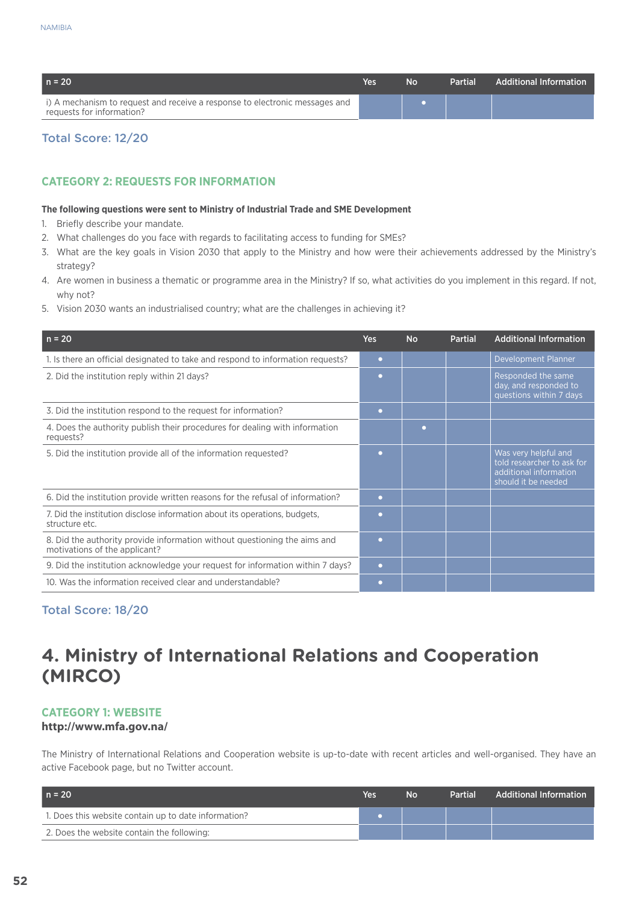| n = 20 | Yes | No | Partial | Additional Information |
|---|---|---|---|---|
| i) A mechanism to request and receive a response to electronic messages and requests for information? | | • | | |

Total Score: 12/20

### CATEGORY 2: REQUESTS FOR INFORMATION

**The following questions were sent to Ministry of Industrial Trade and SME Development**

1. Briefly describe your mandate.
2. What challenges do you face with regards to facilitating access to funding for SMEs?
3. What are the key goals in Vision 2030 that apply to the Ministry and how were their achievements addressed by the Ministry's strategy?
4. Are women in business a thematic or programme area in the Ministry? If so, what activities do you implement in this regard. If not, why not?
5. Vision 2030 wants an industrialised country; what are the challenges in achieving it?

| n = 20 | Yes | No | Partial | Additional Information |
|---|---|---|---|---|
| 1. Is there an official designated to take and respond to information requests? | • | | | Development Planner |
| 2. Did the institution reply within 21 days? | • | | | Responded the same day, and responded to questions within 7 days |
| 3. Did the institution respond to the request for information? | • | | | |
| 4. Does the authority publish their procedures for dealing with information requests? | | • | | |
| 5. Did the institution provide all of the information requested? | • | | | Was very helpful and told researcher to ask for additional information should it be needed |
| 6. Did the institution provide written reasons for the refusal of information? | • | | | |
| 7. Did the institution disclose information about its operations, budgets, structure etc. | • | | | |
| 8. Did the authority provide information without questioning the aims and motivations of the applicant? | • | | | |
| 9. Did the institution acknowledge your request for information within 7 days? | • | | | |
| 10. Was the information received clear and understandable? | • | | | |

Total Score: 18/20

## 4. Ministry of International Relations and Cooperation (MIRCO)

### CATEGORY 1: WEBSITE

**http://www.mfa.gov.na/**

The Ministry of International Relations and Cooperation website is up-to-date with recent articles and well-organised. They have an active Facebook page, but no Twitter account.

| n = 20 | Yes | No | Partial | Additional Information |
|---|---|---|---|---|
| 1. Does this website contain up to date information? | • | | | |
| 2. Does the website contain the following: | | | | |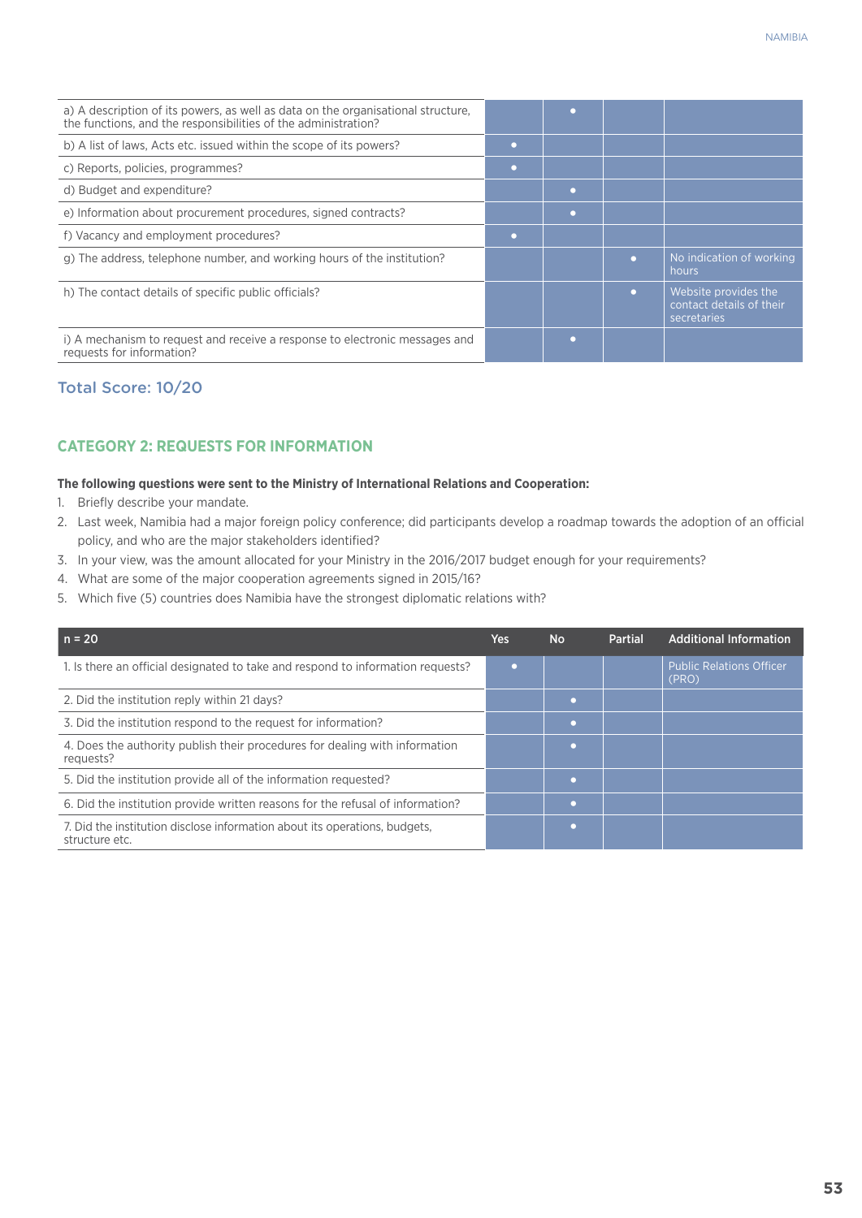| | Yes | No | Partial | Additional Information |
|---|---|---|---|---|
| a) A description of its powers, as well as data on the organisational structure, the functions, and the responsibilities of the administration? | | • | | |
| b) A list of laws, Acts etc. issued within the scope of its powers? | • | | | |
| c) Reports, policies, programmes? | • | | | |
| d) Budget and expenditure? | | • | | |
| e) Information about procurement procedures, signed contracts? | | • | | |
| f) Vacancy and employment procedures? | • | | | |
| g) The address, telephone number, and working hours of the institution? | | | • | No indication of working hours |
| h) The contact details of specific public officials? | | | • | Website provides the contact details of their secretaries |
| i) A mechanism to request and receive a response to electronic messages and requests for information? | | • | | |

### Total Score: 10/20

## CATEGORY 2: REQUESTS FOR INFORMATION

**The following questions were sent to the Ministry of International Relations and Cooperation:**

1. Briefly describe your mandate.
2. Last week, Namibia had a major foreign policy conference; did participants develop a roadmap towards the adoption of an official policy, and who are the major stakeholders identified?
3. In your view, was the amount allocated for your Ministry in the 2016/2017 budget enough for your requirements?
4. What are some of the major cooperation agreements signed in 2015/16?
5. Which five (5) countries does Namibia have the strongest diplomatic relations with?

| n = 20 | Yes | No | Partial | Additional Information |
|---|---|---|---|---|
| 1. Is there an official designated to take and respond to information requests? | • | | | Public Relations Officer (PRO) |
| 2. Did the institution reply within 21 days? | | • | | |
| 3. Did the institution respond to the request for information? | | • | | |
| 4. Does the authority publish their procedures for dealing with information requests? | | • | | |
| 5. Did the institution provide all of the information requested? | | • | | |
| 6. Did the institution provide written reasons for the refusal of information? | | • | | |
| 7. Did the institution disclose information about its operations, budgets, structure etc. | | • | | |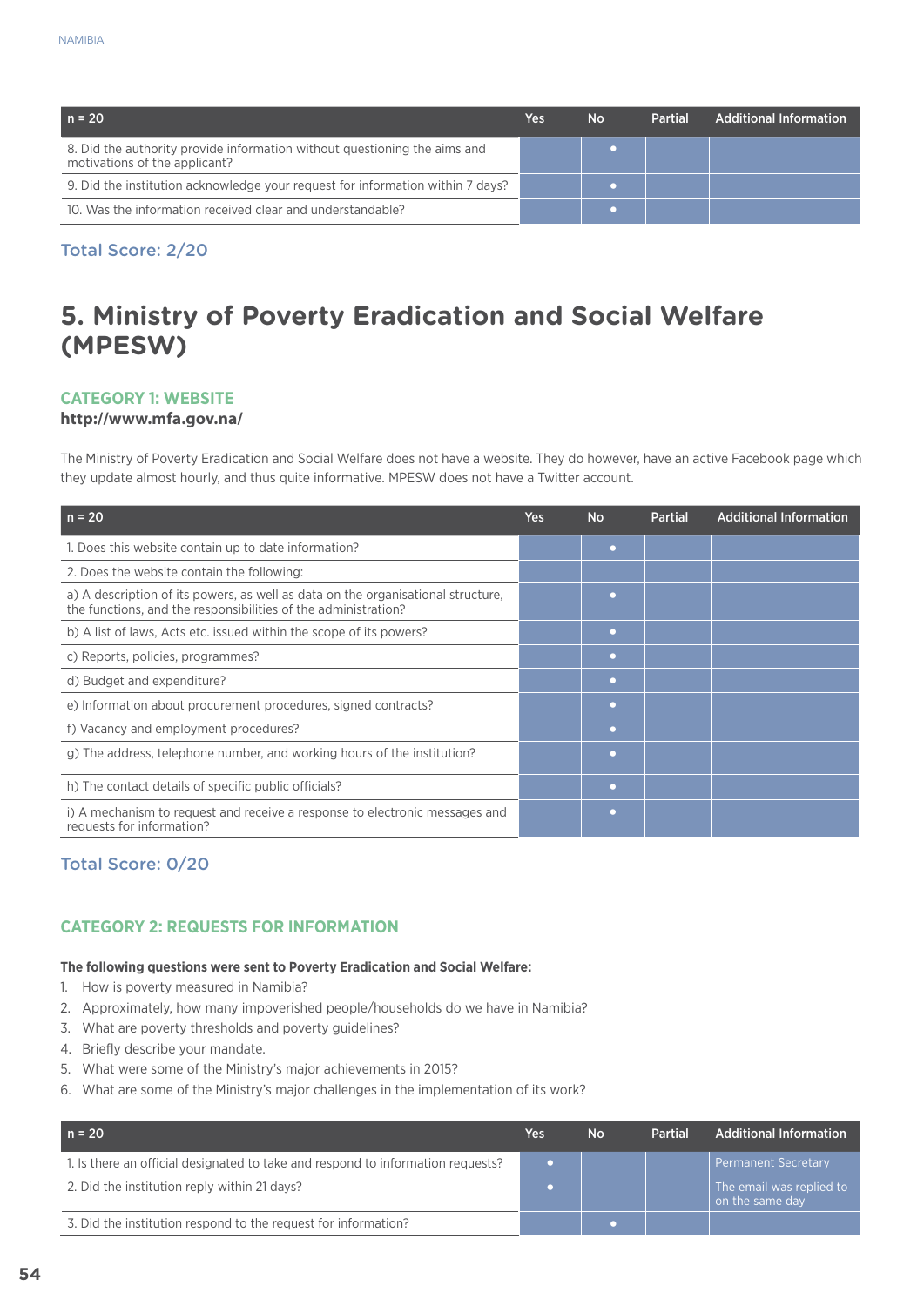| n = 20 | Yes | No | Partial | Additional Information |
|---|---|---|---|---|
| 8. Did the authority provide information without questioning the aims and motivations of the applicant? | | • | | |
| 9. Did the institution acknowledge your request for information within 7 days? | | • | | |
| 10. Was the information received clear and understandable? | | • | | |

**Total Score: 2/20**

# 5. Ministry of Poverty Eradication and Social Welfare (MPESW)

### CATEGORY 1: WEBSITE

**http://www.mfa.gov.na/**

The Ministry of Poverty Eradication and Social Welfare does not have a website. They do however, have an active Facebook page which they update almost hourly, and thus quite informative. MPESW does not have a Twitter account.

| n = 20 | Yes | No | Partial | Additional Information |
|---|---|---|---|---|
| 1. Does this website contain up to date information? | | • | | |
| 2. Does the website contain the following: | | | | |
| a) A description of its powers, as well as data on the organisational structure, the functions, and the responsibilities of the administration? | | • | | |
| b) A list of laws, Acts etc. issued within the scope of its powers? | | • | | |
| c) Reports, policies, programmes? | | • | | |
| d) Budget and expenditure? | | • | | |
| e) Information about procurement procedures, signed contracts? | | • | | |
| f) Vacancy and employment procedures? | | • | | |
| g) The address, telephone number, and working hours of the institution? | | • | | |
| h) The contact details of specific public officials? | | • | | |
| i) A mechanism to request and receive a response to electronic messages and requests for information? | | • | | |

**Total Score: 0/20**

### CATEGORY 2: REQUESTS FOR INFORMATION

**The following questions were sent to Poverty Eradication and Social Welfare:**

1. How is poverty measured in Namibia?
2. Approximately, how many impoverished people/households do we have in Namibia?
3. What are poverty thresholds and poverty guidelines?
4. Briefly describe your mandate.
5. What were some of the Ministry's major achievements in 2015?
6. What are some of the Ministry's major challenges in the implementation of its work?

| n = 20 | Yes | No | Partial | Additional Information |
|---|---|---|---|---|
| 1. Is there an official designated to take and respond to information requests? | • | | | Permanent Secretary |
| 2. Did the institution reply within 21 days? | • | | | The email was replied to on the same day |
| 3. Did the institution respond to the request for information? | | • | | |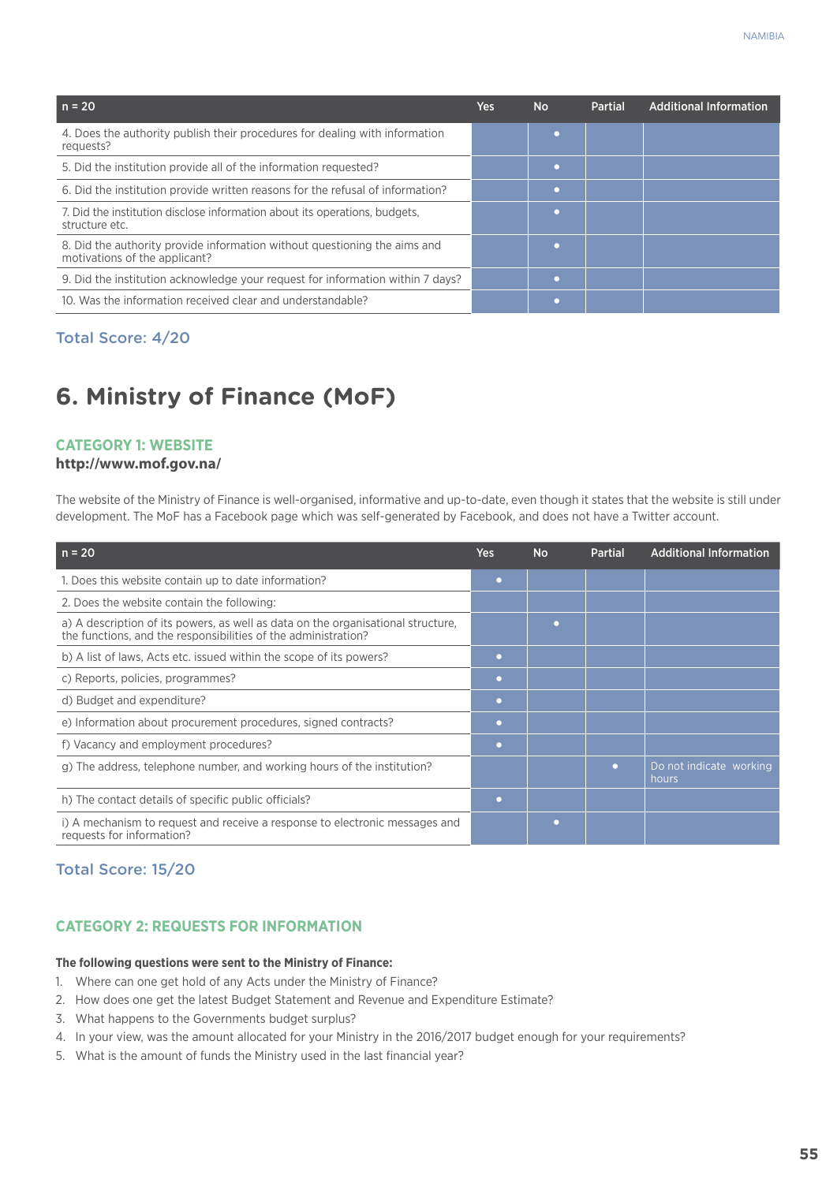| n = 20 | Yes | No | Partial | Additional Information |
|---|---|---|---|---|
| 4. Does the authority publish their procedures for dealing with information requests? | | • | | |
| 5. Did the institution provide all of the information requested? | | • | | |
| 6. Did the institution provide written reasons for the refusal of information? | | • | | |
| 7. Did the institution disclose information about its operations, budgets, structure etc. | | • | | |
| 8. Did the authority provide information without questioning the aims and motivations of the applicant? | | • | | |
| 9. Did the institution acknowledge your request for information within 7 days? | | • | | |
| 10. Was the information received clear and understandable? | | • | | |

Total Score: 4/20

# 6. Ministry of Finance (MoF)

## CATEGORY 1: WEBSITE

**http://www.mof.gov.na/**

The website of the Ministry of Finance is well-organised, informative and up-to-date, even though it states that the website is still under development. The MoF has a Facebook page which was self-generated by Facebook, and does not have a Twitter account.

| n = 20 | Yes | No | Partial | Additional Information |
|---|---|---|---|---|
| 1. Does this website contain up to date information? | • | | | |
| 2. Does the website contain the following: | | | | |
| a) A description of its powers, as well as data on the organisational structure, the functions, and the responsibilities of the administration? | | • | | |
| b) A list of laws, Acts etc. issued within the scope of its powers? | • | | | |
| c) Reports, policies, programmes? | • | | | |
| d) Budget and expenditure? | • | | | |
| e) Information about procurement procedures, signed contracts? | • | | | |
| f) Vacancy and employment procedures? | • | | | |
| g) The address, telephone number, and working hours of the institution? | | | • | Do not indicate working hours |
| h) The contact details of specific public officials? | • | | | |
| i) A mechanism to request and receive a response to electronic messages and requests for information? | | • | | |

Total Score: 15/20

## CATEGORY 2: REQUESTS FOR INFORMATION

**The following questions were sent to the Ministry of Finance:**

1. Where can one get hold of any Acts under the Ministry of Finance?
2. How does one get the latest Budget Statement and Revenue and Expenditure Estimate?
3. What happens to the Governments budget surplus?
4. In your view, was the amount allocated for your Ministry in the 2016/2017 budget enough for your requirements?
5. What is the amount of funds the Ministry used in the last financial year?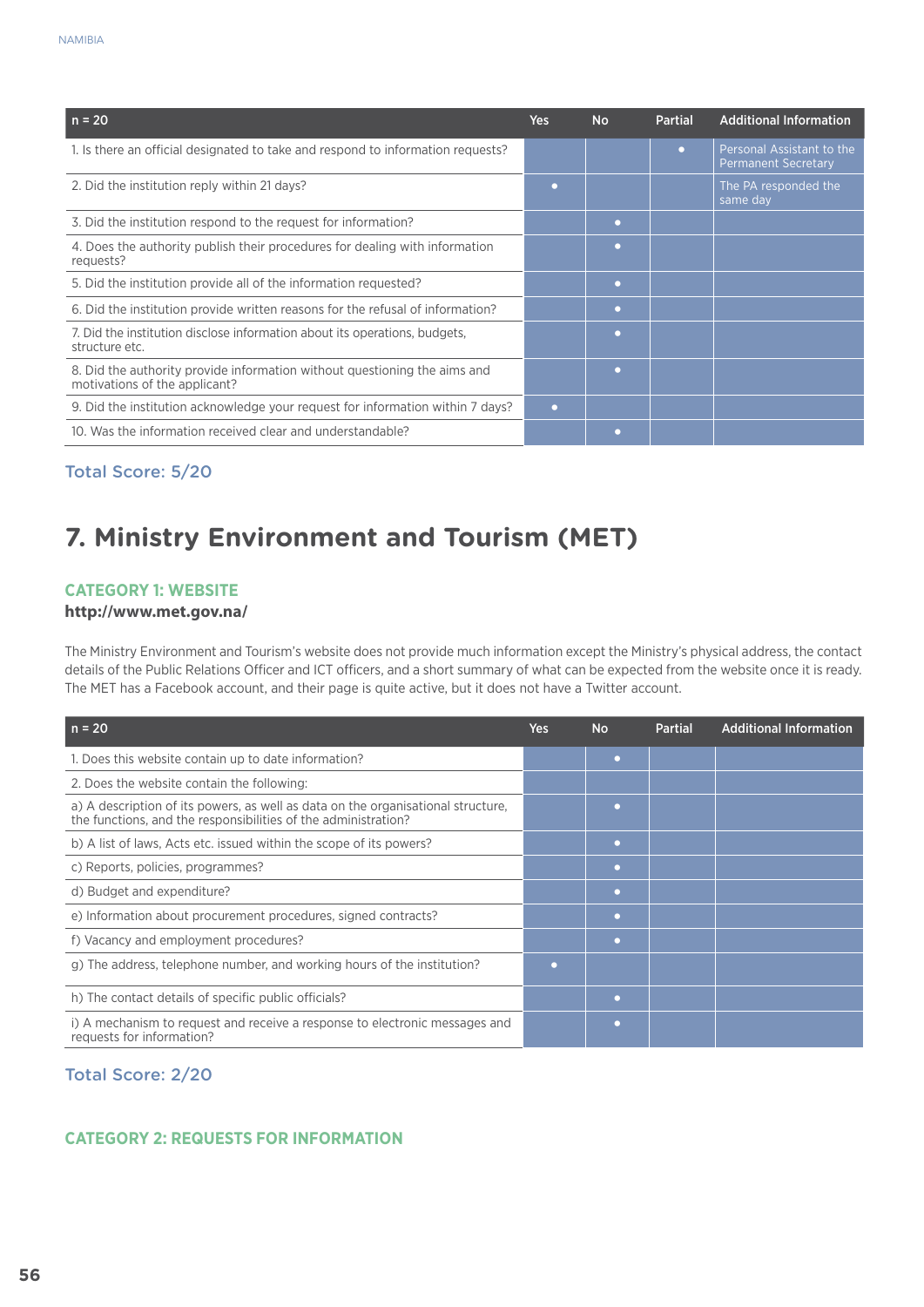| n = 20 | Yes | No | Partial | Additional Information |
|---|---|---|---|---|
| 1. Is there an official designated to take and respond to information requests? | | | • | Personal Assistant to the Permanent Secretary |
| 2. Did the institution reply within 21 days? | • | | | The PA responded the same day |
| 3. Did the institution respond to the request for information? | | • | | |
| 4. Does the authority publish their procedures for dealing with information requests? | | • | | |
| 5. Did the institution provide all of the information requested? | | • | | |
| 6. Did the institution provide written reasons for the refusal of information? | | • | | |
| 7. Did the institution disclose information about its operations, budgets, structure etc. | | • | | |
| 8. Did the authority provide information without questioning the aims and motivations of the applicant? | | • | | |
| 9. Did the institution acknowledge your request for information within 7 days? | • | | | |
| 10. Was the information received clear and understandable? | | • | | |

**Total Score: 5/20**

# 7. Ministry Environment and Tourism (MET)

## CATEGORY 1: WEBSITE

**http://www.met.gov.na/**

The Ministry Environment and Tourism's website does not provide much information except the Ministry's physical address, the contact details of the Public Relations Officer and ICT officers, and a short summary of what can be expected from the website once it is ready. The MET has a Facebook account, and their page is quite active, but it does not have a Twitter account.

| n = 20 | Yes | No | Partial | Additional Information |
|---|---|---|---|---|
| 1. Does this website contain up to date information? | | • | | |
| 2. Does the website contain the following: | | | | |
| a) A description of its powers, as well as data on the organisational structure, the functions, and the responsibilities of the administration? | | • | | |
| b) A list of laws, Acts etc. issued within the scope of its powers? | | • | | |
| c) Reports, policies, programmes? | | • | | |
| d) Budget and expenditure? | | • | | |
| e) Information about procurement procedures, signed contracts? | | • | | |
| f) Vacancy and employment procedures? | | • | | |
| g) The address, telephone number, and working hours of the institution? | • | | | |
| h) The contact details of specific public officials? | | • | | |
| i) A mechanism to request and receive a response to electronic messages and requests for information? | | • | | |

**Total Score: 2/20**

## CATEGORY 2: REQUESTS FOR INFORMATION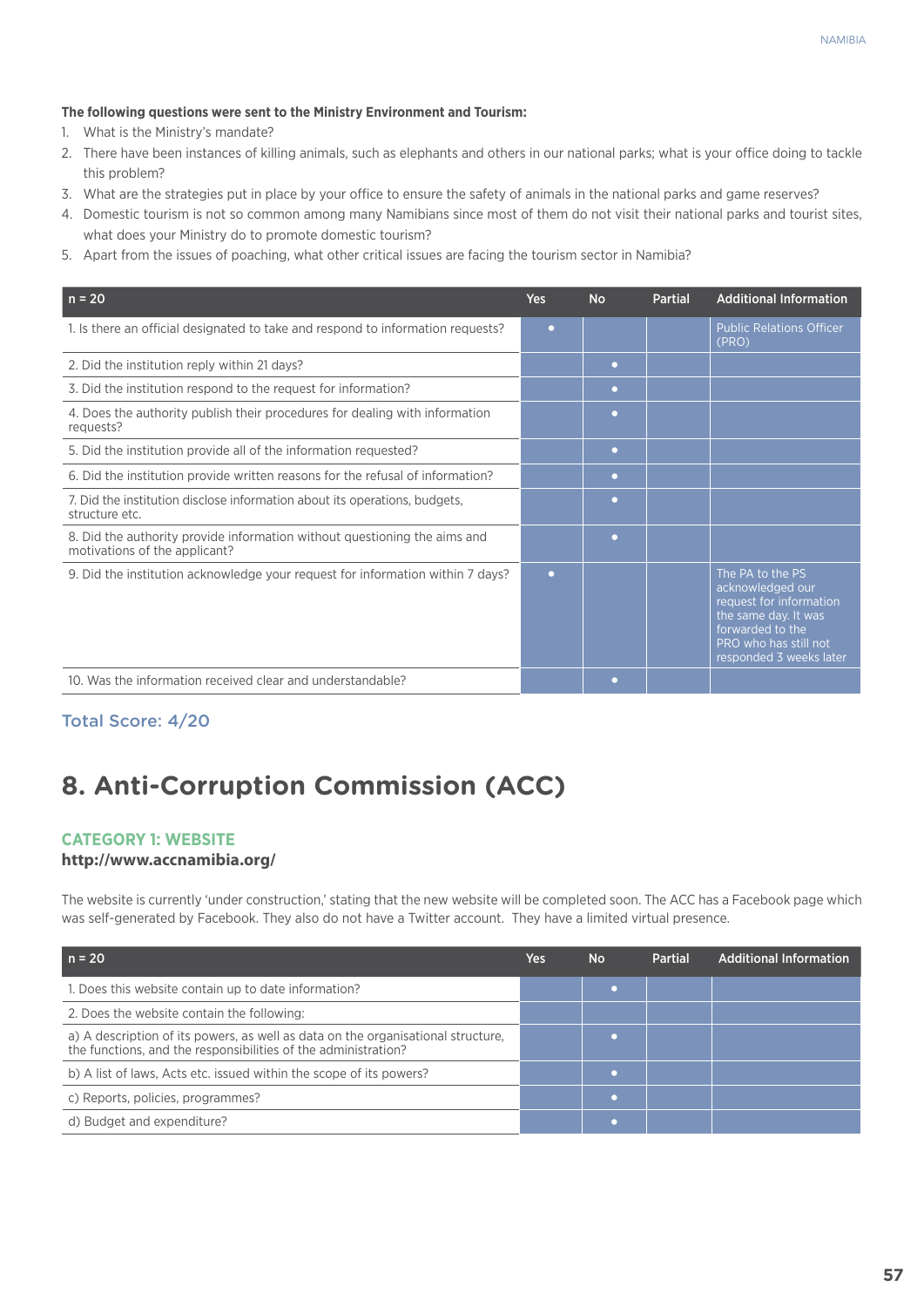**The following questions were sent to the Ministry Environment and Tourism:**

1. What is the Ministry's mandate?
2. There have been instances of killing animals, such as elephants and others in our national parks; what is your office doing to tackle this problem?
3. What are the strategies put in place by your office to ensure the safety of animals in the national parks and game reserves?
4. Domestic tourism is not so common among many Namibians since most of them do not visit their national parks and tourist sites, what does your Ministry do to promote domestic tourism?
5. Apart from the issues of poaching, what other critical issues are facing the tourism sector in Namibia?

| n = 20 | Yes | No | Partial | Additional Information |
|---|---|---|---|---|
| 1. Is there an official designated to take and respond to information requests? | • | | | Public Relations Officer (PRO) |
| 2. Did the institution reply within 21 days? | | • | | |
| 3. Did the institution respond to the request for information? | | • | | |
| 4. Does the authority publish their procedures for dealing with information requests? | | • | | |
| 5. Did the institution provide all of the information requested? | | • | | |
| 6. Did the institution provide written reasons for the refusal of information? | | • | | |
| 7. Did the institution disclose information about its operations, budgets, structure etc. | | • | | |
| 8. Did the authority provide information without questioning the aims and motivations of the applicant? | | • | | |
| 9. Did the institution acknowledge your request for information within 7 days? | • | | | The PA to the PS acknowledged our request for information the same day. It was forwarded to the PRO who has still not responded 3 weeks later |
| 10. Was the information received clear and understandable? | | • | | |

Total Score: 4/20

# 8. Anti-Corruption Commission (ACC)

### CATEGORY 1: WEBSITE

**http://www.accnamibia.org/**

The website is currently 'under construction,' stating that the new website will be completed soon. The ACC has a Facebook page which was self-generated by Facebook. They also do not have a Twitter account. They have a limited virtual presence.

| n = 20 | Yes | No | Partial | Additional Information |
|---|---|---|---|---|
| 1. Does this website contain up to date information? | | • | | |
| 2. Does the website contain the following: | | | | |
| a) A description of its powers, as well as data on the organisational structure, the functions, and the responsibilities of the administration? | | • | | |
| b) A list of laws, Acts etc. issued within the scope of its powers? | | • | | |
| c) Reports, policies, programmes? | | • | | |
| d) Budget and expenditure? | | • | | |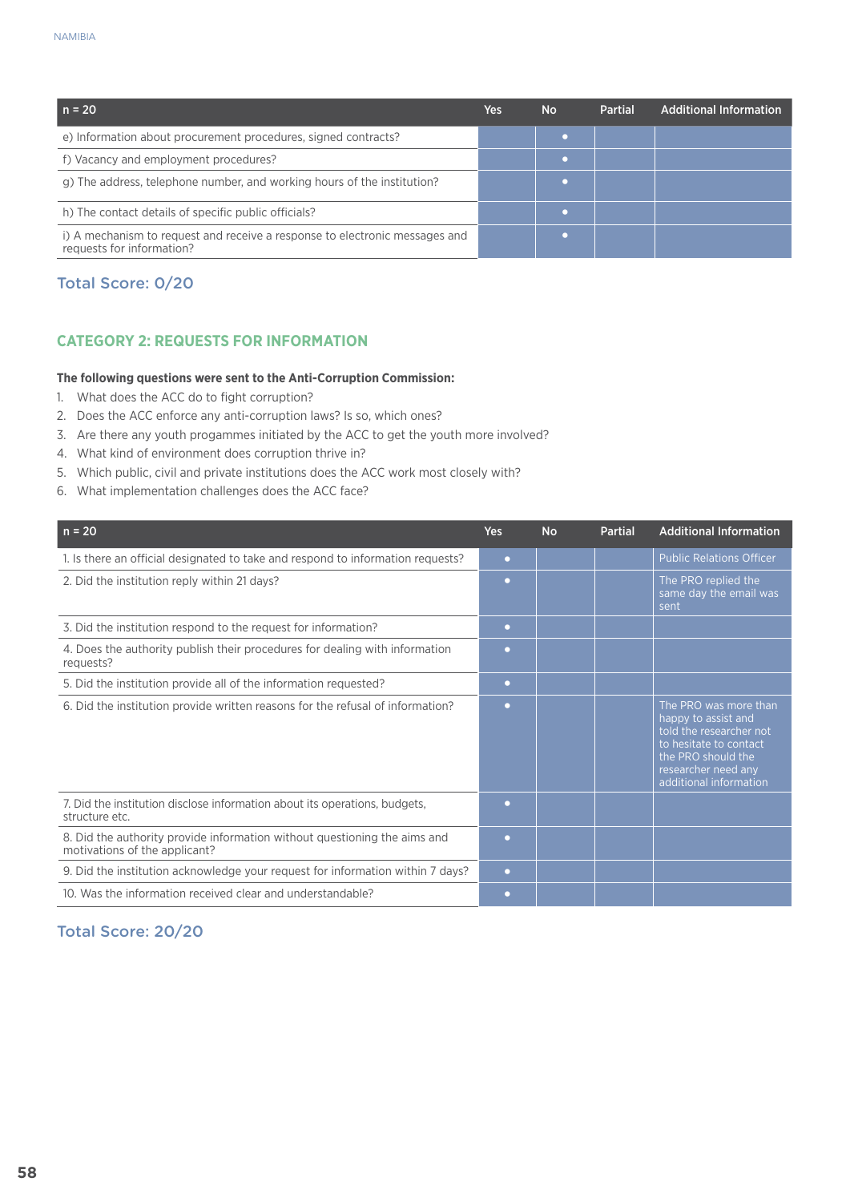| n = 20 | Yes | No | Partial | Additional Information |
|---|---|---|---|---|
| e) Information about procurement procedures, signed contracts? | | • | | |
| f) Vacancy and employment procedures? | | • | | |
| g) The address, telephone number, and working hours of the institution? | | • | | |
| h) The contact details of specific public officials? | | • | | |
| i) A mechanism to request and receive a response to electronic messages and requests for information? | | • | | |

Total Score: 0/20

## CATEGORY 2: REQUESTS FOR INFORMATION

**The following questions were sent to the Anti-Corruption Commission:**

1. What does the ACC do to fight corruption?
2. Does the ACC enforce any anti-corruption laws? Is so, which ones?
3. Are there any youth progammes initiated by the ACC to get the youth more involved?
4. What kind of environment does corruption thrive in?
5. Which public, civil and private institutions does the ACC work most closely with?
6. What implementation challenges does the ACC face?

| n = 20 | Yes | No | Partial | Additional Information |
|---|---|---|---|---|
| 1. Is there an official designated to take and respond to information requests? | • | | | Public Relations Officer |
| 2. Did the institution reply within 21 days? | • | | | The PRO replied the same day the email was sent |
| 3. Did the institution respond to the request for information? | • | | | |
| 4. Does the authority publish their procedures for dealing with information requests? | • | | | |
| 5. Did the institution provide all of the information requested? | • | | | |
| 6. Did the institution provide written reasons for the refusal of information? | • | | | The PRO was more than happy to assist and told the researcher not to hesitate to contact the PRO should the researcher need any additional information |
| 7. Did the institution disclose information about its operations, budgets, structure etc. | • | | | |
| 8. Did the authority provide information without questioning the aims and motivations of the applicant? | • | | | |
| 9. Did the institution acknowledge your request for information within 7 days? | • | | | |
| 10. Was the information received clear and understandable? | • | | | |

Total Score: 20/20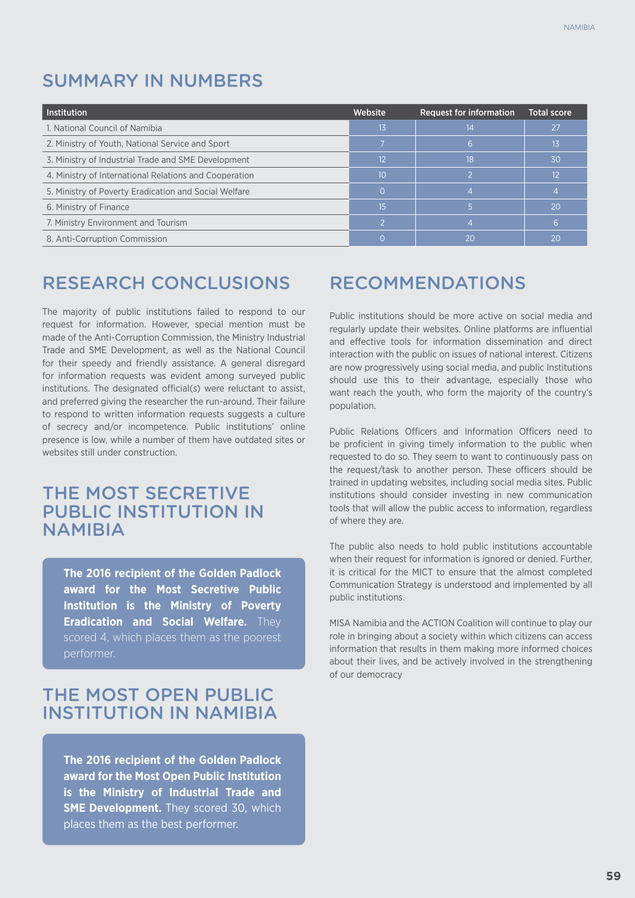## SUMMARY IN NUMBERS

| Institution | Website | Request for information | Total score |
|---|---|---|---|
| 1. National Council of Namibia | 13 | 14 | 27 |
| 2. Ministry of Youth, National Service and Sport | 7 | 6 | 13 |
| 3. Ministry of Industrial Trade and SME Development | 12 | 18 | 30 |
| 4. Ministry of International Relations and Cooperation | 10 | 2 | 12 |
| 5. Ministry of Poverty Eradication and Social Welfare | 0 | 4 | 4 |
| 6. Ministry of Finance | 15 | 5 | 20 |
| 7. Ministry Environment and Tourism | 2 | 4 | 6 |
| 8. Anti-Corruption Commission | 0 | 20 | 20 |

## RESEARCH CONCLUSIONS

The majority of public institutions failed to respond to our request for information. However, special mention must be made of the Anti-Corruption Commission, the Ministry Industrial Trade and SME Development, as well as the National Council for their speedy and friendly assistance. A general disregard for information requests was evident among surveyed public institutions. The designated official(s) were reluctant to assist, and preferred giving the researcher the run-around. Their failure to respond to written information requests suggests a culture of secrecy and/or incompetence. Public institutions' online presence is low, while a number of them have outdated sites or websites still under construction.

## THE MOST SECRETIVE PUBLIC INSTITUTION IN NAMIBIA

**The 2016 recipient of the Golden Padlock award for the Most Secretive Public Institution is the Ministry of Poverty Eradication and Social Welfare.** They scored 4, which places them as the poorest performer.

## THE MOST OPEN PUBLIC INSTITUTION IN NAMIBIA

**The 2016 recipient of the Golden Padlock award for the Most Open Public Institution is the Ministry of Industrial Trade and SME Development.** They scored 30, which places them as the best performer.

## RECOMMENDATIONS

Public institutions should be more active on social media and regularly update their websites. Online platforms are influential and effective tools for information dissemination and direct interaction with the public on issues of national interest. Citizens are now progressively using social media, and public Institutions should use this to their advantage, especially those who want reach the youth, who form the majority of the country's population.

Public Relations Officers and Information Officers need to be proficient in giving timely information to the public when requested to do so. They seem to want to continuously pass on the request/task to another person. These officers should be trained in updating websites, including social media sites. Public institutions should consider investing in new communication tools that will allow the public access to information, regardless of where they are.

The public also needs to hold public institutions accountable when their request for information is ignored or denied. Further, it is critical for the MICT to ensure that the almost completed Communication Strategy is understood and implemented by all public institutions.

MISA Namibia and the ACTION Coalition will continue to play our role in bringing about a society within which citizens can access information that results in them making more informed choices about their lives, and be actively involved in the strengthening of our democracy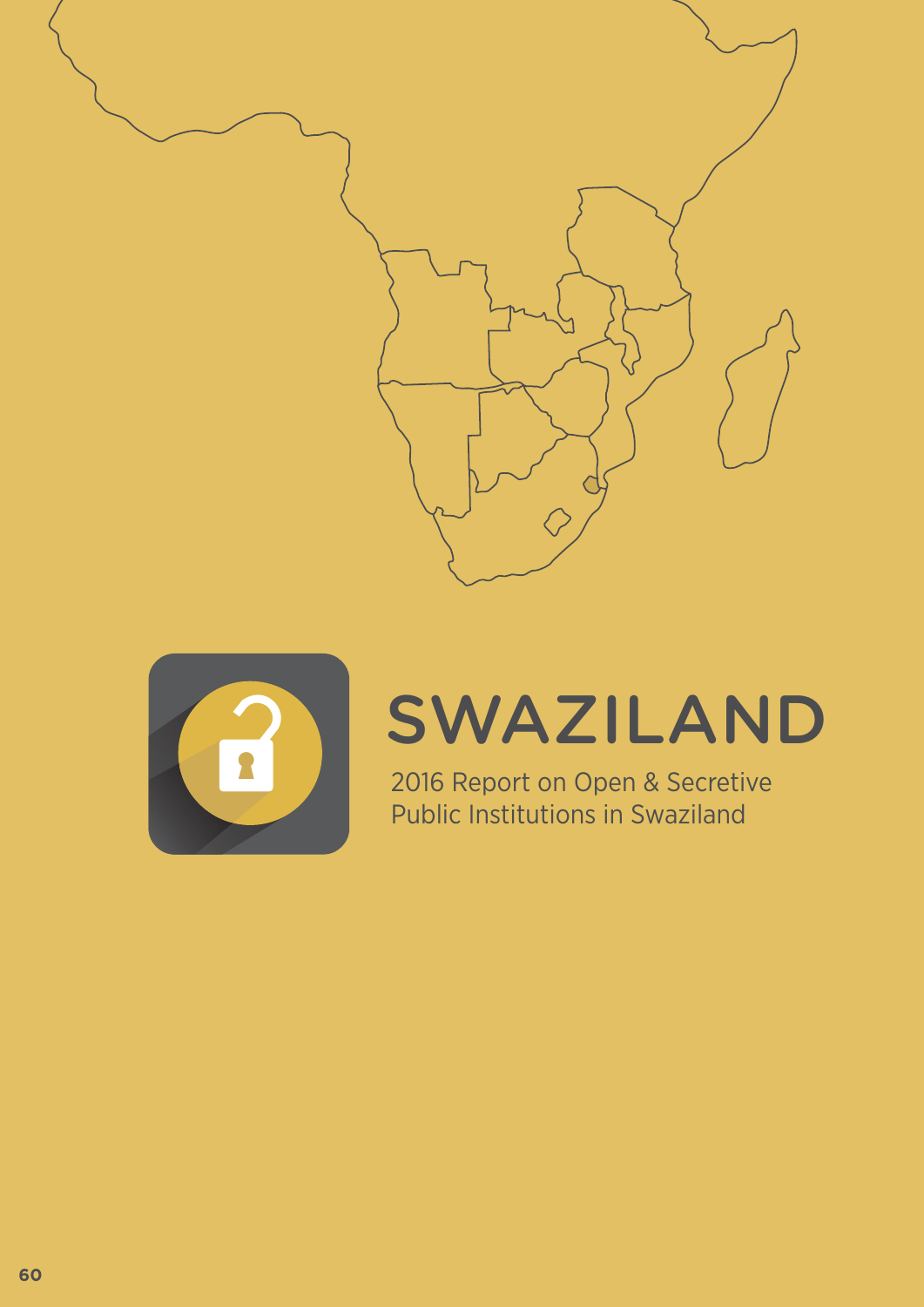# SWAZILAND

2016 Report on Open & Secretive Public Institutions in Swaziland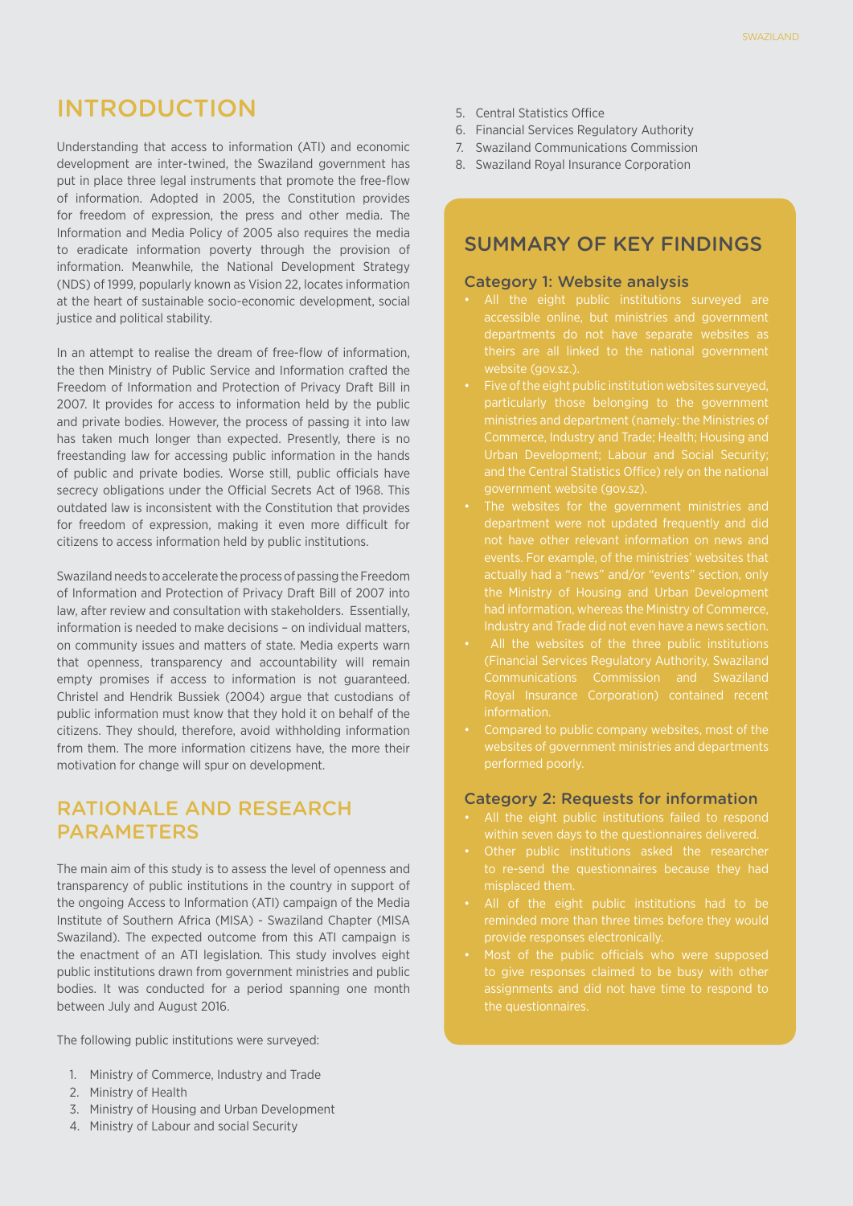# INTRODUCTION

Understanding that access to information (ATI) and economic development are inter-twined, the Swaziland government has put in place three legal instruments that promote the free-flow of information. Adopted in 2005, the Constitution provides for freedom of expression, the press and other media. The Information and Media Policy of 2005 also requires the media to eradicate information poverty through the provision of information. Meanwhile, the National Development Strategy (NDS) of 1999, popularly known as Vision 22, locates information at the heart of sustainable socio-economic development, social justice and political stability.

In an attempt to realise the dream of free-flow of information, the then Ministry of Public Service and Information crafted the Freedom of Information and Protection of Privacy Draft Bill in 2007. It provides for access to information held by the public and private bodies. However, the process of passing it into law has taken much longer than expected. Presently, there is no freestanding law for accessing public information in the hands of public and private bodies. Worse still, public officials have secrecy obligations under the Official Secrets Act of 1968. This outdated law is inconsistent with the Constitution that provides for freedom of expression, making it even more difficult for citizens to access information held by public institutions.

Swaziland needs to accelerate the process of passing the Freedom of Information and Protection of Privacy Draft Bill of 2007 into law, after review and consultation with stakeholders. Essentially, information is needed to make decisions – on individual matters, on community issues and matters of state. Media experts warn that openness, transparency and accountability will remain empty promises if access to information is not guaranteed. Christel and Hendrik Bussiek (2004) argue that custodians of public information must know that they hold it on behalf of the citizens. They should, therefore, avoid withholding information from them. The more information citizens have, the more their motivation for change will spur on development.

## RATIONALE AND RESEARCH PARAMETERS

The main aim of this study is to assess the level of openness and transparency of public institutions in the country in support of the ongoing Access to Information (ATI) campaign of the Media Institute of Southern Africa (MISA) - Swaziland Chapter (MISA Swaziland). The expected outcome from this ATI campaign is the enactment of an ATI legislation. This study involves eight public institutions drawn from government ministries and public bodies. It was conducted for a period spanning one month between July and August 2016.

The following public institutions were surveyed:

1. Ministry of Commerce, Industry and Trade
2. Ministry of Health
3. Ministry of Housing and Urban Development
4. Ministry of Labour and social Security
5. Central Statistics Office
6. Financial Services Regulatory Authority
7. Swaziland Communications Commission
8. Swaziland Royal Insurance Corporation

## SUMMARY OF KEY FINDINGS

### Category 1: Website analysis

- All the eight public institutions surveyed are accessible online, but ministries and government departments do not have separate websites as theirs are all linked to the national government website (gov.sz.).
- Five of the eight public institution websites surveyed, particularly those belonging to the government ministries and department (namely: the Ministries of Commerce, Industry and Trade; Health; Housing and Urban Development; Labour and Social Security; and the Central Statistics Office) rely on the national government website (gov.sz).
- The websites for the government ministries and department were not updated frequently and did not have other relevant information on news and events. For example, of the ministries' websites that actually had a "news" and/or "events" section, only the Ministry of Housing and Urban Development had information, whereas the Ministry of Commerce, Industry and Trade did not even have a news section.
- All the websites of the three public institutions (Financial Services Regulatory Authority, Swaziland Communications Commission and Swaziland Royal Insurance Corporation) contained recent information.
- Compared to public company websites, most of the websites of government ministries and departments performed poorly.

### Category 2: Requests for information

- All the eight public institutions failed to respond within seven days to the questionnaires delivered.
- Other public institutions asked the researcher to re-send the questionnaires because they had misplaced them.
- All of the eight public institutions had to be reminded more than three times before they would provide responses electronically.
- Most of the public officials who were supposed to give responses claimed to be busy with other assignments and did not have time to respond to the questionnaires.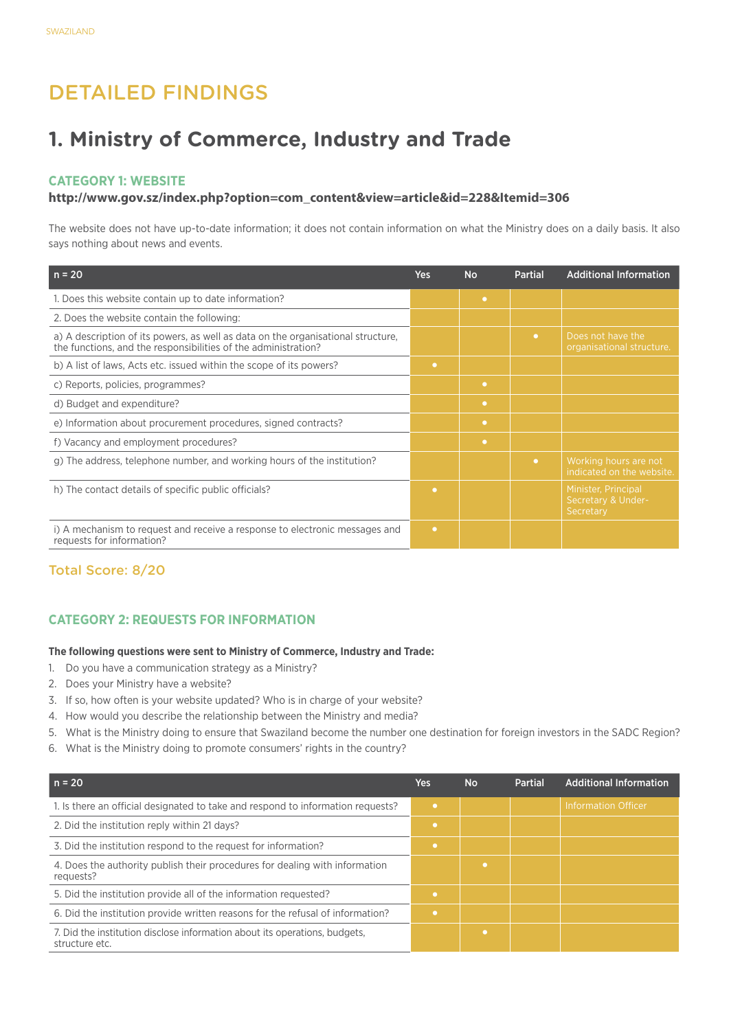# DETAILED FINDINGS

## 1. Ministry of Commerce, Industry and Trade

### CATEGORY 1: WEBSITE

**http://www.gov.sz/index.php?option=com_content&view=article&id=228&Itemid=306**

The website does not have up-to-date information; it does not contain information on what the Ministry does on a daily basis. It also says nothing about news and events.

| n = 20 | Yes | No | Partial | Additional Information |
|---|---|---|---|---|
| 1. Does this website contain up to date information? | | • | | |
| 2. Does the website contain the following: | | | | |
| a) A description of its powers, as well as data on the organisational structure, the functions, and the responsibilities of the administration? | | | • | Does not have the organisational structure. |
| b) A list of laws, Acts etc. issued within the scope of its powers? | • | | | |
| c) Reports, policies, programmes? | | • | | |
| d) Budget and expenditure? | | • | | |
| e) Information about procurement procedures, signed contracts? | | • | | |
| f) Vacancy and employment procedures? | | • | | |
| g) The address, telephone number, and working hours of the institution? | | | • | Working hours are not indicated on the website. |
| h) The contact details of specific public officials? | • | | | Minister, Principal Secretary & Under-Secretary |
| i) A mechanism to request and receive a response to electronic messages and requests for information? | • | | | |

Total Score: 8/20

### CATEGORY 2: REQUESTS FOR INFORMATION

**The following questions were sent to Ministry of Commerce, Industry and Trade:**

1. Do you have a communication strategy as a Ministry?
2. Does your Ministry have a website?
3. If so, how often is your website updated? Who is in charge of your website?
4. How would you describe the relationship between the Ministry and media?
5. What is the Ministry doing to ensure that Swaziland become the number one destination for foreign investors in the SADC Region?
6. What is the Ministry doing to promote consumers' rights in the country?

| n = 20 | Yes | No | Partial | Additional Information |
|---|---|---|---|---|
| 1. Is there an official designated to take and respond to information requests? | • | | | Information Officer |
| 2. Did the institution reply within 21 days? | • | | | |
| 3. Did the institution respond to the request for information? | • | | | |
| 4. Does the authority publish their procedures for dealing with information requests? | | • | | |
| 5. Did the institution provide all of the information requested? | • | | | |
| 6. Did the institution provide written reasons for the refusal of information? | • | | | |
| 7. Did the institution disclose information about its operations, budgets, structure etc. | | • | | |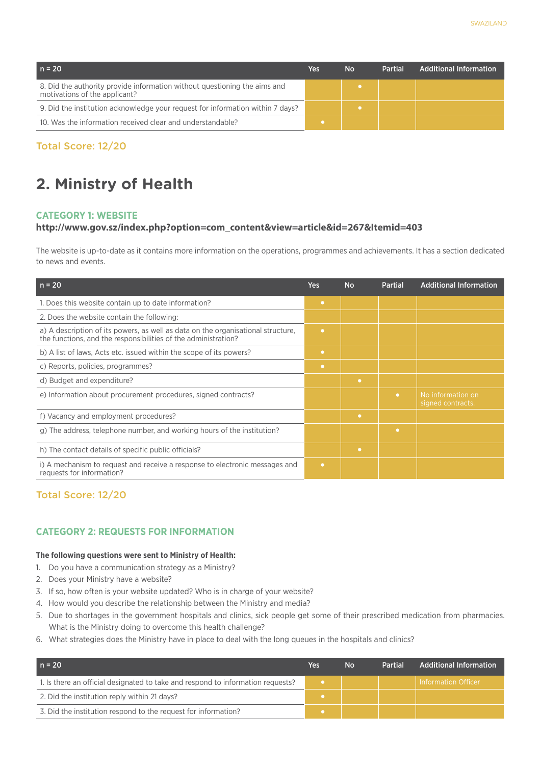| n = 20 | Yes | No | Partial | Additional Information |
|---|---|---|---|---|
| 8. Did the authority provide information without questioning the aims and motivations of the applicant? | | • | | |
| 9. Did the institution acknowledge your request for information within 7 days? | | • | | |
| 10. Was the information received clear and understandable? | • | | | |

Total Score: 12/20

# 2. Ministry of Health

### CATEGORY 1: WEBSITE

**http://www.gov.sz/index.php?option=com_content&view=article&id=267&Itemid=403**

The website is up-to-date as it contains more information on the operations, programmes and achievements. It has a section dedicated to news and events.

| n = 20 | Yes | No | Partial | Additional Information |
|---|---|---|---|---|
| 1. Does this website contain up to date information? | • | | | |
| 2. Does the website contain the following: | | | | |
| a) A description of its powers, as well as data on the organisational structure, the functions, and the responsibilities of the administration? | • | | | |
| b) A list of laws, Acts etc. issued within the scope of its powers? | • | | | |
| c) Reports, policies, programmes? | • | | | |
| d) Budget and expenditure? | | • | | |
| e) Information about procurement procedures, signed contracts? | | | • | No information on signed contracts. |
| f) Vacancy and employment procedures? | | • | | |
| g) The address, telephone number, and working hours of the institution? | | | • | |
| h) The contact details of specific public officials? | | • | | |
| i) A mechanism to request and receive a response to electronic messages and requests for information? | • | | | |

Total Score: 12/20

### CATEGORY 2: REQUESTS FOR INFORMATION

**The following questions were sent to Ministry of Health:**

1. Do you have a communication strategy as a Ministry?
2. Does your Ministry have a website?
3. If so, how often is your website updated? Who is in charge of your website?
4. How would you describe the relationship between the Ministry and media?
5. Due to shortages in the government hospitals and clinics, sick people get some of their prescribed medication from pharmacies. What is the Ministry doing to overcome this health challenge?
6. What strategies does the Ministry have in place to deal with the long queues in the hospitals and clinics?

| n = 20 | Yes | No | Partial | Additional Information |
|---|---|---|---|---|
| 1. Is there an official designated to take and respond to information requests? | • | | | Information Officer |
| 2. Did the institution reply within 21 days? | • | | | |
| 3. Did the institution respond to the request for information? | • | | | |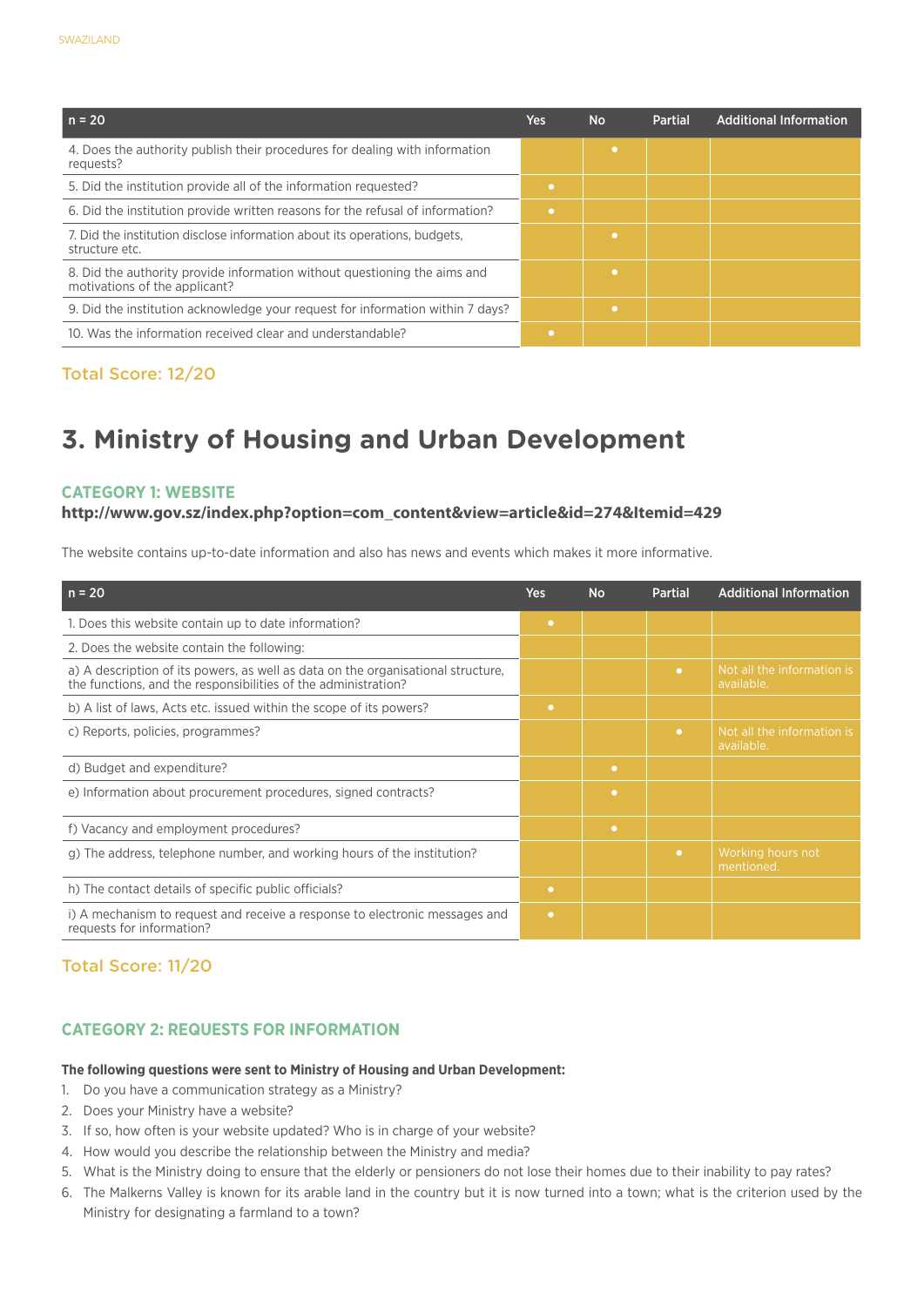| n = 20 | Yes | No | Partial | Additional Information |
|---|---|---|---|---|
| 4. Does the authority publish their procedures for dealing with information requests? | | • | | |
| 5. Did the institution provide all of the information requested? | • | | | |
| 6. Did the institution provide written reasons for the refusal of information? | • | | | |
| 7. Did the institution disclose information about its operations, budgets, structure etc. | | • | | |
| 8. Did the authority provide information without questioning the aims and motivations of the applicant? | | • | | |
| 9. Did the institution acknowledge your request for information within 7 days? | | • | | |
| 10. Was the information received clear and understandable? | • | | | |

**Total Score: 12/20**

# 3. Ministry of Housing and Urban Development

## CATEGORY 1: WEBSITE

**http://www.gov.sz/index.php?option=com_content&view=article&id=274&Itemid=429**

The website contains up-to-date information and also has news and events which makes it more informative.

| n = 20 | Yes | No | Partial | Additional Information |
|---|---|---|---|---|
| 1. Does this website contain up to date information? | • | | | |
| 2. Does the website contain the following: | | | | |
| a) A description of its powers, as well as data on the organisational structure, the functions, and the responsibilities of the administration? | | | • | Not all the information is available. |
| b) A list of laws, Acts etc. issued within the scope of its powers? | • | | | |
| c) Reports, policies, programmes? | | | • | Not all the information is available. |
| d) Budget and expenditure? | | • | | |
| e) Information about procurement procedures, signed contracts? | | • | | |
| f) Vacancy and employment procedures? | | • | | |
| g) The address, telephone number, and working hours of the institution? | | | • | Working hours not mentioned. |
| h) The contact details of specific public officials? | • | | | |
| i) A mechanism to request and receive a response to electronic messages and requests for information? | • | | | |

**Total Score: 11/20**

## CATEGORY 2: REQUESTS FOR INFORMATION

**The following questions were sent to Ministry of Housing and Urban Development:**

1. Do you have a communication strategy as a Ministry?
2. Does your Ministry have a website?
3. If so, how often is your website updated? Who is in charge of your website?
4. How would you describe the relationship between the Ministry and media?
5. What is the Ministry doing to ensure that the elderly or pensioners do not lose their homes due to their inability to pay rates?
6. The Malkerns Valley is known for its arable land in the country but it is now turned into a town; what is the criterion used by the Ministry for designating a farmland to a town?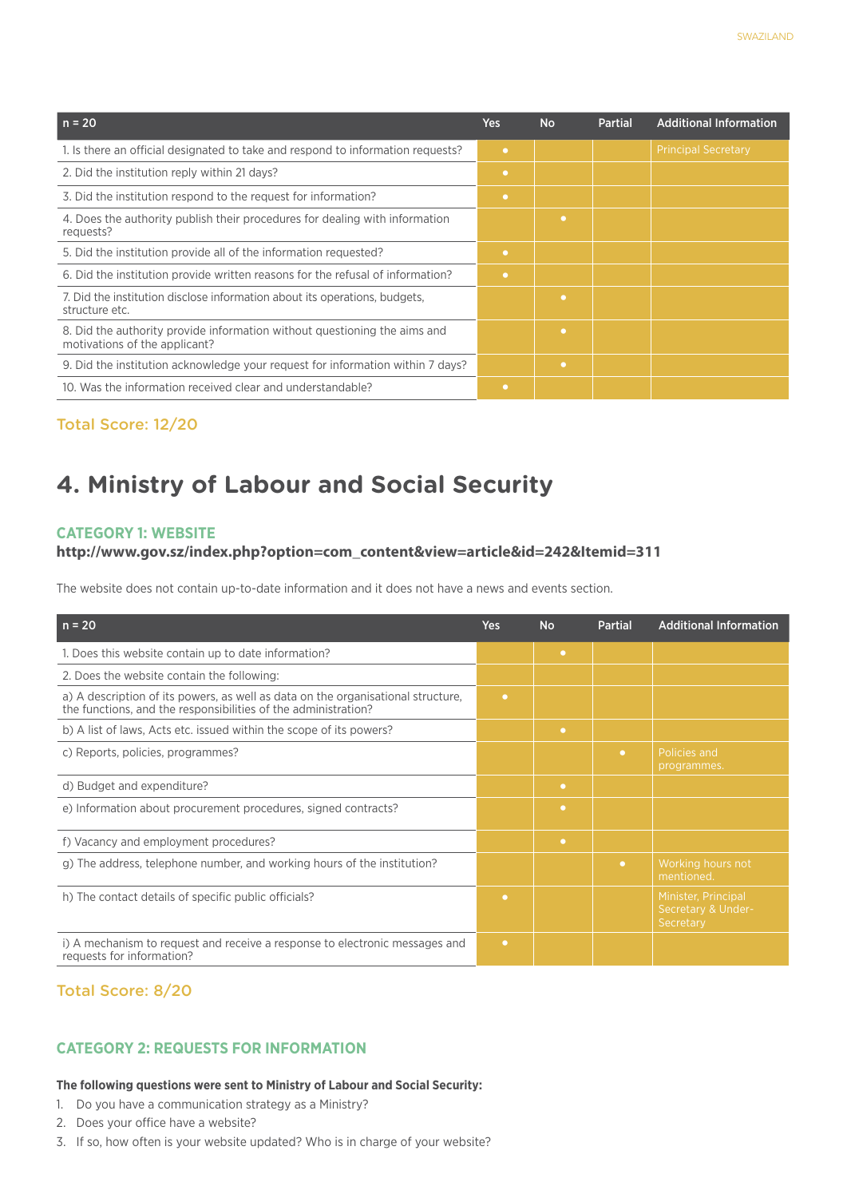| n = 20 | Yes | No | Partial | Additional Information |
|---|---|---|---|---|
| 1. Is there an official designated to take and respond to information requests? | • | | | Principal Secretary |
| 2. Did the institution reply within 21 days? | • | | | |
| 3. Did the institution respond to the request for information? | • | | | |
| 4. Does the authority publish their procedures for dealing with information requests? | | • | | |
| 5. Did the institution provide all of the information requested? | • | | | |
| 6. Did the institution provide written reasons for the refusal of information? | • | | | |
| 7. Did the institution disclose information about its operations, budgets, structure etc. | | • | | |
| 8. Did the authority provide information without questioning the aims and motivations of the applicant? | | • | | |
| 9. Did the institution acknowledge your request for information within 7 days? | | • | | |
| 10. Was the information received clear and understandable? | • | | | |

Total Score: 12/20

# 4. Ministry of Labour and Social Security

### CATEGORY 1: WEBSITE

**http://www.gov.sz/index.php?option=com_content&view=article&id=242&Itemid=311**

The website does not contain up-to-date information and it does not have a news and events section.

| n = 20 | Yes | No | Partial | Additional Information |
|---|---|---|---|---|
| 1. Does this website contain up to date information? | | • | | |
| 2. Does the website contain the following: | | | | |
| a) A description of its powers, as well as data on the organisational structure, the functions, and the responsibilities of the administration? | • | | | |
| b) A list of laws, Acts etc. issued within the scope of its powers? | | • | | |
| c) Reports, policies, programmes? | | | • | Policies and programmes. |
| d) Budget and expenditure? | | • | | |
| e) Information about procurement procedures, signed contracts? | | • | | |
| f) Vacancy and employment procedures? | | • | | |
| g) The address, telephone number, and working hours of the institution? | | | • | Working hours not mentioned. |
| h) The contact details of specific public officials? | • | | | Minister, Principal Secretary & Under-Secretary |
| i) A mechanism to request and receive a response to electronic messages and requests for information? | • | | | |

Total Score: 8/20

### CATEGORY 2: REQUESTS FOR INFORMATION

**The following questions were sent to Ministry of Labour and Social Security:**

1. Do you have a communication strategy as a Ministry?
2. Does your office have a website?
3. If so, how often is your website updated? Who is in charge of your website?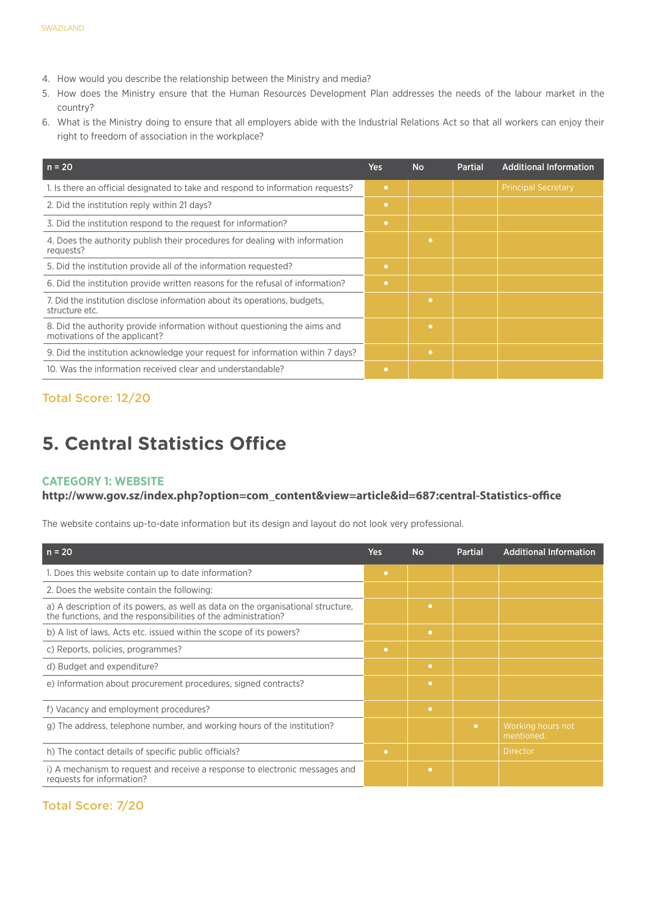4. How would you describe the relationship between the Ministry and media?
5. How does the Ministry ensure that the Human Resources Development Plan addresses the needs of the labour market in the country?
6. What is the Ministry doing to ensure that all employers abide with the Industrial Relations Act so that all workers can enjoy their right to freedom of association in the workplace?

| n = 20 | Yes | No | Partial | Additional Information |
|---|---|---|---|---|
| 1. Is there an official designated to take and respond to information requests? | • | | | Principal Secretary |
| 2. Did the institution reply within 21 days? | • | | | |
| 3. Did the institution respond to the request for information? | • | | | |
| 4. Does the authority publish their procedures for dealing with information requests? | | • | | |
| 5. Did the institution provide all of the information requested? | • | | | |
| 6. Did the institution provide written reasons for the refusal of information? | • | | | |
| 7. Did the institution disclose information about its operations, budgets, structure etc. | | • | | |
| 8. Did the authority provide information without questioning the aims and motivations of the applicant? | | • | | |
| 9. Did the institution acknowledge your request for information within 7 days? | | • | | |
| 10. Was the information received clear and understandable? | • | | | |

Total Score: 12/20

# 5. Central Statistics Office

### CATEGORY 1: WEBSITE

**http://www.gov.sz/index.php?option=com_content&view=article&id=687:central-Statistics-office**

The website contains up-to-date information but its design and layout do not look very professional.

| n = 20 | Yes | No | Partial | Additional Information |
|---|---|---|---|---|
| 1. Does this website contain up to date information? | • | | | |
| 2. Does the website contain the following: | | | | |
| a) A description of its powers, as well as data on the organisational structure, the functions, and the responsibilities of the administration? | | • | | |
| b) A list of laws, Acts etc. issued within the scope of its powers? | | • | | |
| c) Reports, policies, programmes? | • | | | |
| d) Budget and expenditure? | | • | | |
| e) Information about procurement procedures, signed contracts? | | • | | |
| f) Vacancy and employment procedures? | | • | | |
| g) The address, telephone number, and working hours of the institution? | | | • | Working hours not mentioned. |
| h) The contact details of specific public officials? | • | | | Director |
| i) A mechanism to request and receive a response to electronic messages and requests for information? | | • | | |

Total Score: 7/20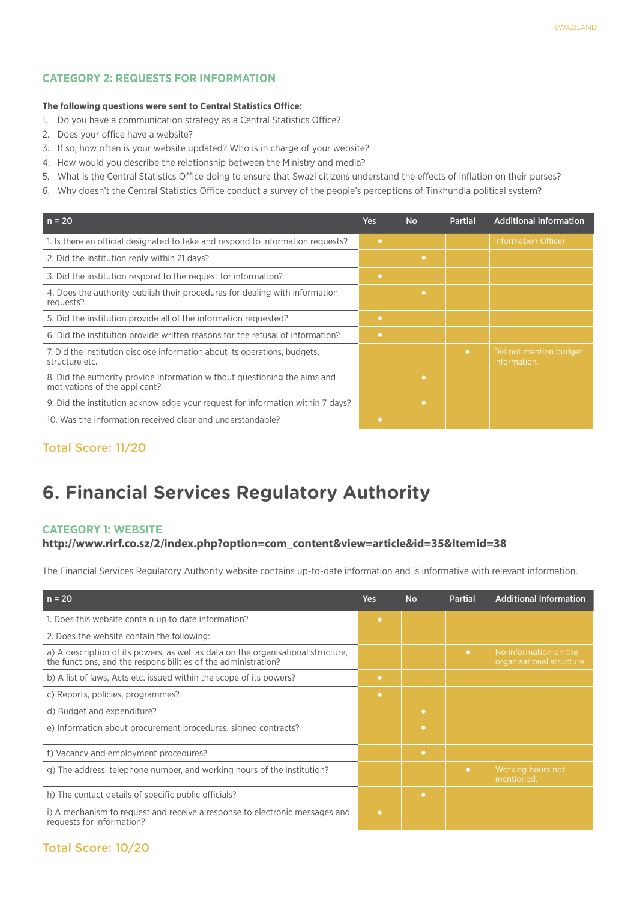### CATEGORY 2: REQUESTS FOR INFORMATION

**The following questions were sent to Central Statistics Office:**

1. Do you have a communication strategy as a Central Statistics Office?
2. Does your office have a website?
3. If so, how often is your website updated? Who is in charge of your website?
4. How would you describe the relationship between the Ministry and media?
5. What is the Central Statistics Office doing to ensure that Swazi citizens understand the effects of inflation on their purses?
6. Why doesn't the Central Statistics Office conduct a survey of the people's perceptions of Tinkhundla political system?

| n = 20 | Yes | No | Partial | Additional Information |
|---|---|---|---|---|
| 1. Is there an official designated to take and respond to information requests? | • | | | Information Officer |
| 2. Did the institution reply within 21 days? | | • | | |
| 3. Did the institution respond to the request for information? | • | | | |
| 4. Does the authority publish their procedures for dealing with information requests? | | • | | |
| 5. Did the institution provide all of the information requested? | • | | | |
| 6. Did the institution provide written reasons for the refusal of information? | • | | | |
| 7. Did the institution disclose information about its operations, budgets, structure etc. | | | • | Did not mention budget information. |
| 8. Did the authority provide information without questioning the aims and motivations of the applicant? | | • | | |
| 9. Did the institution acknowledge your request for information within 7 days? | | • | | |
| 10. Was the information received clear and understandable? | • | | | |

Total Score: 11/20

## 6. Financial Services Regulatory Authority

### CATEGORY 1: WEBSITE

**http://www.rirf.co.sz/2/index.php?option=com_content&view=article&id=35&Itemid=38**

The Financial Services Regulatory Authority website contains up-to-date information and is informative with relevant information.

| n = 20 | Yes | No | Partial | Additional Information |
|---|---|---|---|---|
| 1. Does this website contain up to date information? | • | | | |
| 2. Does the website contain the following: | | | | |
| a) A description of its powers, as well as data on the organisational structure, the functions, and the responsibilities of the administration? | | | • | No information on the organisational structure. |
| b) A list of laws, Acts etc. issued within the scope of its powers? | • | | | |
| c) Reports, policies, programmes? | • | | | |
| d) Budget and expenditure? | | • | | |
| e) Information about procurement procedures, signed contracts? | | • | | |
| f) Vacancy and employment procedures? | | • | | |
| g) The address, telephone number, and working hours of the institution? | | | • | Working hours not mentioned. |
| h) The contact details of specific public officials? | | • | | |
| i) A mechanism to request and receive a response to electronic messages and requests for information? | • | | | |

Total Score: 10/20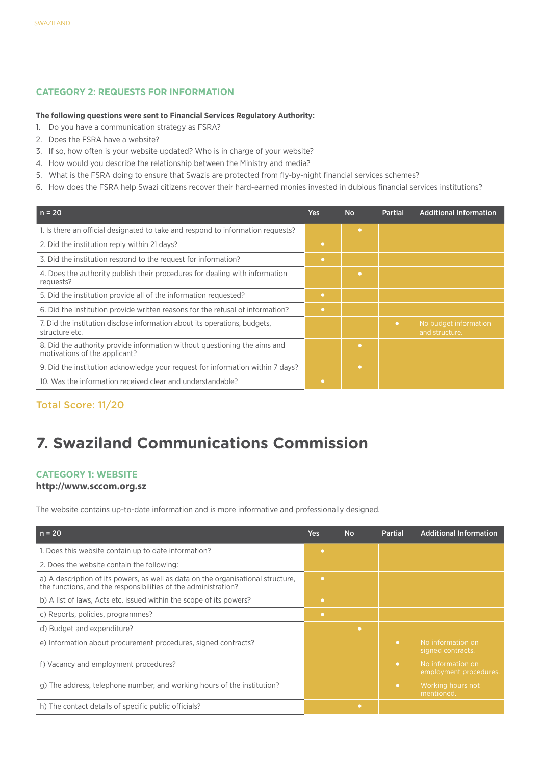### CATEGORY 2: REQUESTS FOR INFORMATION

**The following questions were sent to Financial Services Regulatory Authority:**

1. Do you have a communication strategy as FSRA?
2. Does the FSRA have a website?
3. If so, how often is your website updated? Who is in charge of your website?
4. How would you describe the relationship between the Ministry and media?
5. What is the FSRA doing to ensure that Swazis are protected from fly-by-night financial services schemes?
6. How does the FSRA help Swazi citizens recover their hard-earned monies invested in dubious financial services institutions?

| n = 20 | Yes | No | Partial | Additional Information |
|---|---|---|---|---|
| 1. Is there an official designated to take and respond to information requests? | | • | | |
| 2. Did the institution reply within 21 days? | • | | | |
| 3. Did the institution respond to the request for information? | • | | | |
| 4. Does the authority publish their procedures for dealing with information requests? | | • | | |
| 5. Did the institution provide all of the information requested? | • | | | |
| 6. Did the institution provide written reasons for the refusal of information? | • | | | |
| 7. Did the institution disclose information about its operations, budgets, structure etc. | | | • | No budget information and structure. |
| 8. Did the authority provide information without questioning the aims and motivations of the applicant? | | • | | |
| 9. Did the institution acknowledge your request for information within 7 days? | | • | | |
| 10. Was the information received clear and understandable? | • | | | |

Total Score: 11/20

# 7. Swaziland Communications Commission

### CATEGORY 1: WEBSITE

**http://www.sccom.org.sz**

The website contains up-to-date information and is more informative and professionally designed.

| n = 20 | Yes | No | Partial | Additional Information |
|---|---|---|---|---|
| 1. Does this website contain up to date information? | • | | | |
| 2. Does the website contain the following: | | | | |
| a) A description of its powers, as well as data on the organisational structure, the functions, and the responsibilities of the administration? | • | | | |
| b) A list of laws, Acts etc. issued within the scope of its powers? | • | | | |
| c) Reports, policies, programmes? | • | | | |
| d) Budget and expenditure? | | • | | |
| e) Information about procurement procedures, signed contracts? | | | • | No information on signed contracts. |
| f) Vacancy and employment procedures? | | | • | No information on employment procedures. |
| g) The address, telephone number, and working hours of the institution? | | | • | Working hours not mentioned. |
| h) The contact details of specific public officials? | | • | | |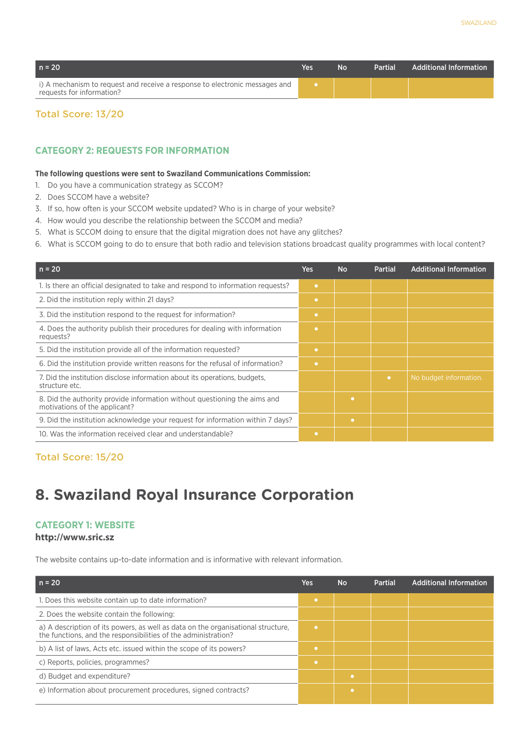| n = 20 | Yes | No | Partial | Additional Information |
|---|---|---|---|---|
| i) A mechanism to request and receive a response to electronic messages and requests for information? | • | | | |

Total Score: 13/20

### CATEGORY 2: REQUESTS FOR INFORMATION

**The following questions were sent to Swaziland Communications Commission:**

1. Do you have a communication strategy as SCCOM?
2. Does SCCOM have a website?
3. If so, how often is your SCCOM website updated? Who is in charge of your website?
4. How would you describe the relationship between the SCCOM and media?
5. What is SCCOM doing to ensure that the digital migration does not have any glitches?
6. What is SCCOM going to do to ensure that both radio and television stations broadcast quality programmes with local content?

| n = 20 | Yes | No | Partial | Additional Information |
|---|---|---|---|---|
| 1. Is there an official designated to take and respond to information requests? | • | | | |
| 2. Did the institution reply within 21 days? | • | | | |
| 3. Did the institution respond to the request for information? | • | | | |
| 4. Does the authority publish their procedures for dealing with information requests? | • | | | |
| 5. Did the institution provide all of the information requested? | • | | | |
| 6. Did the institution provide written reasons for the refusal of information? | • | | | |
| 7. Did the institution disclose information about its operations, budgets, structure etc. | | | • | No budget information. |
| 8. Did the authority provide information without questioning the aims and motivations of the applicant? | | • | | |
| 9. Did the institution acknowledge your request for information within 7 days? | | • | | |
| 10. Was the information received clear and understandable? | • | | | |

Total Score: 15/20

## 8. Swaziland Royal Insurance Corporation

### CATEGORY 1: WEBSITE

**http://www.sric.sz**

The website contains up-to-date information and is informative with relevant information.

| n = 20 | Yes | No | Partial | Additional Information |
|---|---|---|---|---|
| 1. Does this website contain up to date information? | • | | | |
| 2. Does the website contain the following: | | | | |
| a) A description of its powers, as well as data on the organisational structure, the functions, and the responsibilities of the administration? | • | | | |
| b) A list of laws, Acts etc. issued within the scope of its powers? | • | | | |
| c) Reports, policies, programmes? | • | | | |
| d) Budget and expenditure? | | • | | |
| e) Information about procurement procedures, signed contracts? | | • | | |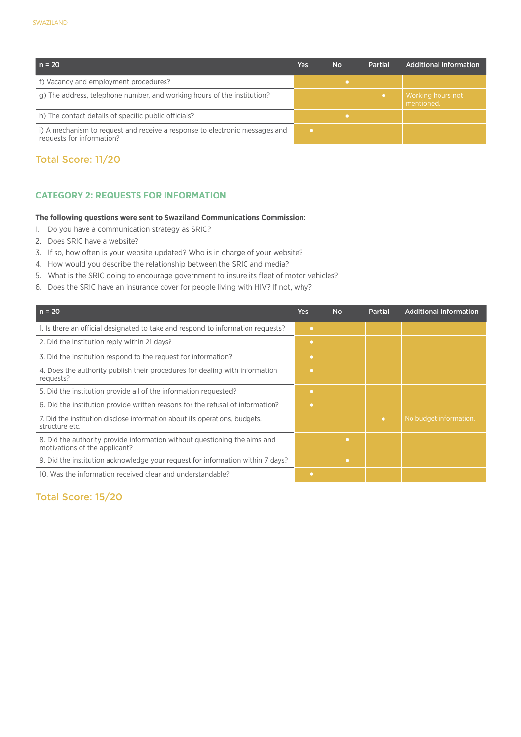| n = 20 | Yes | No | Partial | Additional Information |
|---|---|---|---|---|
| f) Vacancy and employment procedures? | | • | | |
| g) The address, telephone number, and working hours of the institution? | | | • | Working hours not mentioned. |
| h) The contact details of specific public officials? | | • | | |
| i) A mechanism to request and receive a response to electronic messages and requests for information? | • | | | |

## Total Score: 11/20

## CATEGORY 2: REQUESTS FOR INFORMATION

**The following questions were sent to Swaziland Communications Commission:**

1. Do you have a communication strategy as SRIC?
2. Does SRIC have a website?
3. If so, how often is your website updated? Who is in charge of your website?
4. How would you describe the relationship between the SRIC and media?
5. What is the SRIC doing to encourage government to insure its fleet of motor vehicles?
6. Does the SRIC have an insurance cover for people living with HIV? If not, why?

| n = 20 | Yes | No | Partial | Additional Information |
|---|---|---|---|---|
| 1. Is there an official designated to take and respond to information requests? | • | | | |
| 2. Did the institution reply within 21 days? | • | | | |
| 3. Did the institution respond to the request for information? | • | | | |
| 4. Does the authority publish their procedures for dealing with information requests? | • | | | |
| 5. Did the institution provide all of the information requested? | • | | | |
| 6. Did the institution provide written reasons for the refusal of information? | • | | | |
| 7. Did the institution disclose information about its operations, budgets, structure etc. | | | • | No budget information. |
| 8. Did the authority provide information without questioning the aims and motivations of the applicant? | | • | | |
| 9. Did the institution acknowledge your request for information within 7 days? | | • | | |
| 10. Was the information received clear and understandable? | • | | | |

## Total Score: 15/20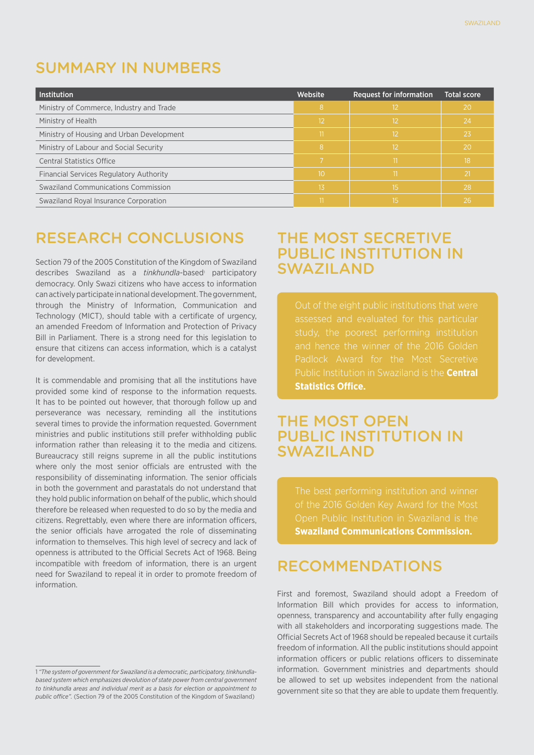## SUMMARY IN NUMBERS

| Institution | Website | Request for information | Total score |
|---|---|---|---|
| Ministry of Commerce, Industry and Trade | 8 | 12 | 20 |
| Ministry of Health | 12 | 12 | 24 |
| Ministry of Housing and Urban Development | 11 | 12 | 23 |
| Ministry of Labour and Social Security | 8 | 12 | 20 |
| Central Statistics Office | 7 | 11 | 18 |
| Financial Services Regulatory Authority | 10 | 11 | 21 |
| Swaziland Communications Commission | 13 | 15 | 28 |
| Swaziland Royal Insurance Corporation | 11 | 15 | 26 |

## RESEARCH CONCLUSIONS

Section 79 of the 2005 Constitution of the Kingdom of Swaziland describes Swaziland as a *tinkhundla*-based[1] participatory democracy. Only Swazi citizens who have access to information can actively participate in national development. The government, through the Ministry of Information, Communication and Technology (MICT), should table with a certificate of urgency, an amended Freedom of Information and Protection of Privacy Bill in Parliament. There is a strong need for this legislation to ensure that citizens can access information, which is a catalyst for development.

It is commendable and promising that all the institutions have provided some kind of response to the information requests. It has to be pointed out however, that thorough follow up and perseverance was necessary, reminding all the institutions several times to provide the information requested. Government ministries and public institutions still prefer withholding public information rather than releasing it to the media and citizens. Bureaucracy still reigns supreme in all the public institutions where only the most senior officials are entrusted with the responsibility of disseminating information. The senior officials in both the government and parastatals do not understand that they hold public information on behalf of the public, which should therefore be released when requested to do so by the media and citizens. Regrettably, even where there are information officers, the senior officials have arrogated the role of disseminating information to themselves. This high level of secrecy and lack of openness is attributed to the Official Secrets Act of 1968. Being incompatible with freedom of information, there is an urgent need for Swaziland to repeal it in order to promote freedom of information.

1 *"The system of government for Swaziland is a democratic, participatory, tinkhundla-based system which emphasizes devolution of state power from central government to tinkhundla areas and individual merit as a basis for election or appointment to public office".* (Section 79 of the 2005 Constitution of the Kingdom of Swaziland)

## THE MOST SECRETIVE PUBLIC INSTITUTION IN SWAZILAND

Out of the eight public institutions that were assessed and evaluated for this particular study, the poorest performing institution and hence the winner of the 2016 Golden Padlock Award for the Most Secretive Public Institution in Swaziland is the **Central Statistics Office.**

## THE MOST OPEN PUBLIC INSTITUTION IN SWAZILAND

The best performing institution and winner of the 2016 Golden Key Award for the Most Open Public Institution in Swaziland is the **Swaziland Communications Commission.**

## RECOMMENDATIONS

First and foremost, Swaziland should adopt a Freedom of Information Bill which provides for access to information, openness, transparency and accountability after fully engaging with all stakeholders and incorporating suggestions made. The Official Secrets Act of 1968 should be repealed because it curtails freedom of information. All the public institutions should appoint information officers or public relations officers to disseminate information. Government ministries and departments should be allowed to set up websites independent from the national government site so that they are able to update them frequently.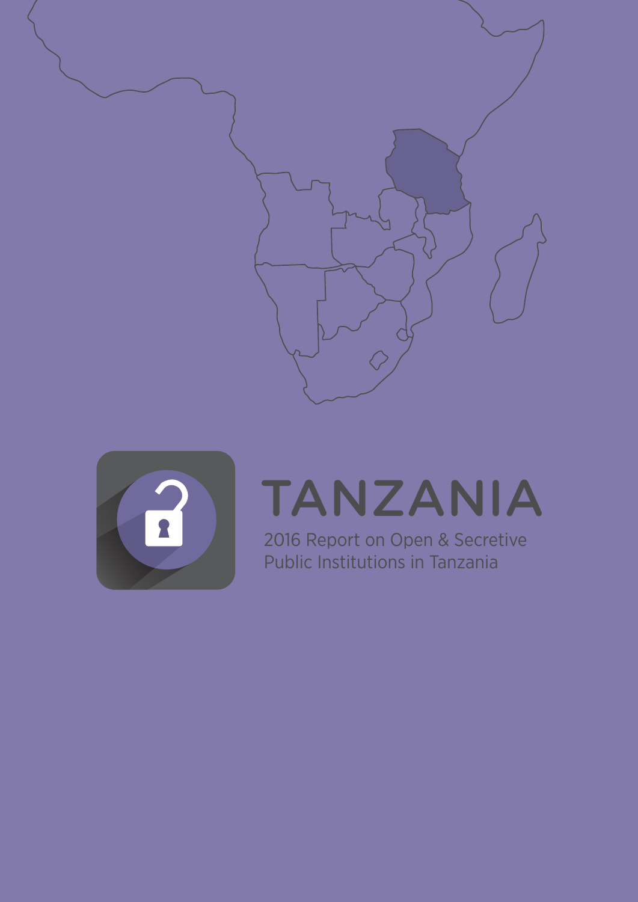# TANZANIA

2016 Report on Open & Secretive Public Institutions in Tanzania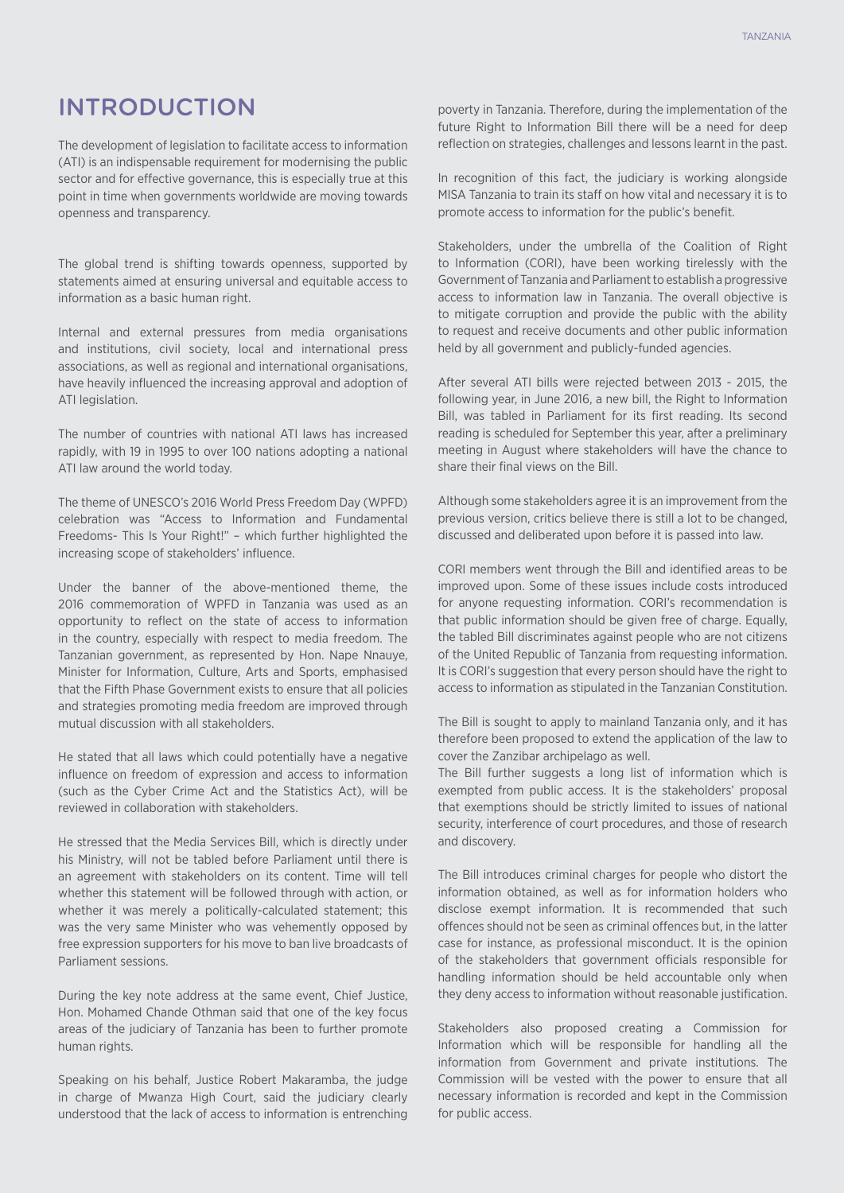# INTRODUCTION

The development of legislation to facilitate access to information (ATI) is an indispensable requirement for modernising the public sector and for effective governance, this is especially true at this point in time when governments worldwide are moving towards openness and transparency.

The global trend is shifting towards openness, supported by statements aimed at ensuring universal and equitable access to information as a basic human right.

Internal and external pressures from media organisations and institutions, civil society, local and international press associations, as well as regional and international organisations, have heavily influenced the increasing approval and adoption of ATI legislation.

The number of countries with national ATI laws has increased rapidly, with 19 in 1995 to over 100 nations adopting a national ATI law around the world today.

The theme of UNESCO's 2016 World Press Freedom Day (WPFD) celebration was "Access to Information and Fundamental Freedoms- This Is Your Right!" – which further highlighted the increasing scope of stakeholders' influence.

Under the banner of the above-mentioned theme, the 2016 commemoration of WPFD in Tanzania was used as an opportunity to reflect on the state of access to information in the country, especially with respect to media freedom. The Tanzanian government, as represented by Hon. Nape Nnauye, Minister for Information, Culture, Arts and Sports, emphasised that the Fifth Phase Government exists to ensure that all policies and strategies promoting media freedom are improved through mutual discussion with all stakeholders.

He stated that all laws which could potentially have a negative influence on freedom of expression and access to information (such as the Cyber Crime Act and the Statistics Act), will be reviewed in collaboration with stakeholders.

He stressed that the Media Services Bill, which is directly under his Ministry, will not be tabled before Parliament until there is an agreement with stakeholders on its content. Time will tell whether this statement will be followed through with action, or whether it was merely a politically-calculated statement; this was the very same Minister who was vehemently opposed by free expression supporters for his move to ban live broadcasts of Parliament sessions.

During the key note address at the same event, Chief Justice, Hon. Mohamed Chande Othman said that one of the key focus areas of the judiciary of Tanzania has been to further promote human rights.

Speaking on his behalf, Justice Robert Makaramba, the judge in charge of Mwanza High Court, said the judiciary clearly understood that the lack of access to information is entrenching poverty in Tanzania. Therefore, during the implementation of the future Right to Information Bill there will be a need for deep reflection on strategies, challenges and lessons learnt in the past.

In recognition of this fact, the judiciary is working alongside MISA Tanzania to train its staff on how vital and necessary it is to promote access to information for the public's benefit.

Stakeholders, under the umbrella of the Coalition of Right to Information (CORI), have been working tirelessly with the Government of Tanzania and Parliament to establish a progressive access to information law in Tanzania. The overall objective is to mitigate corruption and provide the public with the ability to request and receive documents and other public information held by all government and publicly-funded agencies.

After several ATI bills were rejected between 2013 - 2015, the following year, in June 2016, a new bill, the Right to Information Bill, was tabled in Parliament for its first reading. Its second reading is scheduled for September this year, after a preliminary meeting in August where stakeholders will have the chance to share their final views on the Bill.

Although some stakeholders agree it is an improvement from the previous version, critics believe there is still a lot to be changed, discussed and deliberated upon before it is passed into law.

CORI members went through the Bill and identified areas to be improved upon. Some of these issues include costs introduced for anyone requesting information. CORI's recommendation is that public information should be given free of charge. Equally, the tabled Bill discriminates against people who are not citizens of the United Republic of Tanzania from requesting information. It is CORI's suggestion that every person should have the right to access to information as stipulated in the Tanzanian Constitution.

The Bill is sought to apply to mainland Tanzania only, and it has therefore been proposed to extend the application of the law to cover the Zanzibar archipelago as well.

The Bill further suggests a long list of information which is exempted from public access. It is the stakeholders' proposal that exemptions should be strictly limited to issues of national security, interference of court procedures, and those of research and discovery.

The Bill introduces criminal charges for people who distort the information obtained, as well as for information holders who disclose exempt information. It is recommended that such offences should not be seen as criminal offences but, in the latter case for instance, as professional misconduct. It is the opinion of the stakeholders that government officials responsible for handling information should be held accountable only when they deny access to information without reasonable justification.

Stakeholders also proposed creating a Commission for Information which will be responsible for handling all the information from Government and private institutions. The Commission will be vested with the power to ensure that all necessary information is recorded and kept in the Commission for public access.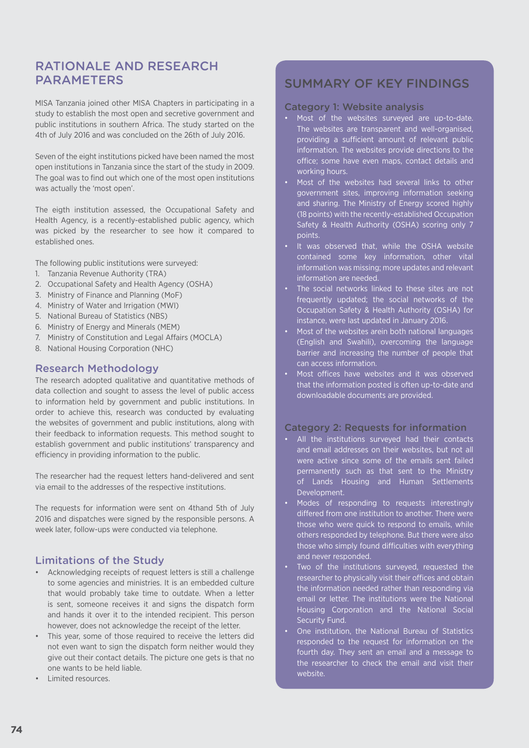# RATIONALE AND RESEARCH PARAMETERS

MISA Tanzania joined other MISA Chapters in participating in a study to establish the most open and secretive government and public institutions in southern Africa. The study started on the 4th of July 2016 and was concluded on the 26th of July 2016.

Seven of the eight institutions picked have been named the most open institutions in Tanzania since the start of the study in 2009. The goal was to find out which one of the most open institutions was actually the 'most open'.

The eigth institution assessed, the Occupational Safety and Health Agency, is a recently-established public agency, which was picked by the researcher to see how it compared to established ones.

The following public institutions were surveyed:

1. Tanzania Revenue Authority (TRA)
2. Occupational Safety and Health Agency (OSHA)
3. Ministry of Finance and Planning (MoF)
4. Ministry of Water and Irrigation (MWI)
5. National Bureau of Statistics (NBS)
6. Ministry of Energy and Minerals (MEM)
7. Ministry of Constitution and Legal Affairs (MOCLA)
8. National Housing Corporation (NHC)

## Research Methodology

The research adopted qualitative and quantitative methods of data collection and sought to assess the level of public access to information held by government and public institutions. In order to achieve this, research was conducted by evaluating the websites of government and public institutions, along with their feedback to information requests. This method sought to establish government and public institutions' transparency and efficiency in providing information to the public.

The researcher had the request letters hand-delivered and sent via email to the addresses of the respective institutions.

The requests for information were sent on 4thand 5th of July 2016 and dispatches were signed by the responsible persons. A week later, follow-ups were conducted via telephone.

## Limitations of the Study

- Acknowledging receipts of request letters is still a challenge to some agencies and ministries. It is an embedded culture that would probably take time to outdate. When a letter is sent, someone receives it and signs the dispatch form and hands it over it to the intended recipient. This person however, does not acknowledge the receipt of the letter.
- This year, some of those required to receive the letters did not even want to sign the dispatch form neither would they give out their contact details. The picture one gets is that no one wants to be held liable.
- Limited resources.

# SUMMARY OF KEY FINDINGS

## Category 1: Website analysis

- Most of the websites surveyed are up-to-date. The websites are transparent and well-organised, providing a sufficient amount of relevant public information. The websites provide directions to the office; some have even maps, contact details and working hours.
- Most of the websites had several links to other government sites, improving information seeking and sharing. The Ministry of Energy scored highly (18 points) with the recently-established Occupation Safety & Health Authority (OSHA) scoring only 7 points.
- It was observed that, while the OSHA website contained some key information, other vital information was missing; more updates and relevant information are needed.
- The social networks linked to these sites are not frequently updated; the social networks of the Occupation Safety & Health Authority (OSHA) for instance, were last updated in January 2016.
- Most of the websites arein both national languages (English and Swahili), overcoming the language barrier and increasing the number of people that can access information.
- Most offices have websites and it was observed that the information posted is often up-to-date and downloadable documents are provided.

## Category 2: Requests for information

- All the institutions surveyed had their contacts and email addresses on their websites, but not all were active since some of the emails sent failed permanently such as that sent to the Ministry of Lands Housing and Human Settlements Development.
- Modes of responding to requests interestingly differed from one institution to another. There were those who were quick to respond to emails, while others responded by telephone. But there were also those who simply found difficulties with everything and never responded.
- Two of the institutions surveyed, requested the researcher to physically visit their offices and obtain the information needed rather than responding via email or letter. The institutions were the National Housing Corporation and the National Social Security Fund.
- One institution, the National Bureau of Statistics responded to the request for information on the fourth day. They sent an email and a message to the researcher to check the email and visit their website.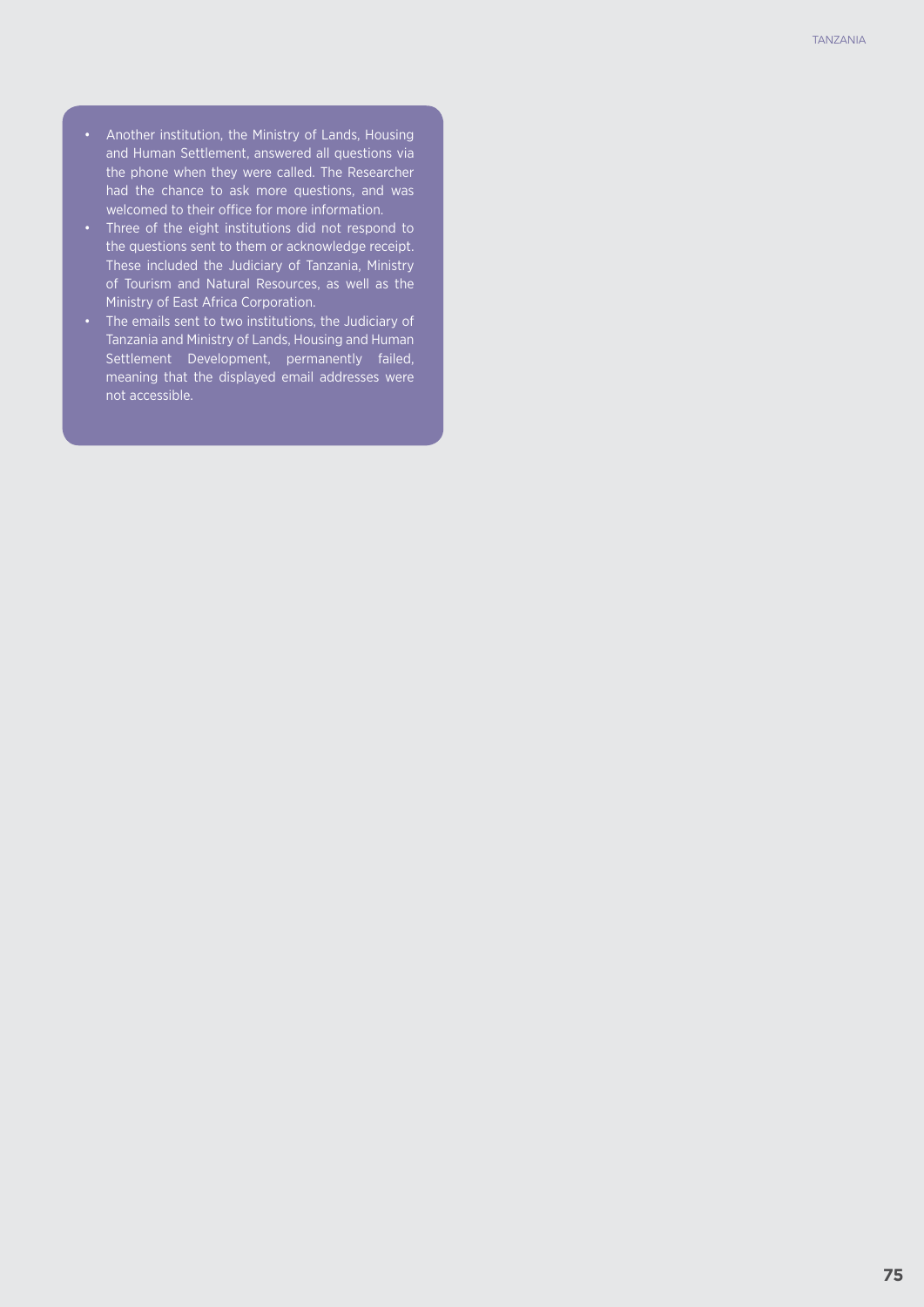- Another institution, the Ministry of Lands, Housing and Human Settlement, answered all questions via the phone when they were called. The Researcher had the chance to ask more questions, and was welcomed to their office for more information.
- Three of the eight institutions did not respond to the questions sent to them or acknowledge receipt. These included the Judiciary of Tanzania, Ministry of Tourism and Natural Resources, as well as the Ministry of East Africa Corporation.
- The emails sent to two institutions, the Judiciary of Tanzania and Ministry of Lands, Housing and Human Settlement Development, permanently failed, meaning that the displayed email addresses were not accessible.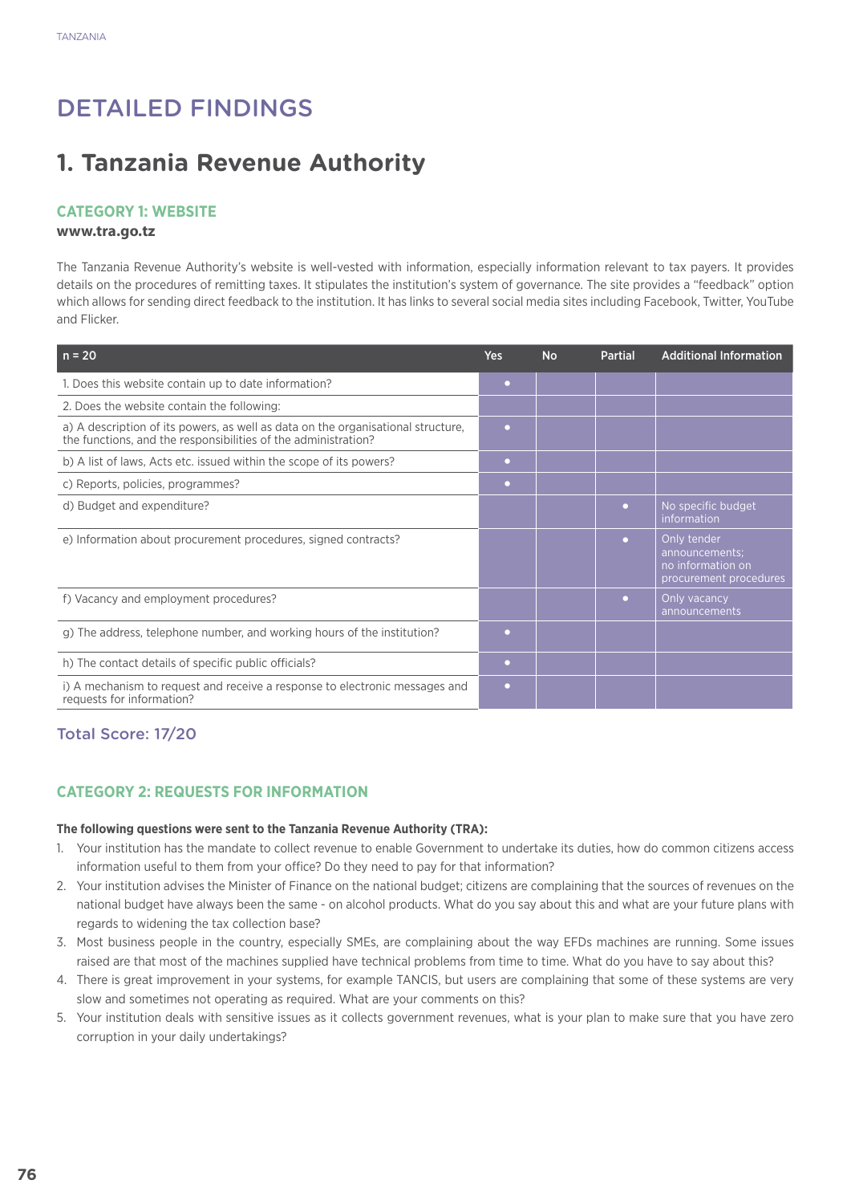# DETAILED FINDINGS

## 1. Tanzania Revenue Authority

### CATEGORY 1: WEBSITE

**www.tra.go.tz**

The Tanzania Revenue Authority's website is well-vested with information, especially information relevant to tax payers. It provides details on the procedures of remitting taxes. It stipulates the institution's system of governance. The site provides a "feedback" option which allows for sending direct feedback to the institution. It has links to several social media sites including Facebook, Twitter, YouTube and Flicker.

| n = 20 | Yes | No | Partial | Additional Information |
|---|---|---|---|---|
| 1. Does this website contain up to date information? | • | | | |
| 2. Does the website contain the following: | | | | |
| a) A description of its powers, as well as data on the organisational structure, the functions, and the responsibilities of the administration? | • | | | |
| b) A list of laws, Acts etc. issued within the scope of its powers? | • | | | |
| c) Reports, policies, programmes? | • | | | |
| d) Budget and expenditure? | | | • | No specific budget information |
| e) Information about procurement procedures, signed contracts? | | | • | Only tender announcements; no information on procurement procedures |
| f) Vacancy and employment procedures? | | | • | Only vacancy announcements |
| g) The address, telephone number, and working hours of the institution? | • | | | |
| h) The contact details of specific public officials? | • | | | |
| i) A mechanism to request and receive a response to electronic messages and requests for information? | • | | | |

Total Score: 17/20

### CATEGORY 2: REQUESTS FOR INFORMATION

**The following questions were sent to the Tanzania Revenue Authority (TRA):**

1. Your institution has the mandate to collect revenue to enable Government to undertake its duties, how do common citizens access information useful to them from your office? Do they need to pay for that information?
2. Your institution advises the Minister of Finance on the national budget; citizens are complaining that the sources of revenues on the national budget have always been the same - on alcohol products. What do you say about this and what are your future plans with regards to widening the tax collection base?
3. Most business people in the country, especially SMEs, are complaining about the way EFDs machines are running. Some issues raised are that most of the machines supplied have technical problems from time to time. What do you have to say about this?
4. There is great improvement in your systems, for example TANCIS, but users are complaining that some of these systems are very slow and sometimes not operating as required. What are your comments on this?
5. Your institution deals with sensitive issues as it collects government revenues, what is your plan to make sure that you have zero corruption in your daily undertakings?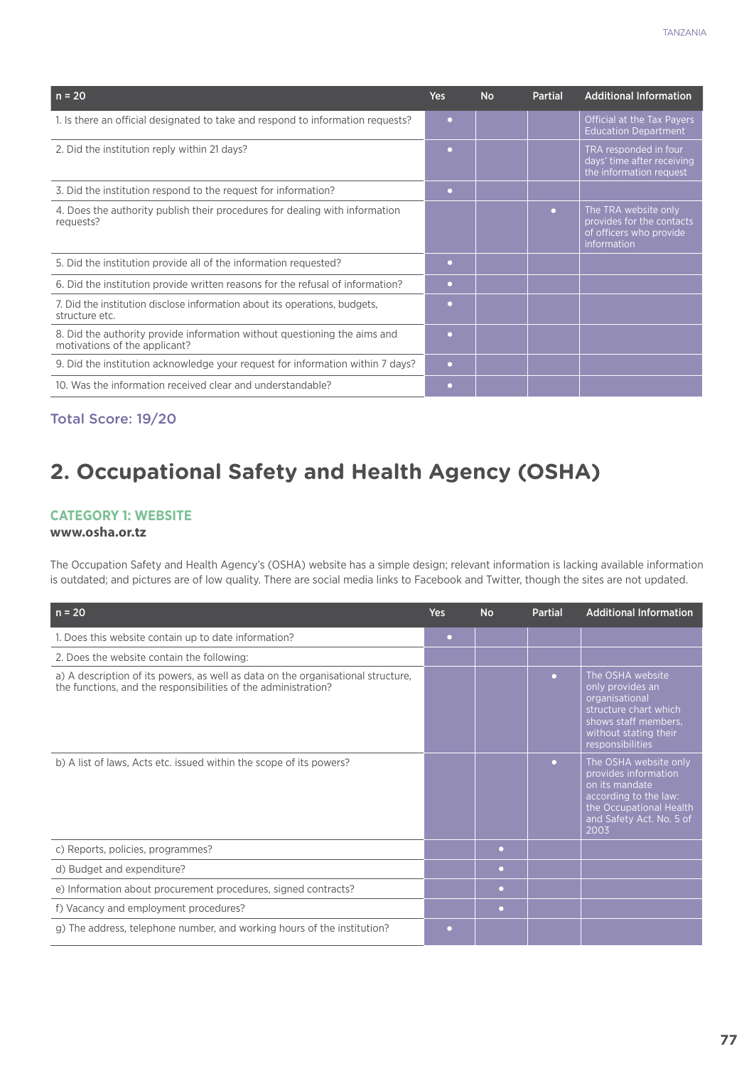| n = 20 | Yes | No | Partial | Additional Information |
| --- | --- | --- | --- | --- |
| 1. Is there an official designated to take and respond to information requests? | • | | | Official at the Tax Payers Education Department |
| 2. Did the institution reply within 21 days? | • | | | TRA responded in four days' time after receiving the information request |
| 3. Did the institution respond to the request for information? | • | | | |
| 4. Does the authority publish their procedures for dealing with information requests? | | | • | The TRA website only provides for the contacts of officers who provide information |
| 5. Did the institution provide all of the information requested? | • | | | |
| 6. Did the institution provide written reasons for the refusal of information? | • | | | |
| 7. Did the institution disclose information about its operations, budgets, structure etc. | • | | | |
| 8. Did the authority provide information without questioning the aims and motivations of the applicant? | • | | | |
| 9. Did the institution acknowledge your request for information within 7 days? | • | | | |
| 10. Was the information received clear and understandable? | • | | | |

Total Score: 19/20

# 2. Occupational Safety and Health Agency (OSHA)

### CATEGORY 1: WEBSITE

**www.osha.or.tz**

The Occupation Safety and Health Agency's (OSHA) website has a simple design; relevant information is lacking available information is outdated; and pictures are of low quality. There are social media links to Facebook and Twitter, though the sites are not updated.

| n = 20 | Yes | No | Partial | Additional Information |
| --- | --- | --- | --- | --- |
| 1. Does this website contain up to date information? | • | | | |
| 2. Does the website contain the following: | | | | |
| a) A description of its powers, as well as data on the organisational structure, the functions, and the responsibilities of the administration? | | | • | The OSHA website only provides an organisational structure chart which shows staff members, without stating their responsibilities |
| b) A list of laws, Acts etc. issued within the scope of its powers? | | | • | The OSHA website only provides information on its mandate according to the law: the Occupational Health and Safety Act. No. 5 of 2003 |
| c) Reports, policies, programmes? | | • | | |
| d) Budget and expenditure? | | • | | |
| e) Information about procurement procedures, signed contracts? | | • | | |
| f) Vacancy and employment procedures? | | • | | |
| g) The address, telephone number, and working hours of the institution? | • | | | |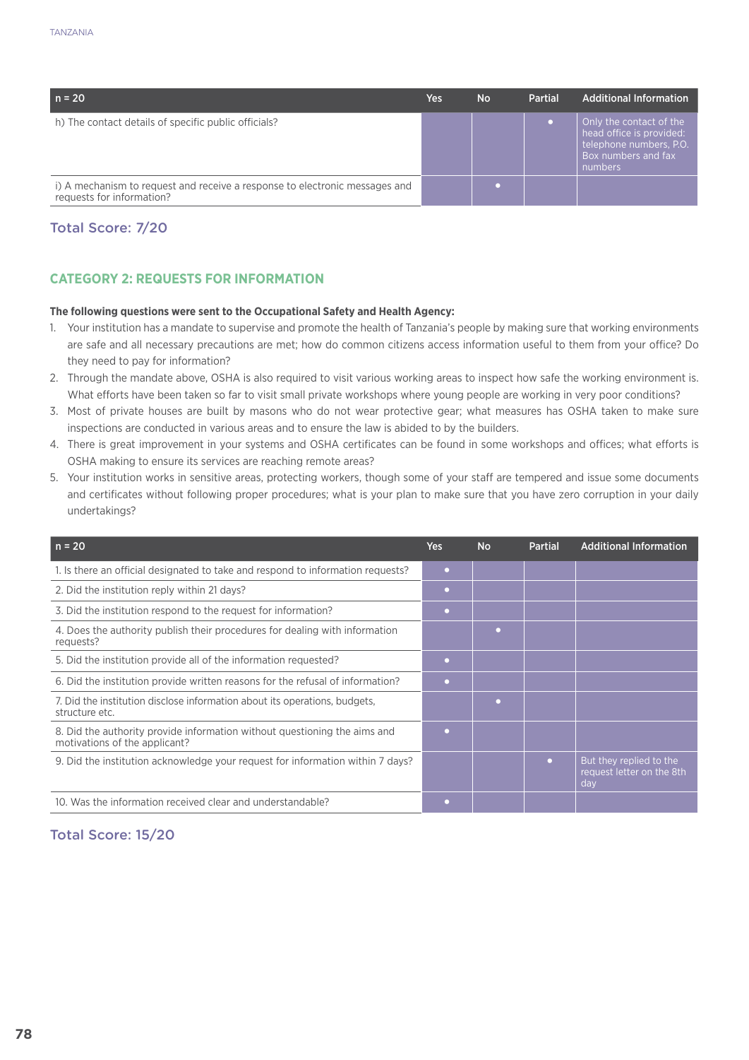| n = 20 | Yes | No | Partial | Additional Information |
|---|---|---|---|---|
| h) The contact details of specific public officials? | | | • | Only the contact of the head office is provided: telephone numbers, P.O. Box numbers and fax numbers |
| i) A mechanism to request and receive a response to electronic messages and requests for information? | | • | | |

### Total Score: 7/20

## CATEGORY 2: REQUESTS FOR INFORMATION

**The following questions were sent to the Occupational Safety and Health Agency:**

1. Your institution has a mandate to supervise and promote the health of Tanzania's people by making sure that working environments are safe and all necessary precautions are met; how do common citizens access information useful to them from your office? Do they need to pay for information?
2. Through the mandate above, OSHA is also required to visit various working areas to inspect how safe the working environment is. What efforts have been taken so far to visit small private workshops where young people are working in very poor conditions?
3. Most of private houses are built by masons who do not wear protective gear; what measures has OSHA taken to make sure inspections are conducted in various areas and to ensure the law is abided to by the builders.
4. There is great improvement in your systems and OSHA certificates can be found in some workshops and offices; what efforts is OSHA making to ensure its services are reaching remote areas?
5. Your institution works in sensitive areas, protecting workers, though some of your staff are tempered and issue some documents and certificates without following proper procedures; what is your plan to make sure that you have zero corruption in your daily undertakings?

| n = 20 | Yes | No | Partial | Additional Information |
|---|---|---|---|---|
| 1. Is there an official designated to take and respond to information requests? | • | | | |
| 2. Did the institution reply within 21 days? | • | | | |
| 3. Did the institution respond to the request for information? | • | | | |
| 4. Does the authority publish their procedures for dealing with information requests? | | • | | |
| 5. Did the institution provide all of the information requested? | • | | | |
| 6. Did the institution provide written reasons for the refusal of information? | • | | | |
| 7. Did the institution disclose information about its operations, budgets, structure etc. | | • | | |
| 8. Did the authority provide information without questioning the aims and motivations of the applicant? | • | | | |
| 9. Did the institution acknowledge your request for information within 7 days? | | | • | But they replied to the request letter on the 8th day |
| 10. Was the information received clear and understandable? | • | | | |

### Total Score: 15/20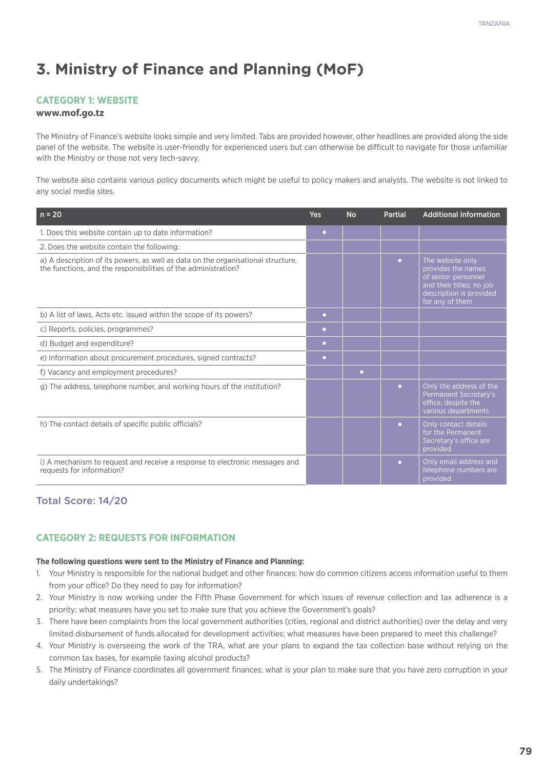# 3. Ministry of Finance and Planning (MoF)

## CATEGORY 1: WEBSITE

**www.mof.go.tz**

The Ministry of Finance's website looks simple and very limited. Tabs are provided however, other headlines are provided along the side panel of the website. The website is user-friendly for experienced users but can otherwise be difficult to navigate for those unfamiliar with the Ministry or those not very tech-savvy.

The website also contains various policy documents which might be useful to policy makers and analysts. The website is not linked to any social media sites.

| n = 20 | Yes | No | Partial | Additional Information |
|---|---|---|---|---|
| 1. Does this website contain up to date information? | • | | | |
| 2. Does the website contain the following: | | | | |
| a) A description of its powers, as well as data on the organisational structure, the functions, and the responsibilities of the administration? | | | • | The website only provides the names of senior personnel and their titles; no job description is provided for any of them |
| b) A list of laws, Acts etc. issued within the scope of its powers? | • | | | |
| c) Reports, policies, programmes? | • | | | |
| d) Budget and expenditure? | • | | | |
| e) Information about procurement procedures, signed contracts? | • | | | |
| f) Vacancy and employment procedures? | | • | | |
| g) The address, telephone number, and working hours of the institution? | | | • | Only the address of the Permanent Secretary's office, despite the various departments |
| h) The contact details of specific public officials? | | | • | Only contact details for the Permanent Secretary's office are provided |
| i) A mechanism to request and receive a response to electronic messages and requests for information? | | | • | Only email address and telephone numbers are provided |

### Total Score: 14/20

## CATEGORY 2: REQUESTS FOR INFORMATION

**The following questions were sent to the Ministry of Finance and Planning:**

1. Your Ministry is responsible for the national budget and other finances; how do common citizens access information useful to them from your office? Do they need to pay for information?
2. Your Ministry is now working under the Fifth Phase Government for which issues of revenue collection and tax adherence is a priority; what measures have you set to make sure that you achieve the Government's goals?
3. There have been complaints from the local government authorities (cities, regional and district authorities) over the delay and very limited disbursement of funds allocated for development activities; what measures have been prepared to meet this challenge?
4. Your Ministry is overseeing the work of the TRA, what are your plans to expand the tax collection base without relying on the common tax bases, for example taxing alcohol products?
5. The Ministry of Finance coordinates all government finances; what is your plan to make sure that you have zero corruption in your daily undertakings?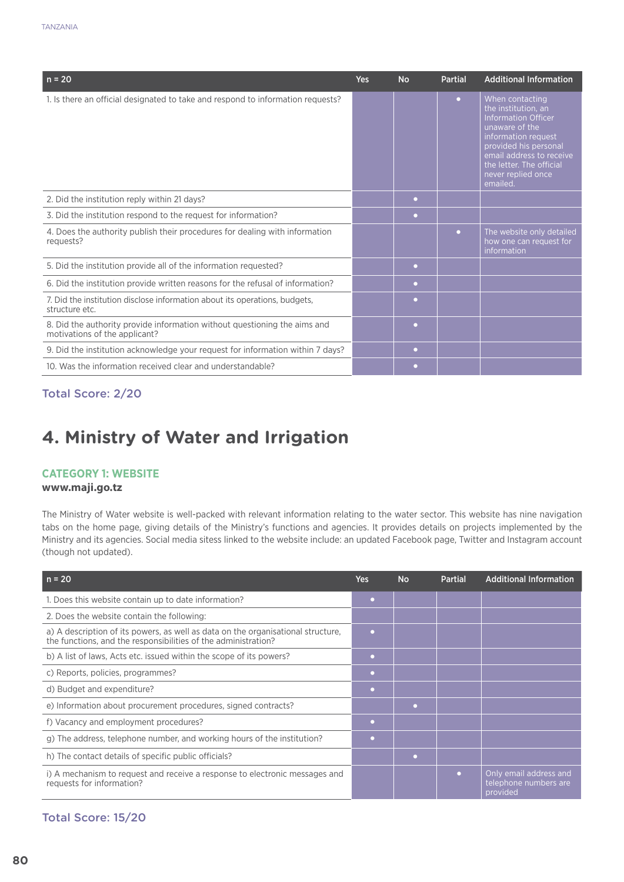| n = 20 | Yes | No | Partial | Additional Information |
|---|---|---|---|---|
| 1. Is there an official designated to take and respond to information requests? | | | • | When contacting the institution, an Information Officer unaware of the information request provided his personal email address to receive the letter. The official never replied once emailed. |
| 2. Did the institution reply within 21 days? | | • | | |
| 3. Did the institution respond to the request for information? | | • | | |
| 4. Does the authority publish their procedures for dealing with information requests? | | | • | The website only detailed how one can request for information |
| 5. Did the institution provide all of the information requested? | | • | | |
| 6. Did the institution provide written reasons for the refusal of information? | | • | | |
| 7. Did the institution disclose information about its operations, budgets, structure etc. | | • | | |
| 8. Did the authority provide information without questioning the aims and motivations of the applicant? | | • | | |
| 9. Did the institution acknowledge your request for information within 7 days? | | • | | |
| 10. Was the information received clear and understandable? | | • | | |

Total Score: 2/20

# 4. Ministry of Water and Irrigation

### CATEGORY 1: WEBSITE

**www.maji.go.tz**

The Ministry of Water website is well-packed with relevant information relating to the water sector. This website has nine navigation tabs on the home page, giving details of the Ministry's functions and agencies. It provides details on projects implemented by the Ministry and its agencies. Social media sitess linked to the website include: an updated Facebook page, Twitter and Instagram account (though not updated).

| n = 20 | Yes | No | Partial | Additional Information |
|---|---|---|---|---|
| 1. Does this website contain up to date information? | • | | | |
| 2. Does the website contain the following: | | | | |
| a) A description of its powers, as well as data on the organisational structure, the functions, and the responsibilities of the administration? | • | | | |
| b) A list of laws, Acts etc. issued within the scope of its powers? | • | | | |
| c) Reports, policies, programmes? | • | | | |
| d) Budget and expenditure? | • | | | |
| e) Information about procurement procedures, signed contracts? | | • | | |
| f) Vacancy and employment procedures? | • | | | |
| g) The address, telephone number, and working hours of the institution? | • | | | |
| h) The contact details of specific public officials? | | • | | |
| i) A mechanism to request and receive a response to electronic messages and requests for information? | | | • | Only email address and telephone numbers are provided |

Total Score: 15/20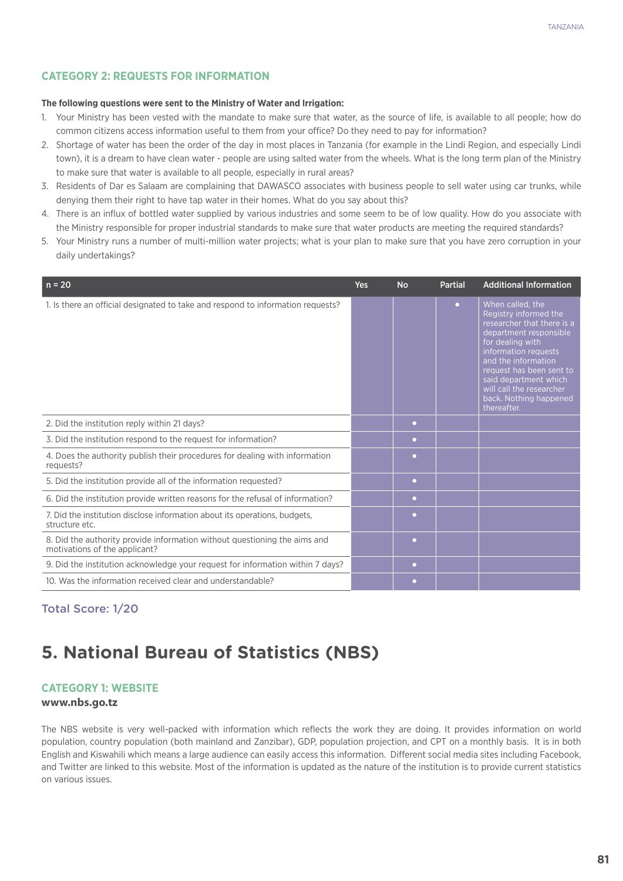### CATEGORY 2: REQUESTS FOR INFORMATION

**The following questions were sent to the Ministry of Water and Irrigation:**

1. Your Ministry has been vested with the mandate to make sure that water, as the source of life, is available to all people; how do common citizens access information useful to them from your office? Do they need to pay for information?
2. Shortage of water has been the order of the day in most places in Tanzania (for example in the Lindi Region, and especially Lindi town), it is a dream to have clean water - people are using salted water from the wheels. What is the long term plan of the Ministry to make sure that water is available to all people, especially in rural areas?
3. Residents of Dar es Salaam are complaining that DAWASCO associates with business people to sell water using car trunks, while denying them their right to have tap water in their homes. What do you say about this?
4. There is an influx of bottled water supplied by various industries and some seem to be of low quality. How do you associate with the Ministry responsible for proper industrial standards to make sure that water products are meeting the required standards?
5. Your Ministry runs a number of multi-million water projects; what is your plan to make sure that you have zero corruption in your daily undertakings?

| n = 20 | Yes | No | Partial | Additional Information |
|---|---|---|---|---|
| 1. Is there an official designated to take and respond to information requests? | | | • | When called, the Registry informed the researcher that there is a department responsible for dealing with information requests and the information request has been sent to said department which will call the researcher back. Nothing happened thereafter. |
| 2. Did the institution reply within 21 days? | | • | | |
| 3. Did the institution respond to the request for information? | | • | | |
| 4. Does the authority publish their procedures for dealing with information requests? | | • | | |
| 5. Did the institution provide all of the information requested? | | • | | |
| 6. Did the institution provide written reasons for the refusal of information? | | • | | |
| 7. Did the institution disclose information about its operations, budgets, structure etc. | | • | | |
| 8. Did the authority provide information without questioning the aims and motivations of the applicant? | | • | | |
| 9. Did the institution acknowledge your request for information within 7 days? | | • | | |
| 10. Was the information received clear and understandable? | | • | | |

Total Score: 1/20

## 5. National Bureau of Statistics (NBS)

### CATEGORY 1: WEBSITE

**www.nbs.go.tz**

The NBS website is very well-packed with information which reflects the work they are doing. It provides information on world population, country population (both mainland and Zanzibar), GDP, population projection, and CPT on a monthly basis. It is in both English and Kiswahili which means a large audience can easily access this information. Different social media sites including Facebook, and Twitter are linked to this website. Most of the information is updated as the nature of the institution is to provide current statistics on various issues.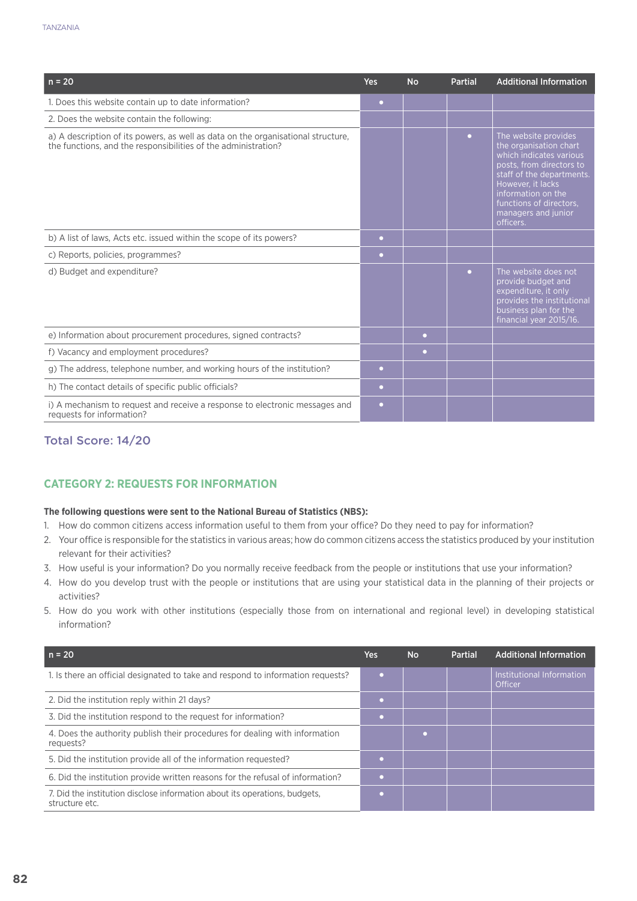| n = 20 | Yes | No | Partial | Additional Information |
|---|---|---|---|---|
| 1. Does this website contain up to date information? | • | | | |
| 2. Does the website contain the following: | | | | |
| a) A description of its powers, as well as data on the organisational structure, the functions, and the responsibilities of the administration? | | | • | The website provides the organisation chart which indicates various posts, from directors to staff of the departments. However, it lacks information on the functions of directors, managers and junior officers. |
| b) A list of laws, Acts etc. issued within the scope of its powers? | • | | | |
| c) Reports, policies, programmes? | • | | | |
| d) Budget and expenditure? | | | • | The website does not provide budget and expenditure, it only provides the institutional business plan for the financial year 2015/16. |
| e) Information about procurement procedures, signed contracts? | | • | | |
| f) Vacancy and employment procedures? | | • | | |
| g) The address, telephone number, and working hours of the institution? | • | | | |
| h) The contact details of specific public officials? | • | | | |
| i) A mechanism to request and receive a response to electronic messages and requests for information? | • | | | |

### Total Score: 14/20

## CATEGORY 2: REQUESTS FOR INFORMATION

**The following questions were sent to the National Bureau of Statistics (NBS):**

1. How do common citizens access information useful to them from your office? Do they need to pay for information?
2. Your office is responsible for the statistics in various areas; how do common citizens access the statistics produced by your institution relevant for their activities?
3. How useful is your information? Do you normally receive feedback from the people or institutions that use your information?
4. How do you develop trust with the people or institutions that are using your statistical data in the planning of their projects or activities?
5. How do you work with other institutions (especially those from on international and regional level) in developing statistical information?

| n = 20 | Yes | No | Partial | Additional Information |
|---|---|---|---|---|
| 1. Is there an official designated to take and respond to information requests? | • | | | Institutional Information Officer |
| 2. Did the institution reply within 21 days? | • | | | |
| 3. Did the institution respond to the request for information? | • | | | |
| 4. Does the authority publish their procedures for dealing with information requests? | | • | | |
| 5. Did the institution provide all of the information requested? | • | | | |
| 6. Did the institution provide written reasons for the refusal of information? | • | | | |
| 7. Did the institution disclose information about its operations, budgets, structure etc. | • | | | |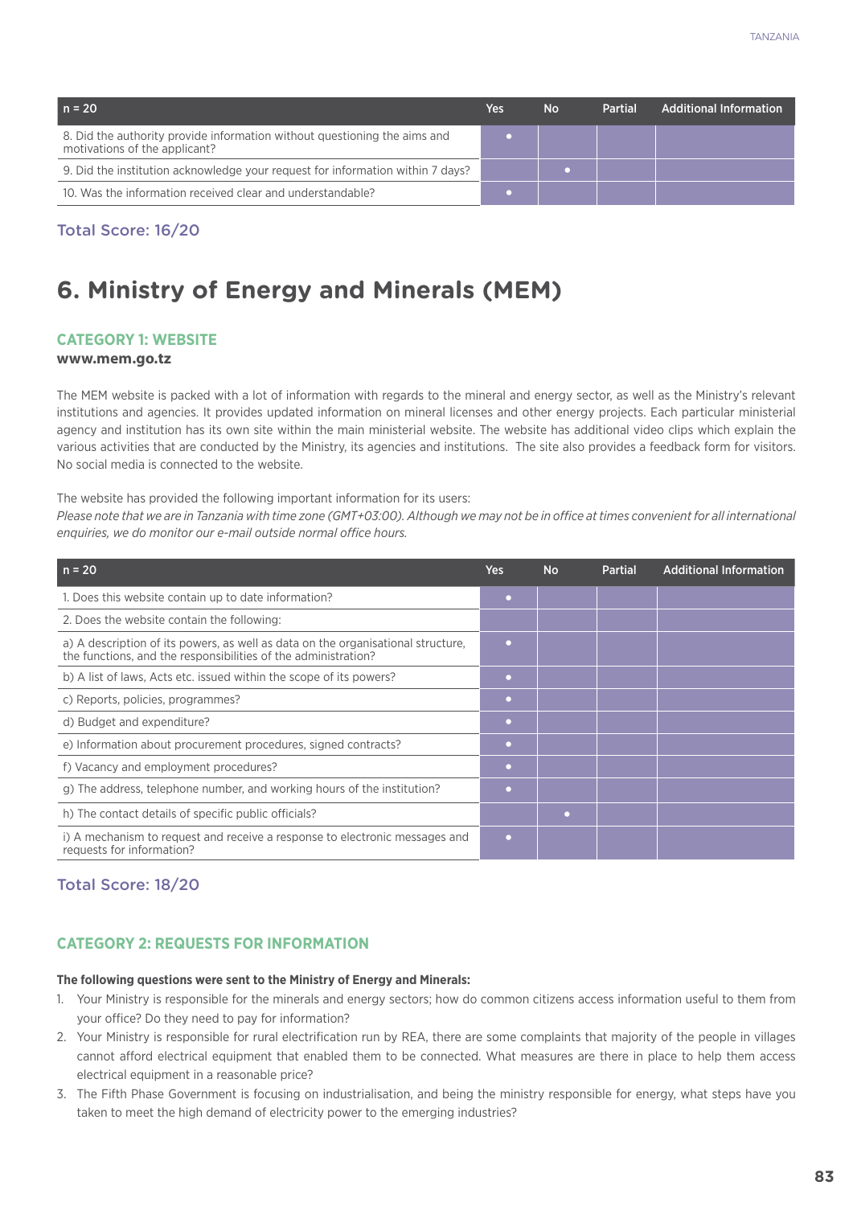| n = 20 | Yes | No | Partial | Additional Information |
|---|---|---|---|---|
| 8. Did the authority provide information without questioning the aims and motivations of the applicant? | • | | | |
| 9. Did the institution acknowledge your request for information within 7 days? | | • | | |
| 10. Was the information received clear and understandable? | • | | | |

### Total Score: 16/20

# 6. Ministry of Energy and Minerals (MEM)

### CATEGORY 1: WEBSITE

**www.mem.go.tz**

The MEM website is packed with a lot of information with regards to the mineral and energy sector, as well as the Ministry's relevant institutions and agencies. It provides updated information on mineral licenses and other energy projects. Each particular ministerial agency and institution has its own site within the main ministerial website. The website has additional video clips which explain the various activities that are conducted by the Ministry, its agencies and institutions. The site also provides a feedback form for visitors. No social media is connected to the website.

The website has provided the following important information for its users:
*Please note that we are in Tanzania with time zone (GMT+03:00). Although we may not be in office at times convenient for all international enquiries, we do monitor our e-mail outside normal office hours.*

| n = 20 | Yes | No | Partial | Additional Information |
|---|---|---|---|---|
| 1. Does this website contain up to date information? | • | | | |
| 2. Does the website contain the following: | | | | |
| a) A description of its powers, as well as data on the organisational structure, the functions, and the responsibilities of the administration? | • | | | |
| b) A list of laws, Acts etc. issued within the scope of its powers? | • | | | |
| c) Reports, policies, programmes? | • | | | |
| d) Budget and expenditure? | • | | | |
| e) Information about procurement procedures, signed contracts? | • | | | |
| f) Vacancy and employment procedures? | • | | | |
| g) The address, telephone number, and working hours of the institution? | • | | | |
| h) The contact details of specific public officials? | | • | | |
| i) A mechanism to request and receive a response to electronic messages and requests for information? | • | | | |

### Total Score: 18/20

### CATEGORY 2: REQUESTS FOR INFORMATION

**The following questions were sent to the Ministry of Energy and Minerals:**

1. Your Ministry is responsible for the minerals and energy sectors; how do common citizens access information useful to them from your office? Do they need to pay for information?
2. Your Ministry is responsible for rural electrification run by REA, there are some complaints that majority of the people in villages cannot afford electrical equipment that enabled them to be connected. What measures are there in place to help them access electrical equipment in a reasonable price?
3. The Fifth Phase Government is focusing on industrialisation, and being the ministry responsible for energy, what steps have you taken to meet the high demand of electricity power to the emerging industries?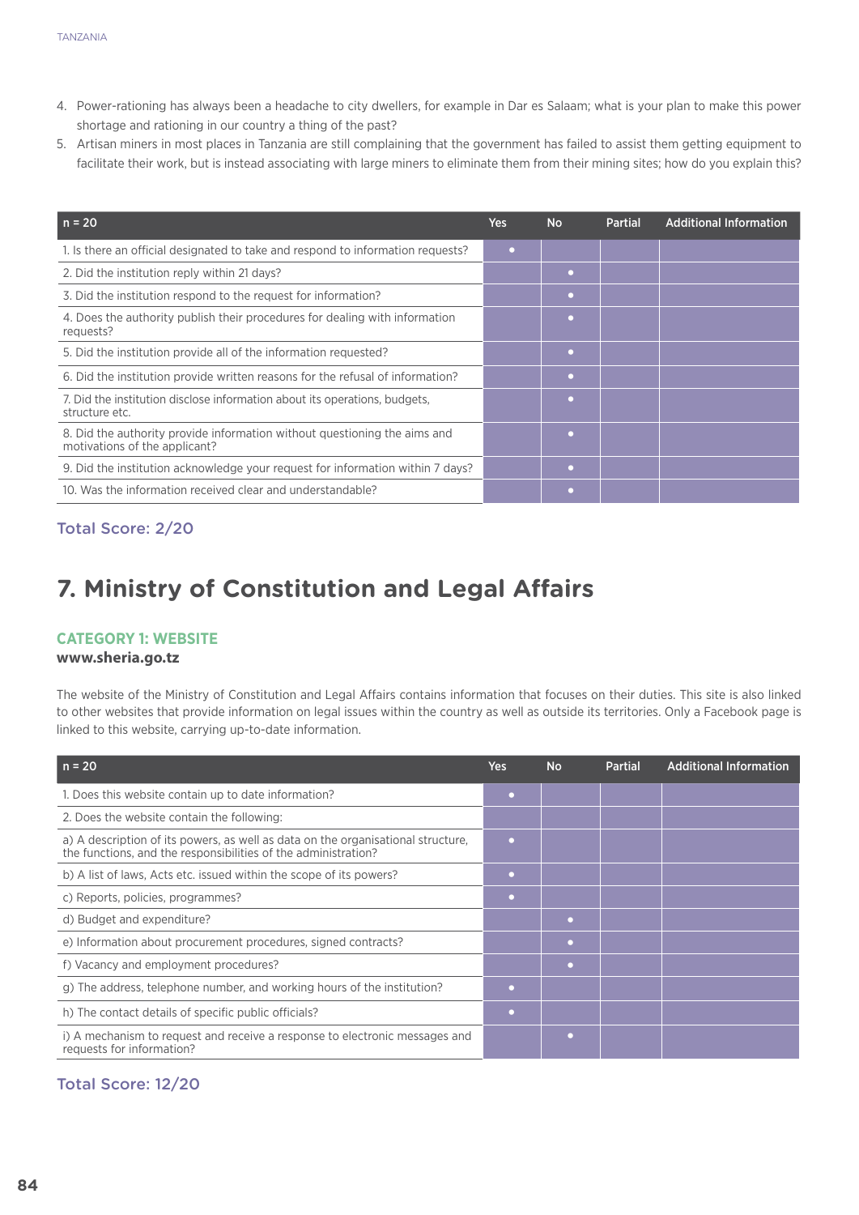4. Power-rationing has always been a headache to city dwellers, for example in Dar es Salaam; what is your plan to make this power shortage and rationing in our country a thing of the past?
5. Artisan miners in most places in Tanzania are still complaining that the government has failed to assist them getting equipment to facilitate their work, but is instead associating with large miners to eliminate them from their mining sites; how do you explain this?

| n = 20 | Yes | No | Partial | Additional Information |
|---|---|---|---|---|
| 1. Is there an official designated to take and respond to information requests? | • | | | |
| 2. Did the institution reply within 21 days? | | • | | |
| 3. Did the institution respond to the request for information? | | • | | |
| 4. Does the authority publish their procedures for dealing with information requests? | | • | | |
| 5. Did the institution provide all of the information requested? | | • | | |
| 6. Did the institution provide written reasons for the refusal of information? | | • | | |
| 7. Did the institution disclose information about its operations, budgets, structure etc. | | • | | |
| 8. Did the authority provide information without questioning the aims and motivations of the applicant? | | • | | |
| 9. Did the institution acknowledge your request for information within 7 days? | | • | | |
| 10. Was the information received clear and understandable? | | • | | |

**Total Score: 2/20**

# 7. Ministry of Constitution and Legal Affairs

### CATEGORY 1: WEBSITE

**www.sheria.go.tz**

The website of the Ministry of Constitution and Legal Affairs contains information that focuses on their duties. This site is also linked to other websites that provide information on legal issues within the country as well as outside its territories. Only a Facebook page is linked to this website, carrying up-to-date information.

| n = 20 | Yes | No | Partial | Additional Information |
|---|---|---|---|---|
| 1. Does this website contain up to date information? | • | | | |
| 2. Does the website contain the following: | | | | |
| a) A description of its powers, as well as data on the organisational structure, the functions, and the responsibilities of the administration? | • | | | |
| b) A list of laws, Acts etc. issued within the scope of its powers? | • | | | |
| c) Reports, policies, programmes? | • | | | |
| d) Budget and expenditure? | | • | | |
| e) Information about procurement procedures, signed contracts? | | • | | |
| f) Vacancy and employment procedures? | | • | | |
| g) The address, telephone number, and working hours of the institution? | • | | | |
| h) The contact details of specific public officials? | • | | | |
| i) A mechanism to request and receive a response to electronic messages and requests for information? | | • | | |

**Total Score: 12/20**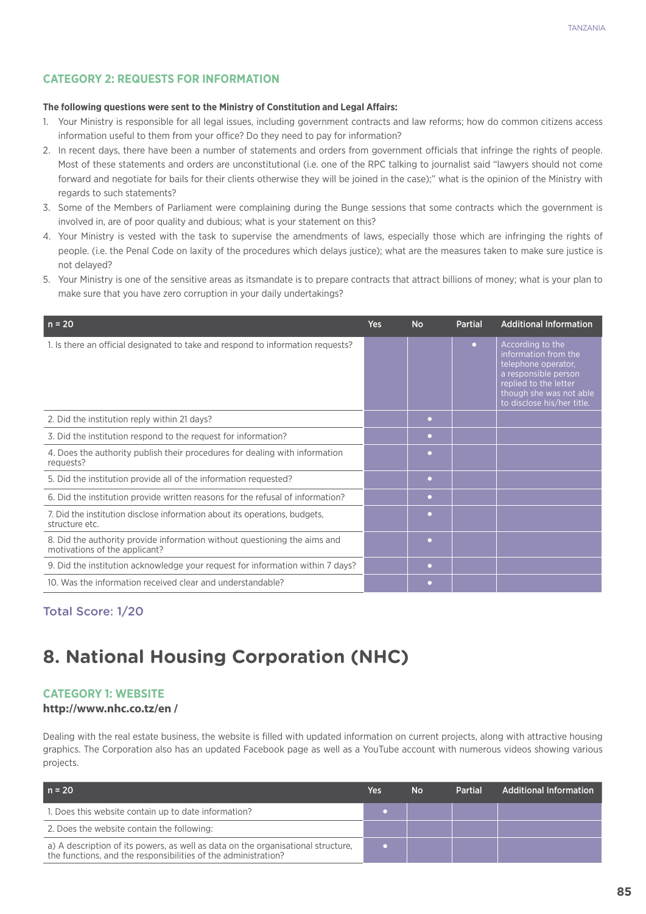### CATEGORY 2: REQUESTS FOR INFORMATION

**The following questions were sent to the Ministry of Constitution and Legal Affairs:**

1. Your Ministry is responsible for all legal issues, including government contracts and law reforms; how do common citizens access information useful to them from your office? Do they need to pay for information?
2. In recent days, there have been a number of statements and orders from government officials that infringe the rights of people. Most of these statements and orders are unconstitutional (i.e. one of the RPC talking to journalist said "lawyers should not come forward and negotiate for bails for their clients otherwise they will be joined in the case);" what is the opinion of the Ministry with regards to such statements?
3. Some of the Members of Parliament were complaining during the Bunge sessions that some contracts which the government is involved in, are of poor quality and dubious; what is your statement on this?
4. Your Ministry is vested with the task to supervise the amendments of laws, especially those which are infringing the rights of people. (i.e. the Penal Code on laxity of the procedures which delays justice); what are the measures taken to make sure justice is not delayed?
5. Your Ministry is one of the sensitive areas as itsmandate is to prepare contracts that attract billions of money; what is your plan to make sure that you have zero corruption in your daily undertakings?

| n = 20 | Yes | No | Partial | Additional Information |
|---|---|---|---|---|
| 1. Is there an official designated to take and respond to information requests? | | | • | According to the information from the telephone operator, a responsible person replied to the letter though she was not able to disclose his/her title. |
| 2. Did the institution reply within 21 days? | | • | | |
| 3. Did the institution respond to the request for information? | | • | | |
| 4. Does the authority publish their procedures for dealing with information requests? | | • | | |
| 5. Did the institution provide all of the information requested? | | • | | |
| 6. Did the institution provide written reasons for the refusal of information? | | • | | |
| 7. Did the institution disclose information about its operations, budgets, structure etc. | | • | | |
| 8. Did the authority provide information without questioning the aims and motivations of the applicant? | | • | | |
| 9. Did the institution acknowledge your request for information within 7 days? | | • | | |
| 10. Was the information received clear and understandable? | | • | | |

Total Score: 1/20

## 8. National Housing Corporation (NHC)

### CATEGORY 1: WEBSITE

**http://www.nhc.co.tz/en /**

Dealing with the real estate business, the website is filled with updated information on current projects, along with attractive housing graphics. The Corporation also has an updated Facebook page as well as a YouTube account with numerous videos showing various projects.

| n = 20 | Yes | No | Partial | Additional Information |
|---|---|---|---|---|
| 1. Does this website contain up to date information? | • | | | |
| 2. Does the website contain the following: | | | | |
| a) A description of its powers, as well as data on the organisational structure, the functions, and the responsibilities of the administration? | • | | | |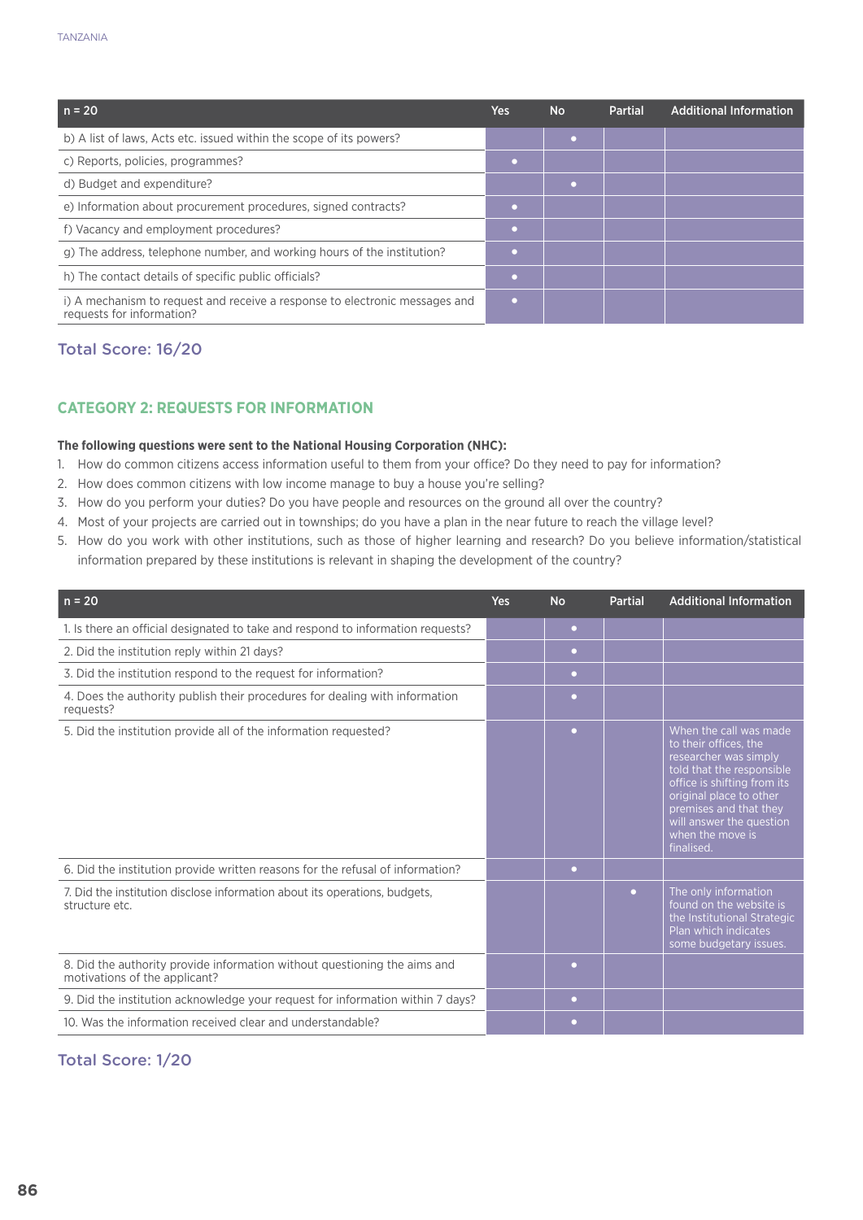| n = 20 | Yes | No | Partial | Additional Information |
|---|---|---|---|---|
| b) A list of laws, Acts etc. issued within the scope of its powers? | | • | | |
| c) Reports, policies, programmes? | • | | | |
| d) Budget and expenditure? | | • | | |
| e) Information about procurement procedures, signed contracts? | • | | | |
| f) Vacancy and employment procedures? | • | | | |
| g) The address, telephone number, and working hours of the institution? | • | | | |
| h) The contact details of specific public officials? | • | | | |
| i) A mechanism to request and receive a response to electronic messages and requests for information? | • | | | |

Total Score: 16/20

## CATEGORY 2: REQUESTS FOR INFORMATION

**The following questions were sent to the National Housing Corporation (NHC):**

1. How do common citizens access information useful to them from your office? Do they need to pay for information?
2. How does common citizens with low income manage to buy a house you're selling?
3. How do you perform your duties? Do you have people and resources on the ground all over the country?
4. Most of your projects are carried out in townships; do you have a plan in the near future to reach the village level?
5. How do you work with other institutions, such as those of higher learning and research? Do you believe information/statistical information prepared by these institutions is relevant in shaping the development of the country?

| n = 20 | Yes | No | Partial | Additional Information |
|---|---|---|---|---|
| 1. Is there an official designated to take and respond to information requests? | | • | | |
| 2. Did the institution reply within 21 days? | | • | | |
| 3. Did the institution respond to the request for information? | | • | | |
| 4. Does the authority publish their procedures for dealing with information requests? | | • | | |
| 5. Did the institution provide all of the information requested? | | • | | When the call was made to their offices, the researcher was simply told that the responsible office is shifting from its original place to other premises and that they will answer the question when the move is finalised. |
| 6. Did the institution provide written reasons for the refusal of information? | | • | | |
| 7. Did the institution disclose information about its operations, budgets, structure etc. | | | • | The only information found on the website is the Institutional Strategic Plan which indicates some budgetary issues. |
| 8. Did the authority provide information without questioning the aims and motivations of the applicant? | | • | | |
| 9. Did the institution acknowledge your request for information within 7 days? | | • | | |
| 10. Was the information received clear and understandable? | | • | | |

Total Score: 1/20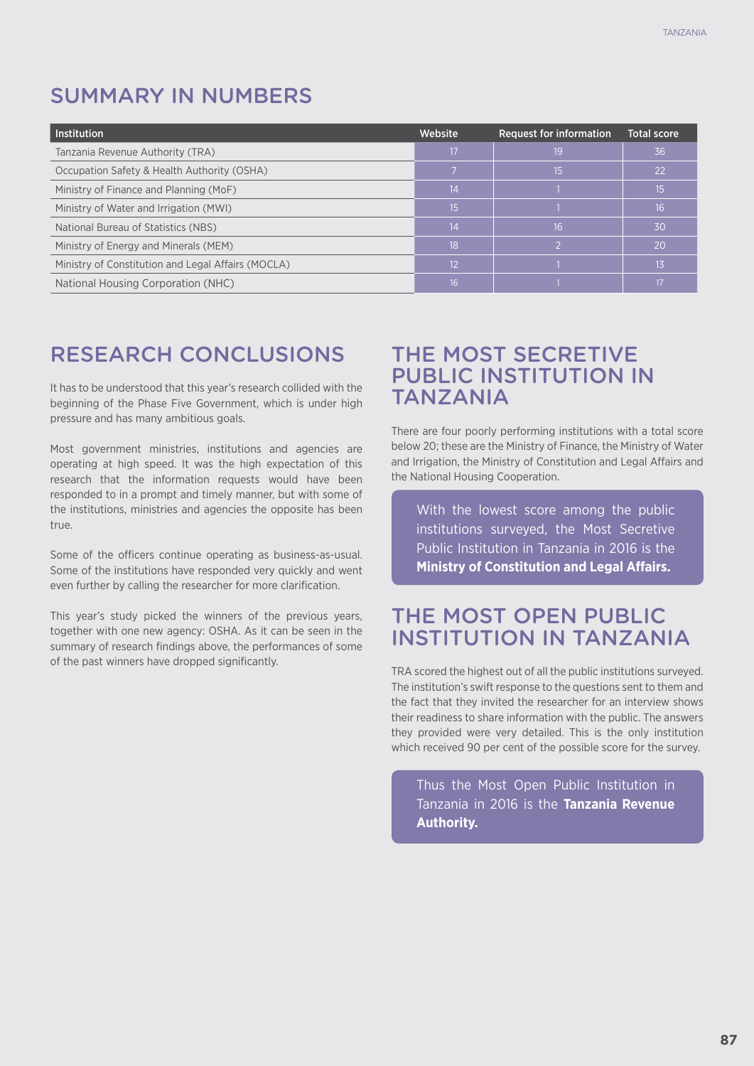## SUMMARY IN NUMBERS

| Institution | Website | Request for information | Total score |
|---|---|---|---|
| Tanzania Revenue Authority (TRA) | 17 | 19 | 36 |
| Occupation Safety & Health Authority (OSHA) | 7 | 15 | 22 |
| Ministry of Finance and Planning (MoF) | 14 | 1 | 15 |
| Ministry of Water and Irrigation (MWI) | 15 | 1 | 16 |
| National Bureau of Statistics (NBS) | 14 | 16 | 30 |
| Ministry of Energy and Minerals (MEM) | 18 | 2 | 20 |
| Ministry of Constitution and Legal Affairs (MOCLA) | 12 | 1 | 13 |
| National Housing Corporation (NHC) | 16 | 1 | 17 |

## RESEARCH CONCLUSIONS

It has to be understood that this year's research collided with the beginning of the Phase Five Government, which is under high pressure and has many ambitious goals.

Most government ministries, institutions and agencies are operating at high speed. It was the high expectation of this research that the information requests would have been responded to in a prompt and timely manner, but with some of the institutions, ministries and agencies the opposite has been true.

Some of the officers continue operating as business-as-usual. Some of the institutions have responded very quickly and went even further by calling the researcher for more clarification.

This year's study picked the winners of the previous years, together with one new agency: OSHA. As it can be seen in the summary of research findings above, the performances of some of the past winners have dropped significantly.

## THE MOST SECRETIVE PUBLIC INSTITUTION IN TANZANIA

There are four poorly performing institutions with a total score below 20; these are the Ministry of Finance, the Ministry of Water and Irrigation, the Ministry of Constitution and Legal Affairs and the National Housing Cooperation.

With the lowest score among the public institutions surveyed, the Most Secretive Public Institution in Tanzania in 2016 is the **Ministry of Constitution and Legal Affairs.**

## THE MOST OPEN PUBLIC INSTITUTION IN TANZANIA

TRA scored the highest out of all the public institutions surveyed. The institution's swift response to the questions sent to them and the fact that they invited the researcher for an interview shows their readiness to share information with the public. The answers they provided were very detailed. This is the only institution which received 90 per cent of the possible score for the survey.

Thus the Most Open Public Institution in Tanzania in 2016 is the **Tanzania Revenue Authority.**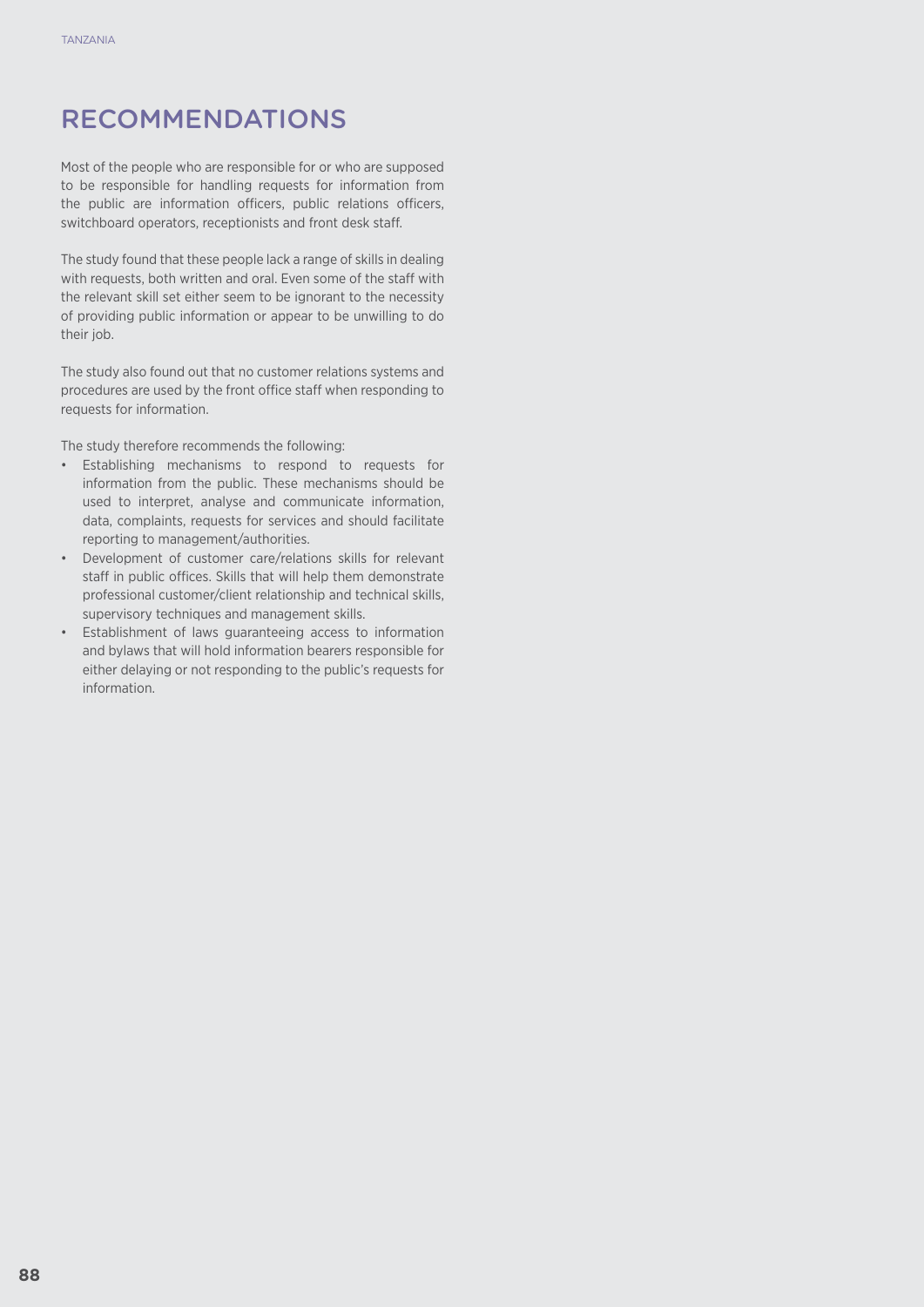# RECOMMENDATIONS

Most of the people who are responsible for or who are supposed to be responsible for handling requests for information from the public are information officers, public relations officers, switchboard operators, receptionists and front desk staff.

The study found that these people lack a range of skills in dealing with requests, both written and oral. Even some of the staff with the relevant skill set either seem to be ignorant to the necessity of providing public information or appear to be unwilling to do their job.

The study also found out that no customer relations systems and procedures are used by the front office staff when responding to requests for information.

The study therefore recommends the following:

- Establishing mechanisms to respond to requests for information from the public. These mechanisms should be used to interpret, analyse and communicate information, data, complaints, requests for services and should facilitate reporting to management/authorities.
- Development of customer care/relations skills for relevant staff in public offices. Skills that will help them demonstrate professional customer/client relationship and technical skills, supervisory techniques and management skills.
- Establishment of laws guaranteeing access to information and bylaws that will hold information bearers responsible for either delaying or not responding to the public's requests for information.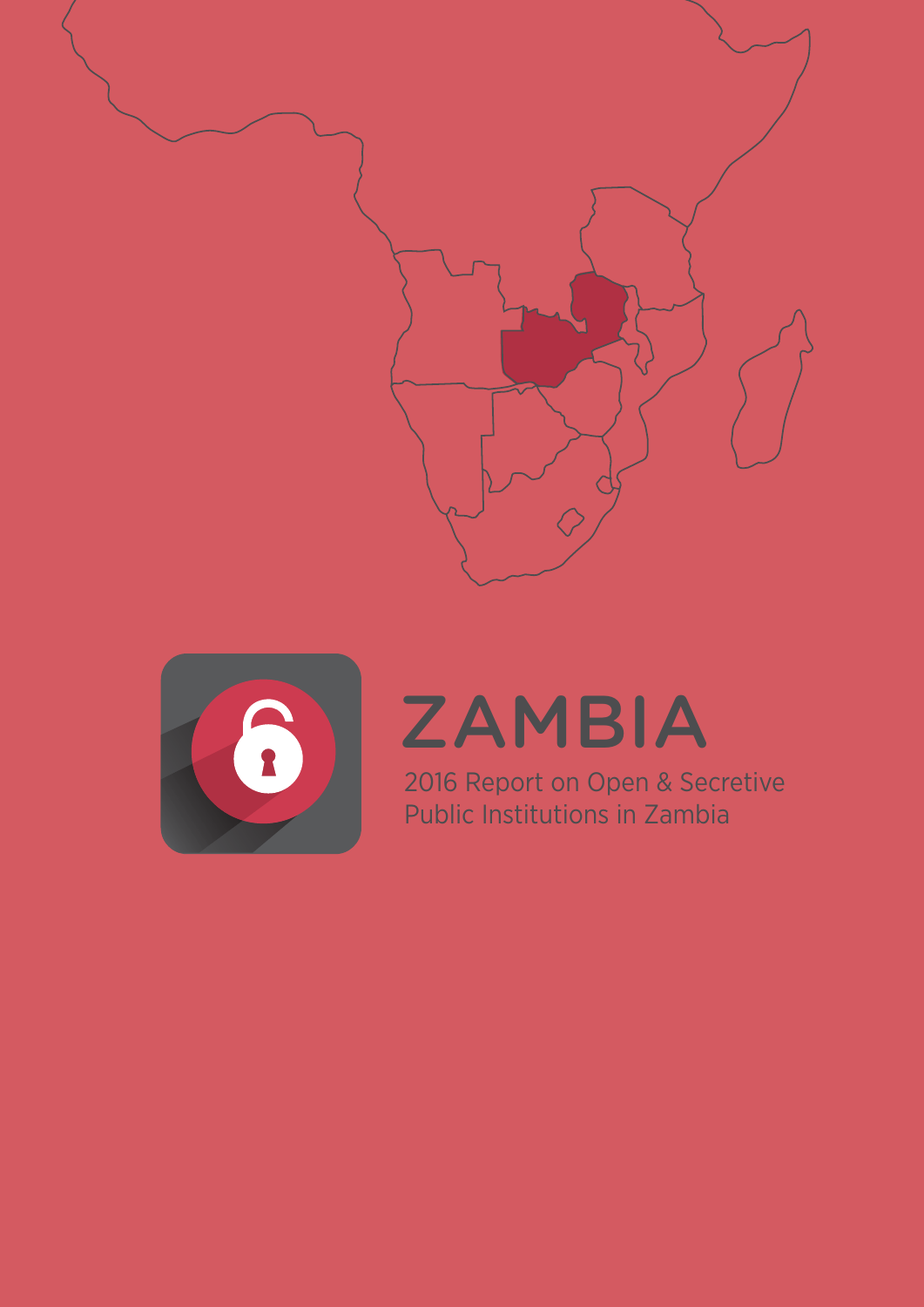# ZAMBIA

2016 Report on Open & Secretive Public Institutions in Zambia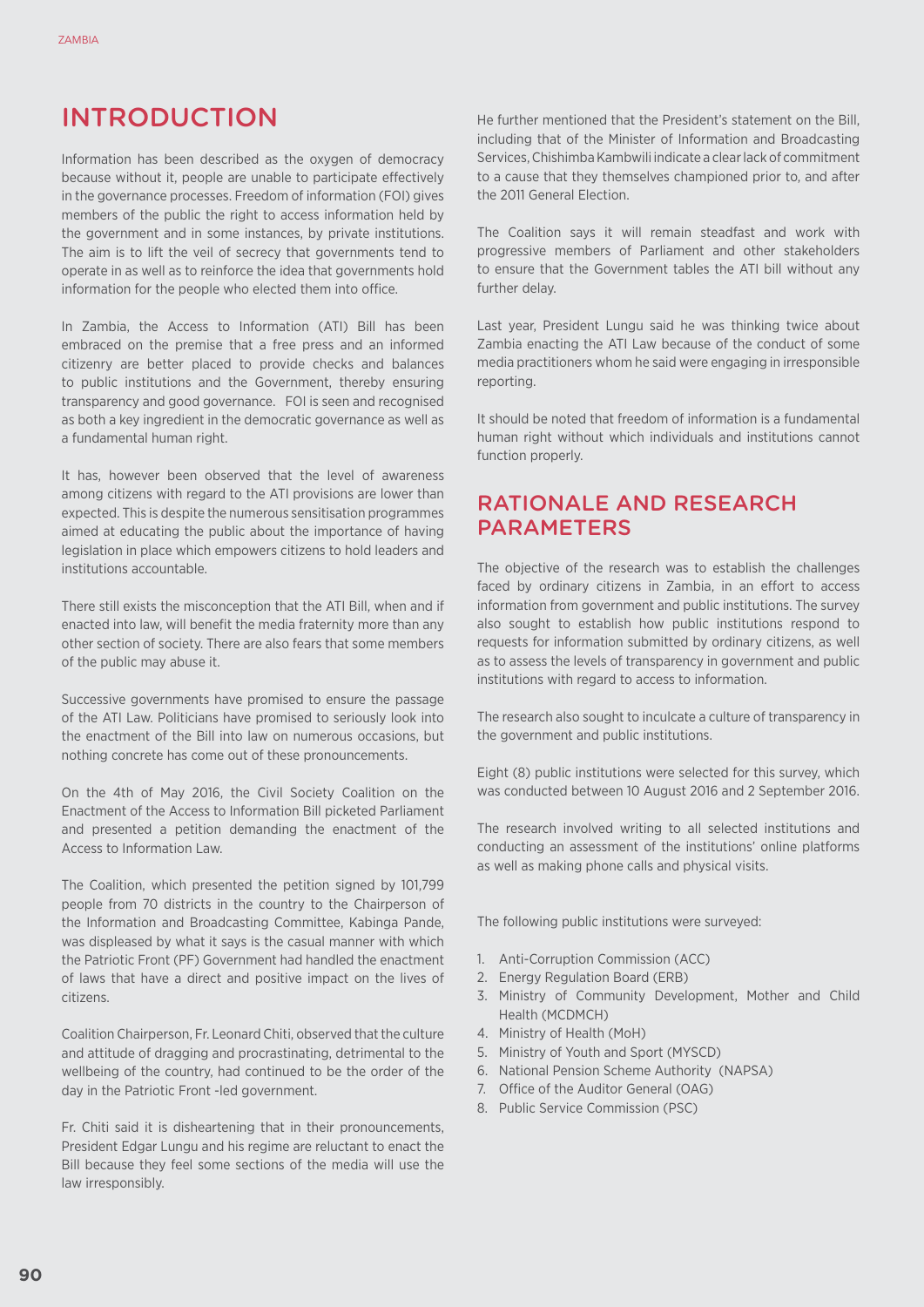# INTRODUCTION

Information has been described as the oxygen of democracy because without it, people are unable to participate effectively in the governance processes. Freedom of information (FOI) gives members of the public the right to access information held by the government and in some instances, by private institutions. The aim is to lift the veil of secrecy that governments tend to operate in as well as to reinforce the idea that governments hold information for the people who elected them into office.

In Zambia, the Access to Information (ATI) Bill has been embraced on the premise that a free press and an informed citizenry are better placed to provide checks and balances to public institutions and the Government, thereby ensuring transparency and good governance. FOI is seen and recognised as both a key ingredient in the democratic governance as well as a fundamental human right.

It has, however been observed that the level of awareness among citizens with regard to the ATI provisions are lower than expected. This is despite the numerous sensitisation programmes aimed at educating the public about the importance of having legislation in place which empowers citizens to hold leaders and institutions accountable.

There still exists the misconception that the ATI Bill, when and if enacted into law, will benefit the media fraternity more than any other section of society. There are also fears that some members of the public may abuse it.

Successive governments have promised to ensure the passage of the ATI Law. Politicians have promised to seriously look into the enactment of the Bill into law on numerous occasions, but nothing concrete has come out of these pronouncements.

On the 4th of May 2016, the Civil Society Coalition on the Enactment of the Access to Information Bill picketed Parliament and presented a petition demanding the enactment of the Access to Information Law.

The Coalition, which presented the petition signed by 101,799 people from 70 districts in the country to the Chairperson of the Information and Broadcasting Committee, Kabinga Pande, was displeased by what it says is the casual manner with which the Patriotic Front (PF) Government had handled the enactment of laws that have a direct and positive impact on the lives of citizens.

Coalition Chairperson, Fr. Leonard Chiti, observed that the culture and attitude of dragging and procrastinating, detrimental to the wellbeing of the country, had continued to be the order of the day in the Patriotic Front -led government.

Fr. Chiti said it is disheartening that in their pronouncements, President Edgar Lungu and his regime are reluctant to enact the Bill because they feel some sections of the media will use the law irresponsibly.

He further mentioned that the President's statement on the Bill, including that of the Minister of Information and Broadcasting Services, Chishimba Kambwili indicate a clear lack of commitment to a cause that they themselves championed prior to, and after the 2011 General Election.

The Coalition says it will remain steadfast and work with progressive members of Parliament and other stakeholders to ensure that the Government tables the ATI bill without any further delay.

Last year, President Lungu said he was thinking twice about Zambia enacting the ATI Law because of the conduct of some media practitioners whom he said were engaging in irresponsible reporting.

It should be noted that freedom of information is a fundamental human right without which individuals and institutions cannot function properly.

## RATIONALE AND RESEARCH PARAMETERS

The objective of the research was to establish the challenges faced by ordinary citizens in Zambia, in an effort to access information from government and public institutions. The survey also sought to establish how public institutions respond to requests for information submitted by ordinary citizens, as well as to assess the levels of transparency in government and public institutions with regard to access to information.

The research also sought to inculcate a culture of transparency in the government and public institutions.

Eight (8) public institutions were selected for this survey, which was conducted between 10 August 2016 and 2 September 2016.

The research involved writing to all selected institutions and conducting an assessment of the institutions' online platforms as well as making phone calls and physical visits.

The following public institutions were surveyed:

1. Anti-Corruption Commission (ACC)
2. Energy Regulation Board (ERB)
3. Ministry of Community Development, Mother and Child Health (MCDMCH)
4. Ministry of Health (MoH)
5. Ministry of Youth and Sport (MYSCD)
6. National Pension Scheme Authority (NAPSA)
7. Office of the Auditor General (OAG)
8. Public Service Commission (PSC)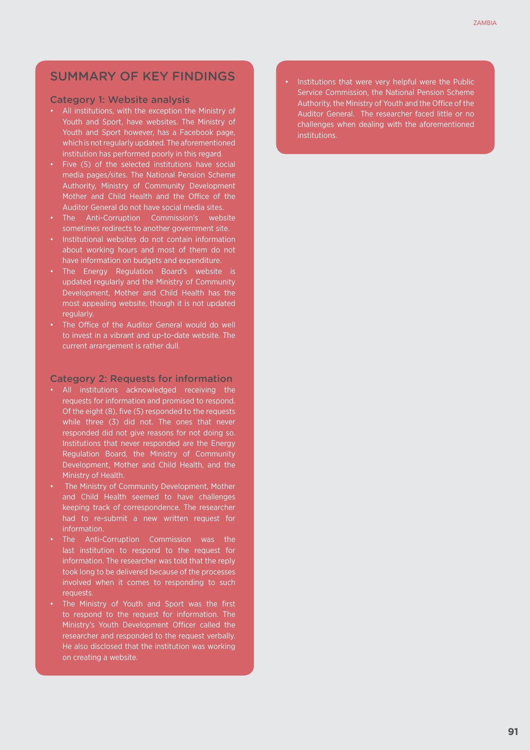## SUMMARY OF KEY FINDINGS

### Category 1: Website analysis

- All institutions, with the exception the Ministry of Youth and Sport, have websites. The Ministry of Youth and Sport however, has a Facebook page, which is not regularly updated. The aforementioned institution has performed poorly in this regard.
- Five (5) of the selected institutions have social media pages/sites. The National Pension Scheme Authority, Ministry of Community Development Mother and Child Health and the Office of the Auditor General do not have social media sites.
- The Anti-Corruption Commission's website sometimes redirects to another government site.
- Institutional websites do not contain information about working hours and most of them do not have information on budgets and expenditure.
- The Energy Regulation Board's website is updated regularly and the Ministry of Community Development, Mother and Child Health has the most appealing website, though it is not updated regularly.
- The Office of the Auditor General would do well to invest in a vibrant and up-to-date website. The current arrangement is rather dull.

### Category 2: Requests for information

- All institutions acknowledged receiving the requests for information and promised to respond. Of the eight (8), five (5) responded to the requests while three (3) did not. The ones that never responded did not give reasons for not doing so. Institutions that never responded are the Energy Regulation Board, the Ministry of Community Development, Mother and Child Health, and the Ministry of Health.
- The Ministry of Community Development, Mother and Child Health seemed to have challenges keeping track of correspondence. The researcher had to re-submit a new written request for information.
- The Anti-Corruption Commission was the last institution to respond to the request for information. The researcher was told that the reply took long to be delivered because of the processes involved when it comes to responding to such requests.
- The Ministry of Youth and Sport was the first to respond to the request for information. The Ministry's Youth Development Officer called the researcher and responded to the request verbally. He also disclosed that the institution was working on creating a website.
- Institutions that were very helpful were the Public Service Commission, the National Pension Scheme Authority, the Ministry of Youth and the Office of the Auditor General. The researcher faced little or no challenges when dealing with the aforementioned institutions.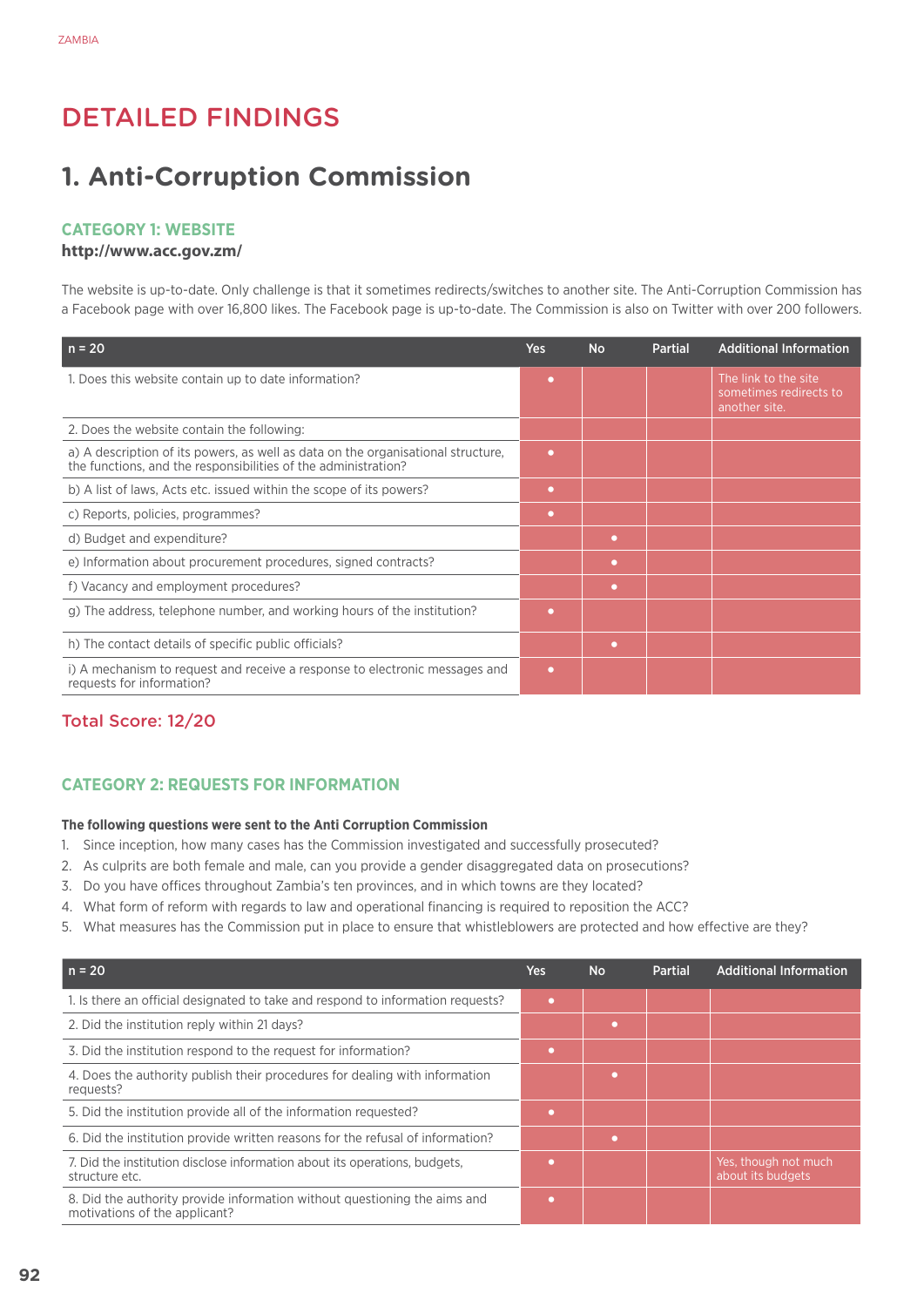# DETAILED FINDINGS

## 1. Anti-Corruption Commission

### CATEGORY 1: WEBSITE

**http://www.acc.gov.zm/**

The website is up-to-date. Only challenge is that it sometimes redirects/switches to another site. The Anti-Corruption Commission has a Facebook page with over 16,800 likes. The Facebook page is up-to-date. The Commission is also on Twitter with over 200 followers.

| n = 20 | Yes | No | Partial | Additional Information |
|---|---|---|---|---|
| 1. Does this website contain up to date information? | • | | | The link to the site sometimes redirects to another site. |
| 2. Does the website contain the following: | | | | |
| a) A description of its powers, as well as data on the organisational structure, the functions, and the responsibilities of the administration? | • | | | |
| b) A list of laws, Acts etc. issued within the scope of its powers? | • | | | |
| c) Reports, policies, programmes? | • | | | |
| d) Budget and expenditure? | | • | | |
| e) Information about procurement procedures, signed contracts? | | • | | |
| f) Vacancy and employment procedures? | | • | | |
| g) The address, telephone number, and working hours of the institution? | • | | | |
| h) The contact details of specific public officials? | | • | | |
| i) A mechanism to request and receive a response to electronic messages and requests for information? | • | | | |

**Total Score: 12/20**

### CATEGORY 2: REQUESTS FOR INFORMATION

**The following questions were sent to the Anti Corruption Commission**

1. Since inception, how many cases has the Commission investigated and successfully prosecuted?
2. As culprits are both female and male, can you provide a gender disaggregated data on prosecutions?
3. Do you have offices throughout Zambia's ten provinces, and in which towns are they located?
4. What form of reform with regards to law and operational financing is required to reposition the ACC?
5. What measures has the Commission put in place to ensure that whistleblowers are protected and how effective are they?

| n = 20 | Yes | No | Partial | Additional Information |
|---|---|---|---|---|
| 1. Is there an official designated to take and respond to information requests? | • | | | |
| 2. Did the institution reply within 21 days? | | • | | |
| 3. Did the institution respond to the request for information? | • | | | |
| 4. Does the authority publish their procedures for dealing with information requests? | | • | | |
| 5. Did the institution provide all of the information requested? | • | | | |
| 6. Did the institution provide written reasons for the refusal of information? | | • | | |
| 7. Did the institution disclose information about its operations, budgets, structure etc. | • | | | Yes, though not much about its budgets |
| 8. Did the authority provide information without questioning the aims and motivations of the applicant? | • | | | |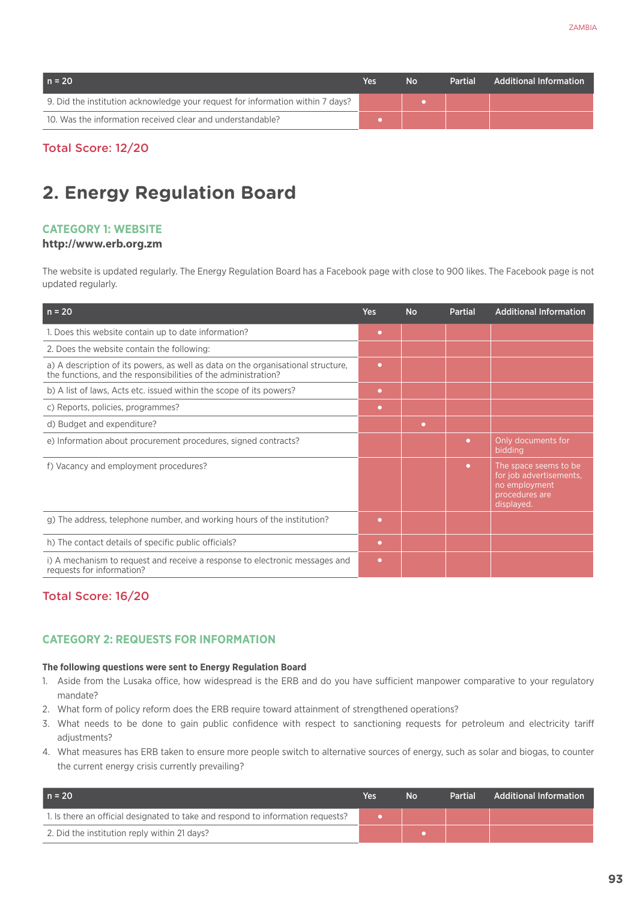| n = 20 | Yes | No | Partial | Additional Information |
|---|---|---|---|---|
| 9. Did the institution acknowledge your request for information within 7 days? | | • | | |
| 10. Was the information received clear and understandable? | • | | | |

**Total Score: 12/20**

## 2. Energy Regulation Board

### CATEGORY 1: WEBSITE

**http://www.erb.org.zm**

The website is updated regularly. The Energy Regulation Board has a Facebook page with close to 900 likes. The Facebook page is not updated regularly.

| n = 20 | Yes | No | Partial | Additional Information |
|---|---|---|---|---|
| 1. Does this website contain up to date information? | • | | | |
| 2. Does the website contain the following: | | | | |
| a) A description of its powers, as well as data on the organisational structure, the functions, and the responsibilities of the administration? | • | | | |
| b) A list of laws, Acts etc. issued within the scope of its powers? | • | | | |
| c) Reports, policies, programmes? | • | | | |
| d) Budget and expenditure? | | • | | |
| e) Information about procurement procedures, signed contracts? | | | • | Only documents for bidding |
| f) Vacancy and employment procedures? | | | • | The space seems to be for job advertisements, no employment procedures are displayed. |
| g) The address, telephone number, and working hours of the institution? | • | | | |
| h) The contact details of specific public officials? | • | | | |
| i) A mechanism to request and receive a response to electronic messages and requests for information? | • | | | |

**Total Score: 16/20**

### CATEGORY 2: REQUESTS FOR INFORMATION

**The following questions were sent to Energy Regulation Board**

1. Aside from the Lusaka office, how widespread is the ERB and do you have sufficient manpower comparative to your regulatory mandate?
2. What form of policy reform does the ERB require toward attainment of strengthened operations?
3. What needs to be done to gain public confidence with respect to sanctioning requests for petroleum and electricity tariff adjustments?
4. What measures has ERB taken to ensure more people switch to alternative sources of energy, such as solar and biogas, to counter the current energy crisis currently prevailing?

| n = 20 | Yes | No | Partial | Additional Information |
|---|---|---|---|---|
| 1. Is there an official designated to take and respond to information requests? | • | | | |
| 2. Did the institution reply within 21 days? | | • | | |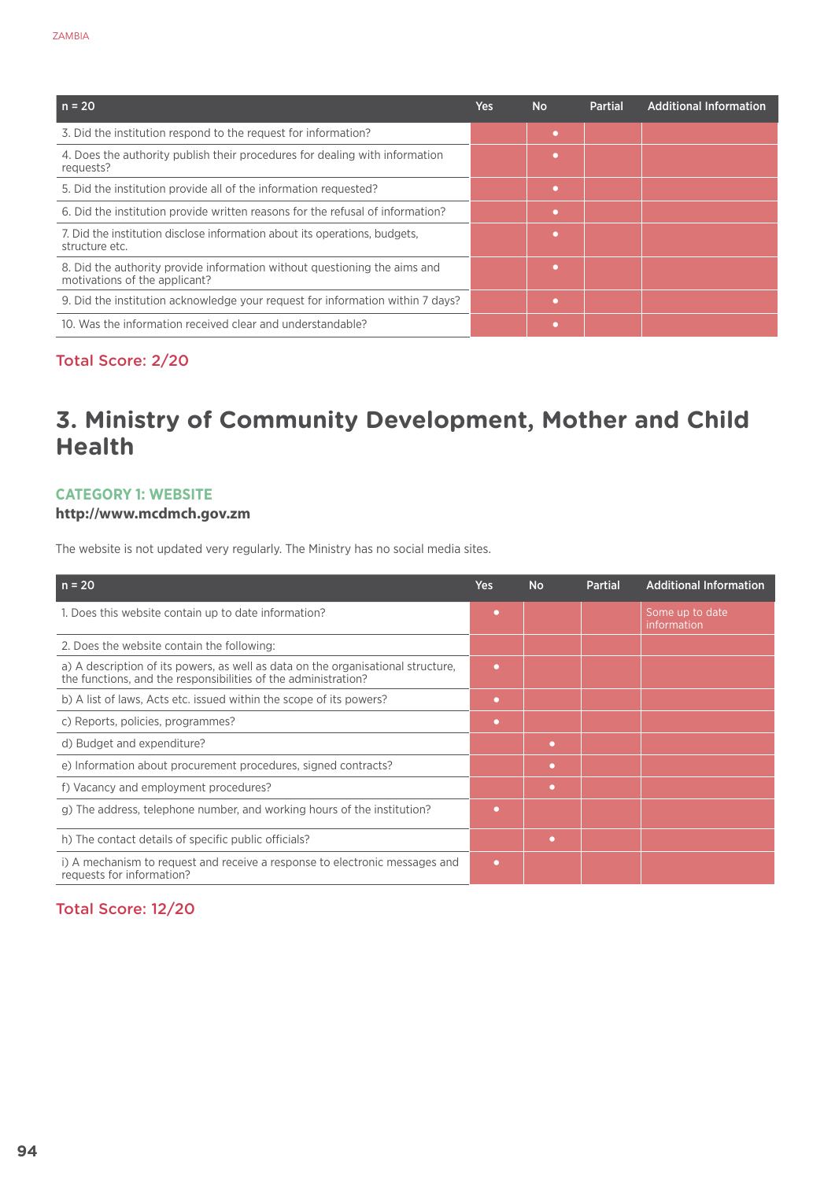| n = 20 | Yes | No | Partial | Additional Information |
|---|---|---|---|---|
| 3. Did the institution respond to the request for information? | | • | | |
| 4. Does the authority publish their procedures for dealing with information requests? | | • | | |
| 5. Did the institution provide all of the information requested? | | • | | |
| 6. Did the institution provide written reasons for the refusal of information? | | • | | |
| 7. Did the institution disclose information about its operations, budgets, structure etc. | | • | | |
| 8. Did the authority provide information without questioning the aims and motivations of the applicant? | | • | | |
| 9. Did the institution acknowledge your request for information within 7 days? | | • | | |
| 10. Was the information received clear and understandable? | | • | | |

**Total Score: 2/20**

# 3. Ministry of Community Development, Mother and Child Health

## CATEGORY 1: WEBSITE

**http://www.mcdmch.gov.zm**

The website is not updated very regularly. The Ministry has no social media sites.

| n = 20 | Yes | No | Partial | Additional Information |
|---|---|---|---|---|
| 1. Does this website contain up to date information? | • | | | Some up to date information |
| 2. Does the website contain the following: | | | | |
| a) A description of its powers, as well as data on the organisational structure, the functions, and the responsibilities of the administration? | • | | | |
| b) A list of laws, Acts etc. issued within the scope of its powers? | • | | | |
| c) Reports, policies, programmes? | • | | | |
| d) Budget and expenditure? | | • | | |
| e) Information about procurement procedures, signed contracts? | | • | | |
| f) Vacancy and employment procedures? | | • | | |
| g) The address, telephone number, and working hours of the institution? | • | | | |
| h) The contact details of specific public officials? | | • | | |
| i) A mechanism to request and receive a response to electronic messages and requests for information? | • | | | |

**Total Score: 12/20**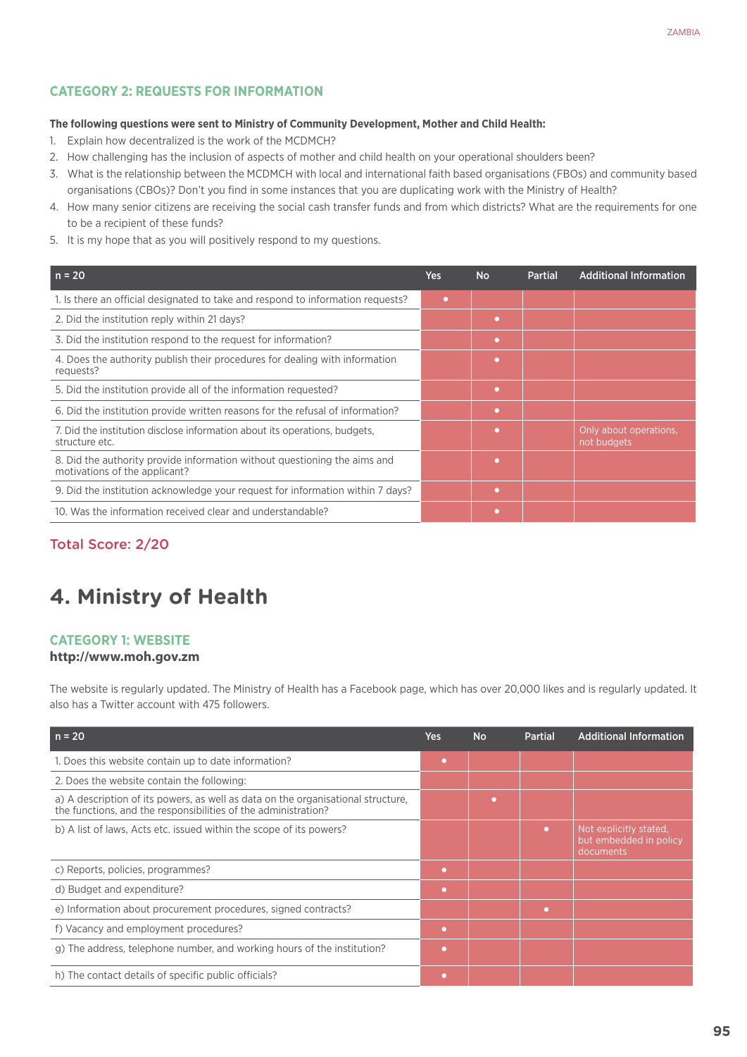### CATEGORY 2: REQUESTS FOR INFORMATION

**The following questions were sent to Ministry of Community Development, Mother and Child Health:**

1. Explain how decentralized is the work of the MCDMCH?
2. How challenging has the inclusion of aspects of mother and child health on your operational shoulders been?
3. What is the relationship between the MCDMCH with local and international faith based organisations (FBOs) and community based organisations (CBOs)? Don't you find in some instances that you are duplicating work with the Ministry of Health?
4. How many senior citizens are receiving the social cash transfer funds and from which districts? What are the requirements for one to be a recipient of these funds?
5. It is my hope that as you will positively respond to my questions.

| n = 20 | Yes | No | Partial | Additional Information |
|---|---|---|---|---|
| 1. Is there an official designated to take and respond to information requests? | • | | | |
| 2. Did the institution reply within 21 days? | | • | | |
| 3. Did the institution respond to the request for information? | | • | | |
| 4. Does the authority publish their procedures for dealing with information requests? | | • | | |
| 5. Did the institution provide all of the information requested? | | • | | |
| 6. Did the institution provide written reasons for the refusal of information? | | • | | |
| 7. Did the institution disclose information about its operations, budgets, structure etc. | | • | | Only about operations, not budgets |
| 8. Did the authority provide information without questioning the aims and motivations of the applicant? | | • | | |
| 9. Did the institution acknowledge your request for information within 7 days? | | • | | |
| 10. Was the information received clear and understandable? | | • | | |

Total Score: 2/20

# 4. Ministry of Health

### CATEGORY 1: WEBSITE

**http://www.moh.gov.zm**

The website is regularly updated. The Ministry of Health has a Facebook page, which has over 20,000 likes and is regularly updated. It also has a Twitter account with 475 followers.

| n = 20 | Yes | No | Partial | Additional Information |
|---|---|---|---|---|
| 1. Does this website contain up to date information? | • | | | |
| 2. Does the website contain the following: | | | | |
| a) A description of its powers, as well as data on the organisational structure, the functions, and the responsibilities of the administration? | | • | | |
| b) A list of laws, Acts etc. issued within the scope of its powers? | | | • | Not explicitly stated, but embedded in policy documents |
| c) Reports, policies, programmes? | • | | | |
| d) Budget and expenditure? | • | | | |
| e) Information about procurement procedures, signed contracts? | | | • | |
| f) Vacancy and employment procedures? | • | | | |
| g) The address, telephone number, and working hours of the institution? | • | | | |
| h) The contact details of specific public officials? | • | | | |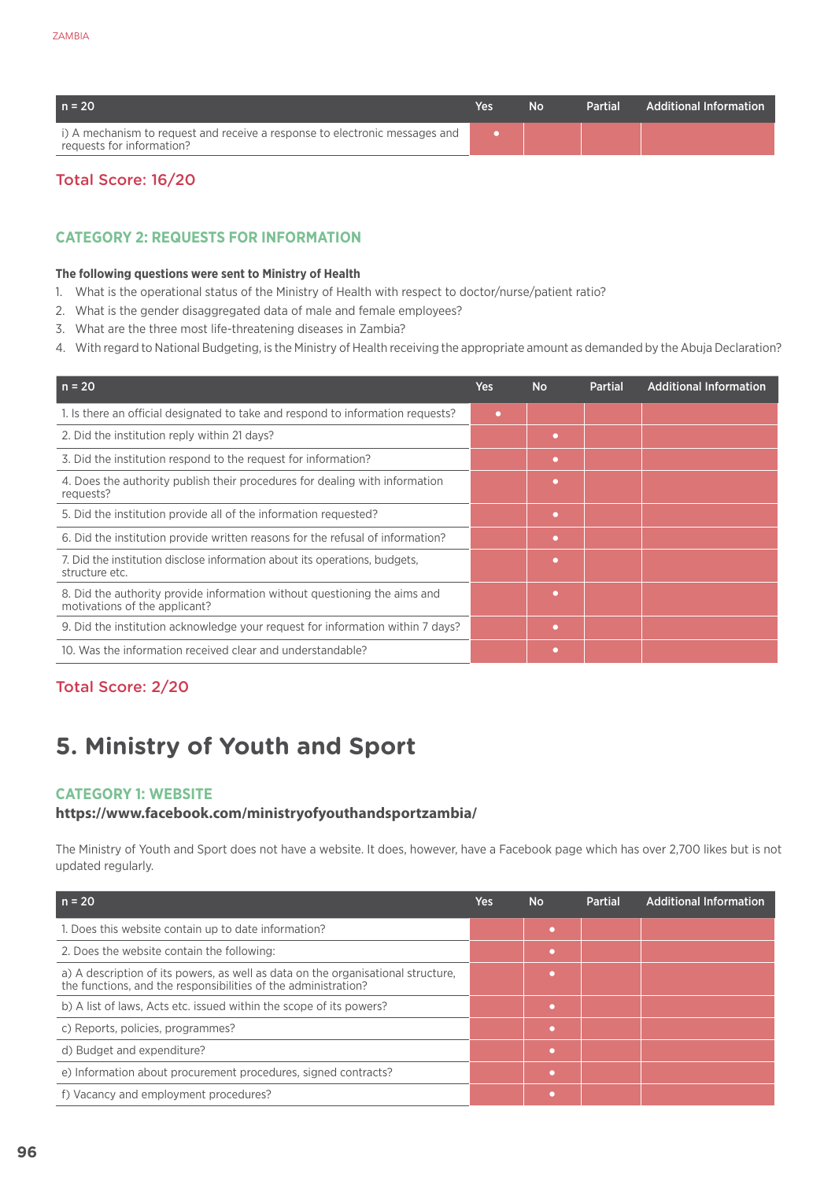| n = 20 | Yes | No | Partial | Additional Information |
|---|---|---|---|---|
| i) A mechanism to request and receive a response to electronic messages and requests for information? | • | | | |

Total Score: 16/20

### CATEGORY 2: REQUESTS FOR INFORMATION

**The following questions were sent to Ministry of Health**

1. What is the operational status of the Ministry of Health with respect to doctor/nurse/patient ratio?
2. What is the gender disaggregated data of male and female employees?
3. What are the three most life-threatening diseases in Zambia?
4. With regard to National Budgeting, is the Ministry of Health receiving the appropriate amount as demanded by the Abuja Declaration?

| n = 20 | Yes | No | Partial | Additional Information |
|---|---|---|---|---|
| 1. Is there an official designated to take and respond to information requests? | • | | | |
| 2. Did the institution reply within 21 days? | | • | | |
| 3. Did the institution respond to the request for information? | | • | | |
| 4. Does the authority publish their procedures for dealing with information requests? | | • | | |
| 5. Did the institution provide all of the information requested? | | • | | |
| 6. Did the institution provide written reasons for the refusal of information? | | • | | |
| 7. Did the institution disclose information about its operations, budgets, structure etc. | | • | | |
| 8. Did the authority provide information without questioning the aims and motivations of the applicant? | | • | | |
| 9. Did the institution acknowledge your request for information within 7 days? | | • | | |
| 10. Was the information received clear and understandable? | | • | | |

Total Score: 2/20

## 5. Ministry of Youth and Sport

### CATEGORY 1: WEBSITE

**https://www.facebook.com/ministryofyouthandsportzambia/**

The Ministry of Youth and Sport does not have a website. It does, however, have a Facebook page which has over 2,700 likes but is not updated regularly.

| n = 20 | Yes | No | Partial | Additional Information |
|---|---|---|---|---|
| 1. Does this website contain up to date information? | | • | | |
| 2. Does the website contain the following: | | • | | |
| a) A description of its powers, as well as data on the organisational structure, the functions, and the responsibilities of the administration? | | • | | |
| b) A list of laws, Acts etc. issued within the scope of its powers? | | • | | |
| c) Reports, policies, programmes? | | • | | |
| d) Budget and expenditure? | | • | | |
| e) Information about procurement procedures, signed contracts? | | • | | |
| f) Vacancy and employment procedures? | | • | | |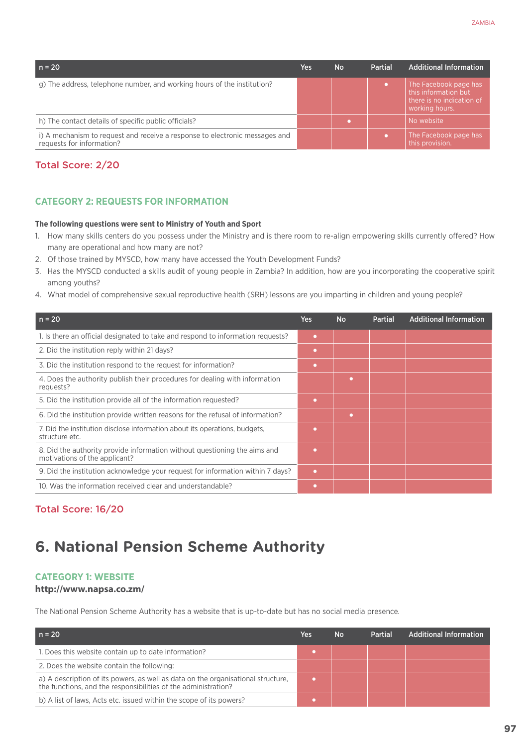| n = 20 | Yes | No | Partial | Additional Information |
|---|---|---|---|---|
| g) The address, telephone number, and working hours of the institution? | | | ● | The Facebook page has this information but there is no indication of working hours. |
| h) The contact details of specific public officials? | | ● | | No website |
| i) A mechanism to request and receive a response to electronic messages and requests for information? | | | ● | The Facebook page has this provision. |

Total Score: 2/20

### CATEGORY 2: REQUESTS FOR INFORMATION

**The following questions were sent to Ministry of Youth and Sport**

1. How many skills centers do you possess under the Ministry and is there room to re-align empowering skills currently offered? How many are operational and how many are not?
2. Of those trained by MYSCD, how many have accessed the Youth Development Funds?
3. Has the MYSCD conducted a skills audit of young people in Zambia? In addition, how are you incorporating the cooperative spirit among youths?
4. What model of comprehensive sexual reproductive health (SRH) lessons are you imparting in children and young people?

| n = 20 | Yes | No | Partial | Additional Information |
|---|---|---|---|---|
| 1. Is there an official designated to take and respond to information requests? | ● | | | |
| 2. Did the institution reply within 21 days? | ● | | | |
| 3. Did the institution respond to the request for information? | ● | | | |
| 4. Does the authority publish their procedures for dealing with information requests? | | ● | | |
| 5. Did the institution provide all of the information requested? | ● | | | |
| 6. Did the institution provide written reasons for the refusal of information? | | ● | | |
| 7. Did the institution disclose information about its operations, budgets, structure etc. | ● | | | |
| 8. Did the authority provide information without questioning the aims and motivations of the applicant? | ● | | | |
| 9. Did the institution acknowledge your request for information within 7 days? | ● | | | |
| 10. Was the information received clear and understandable? | ● | | | |

Total Score: 16/20

## 6. National Pension Scheme Authority

### CATEGORY 1: WEBSITE

**http://www.napsa.co.zm/**

The National Pension Scheme Authority has a website that is up-to-date but has no social media presence.

| n = 20 | Yes | No | Partial | Additional Information |
|---|---|---|---|---|
| 1. Does this website contain up to date information? | ● | | | |
| 2. Does the website contain the following: | | | | |
| a) A description of its powers, as well as data on the organisational structure, the functions, and the responsibilities of the administration? | ● | | | |
| b) A list of laws, Acts etc. issued within the scope of its powers? | ● | | | |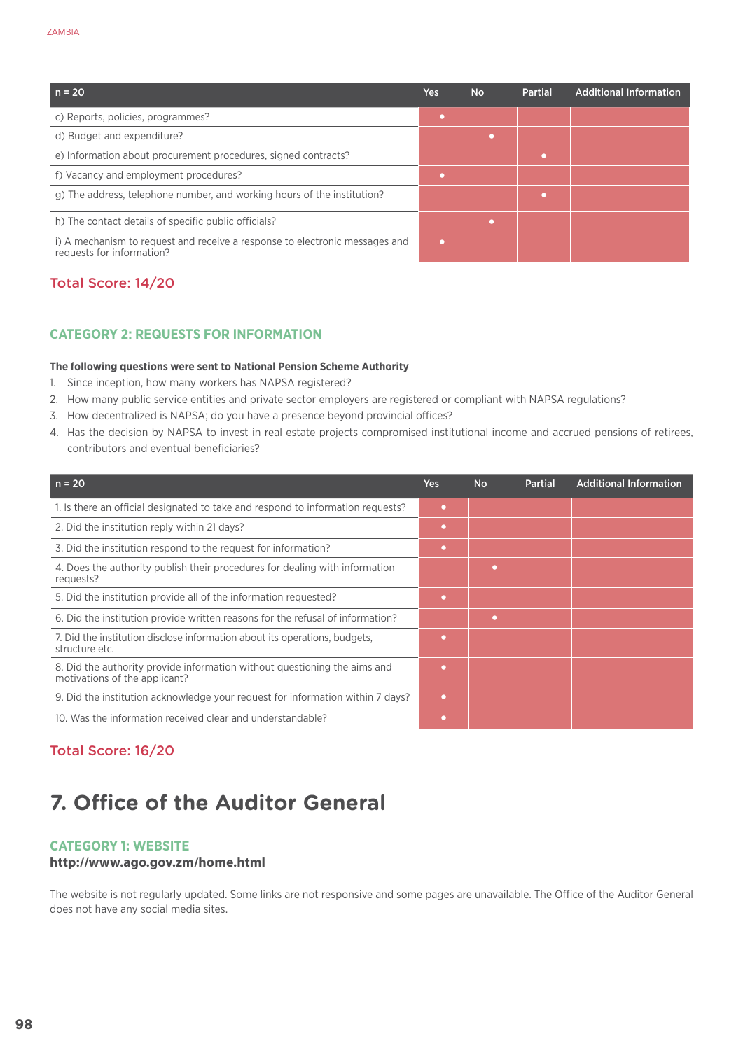| n = 20 | Yes | No | Partial | Additional Information |
|---|---|---|---|---|
| c) Reports, policies, programmes? | • | | | |
| d) Budget and expenditure? | | • | | |
| e) Information about procurement procedures, signed contracts? | | | • | |
| f) Vacancy and employment procedures? | • | | | |
| g) The address, telephone number, and working hours of the institution? | | | • | |
| h) The contact details of specific public officials? | | • | | |
| i) A mechanism to request and receive a response to electronic messages and requests for information? | • | | | |

**Total Score: 14/20**

### CATEGORY 2: REQUESTS FOR INFORMATION

**The following questions were sent to National Pension Scheme Authority**

1. Since inception, how many workers has NAPSA registered?
2. How many public service entities and private sector employers are registered or compliant with NAPSA regulations?
3. How decentralized is NAPSA; do you have a presence beyond provincial offices?
4. Has the decision by NAPSA to invest in real estate projects compromised institutional income and accrued pensions of retirees, contributors and eventual beneficiaries?

| n = 20 | Yes | No | Partial | Additional Information |
|---|---|---|---|---|
| 1. Is there an official designated to take and respond to information requests? | • | | | |
| 2. Did the institution reply within 21 days? | • | | | |
| 3. Did the institution respond to the request for information? | • | | | |
| 4. Does the authority publish their procedures for dealing with information requests? | | • | | |
| 5. Did the institution provide all of the information requested? | • | | | |
| 6. Did the institution provide written reasons for the refusal of information? | | • | | |
| 7. Did the institution disclose information about its operations, budgets, structure etc. | • | | | |
| 8. Did the authority provide information without questioning the aims and motivations of the applicant? | • | | | |
| 9. Did the institution acknowledge your request for information within 7 days? | • | | | |
| 10. Was the information received clear and understandable? | • | | | |

**Total Score: 16/20**

# 7. Office of the Auditor General

### CATEGORY 1: WEBSITE

**http://www.ago.gov.zm/home.html**

The website is not regularly updated. Some links are not responsive and some pages are unavailable. The Office of the Auditor General does not have any social media sites.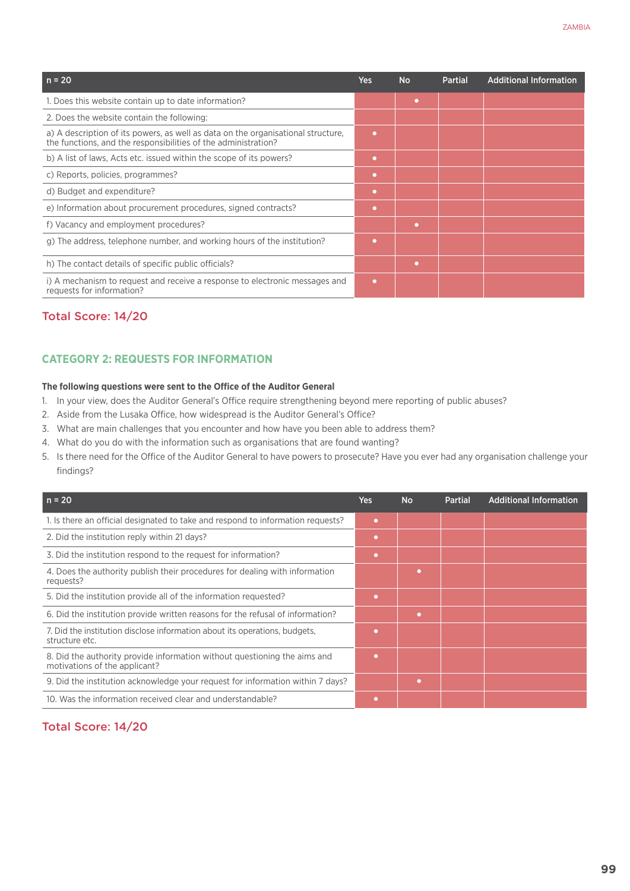| n = 20 | Yes | No | Partial | Additional Information |
|---|---|---|---|---|
| 1. Does this website contain up to date information? | | • | | |
| 2. Does the website contain the following: | | | | |
| a) A description of its powers, as well as data on the organisational structure, the functions, and the responsibilities of the administration? | • | | | |
| b) A list of laws, Acts etc. issued within the scope of its powers? | • | | | |
| c) Reports, policies, programmes? | • | | | |
| d) Budget and expenditure? | • | | | |
| e) Information about procurement procedures, signed contracts? | • | | | |
| f) Vacancy and employment procedures? | | • | | |
| g) The address, telephone number, and working hours of the institution? | • | | | |
| h) The contact details of specific public officials? | | • | | |
| i) A mechanism to request and receive a response to electronic messages and requests for information? | • | | | |

**Total Score: 14/20**

## CATEGORY 2: REQUESTS FOR INFORMATION

**The following questions were sent to the Office of the Auditor General**

1. In your view, does the Auditor General's Office require strengthening beyond mere reporting of public abuses?
2. Aside from the Lusaka Office, how widespread is the Auditor General's Office?
3. What are main challenges that you encounter and how have you been able to address them?
4. What do you do with the information such as organisations that are found wanting?
5. Is there need for the Office of the Auditor General to have powers to prosecute? Have you ever had any organisation challenge your findings?

| n = 20 | Yes | No | Partial | Additional Information |
|---|---|---|---|---|
| 1. Is there an official designated to take and respond to information requests? | • | | | |
| 2. Did the institution reply within 21 days? | • | | | |
| 3. Did the institution respond to the request for information? | • | | | |
| 4. Does the authority publish their procedures for dealing with information requests? | | • | | |
| 5. Did the institution provide all of the information requested? | • | | | |
| 6. Did the institution provide written reasons for the refusal of information? | | • | | |
| 7. Did the institution disclose information about its operations, budgets, structure etc. | • | | | |
| 8. Did the authority provide information without questioning the aims and motivations of the applicant? | • | | | |
| 9. Did the institution acknowledge your request for information within 7 days? | | • | | |
| 10. Was the information received clear and understandable? | • | | | |

**Total Score: 14/20**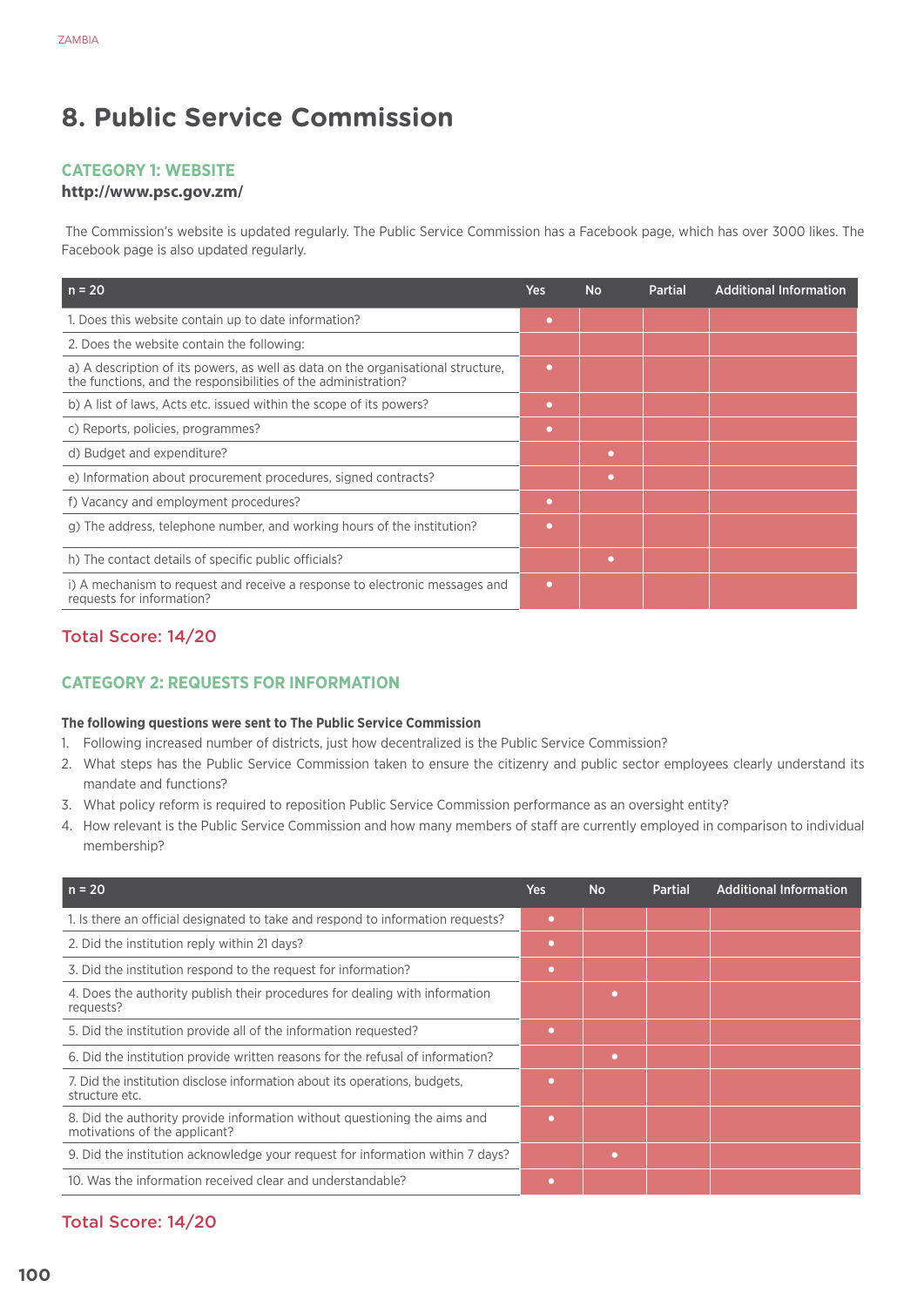# 8. Public Service Commission

## CATEGORY 1: WEBSITE

**http://www.psc.gov.zm/**

The Commission's website is updated regularly. The Public Service Commission has a Facebook page, which has over 3000 likes. The Facebook page is also updated regularly.

| n = 20 | Yes | No | Partial | Additional Information |
|---|---|---|---|---|
| 1. Does this website contain up to date information? | • | | | |
| 2. Does the website contain the following: | | | | |
| a) A description of its powers, as well as data on the organisational structure, the functions, and the responsibilities of the administration? | • | | | |
| b) A list of laws, Acts etc. issued within the scope of its powers? | • | | | |
| c) Reports, policies, programmes? | • | | | |
| d) Budget and expenditure? | | • | | |
| e) Information about procurement procedures, signed contracts? | | • | | |
| f) Vacancy and employment procedures? | • | | | |
| g) The address, telephone number, and working hours of the institution? | • | | | |
| h) The contact details of specific public officials? | | • | | |
| i) A mechanism to request and receive a response to electronic messages and requests for information? | • | | | |

**Total Score: 14/20**

## CATEGORY 2: REQUESTS FOR INFORMATION

**The following questions were sent to The Public Service Commission**

1. Following increased number of districts, just how decentralized is the Public Service Commission?
2. What steps has the Public Service Commission taken to ensure the citizenry and public sector employees clearly understand its mandate and functions?
3. What policy reform is required to reposition Public Service Commission performance as an oversight entity?
4. How relevant is the Public Service Commission and how many members of staff are currently employed in comparison to individual membership?

| n = 20 | Yes | No | Partial | Additional Information |
|---|---|---|---|---|
| 1. Is there an official designated to take and respond to information requests? | • | | | |
| 2. Did the institution reply within 21 days? | • | | | |
| 3. Did the institution respond to the request for information? | • | | | |
| 4. Does the authority publish their procedures for dealing with information requests? | | • | | |
| 5. Did the institution provide all of the information requested? | • | | | |
| 6. Did the institution provide written reasons for the refusal of information? | | • | | |
| 7. Did the institution disclose information about its operations, budgets, structure etc. | • | | | |
| 8. Did the authority provide information without questioning the aims and motivations of the applicant? | • | | | |
| 9. Did the institution acknowledge your request for information within 7 days? | | • | | |
| 10. Was the information received clear and understandable? | • | | | |

**Total Score: 14/20**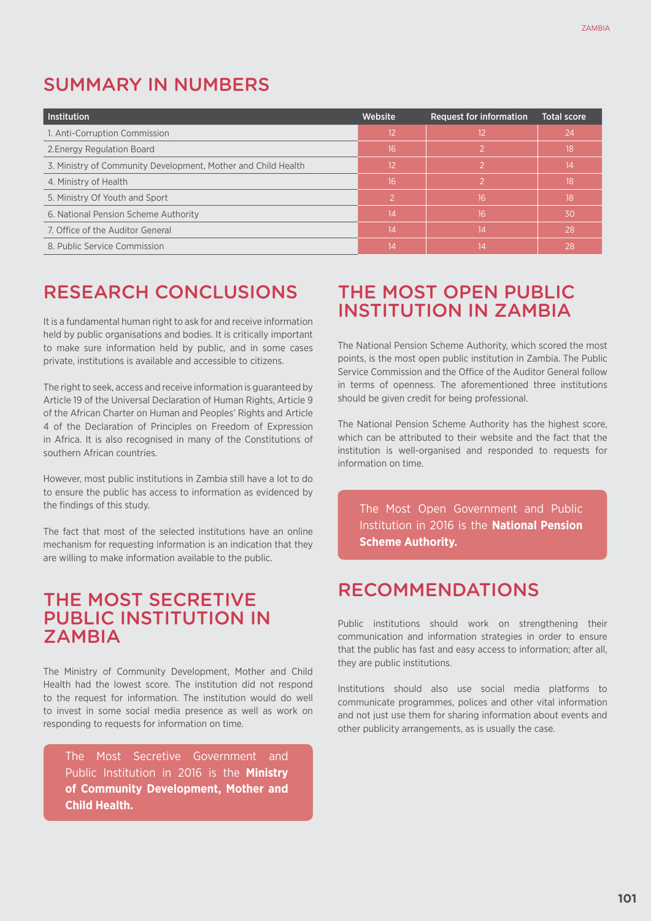## SUMMARY IN NUMBERS

| Institution | Website | Request for information | Total score |
|---|---|---|---|
| 1. Anti-Corruption Commission | 12 | 12 | 24 |
| 2.Energy Regulation Board | 16 | 2 | 18 |
| 3. Ministry of Community Development, Mother and Child Health | 12 | 2 | 14 |
| 4. Ministry of Health | 16 | 2 | 18 |
| 5. Ministry Of Youth and Sport | 2 | 16 | 18 |
| 6. National Pension Scheme Authority | 14 | 16 | 30 |
| 7. Office of the Auditor General | 14 | 14 | 28 |
| 8. Public Service Commission | 14 | 14 | 28 |

## RESEARCH CONCLUSIONS

It is a fundamental human right to ask for and receive information held by public organisations and bodies. It is critically important to make sure information held by public, and in some cases private, institutions is available and accessible to citizens.

The right to seek, access and receive information is guaranteed by Article 19 of the Universal Declaration of Human Rights, Article 9 of the African Charter on Human and Peoples' Rights and Article 4 of the Declaration of Principles on Freedom of Expression in Africa. It is also recognised in many of the Constitutions of southern African countries.

However, most public institutions in Zambia still have a lot to do to ensure the public has access to information as evidenced by the findings of this study.

The fact that most of the selected institutions have an online mechanism for requesting information is an indication that they are willing to make information available to the public.

## THE MOST SECRETIVE PUBLIC INSTITUTION IN ZAMBIA

The Ministry of Community Development, Mother and Child Health had the lowest score. The institution did not respond to the request for information. The institution would do well to invest in some social media presence as well as work on responding to requests for information on time.

The Most Secretive Government and Public Institution in 2016 is the **Ministry of Community Development, Mother and Child Health.**

## THE MOST OPEN PUBLIC INSTITUTION IN ZAMBIA

The National Pension Scheme Authority, which scored the most points, is the most open public institution in Zambia. The Public Service Commission and the Office of the Auditor General follow in terms of openness. The aforementioned three institutions should be given credit for being professional.

The National Pension Scheme Authority has the highest score, which can be attributed to their website and the fact that the institution is well-organised and responded to requests for information on time.

The Most Open Government and Public Institution in 2016 is the **National Pension Scheme Authority.**

## RECOMMENDATIONS

Public institutions should work on strengthening their communication and information strategies in order to ensure that the public has fast and easy access to information; after all, they are public institutions.

Institutions should also use social media platforms to communicate programmes, polices and other vital information and not just use them for sharing information about events and other publicity arrangements, as is usually the case.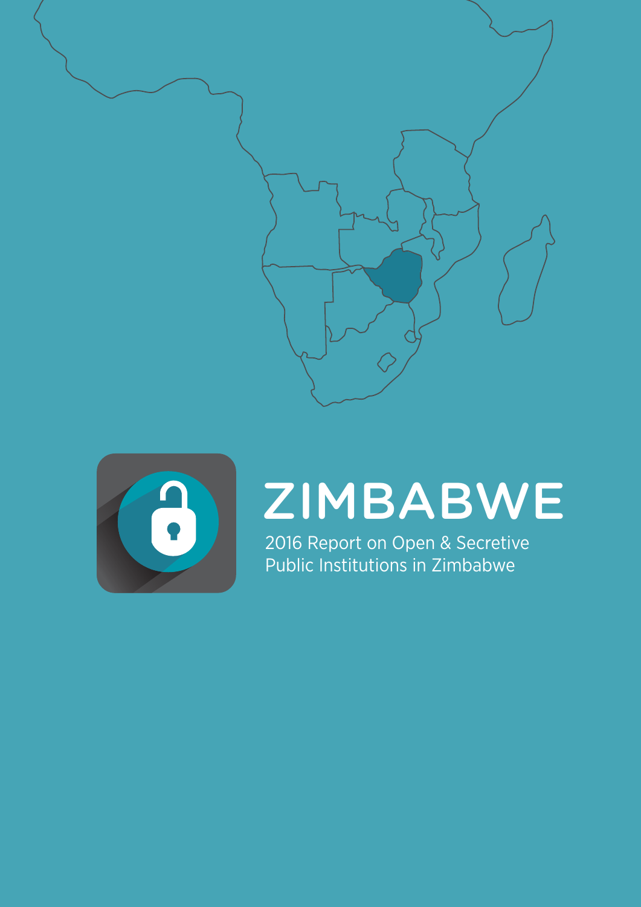# ZIMBABWE

2016 Report on Open & Secretive Public Institutions in Zimbabwe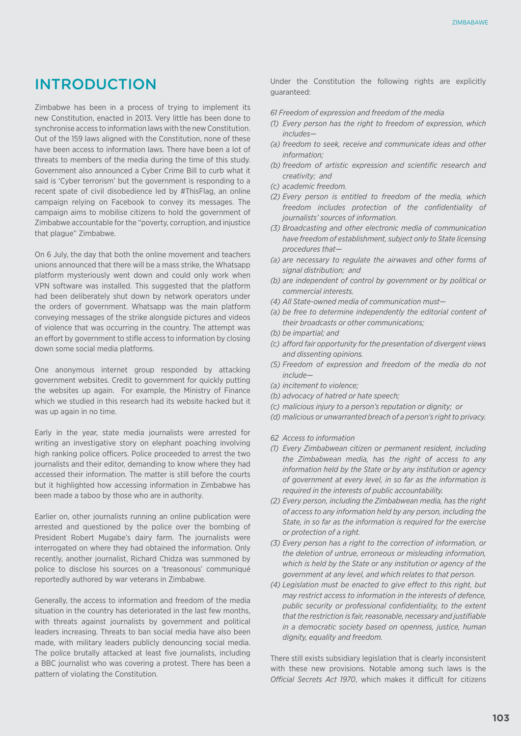# INTRODUCTION

Zimbabwe has been in a process of trying to implement its new Constitution, enacted in 2013. Very little has been done to synchronise access to information laws with the new Constitution. Out of the 159 laws aligned with the Constitution, none of these have been access to information laws. There have been a lot of threats to members of the media during the time of this study. Government also announced a Cyber Crime Bill to curb what it said is 'Cyber terrorism' but the government is responding to a recent spate of civil disobedience led by #ThisFlag, an online campaign relying on Facebook to convey its messages. The campaign aims to mobilise citizens to hold the government of Zimbabwe accountable for the "poverty, corruption, and injustice that plague" Zimbabwe.

On 6 July, the day that both the online movement and teachers unions announced that there will be a mass strike, the Whatsapp platform mysteriously went down and could only work when VPN software was installed. This suggested that the platform had been deliberately shut down by network operators under the orders of government. Whatsapp was the main platform conveying messages of the strike alongside pictures and videos of violence that was occurring in the country. The attempt was an effort by government to stifle access to information by closing down some social media platforms.

One anonymous internet group responded by attacking government websites. Credit to government for quickly putting the websites up again. For example, the Ministry of Finance which we studied in this research had its website hacked but it was up again in no time.

Early in the year, state media journalists were arrested for writing an investigative story on elephant poaching involving high ranking police officers. Police proceeded to arrest the two journalists and their editor, demanding to know where they had accessed their information. The matter is still before the courts but it highlighted how accessing information in Zimbabwe has been made a taboo by those who are in authority.

Earlier on, other journalists running an online publication were arrested and questioned by the police over the bombing of President Robert Mugabe's dairy farm. The journalists were interrogated on where they had obtained the information. Only recently, another journalist, Richard Chidza was summoned by police to disclose his sources on a 'treasonous' communiqué reportedly authored by war veterans in Zimbabwe.

Generally, the access to information and freedom of the media situation in the country has deteriorated in the last few months, with threats against journalists by government and political leaders increasing. Threats to ban social media have also been made, with military leaders publicly denouncing social media. The police brutally attacked at least five journalists, including a BBC journalist who was covering a protest. There has been a pattern of violating the Constitution.

Under the Constitution the following rights are explicitly guaranteed:

*61 Freedom of expression and freedom of the media*

*(1) Every person has the right to freedom of expression, which includes—*
*(a) freedom to seek, receive and communicate ideas and other information;*
*(b) freedom of artistic expression and scientific research and creativity; and*
*(c) academic freedom.*
*(2) Every person is entitled to freedom of the media, which freedom includes protection of the confidentiality of journalists' sources of information.*
*(3) Broadcasting and other electronic media of communication have freedom of establishment, subject only to State licensing procedures that—*
*(a) are necessary to regulate the airwaves and other forms of signal distribution; and*
*(b) are independent of control by government or by political or commercial interests.*
*(4) All State-owned media of communication must—*
*(a) be free to determine independently the editorial content of their broadcasts or other communications;*
*(b) be impartial; and*
*(c) afford fair opportunity for the presentation of divergent views and dissenting opinions.*
*(5) Freedom of expression and freedom of the media do not include—*
*(a) incitement to violence;*
*(b) advocacy of hatred or hate speech;*
*(c) malicious injury to a person's reputation or dignity; or*
*(d) malicious or unwarranted breach of a person's right to privacy.*

*62 Access to information*

*(1) Every Zimbabwean citizen or permanent resident, including the Zimbabwean media, has the right of access to any information held by the State or by any institution or agency of government at every level, in so far as the information is required in the interests of public accountability.*
*(2) Every person, including the Zimbabwean media, has the right of access to any information held by any person, including the State, in so far as the information is required for the exercise or protection of a right.*
*(3) Every person has a right to the correction of information, or the deletion of untrue, erroneous or misleading information, which is held by the State or any institution or agency of the government at any level, and which relates to that person.*
*(4) Legislation must be enacted to give effect to this right, but may restrict access to information in the interests of defence, public security or professional confidentiality, to the extent that the restriction is fair, reasonable, necessary and justifiable in a democratic society based on openness, justice, human dignity, equality and freedom.*

There still exists subsidiary legislation that is clearly inconsistent with these new provisions. Notable among such laws is the *Official Secrets Act 1970*, which makes it difficult for citizens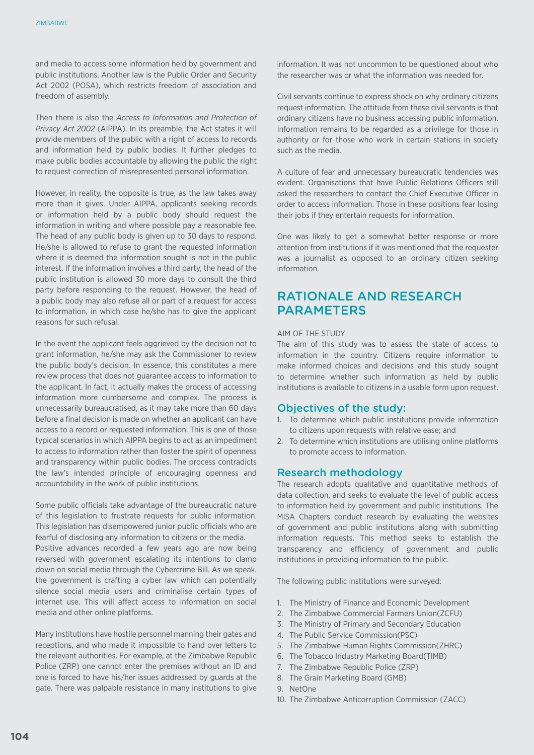and media to access some information held by government and public institutions. Another law is the Public Order and Security Act 2002 (POSA), which restricts freedom of association and freedom of assembly.

Then there is also the *Access to Information and Protection of Privacy Act 2002* (AIPPA). In its preamble, the Act states it will provide members of the public with a right of access to records and information held by public bodies. It further pledges to make public bodies accountable by allowing the public the right to request correction of misrepresented personal information.

However, in reality, the opposite is true, as the law takes away more than it gives. Under AIPPA, applicants seeking records or information held by a public body should request the information in writing and where possible pay a reasonable fee. The head of any public body is given up to 30 days to respond. He/she is allowed to refuse to grant the requested information where it is deemed the information sought is not in the public interest. If the information involves a third party, the head of the public institution is allowed 30 more days to consult the third party before responding to the request. However, the head of a public body may also refuse all or part of a request for access to information, in which case he/she has to give the applicant reasons for such refusal.

In the event the applicant feels aggrieved by the decision not to grant information, he/she may ask the Commissioner to review the public body's decision. In essence, this constitutes a mere review process that does not guarantee access to information to the applicant. In fact, it actually makes the process of accessing information more cumbersome and complex. The process is unnecessarily bureaucratised, as it may take more than 60 days before a final decision is made on whether an applicant can have access to a record or requested information. This is one of those typical scenarios in which AIPPA begins to act as an impediment to access to information rather than foster the spirit of openness and transparency within public bodies. The process contradicts the law's intended principle of encouraging openness and accountability in the work of public institutions.

Some public officials take advantage of the bureaucratic nature of this legislation to frustrate requests for public information. This legislation has disempowered junior public officials who are fearful of disclosing any information to citizens or the media.
Positive advances recorded a few years ago are now being reversed with government escalating its intentions to clamp down on social media through the Cybercrime Bill. As we speak, the government is crafting a cyber law which can potentially silence social media users and criminalise certain types of internet use. This will affect access to information on social media and other online platforms.

Many institutions have hostile personnel manning their gates and receptions, and who made it impossible to hand over letters to the relevant authorities. For example, at the Zimbabwe Republic Police (ZRP) one cannot enter the premises without an ID and one is forced to have his/her issues addressed by guards at the gate. There was palpable resistance in many institutions to give information. It was not uncommon to be questioned about who the researcher was or what the information was needed for.

Civil servants continue to express shock on why ordinary citizens request information. The attitude from these civil servants is that ordinary citizens have no business accessing public information. Information remains to be regarded as a privilege for those in authority or for those who work in certain stations in society such as the media.

A culture of fear and unnecessary bureaucratic tendencies was evident. Organisations that have Public Relations Officers still asked the researchers to contact the Chief Executive Officer in order to access information. Those in these positions fear losing their jobs if they entertain requests for information.

One was likely to get a somewhat better response or more attention from institutions if it was mentioned that the requester was a journalist as opposed to an ordinary citizen seeking information.

## RATIONALE AND RESEARCH PARAMETERS

AIM OF THE STUDY

The aim of this study was to assess the state of access to information in the country. Citizens require information to make informed choices and decisions and this study sought to determine whether such information as held by public institutions is available to citizens in a usable form upon request.

### Objectives of the study:

1. To determine which public institutions provide information to citizens upon requests with relative ease; and
2. To determine which institutions are utilising online platforms to promote access to information.

### Research methodology

The research adopts qualitative and quantitative methods of data collection, and seeks to evaluate the level of public access to information held by government and public institutions. The MISA Chapters conduct research by evaluating the websites of government and public institutions along with submitting information requests. This method seeks to establish the transparency and efficiency of government and public institutions in providing information to the public.

The following public institutions were surveyed:

1. The Ministry of Finance and Economic Development
2. The Zimbabwe Commercial Farmers Union(ZCFU)
3. The Ministry of Primary and Secondary Education
4. The Public Service Commission(PSC)
5. The Zimbabwe Human Rights Commission(ZHRC)
6. The Tobacco Industry Marketing Board(TIMB)
7. The Zimbabwe Republic Police (ZRP)
8. The Grain Marketing Board (GMB)
9. NetOne
10. The Zimbabwe Anticorruption Commission (ZACC)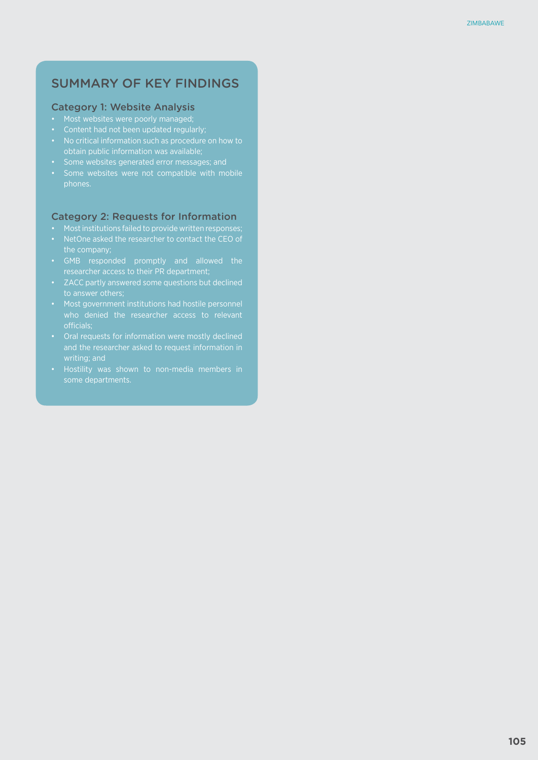## SUMMARY OF KEY FINDINGS

### Category 1: Website Analysis

- Most websites were poorly managed;
- Content had not been updated regularly;
- No critical information such as procedure on how to obtain public information was available;
- Some websites generated error messages; and
- Some websites were not compatible with mobile phones.

### Category 2: Requests for Information

- Most institutions failed to provide written responses;
- NetOne asked the researcher to contact the CEO of the company;
- GMB responded promptly and allowed the researcher access to their PR department;
- ZACC partly answered some questions but declined to answer others;
- Most government institutions had hostile personnel who denied the researcher access to relevant officials;
- Oral requests for information were mostly declined and the researcher asked to request information in writing; and
- Hostility was shown to non-media members in some departments.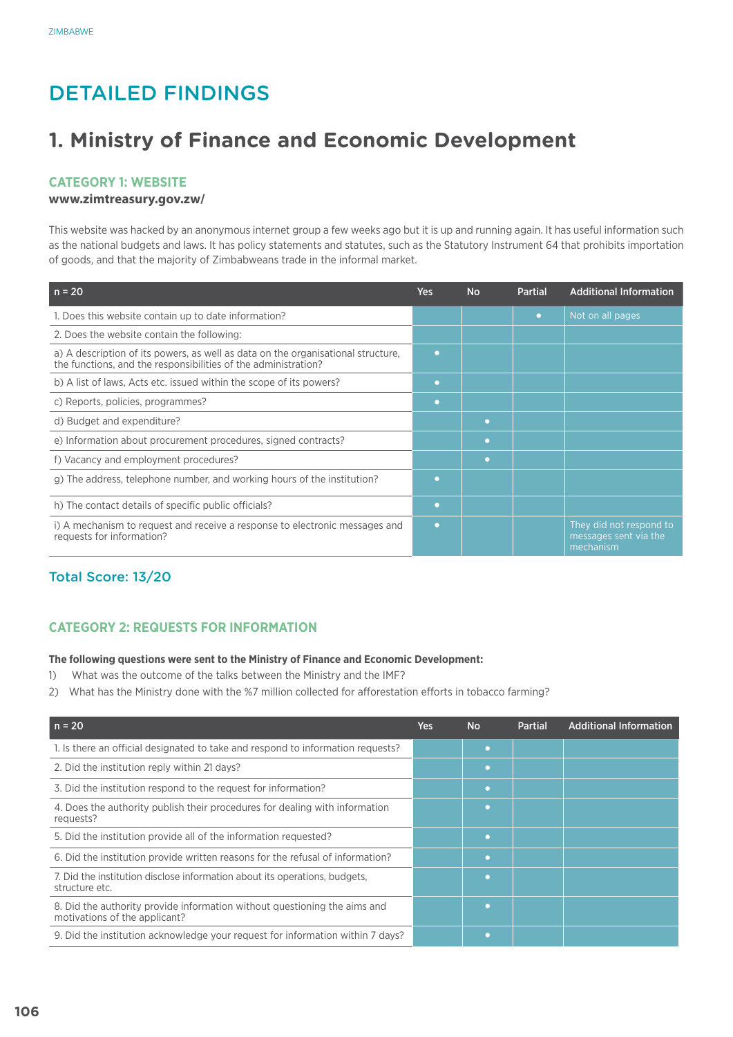# DETAILED FINDINGS

## 1. Ministry of Finance and Economic Development

### CATEGORY 1: WEBSITE

**www.zimtreasury.gov.zw/**

This website was hacked by an anonymous internet group a few weeks ago but it is up and running again. It has useful information such as the national budgets and laws. It has policy statements and statutes, such as the Statutory Instrument 64 that prohibits importation of goods, and that the majority of Zimbabweans trade in the informal market.

| n = 20 | Yes | No | Partial | Additional Information |
|---|---|---|---|---|
| 1. Does this website contain up to date information? | | | • | Not on all pages |
| 2. Does the website contain the following: | | | | |
| a) A description of its powers, as well as data on the organisational structure, the functions, and the responsibilities of the administration? | • | | | |
| b) A list of laws, Acts etc. issued within the scope of its powers? | • | | | |
| c) Reports, policies, programmes? | • | | | |
| d) Budget and expenditure? | | • | | |
| e) Information about procurement procedures, signed contracts? | | • | | |
| f) Vacancy and employment procedures? | | • | | |
| g) The address, telephone number, and working hours of the institution? | • | | | |
| h) The contact details of specific public officials? | • | | | |
| i) A mechanism to request and receive a response to electronic messages and requests for information? | • | | | They did not respond to messages sent via the mechanism |

### Total Score: 13/20

### CATEGORY 2: REQUESTS FOR INFORMATION

**The following questions were sent to the Ministry of Finance and Economic Development:**

1) What was the outcome of the talks between the Ministry and the IMF?
2) What has the Ministry done with the %7 million collected for afforestation efforts in tobacco farming?

| n = 20 | Yes | No | Partial | Additional Information |
|---|---|---|---|---|
| 1. Is there an official designated to take and respond to information requests? | | • | | |
| 2. Did the institution reply within 21 days? | | • | | |
| 3. Did the institution respond to the request for information? | | • | | |
| 4. Does the authority publish their procedures for dealing with information requests? | | • | | |
| 5. Did the institution provide all of the information requested? | | • | | |
| 6. Did the institution provide written reasons for the refusal of information? | | • | | |
| 7. Did the institution disclose information about its operations, budgets, structure etc. | | • | | |
| 8. Did the authority provide information without questioning the aims and motivations of the applicant? | | • | | |
| 9. Did the institution acknowledge your request for information within 7 days? | | • | | |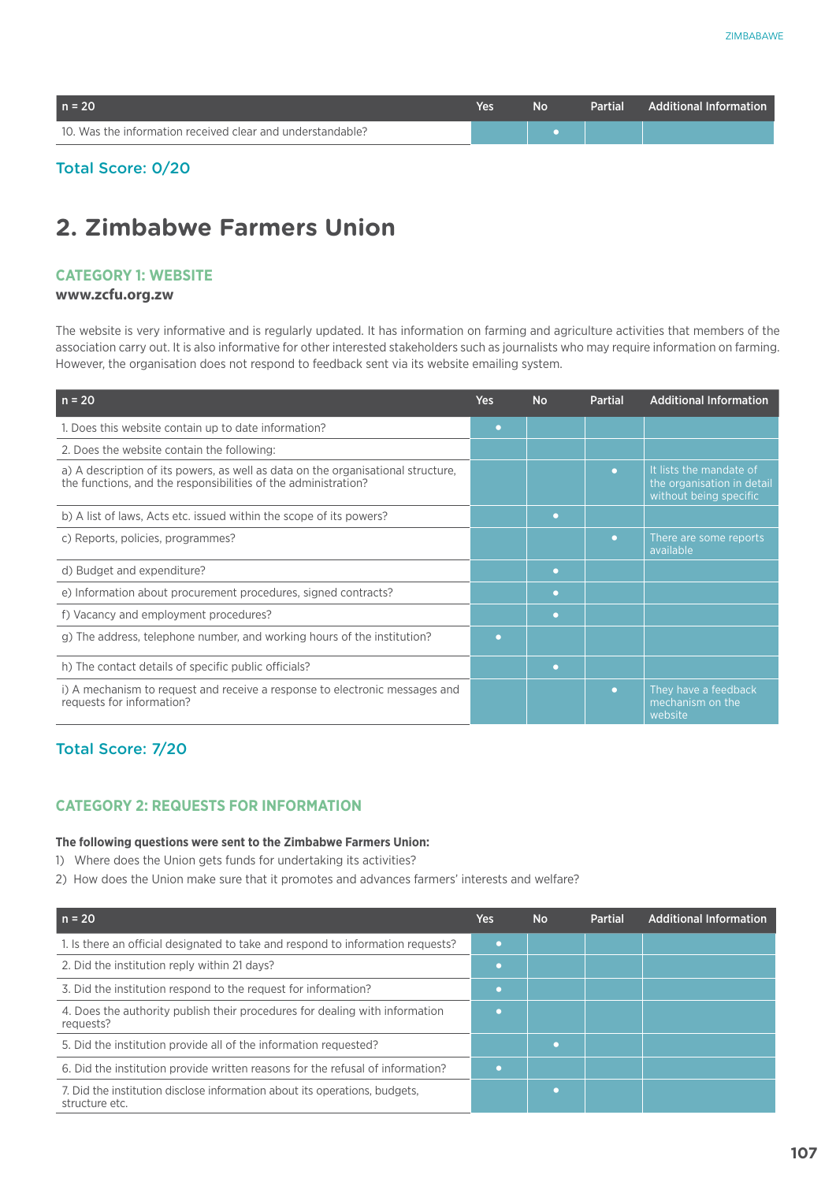| n = 20 | Yes | No | Partial | Additional Information |
|---|---|---|---|---|
| 10. Was the information received clear and understandable? | | • | | |

**Total Score: 0/20**

## 2. Zimbabwe Farmers Union

### CATEGORY 1: WEBSITE

**www.zcfu.org.zw**

The website is very informative and is regularly updated. It has information on farming and agriculture activities that members of the association carry out. It is also informative for other interested stakeholders such as journalists who may require information on farming. However, the organisation does not respond to feedback sent via its website emailing system.

| n = 20 | Yes | No | Partial | Additional Information |
|---|---|---|---|---|
| 1. Does this website contain up to date information? | • | | | |
| 2. Does the website contain the following: | | | | |
| a) A description of its powers, as well as data on the organisational structure, the functions, and the responsibilities of the administration? | | | • | It lists the mandate of the organisation in detail without being specific |
| b) A list of laws, Acts etc. issued within the scope of its powers? | | • | | |
| c) Reports, policies, programmes? | | | • | There are some reports available |
| d) Budget and expenditure? | | • | | |
| e) Information about procurement procedures, signed contracts? | | • | | |
| f) Vacancy and employment procedures? | | • | | |
| g) The address, telephone number, and working hours of the institution? | • | | | |
| h) The contact details of specific public officials? | | • | | |
| i) A mechanism to request and receive a response to electronic messages and requests for information? | | | • | They have a feedback mechanism on the website |

**Total Score: 7/20**

### CATEGORY 2: REQUESTS FOR INFORMATION

**The following questions were sent to the Zimbabwe Farmers Union:**

1) Where does the Union gets funds for undertaking its activities?
2) How does the Union make sure that it promotes and advances farmers' interests and welfare?

| n = 20 | Yes | No | Partial | Additional Information |
|---|---|---|---|---|
| 1. Is there an official designated to take and respond to information requests? | • | | | |
| 2. Did the institution reply within 21 days? | • | | | |
| 3. Did the institution respond to the request for information? | • | | | |
| 4. Does the authority publish their procedures for dealing with information requests? | • | | | |
| 5. Did the institution provide all of the information requested? | | • | | |
| 6. Did the institution provide written reasons for the refusal of information? | • | | | |
| 7. Did the institution disclose information about its operations, budgets, structure etc. | | • | | |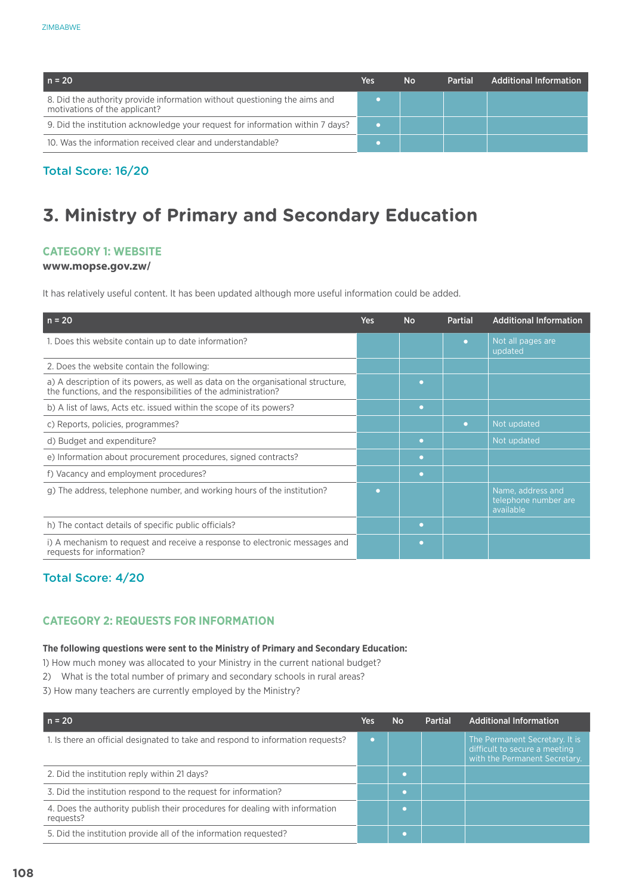| n = 20 | Yes | No | Partial | Additional Information |
|---|---|---|---|---|
| 8. Did the authority provide information without questioning the aims and motivations of the applicant? | • | | | |
| 9. Did the institution acknowledge your request for information within 7 days? | • | | | |
| 10. Was the information received clear and understandable? | • | | | |

### Total Score: 16/20

# 3. Ministry of Primary and Secondary Education

## CATEGORY 1: WEBSITE

**www.mopse.gov.zw/**

It has relatively useful content. It has been updated although more useful information could be added.

| n = 20 | Yes | No | Partial | Additional Information |
|---|---|---|---|---|
| 1. Does this website contain up to date information? | | | • | Not all pages are updated |
| 2. Does the website contain the following: | | | | |
| a) A description of its powers, as well as data on the organisational structure, the functions, and the responsibilities of the administration? | | • | | |
| b) A list of laws, Acts etc. issued within the scope of its powers? | | • | | |
| c) Reports, policies, programmes? | | | • | Not updated |
| d) Budget and expenditure? | | • | | Not updated |
| e) Information about procurement procedures, signed contracts? | | • | | |
| f) Vacancy and employment procedures? | | • | | |
| g) The address, telephone number, and working hours of the institution? | • | | | Name, address and telephone number are available |
| h) The contact details of specific public officials? | | • | | |
| i) A mechanism to request and receive a response to electronic messages and requests for information? | | • | | |

### Total Score: 4/20

## CATEGORY 2: REQUESTS FOR INFORMATION

**The following questions were sent to the Ministry of Primary and Secondary Education:**

1) How much money was allocated to your Ministry in the current national budget?
2) What is the total number of primary and secondary schools in rural areas?
3) How many teachers are currently employed by the Ministry?

| n = 20 | Yes | No | Partial | Additional Information |
|---|---|---|---|---|
| 1. Is there an official designated to take and respond to information requests? | • | | | The Permanent Secretary. It is difficult to secure a meeting with the Permanent Secretary. |
| 2. Did the institution reply within 21 days? | | • | | |
| 3. Did the institution respond to the request for information? | | • | | |
| 4. Does the authority publish their procedures for dealing with information requests? | | • | | |
| 5. Did the institution provide all of the information requested? | | • | | |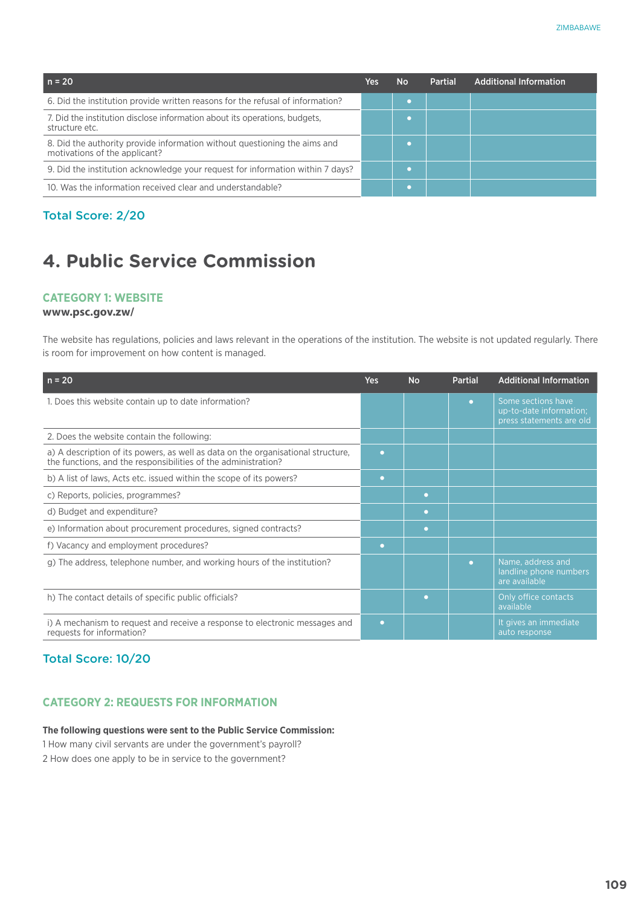| n = 20 | Yes | No | Partial | Additional Information |
|---|---|---|---|---|
| 6. Did the institution provide written reasons for the refusal of information? | | • | | |
| 7. Did the institution disclose information about its operations, budgets, structure etc. | | • | | |
| 8. Did the authority provide information without questioning the aims and motivations of the applicant? | | • | | |
| 9. Did the institution acknowledge your request for information within 7 days? | | • | | |
| 10. Was the information received clear and understandable? | | • | | |

**Total Score: 2/20**

# 4. Public Service Commission

### CATEGORY 1: WEBSITE

**www.psc.gov.zw/**

The website has regulations, policies and laws relevant in the operations of the institution. The website is not updated regularly. There is room for improvement on how content is managed.

| n = 20 | Yes | No | Partial | Additional Information |
|---|---|---|---|---|
| 1. Does this website contain up to date information? | | | • | Some sections have up-to-date information; press statements are old |
| 2. Does the website contain the following: | | | | |
| a) A description of its powers, as well as data on the organisational structure, the functions, and the responsibilities of the administration? | • | | | |
| b) A list of laws, Acts etc. issued within the scope of its powers? | • | | | |
| c) Reports, policies, programmes? | | • | | |
| d) Budget and expenditure? | | • | | |
| e) Information about procurement procedures, signed contracts? | | • | | |
| f) Vacancy and employment procedures? | • | | | |
| g) The address, telephone number, and working hours of the institution? | | | • | Name, address and landline phone numbers are available |
| h) The contact details of specific public officials? | | • | | Only office contacts available |
| i) A mechanism to request and receive a response to electronic messages and requests for information? | • | | | It gives an immediate auto response |

**Total Score: 10/20**

### CATEGORY 2: REQUESTS FOR INFORMATION

**The following questions were sent to the Public Service Commission:**

1 How many civil servants are under the government's payroll?

2 How does one apply to be in service to the government?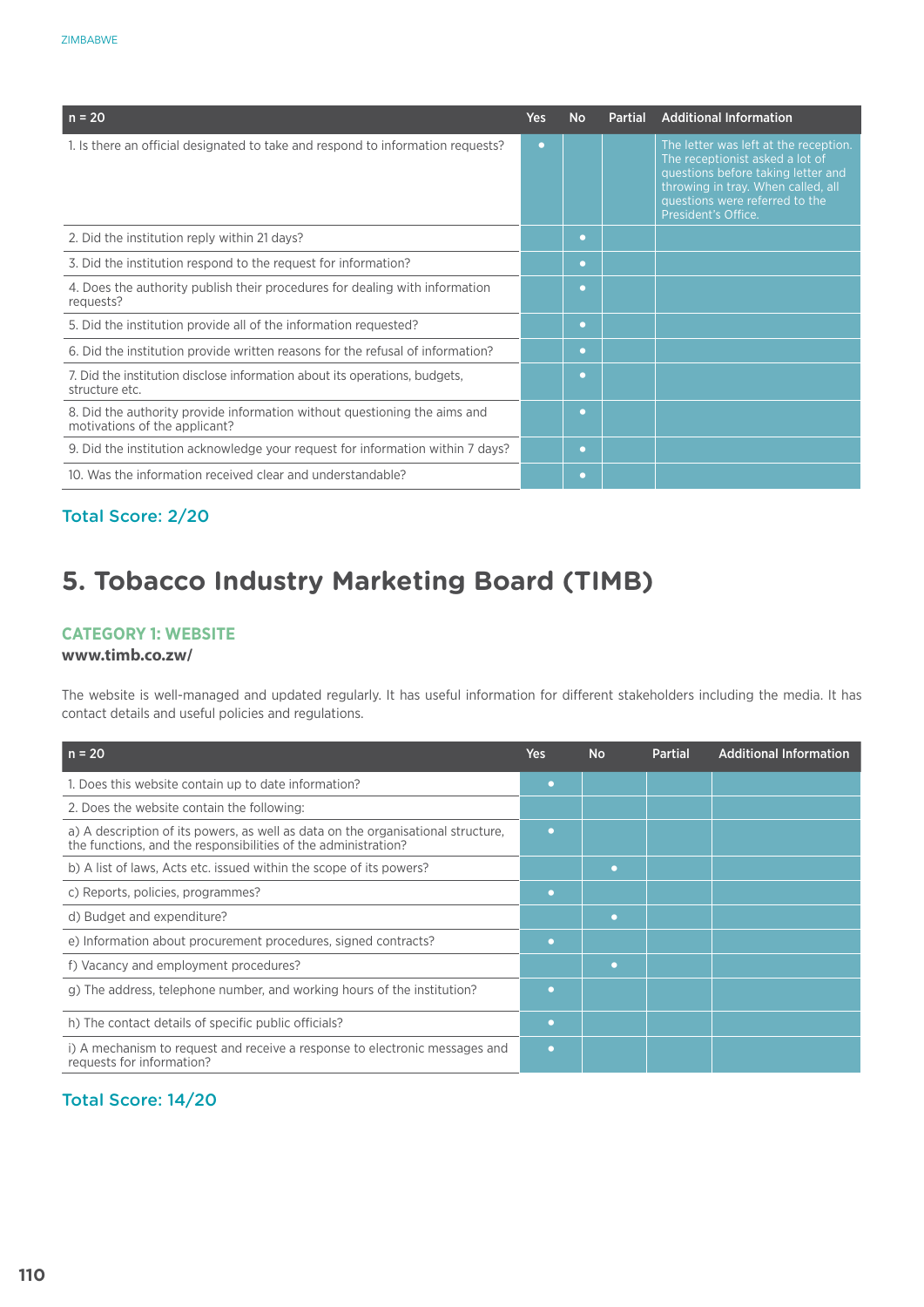| n = 20 | Yes | No | Partial | Additional Information |
|---|---|---|---|---|
| 1. Is there an official designated to take and respond to information requests? | • | | | The letter was left at the reception. The receptionist asked a lot of questions before taking letter and throwing in tray. When called, all questions were referred to the President's Office. |
| 2. Did the institution reply within 21 days? | | • | | |
| 3. Did the institution respond to the request for information? | | • | | |
| 4. Does the authority publish their procedures for dealing with information requests? | | • | | |
| 5. Did the institution provide all of the information requested? | | • | | |
| 6. Did the institution provide written reasons for the refusal of information? | | • | | |
| 7. Did the institution disclose information about its operations, budgets, structure etc. | | • | | |
| 8. Did the authority provide information without questioning the aims and motivations of the applicant? | | • | | |
| 9. Did the institution acknowledge your request for information within 7 days? | | • | | |
| 10. Was the information received clear and understandable? | | • | | |

Total Score: 2/20

# 5. Tobacco Industry Marketing Board (TIMB)

### CATEGORY 1: WEBSITE

**www.timb.co.zw/**

The website is well-managed and updated regularly. It has useful information for different stakeholders including the media. It has contact details and useful policies and regulations.

| n = 20 | Yes | No | Partial | Additional Information |
|---|---|---|---|---|
| 1. Does this website contain up to date information? | • | | | |
| 2. Does the website contain the following: | | | | |
| a) A description of its powers, as well as data on the organisational structure, the functions, and the responsibilities of the administration? | • | | | |
| b) A list of laws, Acts etc. issued within the scope of its powers? | | • | | |
| c) Reports, policies, programmes? | • | | | |
| d) Budget and expenditure? | | • | | |
| e) Information about procurement procedures, signed contracts? | • | | | |
| f) Vacancy and employment procedures? | | • | | |
| g) The address, telephone number, and working hours of the institution? | • | | | |
| h) The contact details of specific public officials? | • | | | |
| i) A mechanism to request and receive a response to electronic messages and requests for information? | • | | | |

Total Score: 14/20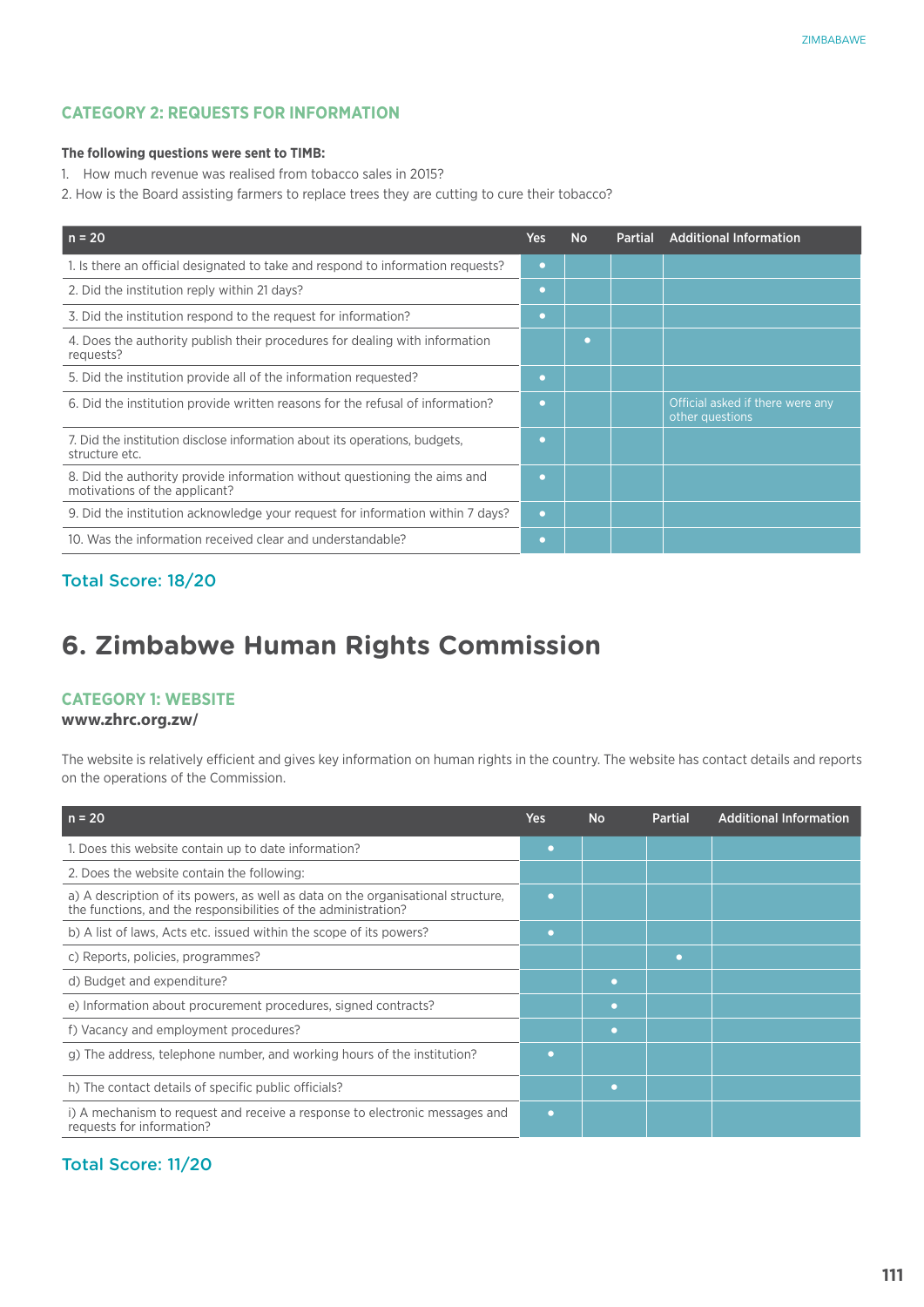### CATEGORY 2: REQUESTS FOR INFORMATION

**The following questions were sent to TIMB:**

1. How much revenue was realised from tobacco sales in 2015?
2. How is the Board assisting farmers to replace trees they are cutting to cure their tobacco?

| n = 20 | Yes | No | Partial | Additional Information |
|---|---|---|---|---|
| 1. Is there an official designated to take and respond to information requests? | • | | | |
| 2. Did the institution reply within 21 days? | • | | | |
| 3. Did the institution respond to the request for information? | • | | | |
| 4. Does the authority publish their procedures for dealing with information requests? | | • | | |
| 5. Did the institution provide all of the information requested? | • | | | |
| 6. Did the institution provide written reasons for the refusal of information? | • | | | Official asked if there were any other questions |
| 7. Did the institution disclose information about its operations, budgets, structure etc. | • | | | |
| 8. Did the authority provide information without questioning the aims and motivations of the applicant? | • | | | |
| 9. Did the institution acknowledge your request for information within 7 days? | • | | | |
| 10. Was the information received clear and understandable? | • | | | |

**Total Score: 18/20**

# 6. Zimbabwe Human Rights Commission

### CATEGORY 1: WEBSITE

**www.zhrc.org.zw/**

The website is relatively efficient and gives key information on human rights in the country. The website has contact details and reports on the operations of the Commission.

| n = 20 | Yes | No | Partial | Additional Information |
|---|---|---|---|---|
| 1. Does this website contain up to date information? | • | | | |
| 2. Does the website contain the following: | | | | |
| a) A description of its powers, as well as data on the organisational structure, the functions, and the responsibilities of the administration? | • | | | |
| b) A list of laws, Acts etc. issued within the scope of its powers? | • | | | |
| c) Reports, policies, programmes? | | | • | |
| d) Budget and expenditure? | | • | | |
| e) Information about procurement procedures, signed contracts? | | • | | |
| f) Vacancy and employment procedures? | | • | | |
| g) The address, telephone number, and working hours of the institution? | • | | | |
| h) The contact details of specific public officials? | | • | | |
| i) A mechanism to request and receive a response to electronic messages and requests for information? | • | | | |

**Total Score: 11/20**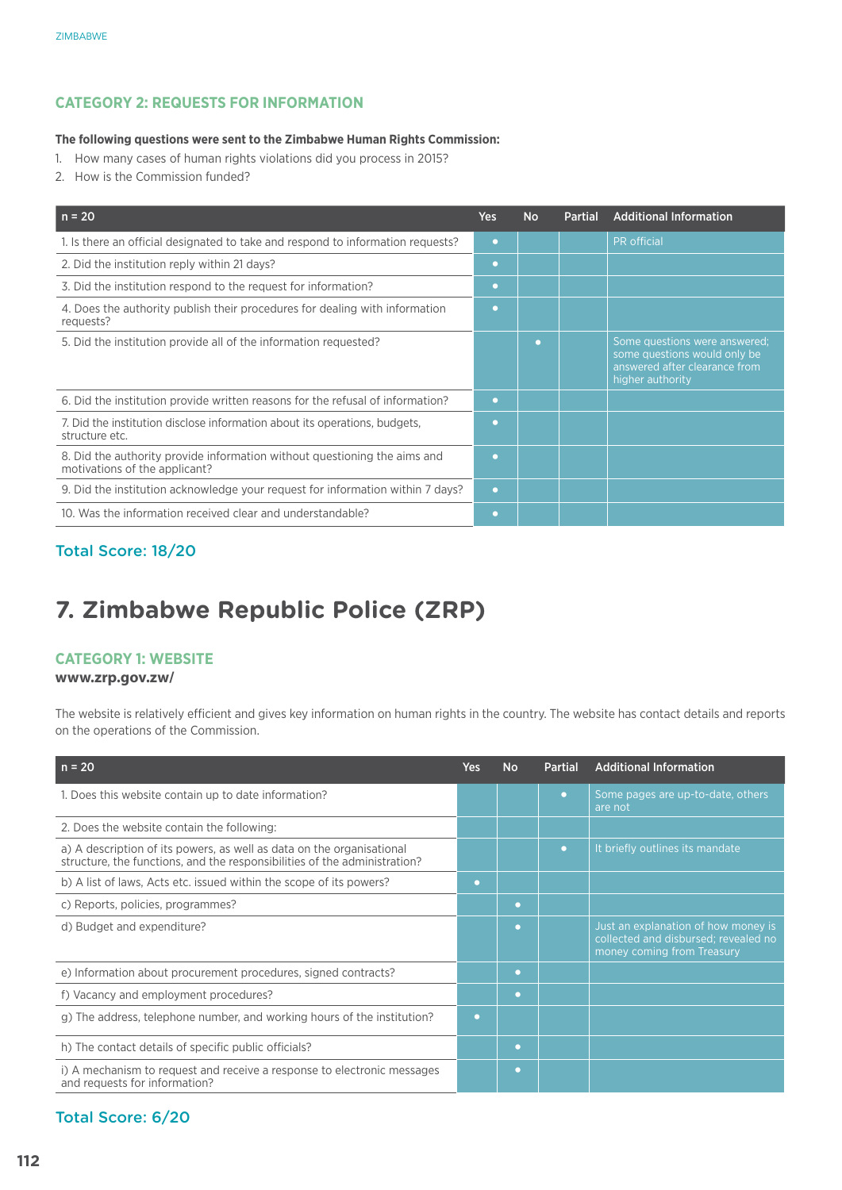### CATEGORY 2: REQUESTS FOR INFORMATION

**The following questions were sent to the Zimbabwe Human Rights Commission:**

1. How many cases of human rights violations did you process in 2015?
2. How is the Commission funded?

| n = 20 | Yes | No | Partial | Additional Information |
|---|---|---|---|---|
| 1. Is there an official designated to take and respond to information requests? | • | | | PR official |
| 2. Did the institution reply within 21 days? | • | | | |
| 3. Did the institution respond to the request for information? | • | | | |
| 4. Does the authority publish their procedures for dealing with information requests? | • | | | |
| 5. Did the institution provide all of the information requested? | | • | | Some questions were answered; some questions would only be answered after clearance from higher authority |
| 6. Did the institution provide written reasons for the refusal of information? | • | | | |
| 7. Did the institution disclose information about its operations, budgets, structure etc. | • | | | |
| 8. Did the authority provide information without questioning the aims and motivations of the applicant? | • | | | |
| 9. Did the institution acknowledge your request for information within 7 days? | • | | | |
| 10. Was the information received clear and understandable? | • | | | |

**Total Score: 18/20**

# 7. Zimbabwe Republic Police (ZRP)

### CATEGORY 1: WEBSITE

**www.zrp.gov.zw/**

The website is relatively efficient and gives key information on human rights in the country. The website has contact details and reports on the operations of the Commission.

| n = 20 | Yes | No | Partial | Additional Information |
|---|---|---|---|---|
| 1. Does this website contain up to date information? | | | • | Some pages are up-to-date, others are not |
| 2. Does the website contain the following: | | | | |
| a) A description of its powers, as well as data on the organisational structure, the functions, and the responsibilities of the administration? | | | • | It briefly outlines its mandate |
| b) A list of laws, Acts etc. issued within the scope of its powers? | • | | | |
| c) Reports, policies, programmes? | | • | | |
| d) Budget and expenditure? | | • | | Just an explanation of how money is collected and disbursed; revealed no money coming from Treasury |
| e) Information about procurement procedures, signed contracts? | | • | | |
| f) Vacancy and employment procedures? | | • | | |
| g) The address, telephone number, and working hours of the institution? | • | | | |
| h) The contact details of specific public officials? | | • | | |
| i) A mechanism to request and receive a response to electronic messages and requests for information? | | • | | |

**Total Score: 6/20**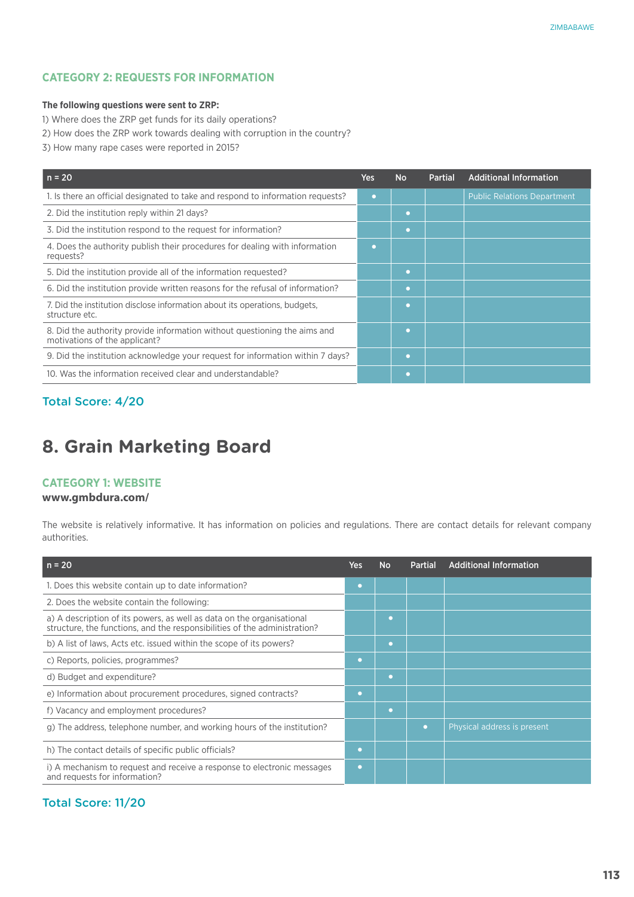### CATEGORY 2: REQUESTS FOR INFORMATION

**The following questions were sent to ZRP:**

1) Where does the ZRP get funds for its daily operations?
2) How does the ZRP work towards dealing with corruption in the country?
3) How many rape cases were reported in 2015?

| n = 20 | Yes | No | Partial | Additional Information |
|---|---|---|---|---|
| 1. Is there an official designated to take and respond to information requests? | • | | | Public Relations Department |
| 2. Did the institution reply within 21 days? | | • | | |
| 3. Did the institution respond to the request for information? | | • | | |
| 4. Does the authority publish their procedures for dealing with information requests? | • | | | |
| 5. Did the institution provide all of the information requested? | | • | | |
| 6. Did the institution provide written reasons for the refusal of information? | | • | | |
| 7. Did the institution disclose information about its operations, budgets, structure etc. | | • | | |
| 8. Did the authority provide information without questioning the aims and motivations of the applicant? | | • | | |
| 9. Did the institution acknowledge your request for information within 7 days? | | • | | |
| 10. Was the information received clear and understandable? | | • | | |

**Total Score: 4/20**

## 8. Grain Marketing Board

### CATEGORY 1: WEBSITE

**www.gmbdura.com/**

The website is relatively informative. It has information on policies and regulations. There are contact details for relevant company authorities.

| n = 20 | Yes | No | Partial | Additional Information |
|---|---|---|---|---|
| 1. Does this website contain up to date information? | • | | | |
| 2. Does the website contain the following: | | | | |
| a) A description of its powers, as well as data on the organisational structure, the functions, and the responsibilities of the administration? | | • | | |
| b) A list of laws, Acts etc. issued within the scope of its powers? | | • | | |
| c) Reports, policies, programmes? | • | | | |
| d) Budget and expenditure? | | • | | |
| e) Information about procurement procedures, signed contracts? | • | | | |
| f) Vacancy and employment procedures? | | • | | |
| g) The address, telephone number, and working hours of the institution? | | | • | Physical address is present |
| h) The contact details of specific public officials? | • | | | |
| i) A mechanism to request and receive a response to electronic messages and requests for information? | • | | | |

**Total Score: 11/20**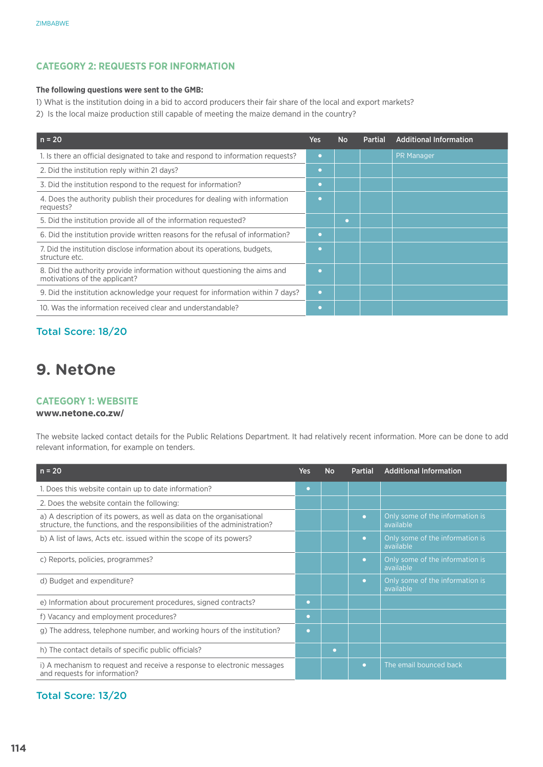## CATEGORY 2: REQUESTS FOR INFORMATION

**The following questions were sent to the GMB:**

1) What is the institution doing in a bid to accord producers their fair share of the local and export markets?
2) Is the local maize production still capable of meeting the maize demand in the country?

| n = 20 | Yes | No | Partial | Additional Information |
|---|---|---|---|---|
| 1. Is there an official designated to take and respond to information requests? | • | | | PR Manager |
| 2. Did the institution reply within 21 days? | • | | | |
| 3. Did the institution respond to the request for information? | • | | | |
| 4. Does the authority publish their procedures for dealing with information requests? | • | | | |
| 5. Did the institution provide all of the information requested? | | • | | |
| 6. Did the institution provide written reasons for the refusal of information? | • | | | |
| 7. Did the institution disclose information about its operations, budgets, structure etc. | • | | | |
| 8. Did the authority provide information without questioning the aims and motivations of the applicant? | • | | | |
| 9. Did the institution acknowledge your request for information within 7 days? | • | | | |
| 10. Was the information received clear and understandable? | • | | | |

**Total Score: 18/20**

# 9. NetOne

## CATEGORY 1: WEBSITE

**www.netone.co.zw/**

The website lacked contact details for the Public Relations Department. It had relatively recent information. More can be done to add relevant information, for example on tenders.

| n = 20 | Yes | No | Partial | Additional Information |
|---|---|---|---|---|
| 1. Does this website contain up to date information? | • | | | |
| 2. Does the website contain the following: | | | | |
| a) A description of its powers, as well as data on the organisational structure, the functions, and the responsibilities of the administration? | | | • | Only some of the information is available |
| b) A list of laws, Acts etc. issued within the scope of its powers? | | | • | Only some of the information is available |
| c) Reports, policies, programmes? | | | • | Only some of the information is available |
| d) Budget and expenditure? | | | • | Only some of the information is available |
| e) Information about procurement procedures, signed contracts? | • | | | |
| f) Vacancy and employment procedures? | • | | | |
| g) The address, telephone number, and working hours of the institution? | • | | | |
| h) The contact details of specific public officials? | | • | | |
| i) A mechanism to request and receive a response to electronic messages and requests for information? | | | • | The email bounced back |

**Total Score: 13/20**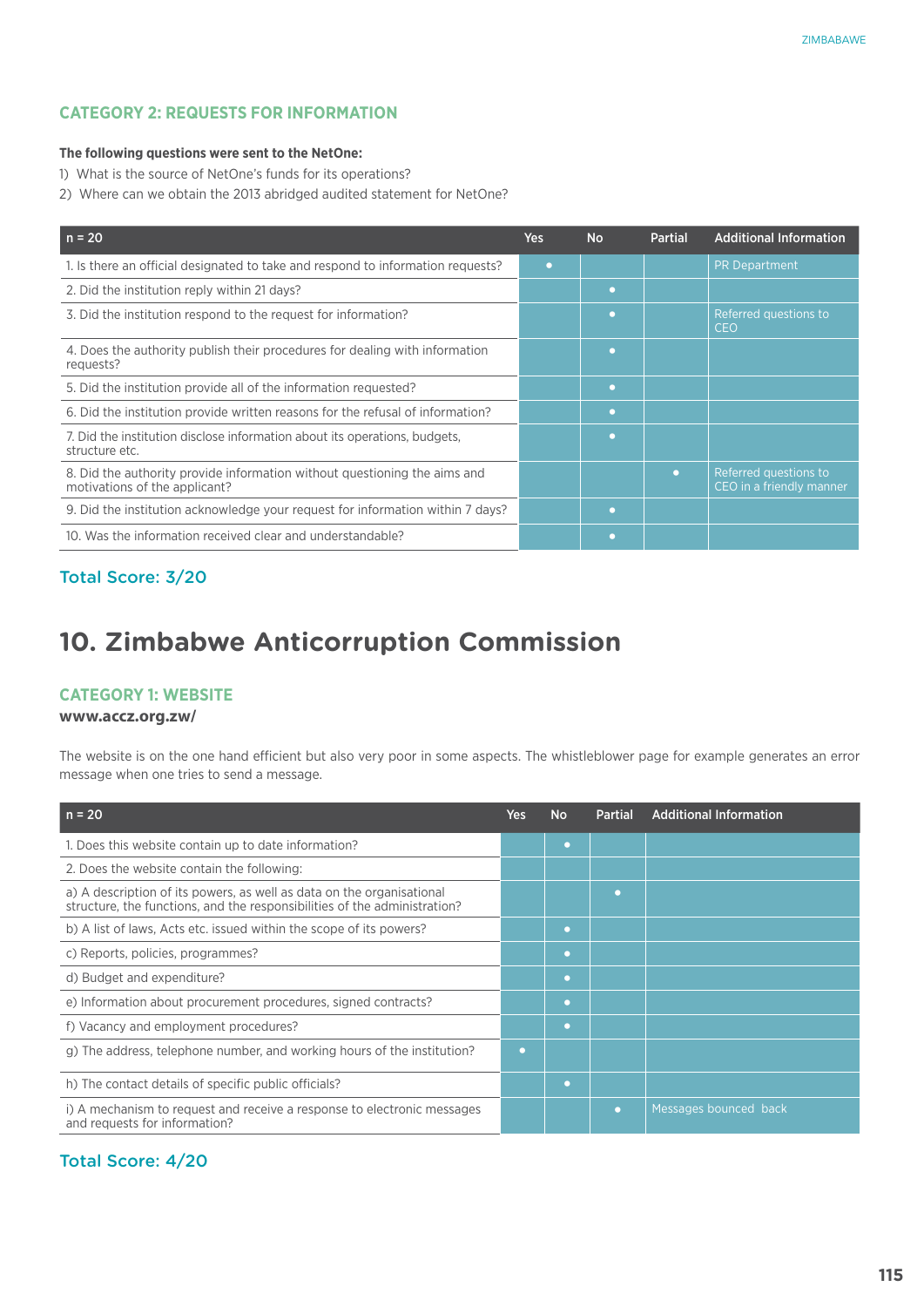### CATEGORY 2: REQUESTS FOR INFORMATION

**The following questions were sent to the NetOne:**

1) What is the source of NetOne's funds for its operations?
2) Where can we obtain the 2013 abridged audited statement for NetOne?

| n = 20 | Yes | No | Partial | Additional Information |
|---|---|---|---|---|
| 1. Is there an official designated to take and respond to information requests? | • | | | PR Department |
| 2. Did the institution reply within 21 days? | | • | | |
| 3. Did the institution respond to the request for information? | | • | | Referred questions to CEO |
| 4. Does the authority publish their procedures for dealing with information requests? | | • | | |
| 5. Did the institution provide all of the information requested? | | • | | |
| 6. Did the institution provide written reasons for the refusal of information? | | • | | |
| 7. Did the institution disclose information about its operations, budgets, structure etc. | | • | | |
| 8. Did the authority provide information without questioning the aims and motivations of the applicant? | | | • | Referred questions to CEO in a friendly manner |
| 9. Did the institution acknowledge your request for information within 7 days? | | • | | |
| 10. Was the information received clear and understandable? | | • | | |

**Total Score: 3/20**

## 10. Zimbabwe Anticorruption Commission

### CATEGORY 1: WEBSITE

**www.accz.org.zw/**

The website is on the one hand efficient but also very poor in some aspects. The whistleblower page for example generates an error message when one tries to send a message.

| n = 20 | Yes | No | Partial | Additional Information |
|---|---|---|---|---|
| 1. Does this website contain up to date information? | | • | | |
| 2. Does the website contain the following: | | | | |
| a) A description of its powers, as well as data on the organisational structure, the functions, and the responsibilities of the administration? | | | • | |
| b) A list of laws, Acts etc. issued within the scope of its powers? | | • | | |
| c) Reports, policies, programmes? | | • | | |
| d) Budget and expenditure? | | • | | |
| e) Information about procurement procedures, signed contracts? | | • | | |
| f) Vacancy and employment procedures? | | • | | |
| g) The address, telephone number, and working hours of the institution? | • | | | |
| h) The contact details of specific public officials? | | • | | |
| i) A mechanism to request and receive a response to electronic messages and requests for information? | | | • | Messages bounced back |

**Total Score: 4/20**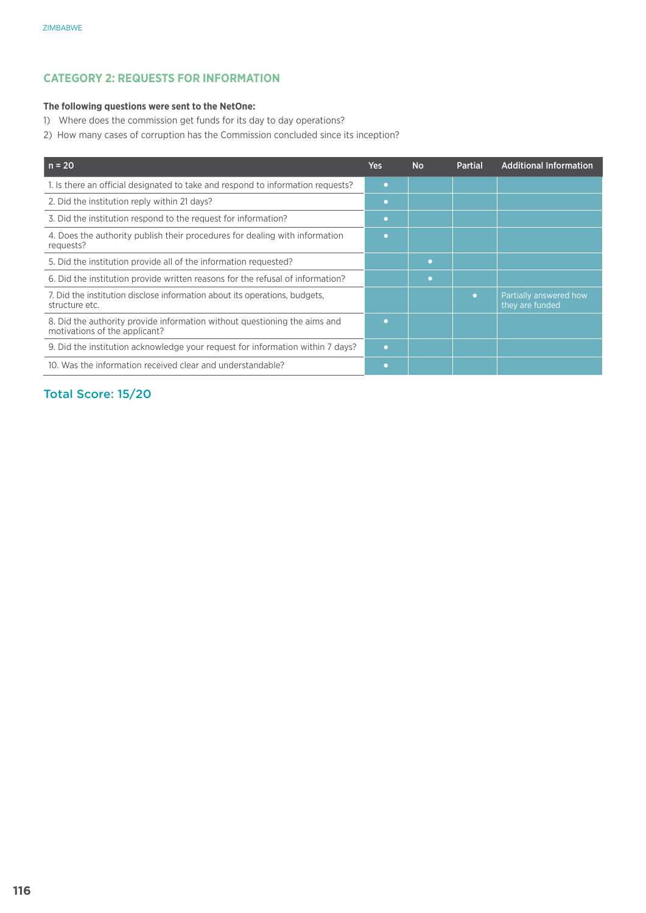## CATEGORY 2: REQUESTS FOR INFORMATION

**The following questions were sent to the NetOne:**

1) Where does the commission get funds for its day to day operations?
2) How many cases of corruption has the Commission concluded since its inception?

| n = 20 | Yes | No | Partial | Additional Information |
|---|---|---|---|---|
| 1. Is there an official designated to take and respond to information requests? | • | | | |
| 2. Did the institution reply within 21 days? | • | | | |
| 3. Did the institution respond to the request for information? | • | | | |
| 4. Does the authority publish their procedures for dealing with information requests? | • | | | |
| 5. Did the institution provide all of the information requested? | | • | | |
| 6. Did the institution provide written reasons for the refusal of information? | | • | | |
| 7. Did the institution disclose information about its operations, budgets, structure etc. | | | • | Partially answered how they are funded |
| 8. Did the authority provide information without questioning the aims and motivations of the applicant? | • | | | |
| 9. Did the institution acknowledge your request for information within 7 days? | • | | | |
| 10. Was the information received clear and understandable? | • | | | |

### Total Score: 15/20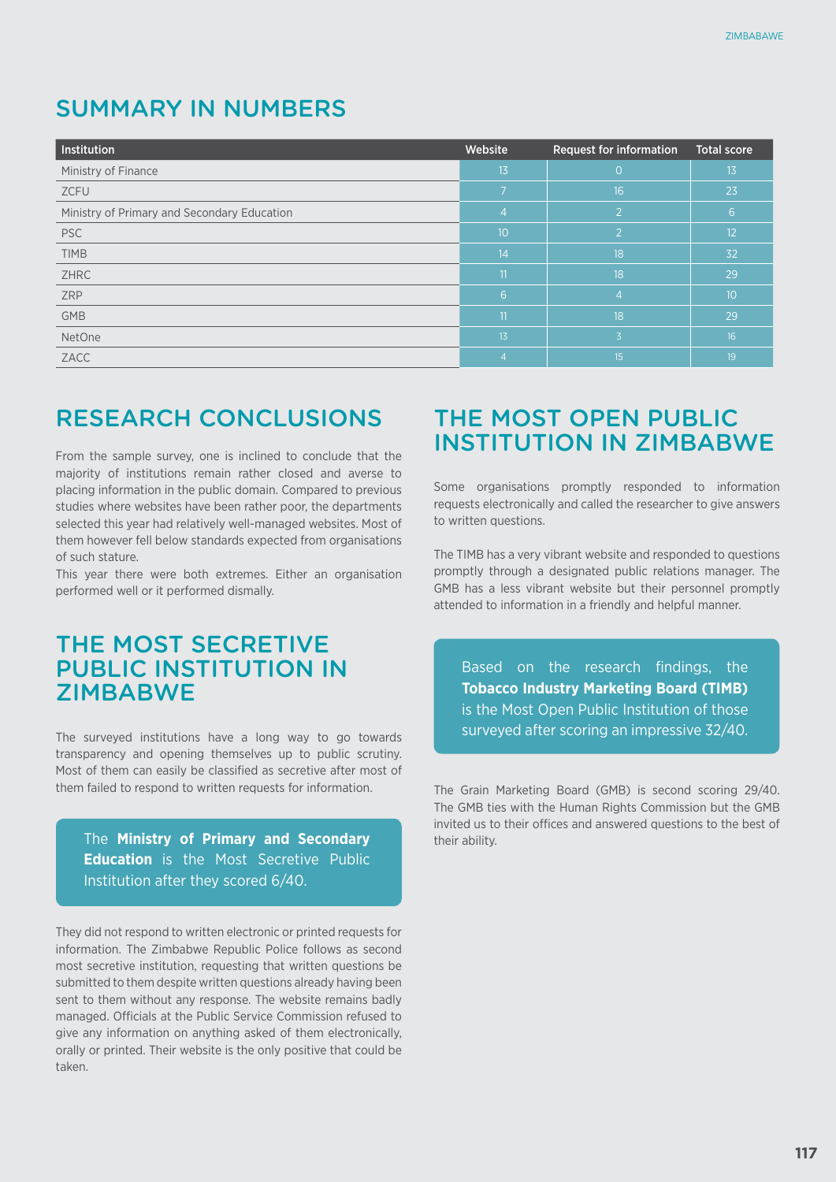## SUMMARY IN NUMBERS

| Institution | Website | Request for information | Total score |
|---|---|---|---|
| Ministry of Finance | 13 | 0 | 13 |
| ZCFU | 7 | 16 | 23 |
| Ministry of Primary and Secondary Education | 4 | 2 | 6 |
| PSC | 10 | 2 | 12 |
| TIMB | 14 | 18 | 32 |
| ZHRC | 11 | 18 | 29 |
| ZRP | 6 | 4 | 10 |
| GMB | 11 | 18 | 29 |
| NetOne | 13 | 3 | 16 |
| ZACC | 4 | 15 | 19 |

## RESEARCH CONCLUSIONS

From the sample survey, one is inclined to conclude that the majority of institutions remain rather closed and averse to placing information in the public domain. Compared to previous studies where websites have been rather poor, the departments selected this year had relatively well-managed websites. Most of them however fell below standards expected from organisations of such stature.

This year there were both extremes. Either an organisation performed well or it performed dismally.

## THE MOST SECRETIVE PUBLIC INSTITUTION IN ZIMBABWE

The surveyed institutions have a long way to go towards transparency and opening themselves up to public scrutiny. Most of them can easily be classified as secretive after most of them failed to respond to written requests for information.

The **Ministry of Primary and Secondary Education** is the Most Secretive Public Institution after they scored 6/40.

They did not respond to written electronic or printed requests for information. The Zimbabwe Republic Police follows as second most secretive institution, requesting that written questions be submitted to them despite written questions already having been sent to them without any response. The website remains badly managed. Officials at the Public Service Commission refused to give any information on anything asked of them electronically, orally or printed. Their website is the only positive that could be taken.

## THE MOST OPEN PUBLIC INSTITUTION IN ZIMBABWE

Some organisations promptly responded to information requests electronically and called the researcher to give answers to written questions.

The TIMB has a very vibrant website and responded to questions promptly through a designated public relations manager. The GMB has a less vibrant website but their personnel promptly attended to information in a friendly and helpful manner.

Based on the research findings, the **Tobacco Industry Marketing Board (TIMB)** is the Most Open Public Institution of those surveyed after scoring an impressive 32/40.

The Grain Marketing Board (GMB) is second scoring 29/40. The GMB ties with the Human Rights Commission but the GMB invited us to their offices and answered questions to the best of their ability.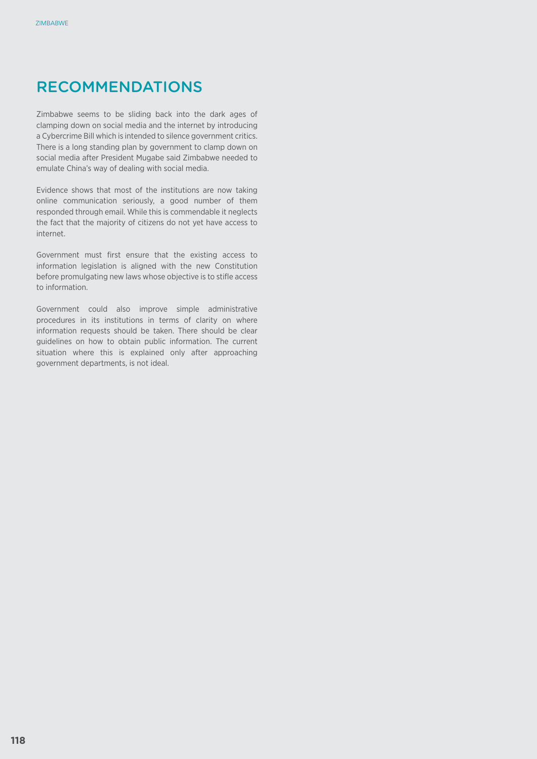## RECOMMENDATIONS

Zimbabwe seems to be sliding back into the dark ages of clamping down on social media and the internet by introducing a Cybercrime Bill which is intended to silence government critics. There is a long standing plan by government to clamp down on social media after President Mugabe said Zimbabwe needed to emulate China's way of dealing with social media.

Evidence shows that most of the institutions are now taking online communication seriously, a good number of them responded through email. While this is commendable it neglects the fact that the majority of citizens do not yet have access to internet.

Government must first ensure that the existing access to information legislation is aligned with the new Constitution before promulgating new laws whose objective is to stifle access to information.

Government could also improve simple administrative procedures in its institutions in terms of clarity on where information requests should be taken. There should be clear guidelines on how to obtain public information. The current situation where this is explained only after approaching government departments, is not ideal.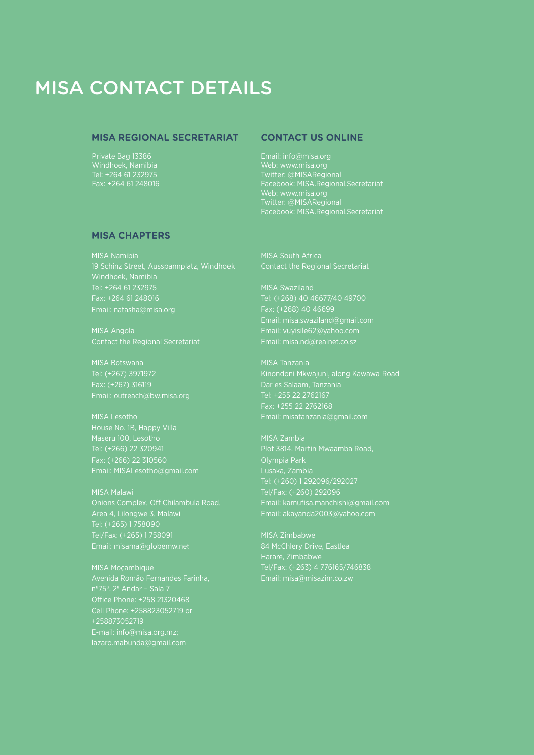# MISA CONTACT DETAILS

### MISA REGIONAL SECRETARIAT

Private Bag 13386
Windhoek, Namibia
Tel: +264 61 232975
Fax: +264 61 248016

### CONTACT US ONLINE

Email: info@misa.org
Web: www.misa.org
Twitter: @MISARegional
Facebook: MISA.Regional.Secretariat
Web: www.misa.org
Twitter: @MISARegional
Facebook: MISA.Regional.Secretariat

### MISA CHAPTERS

MISA Namibia
19 Schinz Street, Ausspannplatz, Windhoek
Windhoek, Namibia
Tel: +264 61 232975
Fax: +264 61 248016
Email: natasha@misa.org

MISA Angola
Contact the Regional Secretariat

MISA Botswana
Tel: (+267) 3971972
Fax: (+267) 316119
Email: outreach@bw.misa.org

MISA Lesotho
House No. 1B, Happy Villa
Maseru 100, Lesotho
Tel: (+266) 22 320941
Fax: (+266) 22 310560
Email: MISALesotho@gmail.com

MISA Malawi
Onions Complex, Off Chilambula Road,
Area 4, Lilongwe 3, Malawi
Tel: (+265) 1 758090
Tel/Fax: (+265) 1 758091
Email: misama@globemw.net

MISA Moçambique
Avenida Romão Fernandes Farinha,
nº75ª, 2º Andar – Sala 7
Office Phone: +258 21320468
Cell Phone: +258823052719 or
+258873052719
E-mail: info@misa.org.mz;
lazaro.mabunda@gmail.com

MISA South Africa
Contact the Regional Secretariat

MISA Swaziland
Tel: (+268) 40 46677/40 49700
Fax: (+268) 40 46699
Email: misa.swaziland@gmail.com
Email: vuyisile62@yahoo.com
Email: misa.nd@realnet.co.sz

MISA Tanzania
Kinondoni Mkwajuni, along Kawawa Road
Dar es Salaam, Tanzania
Tel: +255 22 2762167
Fax: +255 22 2762168
Email: misatanzania@gmail.com

MISA Zambia
Plot 3814, Martin Mwaamba Road,
Olympia Park
Lusaka, Zambia
Tel: (+260) 1 292096/292027
Tel/Fax: (+260) 292096
Email: kamufisa.manchishi@gmail.com
Email: akayanda2003@yahoo.com

MISA Zimbabwe
84 McChlery Drive, Eastlea
Harare, Zimbabwe
Tel/Fax: (+263) 4 776165/746838
Email: misa@misazim.co.zw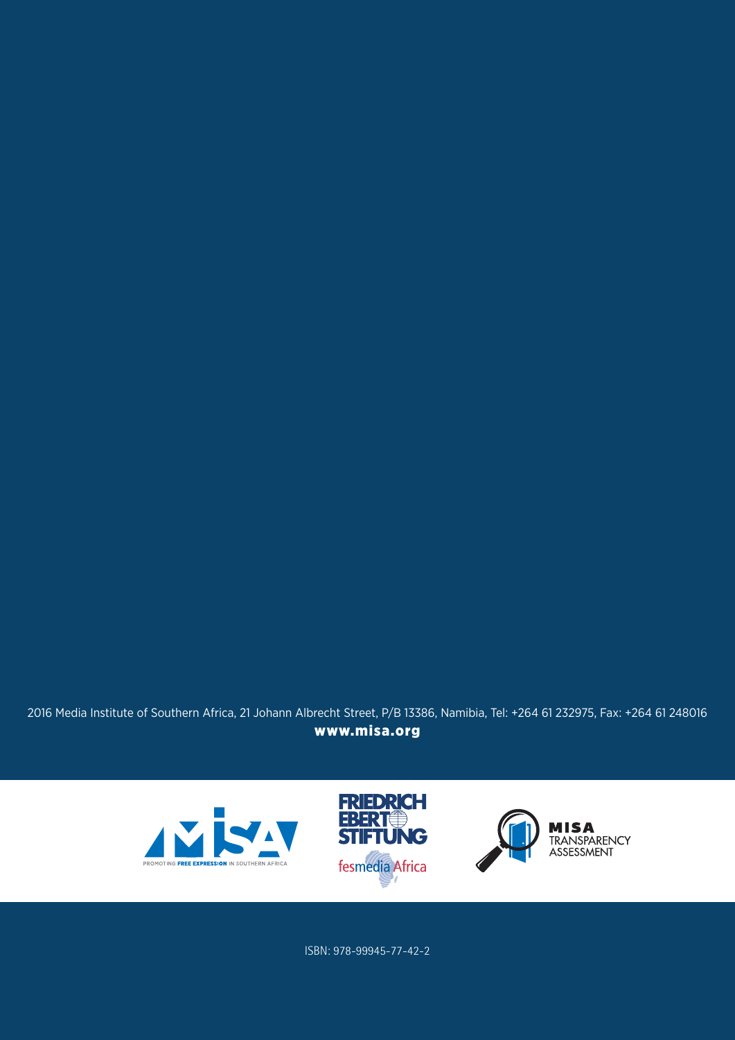2016 Media Institute of Southern Africa, 21 Johann Albrecht Street, P/B 13386, Namibia, Tel: +264 61 232975, Fax: +264 61 248016

**www.misa.org**

MISA PROMOTING FREE EXPRESSION IN SOUTHERN AFRICA

FRIEDRICH EBERT STIFTUNG fesmedia Africa

MISA TRANSPARENCY ASSESSMENT

ISBN: 978-99945-77-42-2